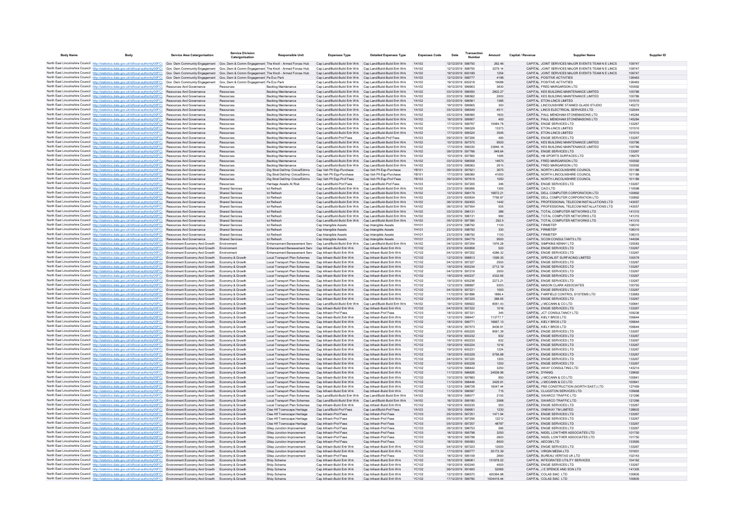| Body Name | Body | Service Area Catergorisation | Service Division Catergorisation | Responsible Unit | Expenses Type | Detailed Expenses Type | Expenses Code | Date | Transaction Number | Amount | Capital / Revenue | Supplier Name | Supplier ID |
|---|---|---|---|---|---|---|---|---|---|---|---|---|---|
| North East Lincolnshire Council | http://statistics.data.gov.uk/id/local-authority/00FC | Gov Dem Community Engagement | Gov, Dem & Comm Engagement | The Knoll - Armed Forces Hub | Cap Land/Build-Build Enh Wrk | Cap Land/Build-Build Enh Wrk | YA102 | 12/12/2019 | 598750 | 262.46 | CAPITAL | JOINT SERVICES MAJOR EVENTS TEAM N E LINCS | 109747 |
| North East Lincolnshire Council | http://statistics.data.gov.uk/id/local-authority/00FC | Gov Dem Community Engagement | Gov, Dem & Comm Engagement | The Knoll - Armed Forces Hub | Cap Land/Build-Build Enh Wrk | Cap Land/Build-Build Enh Wrk | YA102 | 12/12/2019 | 598750 | 3279.14 | CAPITAL | JOINT SERVICES MAJOR EVENTS TEAM N E LINCS | 109747 |
| North East Lincolnshire Council | http://statistics.data.gov.uk/id/local-authority/00FC | Gov Dem Community Engagement | Gov, Dem & Comm Engagement | The Knoll - Armed Forces Hub | Cap Land/Build-Build Enh Wrk | Cap Land/Build-Build Enh Wrk | YA102 | 19/12/2019 | 600189 | 1254 | CAPITAL | JOINT SERVICES MAJOR EVENTS TEAM N E LINCS | 109747 |
| North East Lincolnshire Council | http://statistics.data.gov.uk/id/local-authority/00FC | Gov Dem Community Engagement | Gov, Dem & Comm Engagement | Pa Eco Park | Cap Land/Build-Build Enh Wrk | Cap Land/Build-Build Enh Wrk | YA102 | 12/12/2019 | 598777 | 4196 | CAPITAL | POSITIVE ACTIVITIES | 126463 |
| North East Lincolnshire Council | http://statistics.data.gov.uk/id/local-authority/00FC | Gov Dem Community Engagement | Gov, Dem & Comm Engagement | Pa Eco Park | Cap Land/Build-Build Enh Wrk | Cap Land/Build-Build Enh Wrk | YA102 | 19/12/2019 | 600218 | 19088 | CAPITAL | POSITIVE ACTIVITIES | 126463 |
| North East Lincolnshire Council | http://statistics.data.gov.uk/id/local-authority/00FC | Resources And Governance | Resources | Backlog Maintenance | Cap Land/Build-Build Enh Wrk | Cap Land/Build-Build Enh Wrk | YA102 | 19/12/2019 | 599903 | 3630 | CAPITAL | FRED MARGARSON LTD | 100592 |
| North East Lincolnshire Council | http://statistics.data.gov.uk/id/local-authority/00FC | Resources And Governance | Resources | Backlog Maintenance | Cap Land/Build-Build Enh Wrk | Cap Land/Build-Build Enh Wrk | YA102 | 03/12/2019 | 596550 | 2802.27 | CAPITAL | KES BUILDING MAINTENANCE LIMITED | 100786 |
| North East Lincolnshire Council | http://statistics.data.gov.uk/id/local-authority/00FC | Resources And Governance | Resources | Backlog Maintenance | Cap Land/Build-Build Enh Wrk | Cap Land/Build-Build Enh Wrk | YA102 | 03/12/2019 | 596562 | 2000 | CAPITAL | KES BUILDING MAINTENANCE LIMITED | 100786 |
| North East Lincolnshire Council | http://statistics.data.gov.uk/id/local-authority/00FC | Resources And Governance | Resources | Backlog Maintenance | Cap Land/Build-Build Enh Wrk | Cap Land/Build-Build Enh Wrk | YA102 | 03/12/2019 | 596561 | 1385 | CAPITAL | ETON-LINCS LIMITED | 101510 |
| North East Lincolnshire Council | http://statistics.data.gov.uk/id/local-authority/00FC | Resources And Governance | Resources | Backlog Maintenance | Cap Land/Build-Build Enh Wrk | Cap Land/Build-Build Enh Wrk | YA102 | 19/12/2019 | 599905 | 300 | CAPITAL | LINCOLNSHIRE STAINED GLASS STUDIO | 145272 |
| North East Lincolnshire Council | http://statistics.data.gov.uk/id/local-authority/00FC | Resources And Governance | Resources | Backlog Maintenance | Cap Land/Build-Build Enh Wrk | Cap Land/Build-Build Enh Wrk | YA102 | 03/12/2019 | 596549 | 4511 | CAPITAL | LINCS ELECTRICAL SERVICES LTD | 102044 |
| North East Lincolnshire Council | http://statistics.data.gov.uk/id/local-authority/00FC | Resources And Governance | Resources | Backlog Maintenance | Cap Land/Build-Build Enh Wrk | Cap Land/Build-Build Enh Wrk | YA102 | 03/12/2019 | 596560 | 1600 | CAPITAL | PAUL MENDHAM STONEMASONS LTD | 145284 |
| North East Lincolnshire Council | http://statistics.data.gov.uk/id/local-authority/00FC | Resources And Governance | Resources | Backlog Maintenance | Cap Land/Build-Build Enh Wrk | Cap Land/Build-Build Enh Wrk | YA102 | 19/12/2019 | 599907 | 400 | CAPITAL | PAUL MENDHAM STONEMASONS LTD | 145284 |
| North East Lincolnshire Council | http://statistics.data.gov.uk/id/local-authority/00FC | Resources And Governance | Resources | Backlog Maintenance | Cap Land/Build-Build Enh Wrk | Cap Land/Build-Build Enh Wrk | YA102 | 17/12/2019 | 599767 | 15484.78 | CAPITAL | ENGIE SERVICES LTD | 133267 |
| North East Lincolnshire Council | http://statistics.data.gov.uk/id/local-authority/00FC | Resources And Governance | Resources | Backlog Maintenance | Cap Land/Build-Build Enh Wrk | Cap Land/Build-Build Enh Wrk | YA102 | 17/12/2019 | 599329 | 13373 | CAPITAL | ETON-LINCS LIMITED | 101510 |
| North East Lincolnshire Council | http://statistics.data.gov.uk/id/local-authority/00FC | Resources And Governance | Resources | Backlog Maintenance | Cap Land/Build-Build Enh Wrk | Cap Land/Build-Build Enh Wrk | YA102 | 17/12/2019 | 599324 | 3545 | CAPITAL | ETON-LINCS LIMITED | 101510 |
| North East Lincolnshire Council | http://statistics.data.gov.uk/id/local-authority/00FC | Resources And Governance | Resources | Backlog Maintenance | Cap Land/Build-Prof Fees | Cap Land/Build-Prof Fees | YA103 | 09/12/2019 | 597206 | 490 | CAPITAL | ENGIE SERVICES LTD | 133267 |
| North East Lincolnshire Council | http://statistics.data.gov.uk/id/local-authority/00FC | Resources And Governance | Resources | Backlog Maintenance | Cap Land/Build-Build Enh Wrk | Cap Land/Build-Build Enh Wrk | YA102 | 10/12/2019 | 597575 | 9500 | CAPITAL | KES BUILDING MAINTENANCE LIMITED | 100786 |
| North East Lincolnshire Council | http://statistics.data.gov.uk/id/local-authority/00FC | Resources And Governance | Resources | Backlog Maintenance | Cap Land/Build-Build Enh Wrk | Cap Land/Build-Build Enh Wrk | YA102 | 17/12/2019 | 599330 | 33846.16 | CAPITAL | KES BUILDING MAINTENANCE LIMITED | 100786 |
| North East Lincolnshire Council | http://statistics.data.gov.uk/id/local-authority/00FC | Resources And Governance | Resources | Backlog Maintenance | Cap Land/Build-Build Enh Wrk | Cap Land/Build-Build Enh Wrk | YA102 | 09/12/2019 | 597766 | 948.64 | CAPITAL | ENGIE SERVICES LTD | 133267 |
| North East Lincolnshire Council | http://statistics.data.gov.uk/id/local-authority/00FC | Resources And Governance | Resources | Backlog Maintenance | Cap Land/Build-Build Enh Wrk | Cap Land/Build-Build Enh Wrk | YA102 | 10/12/2019 | 597560 | 1495 | CAPITAL | HB SPORTS SURFACES LTD | 106579 |
| North East Lincolnshire Council | http://statistics.data.gov.uk/id/local-authority/00FC | Resources And Governance | Resources | Backlog Maintenance | Cap Land/Build-Build Enh Wrk | Cap Land/Build-Build Enh Wrk | YA102 | 03/12/2019 | 596558 | 14670 | CAPITAL | FRED MARGARSON LTD | 100592 |
| North East Lincolnshire Council | http://statistics.data.gov.uk/id/local-authority/00FC | Resources And Governance | Resources | Backlog Maintenance | Cap Land/Build-Build Enh Wrk | Cap Land/Build-Build Enh Wrk | YA102 | 03/12/2019 | 596563 | 2815 | CAPITAL | FRED MARGARSON LTD | 100592 |
| North East Lincolnshire Council | http://statistics.data.gov.uk/id/local-authority/00FC | Resources And Governance | Resources | Dig Strat Del/Imp Civica/Edrms | Cap Veh Plt Eqp-Purchase | Cap Veh Plt Eqp-Purchase | YB101 | 09/12/2019 | 597621 | 3675 | CAPITAL | NORTH LINCOLNSHIRE COUNCIL | 101186 |
| North East Lincolnshire Council | http://statistics.data.gov.uk/id/local-authority/00FC | Resources And Governance | Resources | Dig Strat Del/Imp Civica/Edrms | Cap Veh Plt Eqp-Purchase | Cap Veh Plt Eqp-Purchase | YB101 | 17/12/2019 | 599360 | 41000 | CAPITAL | NORTH LINCOLNSHIRE COUNCIL | 101186 |
| North East Lincolnshire Council | http://statistics.data.gov.uk/id/local-authority/00FC | Resources And Governance | Resources | Dig Strat Del/Imp Civica/Edrms | Cap Veh Plt Eqp-Prof Fees | Cap Veh Plt Eqp-Prof Fees | YB103 | 09/12/2019 | 597619 | 1050 | CAPITAL | NORTH LINCOLNSHIRE COUNCIL | 101186 |
| North East Lincolnshire Council | http://statistics.data.gov.uk/id/local-authority/00FC | Resources And Governance | Resources | Heritage Assets At Risk | Cap Land/Build-Prof Fees | Cap Land/Build-Prof Fees | YA103 | 10/12/2019 | 597205 | 346 | CAPITAL | ENGIE SERVICES LTD | 133267 |
| North East Lincolnshire Council | http://statistics.data.gov.uk/id/local-authority/00FC | Resources And Governance | Shared Services | Ict Refresh | Cap Land/Build-Build Enh Wrk | Cap Land/Build-Build Enh Wrk | YA102 | 23/12/2019 | 590956 | 1350 | CAPITAL | CACI LTD | 110598 |
| North East Lincolnshire Council | http://statistics.data.gov.uk/id/local-authority/00FC | Resources And Governance | Shared Services | Ict Refresh | Cap Land/Build-Build Enh Wrk | Cap Land/Build-Build Enh Wrk | YA102 | 13/12/2019 | 599179 | 16872.21 | CAPITAL | DELL COMPUTER CORPORATION LTD | 100892 |
| North East Lincolnshire Council | http://statistics.data.gov.uk/id/local-authority/00FC | Resources And Governance | Shared Services | Ict Refresh | Cap Land/Build-Build Enh Wrk | Cap Land/Build-Build Enh Wrk | YA102 | 23/12/2019 | 600834 | 7756.87 | CAPITAL | DELL COMPUTER CORPORATION LTD | 100892 |
| North East Lincolnshire Council | http://statistics.data.gov.uk/id/local-authority/00FC | Resources And Governance | Shared Services | Ict Refresh | Cap Land/Build-Build Enh Wrk | Cap Land/Build-Build Enh Wrk | YA102 | 06/12/2019 | 592455 | 1442 | CAPITAL | PROFESSIONAL TELECOM INSTALLATIONS LTD | 143057 |
| North East Lincolnshire Council | http://statistics.data.gov.uk/id/local-authority/00FC | Resources And Governance | Shared Services | Ict Refresh | Cap Land/Build-Build Enh Wrk | Cap Land/Build-Build Enh Wrk | YA102 | 06/12/2019 | 597564 | 505 | CAPITAL | PROFESSIONAL TELECOM INSTALLATIONS LTD | 143057 |
| North East Lincolnshire Council | http://statistics.data.gov.uk/id/local-authority/00FC | Resources And Governance | Shared Services | Ict Refresh | Cap Land/Build-Build Enh Wrk | Cap Land/Build-Build Enh Wrk | YA102 | 03/12/2019 | 596131 | 386 | CAPITAL | TOTAL COMPUTER NETWORKS LTD | 141310 |
| North East Lincolnshire Council | http://statistics.data.gov.uk/id/local-authority/00FC | Resources And Governance | Shared Services | Ict Refresh | Cap Land/Build-Build Enh Wrk | Cap Land/Build-Build Enh Wrk | YA102 | 03/12/2019 | 596131 | 990 | CAPITAL | TOTAL COMPUTER NETWORKS LTD | 141310 |
| North East Lincolnshire Council | http://statistics.data.gov.uk/id/local-authority/00FC | Resources And Governance | Shared Services | Ict Refresh | Cap Land/Build-Build Enh Wrk | Cap Land/Build-Build Enh Wrk | YA102 | 05/12/2019 | 597390 | 292.5 | CAPITAL | TOTAL COMPUTER NETWORKS LTD | 141310 |
| North East Lincolnshire Council | http://statistics.data.gov.uk/id/local-authority/00FC | Resources And Governance | Shared Services | Ict Refresh | Cap Intangible Assets | Cap Intangible Assets | YH101 | 23/12/2019 | 598792 | 1100 | CAPITAL | FIRMSTEP | 108310 |
| North East Lincolnshire Council | http://statistics.data.gov.uk/id/local-authority/00FC | Resources And Governance | Shared Services | Ict Refresh | Cap Intangible Assets | Cap Intangible Assets | YH101 | 23/12/2019 | 598792 | 330 | CAPITAL | FIRMSTEP | 108310 |
| North East Lincolnshire Council | http://statistics.data.gov.uk/id/local-authority/00FC | Resources And Governance | Shared Services | Ict Refresh | Cap Intangible Assets | Cap Intangible Assets | YH101 | 23/12/2019 | 598792 | 1100 | CAPITAL | FIRMSTEP | 108310 |
| North East Lincolnshire Council | http://statistics.data.gov.uk/id/local-authority/00FC | Resources And Governance | Shared Services | Ict Refresh | Cap Intangible Assets | Cap Intangible Assets | YH101 | 20/12/2019 | 594779 | 9500 | CAPITAL | SCCM CONSULTANTS LTD | 144094 |
| North East Lincolnshire Council | http://statistics.data.gov.uk/id/local-authority/00FC | Environment Economy And Growth | Environment | Enhancement Bereavement Serv | Cap Land/Build-Build Enh Wrk | Cap Land/Build-Build Enh Wrk | YA102 | 04/12/2019 | 597204 | 1976.28 | CAPITAL | SIMPKINS KENNY LTD | 125083 |
| North East Lincolnshire Council | http://statistics.data.gov.uk/id/local-authority/00FC | Environment Economy And Growth | Environment | Enhancement Bereavement Serv | Cap Infrastr-Build Enh Wrk | Cap Infrastr-Build Enh Wrk | YC102 | 23/12/2019 | 600858 | 520 | CAPITAL | ENGIE SERVICES LTD | 133267 |
| North East Lincolnshire Council | http://statistics.data.gov.uk/id/local-authority/00FC | Environment Economy And Growth | Environment | Enhancement Bereavement Serv | Cap Infrastr-Build Enh Wrk | Cap Infrastr-Build Enh Wrk | YC102 | 04/12/2019 | 597202 | 4286.32 | CAPITAL | ENGIE SERVICES LTD | 133267 |
| North East Lincolnshire Council | http://statistics.data.gov.uk/id/local-authority/00FC | Environment Economy And Growth | Economy & Growth | Local Transport Plan Schemes | Cap Infrastr-Build Enh Wrk | Cap Infrastr-Build Enh Wrk | YC102 | 12/12/2019 | 598813 | 1599.35 | CAPITAL | SPECIALIST SURFACING LIMITED | 100579 |
| North East Lincolnshire Council | http://statistics.data.gov.uk/id/local-authority/00FC | Environment Economy And Growth | Economy & Growth | Local Transport Plan Schemes | Cap Infrastr-Build Enh Wrk | Cap Infrastr-Build Enh Wrk | YC102 | 04/12/2019 | 597227 | 2500 | CAPITAL | ENGIE SERVICES LTD | 133267 |
| North East Lincolnshire Council | http://statistics.data.gov.uk/id/local-authority/00FC | Environment Economy And Growth | Economy & Growth | Local Transport Plan Schemes | Cap Infrastr-Build Enh Wrk | Cap Infrastr-Build Enh Wrk | YC102 | 19/12/2019 | 600234 | 2712.19 | CAPITAL | ENGIE SERVICES LTD | 133267 |
| North East Lincolnshire Council | http://statistics.data.gov.uk/id/local-authority/00FC | Environment Economy And Growth | Economy & Growth | Local Transport Plan Schemes | Cap Infrastr-Build Enh Wrk | Cap Infrastr-Build Enh Wrk | YC102 | 04/12/2019 | 597219 | 2000 | CAPITAL | ENGIE SERVICES LTD | 133267 |
| North East Lincolnshire Council | http://statistics.data.gov.uk/id/local-authority/00FC | Environment Economy And Growth | Economy & Growth | Local Transport Plan Schemes | Cap Infrastr-Build Enh Wrk | Cap Infrastr-Build Enh Wrk | YC102 | 19/12/2019 | 600237 | 4332.65 | CAPITAL | ENGIE SERVICES LTD | 133267 |
| North East Lincolnshire Council | http://statistics.data.gov.uk/id/local-authority/00FC | Environment Economy And Growth | Economy & Growth | Local Transport Plan Schemes | Cap Infrastr-Build Enh Wrk | Cap Infrastr-Build Enh Wrk | YC102 | 19/12/2019 | 600236 | 2273.21 | CAPITAL | ENGIE SERVICES LTD | 133267 |
| North East Lincolnshire Council | http://statistics.data.gov.uk/id/local-authority/00FC | Environment Economy And Growth | Economy & Growth | Local Transport Plan Schemes | Cap Infrastr-Build Enh Wrk | Cap Infrastr-Build Enh Wrk | YC102 | 12/12/2019 | 598897 | 9303 | CAPITAL | MASON CLARK ASSOCIATES | 100793 |
| North East Lincolnshire Council | http://statistics.data.gov.uk/id/local-authority/00FC | Environment Economy And Growth | Economy & Growth | Local Transport Plan Schemes | Cap Infrastr-Build Enh Wrk | Cap Infrastr-Build Enh Wrk | YC102 | 04/12/2019 | 597221 | 1000 | CAPITAL | ENGIE SERVICES LTD | 133267 |
| North East Lincolnshire Council | http://statistics.data.gov.uk/id/local-authority/00FC | Environment Economy And Growth | Economy & Growth | Local Transport Plan Schemes | Cap Infrastr-Build Enh Wrk | Cap Infrastr-Build Enh Wrk | YC102 | 11/12/2019 | 591896 | 1886.4 | CAPITAL | FAIRFIELD CONTROL SYSTEMS LTD | 133883 |
| North East Lincolnshire Council | http://statistics.data.gov.uk/id/local-authority/00FC | Environment Economy And Growth | Economy & Growth | Local Transport Plan Schemes | Cap Infrastr-Build Enh Wrk | Cap Infrastr-Build Enh Wrk | YC102 | 04/12/2019 | 597225 | 388.65 | CAPITAL | ENGIE SERVICES LTD | 133267 |
| North East Lincolnshire Council | http://statistics.data.gov.uk/id/local-authority/00FC | Environment Economy And Growth | Economy & Growth | Local Transport Plan Schemes | Cap Land/Build-Build Enh Wrk | Cap Land/Build-Build Enh Wrk | YA102 | 19/12/2019 | 599922 | 8061.43 | CAPITAL | J MCCANN & CO LTD | 100841 |
| North East Lincolnshire Council | http://statistics.data.gov.uk/id/local-authority/00FC | Environment Economy And Growth | Economy & Growth | Local Transport Plan Schemes | Cap Infrastr-Build Enh Wrk | Cap Infrastr-Build Enh Wrk | YC102 | 04/12/2019 | 597222 | 1016 | CAPITAL | ENGIE SERVICES LTD | 133267 |
| North East Lincolnshire Council | http://statistics.data.gov.uk/id/local-authority/00FC | Environment Economy And Growth | Economy & Growth | Local Transport Plan Schemes | Cap Infrastr-Prof Fees | Cap Infrastr-Prof Fees | YC103 | 18/12/2019 | 597331 | 345 | CAPITAL | JCT CONSULTANCY LTD | 109236 |
| North East Lincolnshire Council | http://statistics.data.gov.uk/id/local-authority/00FC | Environment Economy And Growth | Economy & Growth | Local Transport Plan Schemes | Cap Infrastr-Build Enh Wrk | Cap Infrastr-Build Enh Wrk | YC102 | 12/12/2019 | 598447 | 113777.7 | CAPITAL | KIELY BROS LTD | 106644 |
| North East Lincolnshire Council | http://statistics.data.gov.uk/id/local-authority/00FC | Environment Economy And Growth | Economy & Growth | Local Transport Plan Schemes | Cap Infrastr-Build Enh Wrk | Cap Infrastr-Build Enh Wrk | YC102 | 18/12/2019 | 599771 | 16667.13 | CAPITAL | KIELY BROS LTD | 106644 |
| North East Lincolnshire Council | http://statistics.data.gov.uk/id/local-authority/00FC | Environment Economy And Growth | Economy & Growth | Local Transport Plan Schemes | Cap Infrastr-Build Enh Wrk | Cap Infrastr-Build Enh Wrk | YC102 | 18/12/2019 | 597573 | 9436.91 | CAPITAL | KIELY BROS LTD | 106644 |
| North East Lincolnshire Council | http://statistics.data.gov.uk/id/local-authority/00FC | Environment Economy And Growth | Economy & Growth | Local Transport Plan Schemes | Cap Infrastr-Build Enh Wrk | Cap Infrastr-Build Enh Wrk | YC102 | 23/12/2019 | 600225 | 8061.39 | CAPITAL | ENGIE SERVICES LTD | 133267 |
| North East Lincolnshire Council | http://statistics.data.gov.uk/id/local-authority/00FC | Environment Economy And Growth | Economy & Growth | Local Transport Plan Schemes | Cap Infrastr-Build Enh Wrk | Cap Infrastr-Build Enh Wrk | YC102 | 19/12/2019 | 600232 | 832 | CAPITAL | ENGIE SERVICES LTD | 133267 |
| North East Lincolnshire Council | http://statistics.data.gov.uk/id/local-authority/00FC | Environment Economy And Growth | Economy & Growth | Local Transport Plan Schemes | Cap Infrastr-Build Enh Wrk | Cap Infrastr-Build Enh Wrk | YC102 | 19/12/2019 | 600233 | 832 | CAPITAL | ENGIE SERVICES LTD | 133267 |
| North East Lincolnshire Council | http://statistics.data.gov.uk/id/local-authority/00FC | Environment Economy And Growth | Economy & Growth | Local Transport Plan Schemes | Cap Infrastr-Build Enh Wrk | Cap Infrastr-Build Enh Wrk | YC102 | 19/12/2019 | 600224 | 1016 | CAPITAL | ENGIE SERVICES LTD | 133267 |
| North East Lincolnshire Council | http://statistics.data.gov.uk/id/local-authority/00FC | Environment Economy And Growth | Economy & Growth | Local Transport Plan Schemes | Cap Infrastr-Build Enh Wrk | Cap Infrastr-Build Enh Wrk | YC102 | 19/12/2019 | 600231 | 1224 | CAPITAL | ENGIE SERVICES LTD | 133267 |
| North East Lincolnshire Council | http://statistics.data.gov.uk/id/local-authority/00FC | Environment Economy And Growth | Economy & Growth | Local Transport Plan Schemes | Cap Infrastr-Build Enh Wrk | Cap Infrastr-Build Enh Wrk | YC102 | 19/12/2019 | 600229 | 5756.88 | CAPITAL | ENGIE SERVICES LTD | 133267 |
| North East Lincolnshire Council | http://statistics.data.gov.uk/id/local-authority/00FC | Environment Economy And Growth | Economy & Growth | Local Transport Plan Schemes | Cap Infrastr-Build Enh Wrk | Cap Infrastr-Build Enh Wrk | YC102 | 04/12/2019 | 597220 | 1200 | CAPITAL | ENGIE SERVICES LTD | 133267 |
| North East Lincolnshire Council | http://statistics.data.gov.uk/id/local-authority/00FC | Environment Economy And Growth | Economy & Growth | Local Transport Plan Schemes | Cap Infrastr-Build Enh Wrk | Cap Infrastr-Build Enh Wrk | YC102 | 19/12/2019 | 600228 | 1200 | CAPITAL | ENGIE SERVICES LTD | 133267 |
| North East Lincolnshire Council | http://statistics.data.gov.uk/id/local-authority/00FC | Environment Economy And Growth | Economy & Growth | Local Transport Plan Schemes | Cap Infrastr-Build Enh Wrk | Cap Infrastr-Build Enh Wrk | YC102 | 12/12/2019 | 598442 | 3250 | CAPITAL | 4WAY CONSULTING LTD | 143214 |
| North East Lincolnshire Council | http://statistics.data.gov.uk/id/local-authority/00FC | Environment Economy And Growth | Economy & Growth | Local Transport Plan Schemes | Cap Infrastr-Build Enh Wrk | Cap Infrastr-Build Enh Wrk | YC102 | 11/12/2019 | 596826 | 24508.96 | CAPITAL | DYNNIQ | 129692 |
| North East Lincolnshire Council | http://statistics.data.gov.uk/id/local-authority/00FC | Environment Economy And Growth | Economy & Growth | Local Transport Plan Schemes | Cap Infrastr-Build Enh Wrk | Cap Infrastr-Build Enh Wrk | YC102 | 10/12/2019 | 597683 | 850 | CAPITAL | J MCCANN & CO LTD | 100841 |
| North East Lincolnshire Council | http://statistics.data.gov.uk/id/local-authority/00FC | Environment Economy And Growth | Economy & Growth | Local Transport Plan Schemes | Cap Infrastr-Build Enh Wrk | Cap Infrastr-Build Enh Wrk | YC102 | 11/12/2019 | 598446 | 3429.91 | CAPITAL | J MCCANN & CO LTD | 100841 |
| North East Lincolnshire Council | http://statistics.data.gov.uk/id/local-authority/00FC | Environment Economy And Growth | Economy & Growth | Local Transport Plan Schemes | Cap Infrastr-Build Enh Wrk | Cap Infrastr-Build Enh Wrk | YC102 | 12/12/2019 | 598728 | 16547.44 | CAPITAL | PBS CONSTRUCTION (NORTH EAST) LTD | 127459 |
| North East Lincolnshire Council | http://statistics.data.gov.uk/id/local-authority/00FC | Environment Economy And Growth | Economy & Growth | Local Transport Plan Schemes | Cap Infrastr-Build Enh Wrk | Cap Infrastr-Build Enh Wrk | YC102 | 11/12/2019 | 596597 | 715 | CAPITAL | CLUGSTON SERVICES LTD | 105668 |
| North East Lincolnshire Council | http://statistics.data.gov.uk/id/local-authority/00FC | Environment Economy And Growth | Economy & Growth | Local Transport Plan Schemes | Cap Land/Build-Build Enh Wrk | Cap Land/Build-Build Enh Wrk | YA102 | 18/12/2019 | 598077 | 2150 | CAPITAL | SWARCO TRAFFIC LTD | 121266 |
| North East Lincolnshire Council | http://statistics.data.gov.uk/id/local-authority/00FC | Environment Economy And Growth | Economy & Growth | Local Transport Plan Schemes | Cap Land/Build-Build Enh Wrk | Cap Land/Build-Build Enh Wrk | YA102 | 18/12/2019 | 599180 | 2068 | CAPITAL | SWARCO TRAFFIC LTD | 121266 |
| North East Lincolnshire Council | http://statistics.data.gov.uk/id/local-authority/00FC | Environment Economy And Growth | Economy & Growth | Local Transport Plan Schemes | Cap Infrastr-Build Enh Wrk | Cap Infrastr-Build Enh Wrk | YC102 | 19/12/2019 | 600235 | 500 | CAPITAL | ENGIE SERVICES LTD | 133267 |
| North East Lincolnshire Council | http://statistics.data.gov.uk/id/local-authority/00FC | Environment Economy And Growth | Economy & Growth | Clee Hlf Townscape Heritage | Cap Land/Build-Prof Fees | Cap Land/Build-Prof Fees | YA103 | 19/12/2019 | 599951 | 1230 | CAPITAL | ONEWAY TM LIMITED | 128602 |
| North East Lincolnshire Council | http://statistics.data.gov.uk/id/local-authority/00FC | Environment Economy And Growth | Economy & Growth | Clee Hlf Townscape Heritage | Cap Infrastr-Prof Fees | Cap Infrastr-Prof Fees | YC103 | 05/12/2019 | 597251 | 1471.94 | CAPITAL | ENGIE SERVICES LTD | 133267 |
| North East Lincolnshire Council | http://statistics.data.gov.uk/id/local-authority/00FC | Environment Economy And Growth | Economy & Growth | Clee Hlf Townscape Heritage | Cap Infrastr-Prof Fees | Cap Infrastr-Prof Fees | YC103 | 05/12/2019 | 597256 | 12212 | CAPITAL | ENGIE SERVICES LTD | 133267 |
| North East Lincolnshire Council | http://statistics.data.gov.uk/id/local-authority/00FC | Environment Economy And Growth | Economy & Growth | Clee Hlf Townscape Heritage | Cap Infrastr-Prof Fees | Cap Infrastr-Prof Fees | YC103 | 05/12/2019 | 597257 | 48787 | CAPITAL | ENGIE SERVICES LTD | 133267 |
| North East Lincolnshire Council | http://statistics.data.gov.uk/id/local-authority/00FC | Environment Economy And Growth | Economy & Growth | Gllep Junction Improvement | Cap Infrastr-Prof Fees | Cap Infrastr-Prof Fees | YC103 | 05/12/2019 | 596753 | 595 | CAPITAL | ENGIE SERVICES LTD | 133267 |
| North East Lincolnshire Council | http://statistics.data.gov.uk/id/local-authority/00FC | Environment Economy And Growth | Economy & Growth | Gllep Junction Improvement | Cap Infrastr-Prof Fees | Cap Infrastr-Prof Fees | YC103 | 18/12/2019 | 595798 | 3250 | CAPITAL | NIGEL LOWTHER ASSOCIATES LTD | 101750 |
| North East Lincolnshire Council | http://statistics.data.gov.uk/id/local-authority/00FC | Environment Economy And Growth | Economy & Growth | Gllep Junction Improvement | Cap Infrastr-Prof Fees | Cap Infrastr-Prof Fees | YC103 | 18/12/2019 | 595798 | 2600 | CAPITAL | NIGEL LOWTHER ASSOCIATES LTD | 101750 |
| North East Lincolnshire Council | http://statistics.data.gov.uk/id/local-authority/00FC | Environment Economy And Growth | Economy & Growth | Gllep Junction Improvement | Cap Infrastr-Prof Fees | Cap Infrastr-Prof Fees | YC103 | 18/12/2019 | 595583 | 8500 | CAPITAL | AECOM LTD | 133565 |
| North East Lincolnshire Council | http://statistics.data.gov.uk/id/local-authority/00FC | Environment Economy And Growth | Economy & Growth | Gllep Junction Improvement | Cap Infrastr-Build Enh Wrk | Cap Infrastr-Build Enh Wrk | YC102 | 04/12/2019 | 597223 | 12000 | CAPITAL | ENGIE SERVICES LTD | 133267 |
| North East Lincolnshire Council | http://statistics.data.gov.uk/id/local-authority/00FC | Environment Economy And Growth | Economy & Growth | Gllep Junction Improvement | Cap Infrastr-Build Enh Wrk | Cap Infrastr-Build Enh Wrk | YC102 | 17/12/2019 | 599777 | 35172.39 | CAPITAL | VIRGIN MEDIA LTD | 101831 |
| North East Lincolnshire Council | http://statistics.data.gov.uk/id/local-authority/00FC | Environment Economy And Growth | Economy & Growth | Gllep Junction Improvement | Cap Infrastr-Prof Fees | Cap Infrastr-Prof Fees | YC103 | 18/12/2019 | 595109 | 2690 | CAPITAL | BUREAU VERITAS UK LTD | 102143 |
| North East Lincolnshire Council | http://statistics.data.gov.uk/id/local-authority/00FC | Environment Economy And Growth | Economy & Growth | Ship Scheme | Cap Infrastr-Build Enh Wrk | Cap Infrastr-Build Enh Wrk | YC102 | 16/12/2019 | 598061 | 131978.02 | CAPITAL | INTEGRATED UTILITY SERVICES | 104162 |
| North East Lincolnshire Council | http://statistics.data.gov.uk/id/local-authority/00FC | Environment Economy And Growth | Economy & Growth | Ship Scheme | Cap Infrastr-Build Enh Wrk | Cap Infrastr-Build Enh Wrk | YC102 | 19/12/2019 | 600240 | 4000 | CAPITAL | ENGIE SERVICES LTD | 133267 |
| North East Lincolnshire Council | http://statistics.data.gov.uk/id/local-authority/00FC | Environment Economy And Growth | Economy & Growth | Ship Scheme | Cap Infrastr-Build Enh Wrk | Cap Infrastr-Build Enh Wrk | YC102 | 06/12/2019 | 591600 | 52065 | CAPITAL | J E SPENCE AND SON LTD | 141305 |
| North East Lincolnshire Council | http://statistics.data.gov.uk/id/local-authority/00FC | Environment Economy And Growth | Economy & Growth | Ship Scheme | Cap Infrastr-Build Enh Wrk | Cap Infrastr-Build Enh Wrk | YC102 | 12/12/2019 | 596570 | 420364.98 | CAPITAL | COLAS SIAC LTD | 100605 |
| North East Lincolnshire Council | http://statistics.data.gov.uk/id/local-authority/00FC | Environment Economy And Growth | Economy & Growth | Ship Scheme | Cap Infrastr-Build Enh Wrk | Cap Infrastr-Build Enh Wrk | YC102 | 17/12/2019 | 599780 | 1004419.44 | CAPITAL | COLAS SIAC LTD | 100605 |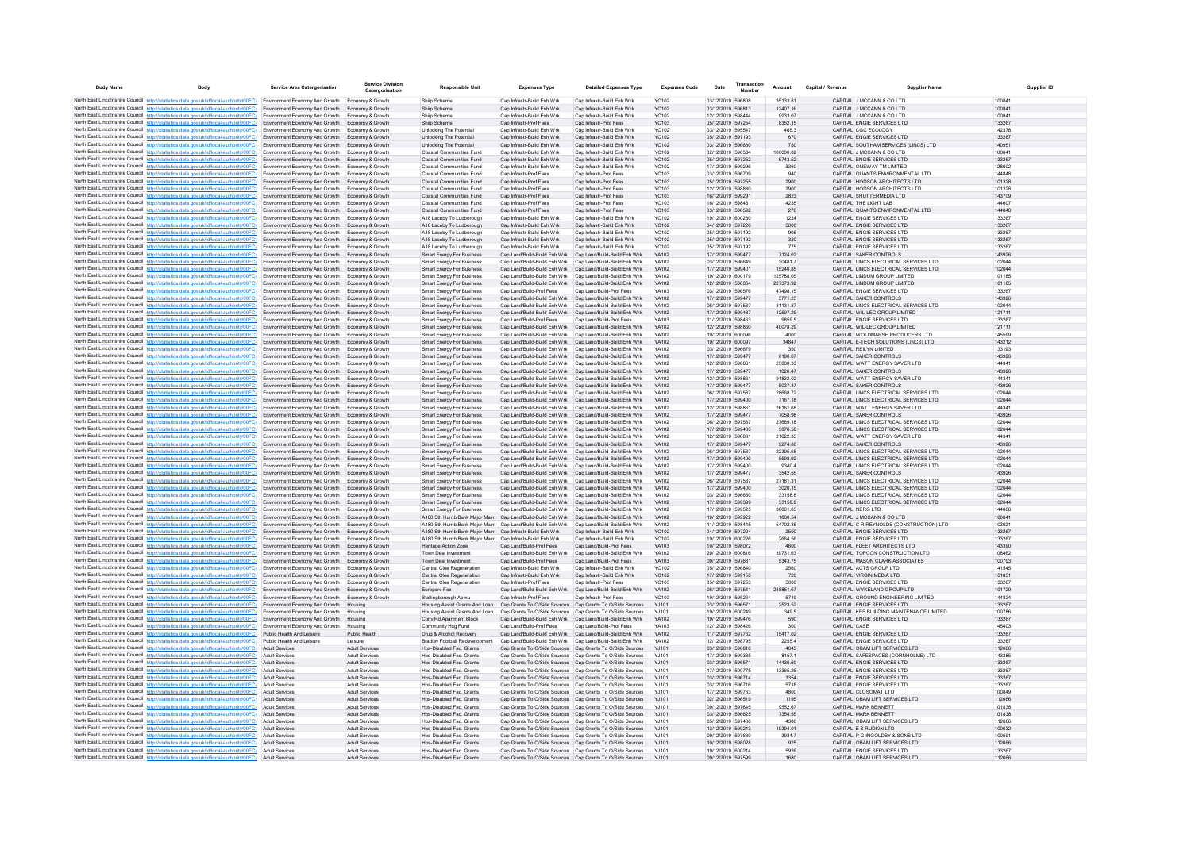| Body Name | Body | Service Area Catergorisation | Service Division Catergorisation | Responsible Unit | Expenses Type | Detailed Expenses Type | Expenses Code | Date | Transaction Number | Amount | Capital / Revenue | Supplier Name | Supplier ID |
|---|---|---|---|---|---|---|---|---|---|---|---|---|---|
| North East Lincolnshire Council | http://statistics.data.gov.uk/id/local-authority/00FC) | Environment Economy And Growth | Economy & Growth | Ship Scheme | Cap Infrastr-Build Enh Wrk | Cap Infrastr-Build Enh Wrk | YC102 | 03/12/2019 | 596808 | 35133.81 | CAPITAL | J MCCANN & CO LTD | 100841 |
| North East Lincolnshire Council | http://statistics.data.gov.uk/id/local-authority/00FC) | Environment Economy And Growth | Economy & Growth | Ship Scheme | Cap Infrastr-Build Enh Wrk | Cap Infrastr-Build Enh Wrk | YC102 | 03/12/2019 | 596813 | 12407.16 | CAPITAL | J MCCANN & CO LTD | 100841 |
| North East Lincolnshire Council | http://statistics.data.gov.uk/id/local-authority/00FC) | Environment Economy And Growth | Economy & Growth | Ship Scheme | Cap Infrastr-Build Enh Wrk | Cap Infrastr-Build Enh Wrk | YC102 | 12/12/2019 | 598444 | 9933.07 | CAPITAL | J MCCANN & CO LTD | 100841 |
| North East Lincolnshire Council | http://statistics.data.gov.uk/id/local-authority/00FC) | Environment Economy And Growth | Economy & Growth | Ship Scheme | Cap Infrastr-Prof Fees | Cap Infrastr-Prof Fees | YC103 | 05/12/2019 | 597254 | 8352.15 | CAPITAL | ENGIE SERVICES LTD | 133267 |
| North East Lincolnshire Council | http://statistics.data.gov.uk/id/local-authority/00FC) | Environment Economy And Growth | Economy & Growth | Unlocking The Potential | Cap Infrastr-Build Enh Wrk | Cap Infrastr-Build Enh Wrk | YC102 | 03/12/2019 | 595547 | 465.3 | CAPITAL | CGC ECOLOGY | 142378 |
| North East Lincolnshire Council | http://statistics.data.gov.uk/id/local-authority/00FC) | Environment Economy And Growth | Economy & Growth | Unlocking The Potential | Cap Infrastr-Build Enh Wrk | Cap Infrastr-Build Enh Wrk | YC102 | 05/12/2019 | 597193 | 670 | CAPITAL | ENGIE SERVICES LTD | 133267 |
| North East Lincolnshire Council | http://statistics.data.gov.uk/id/local-authority/00FC) | Environment Economy And Growth | Economy & Growth | Unlocking The Potential | Cap Infrastr-Build Enh Wrk | Cap Infrastr-Build Enh Wrk | YC102 | 03/12/2019 | 596630 | 780 | CAPITAL | SOUTHAM SERVICES (LINCS) LTD | 140951 |
| North East Lincolnshire Council | http://statistics.data.gov.uk/id/local-authority/00FC) | Environment Economy And Growth | Economy & Growth | Coastal Communities Fund | Cap Infrastr-Build Enh Wrk | Cap Infrastr-Build Enh Wrk | YC102 | 02/12/2019 | 596534 | 100000.82 | CAPITAL | J MCCANN & CO LTD | 100841 |
| North East Lincolnshire Council | http://statistics.data.gov.uk/id/local-authority/00FC) | Environment Economy And Growth | Economy & Growth | Coastal Communities Fund | Cap Infrastr-Build Enh Wrk | Cap Infrastr-Build Enh Wrk | YC102 | 05/12/2019 | 597252 | 6743.52 | CAPITAL | ENGIE SERVICES LTD | 133267 |
| North East Lincolnshire Council | http://statistics.data.gov.uk/id/local-authority/00FC) | Environment Economy And Growth | Economy & Growth | Coastal Communities Fund | Cap Infrastr-Build Enh Wrk | Cap Infrastr-Build Enh Wrk | YC102 | 17/12/2019 | 599296 | 3360 | CAPITAL | ONEWAY TM LIMITED | 128602 |
| North East Lincolnshire Council | http://statistics.data.gov.uk/id/local-authority/00FC) | Environment Economy And Growth | Economy & Growth | Coastal Communities Fund | Cap Infrastr-Prof Fees | Cap Infrastr-Prof Fees | YC103 | 03/12/2019 | 596709 | 940 | CAPITAL | QUANTS ENVIRONMENTAL LTD | 144848 |
| North East Lincolnshire Council | http://statistics.data.gov.uk/id/local-authority/00FC) | Environment Economy And Growth | Economy & Growth | Coastal Communities Fund | Cap Infrastr-Prof Fees | Cap Infrastr-Prof Fees | YC103 | 05/12/2019 | 597255 | 2900 | CAPITAL | HODSON ARCHITECTS LTD | 101328 |
| North East Lincolnshire Council | http://statistics.data.gov.uk/id/local-authority/00FC) | Environment Economy And Growth | Economy & Growth | Coastal Communities Fund | Cap Infrastr-Prof Fees | Cap Infrastr-Prof Fees | YC103 | 12/12/2019 | 598830 | 2900 | CAPITAL | HODSON ARCHITECTS LTD | 101328 |
| North East Lincolnshire Council | http://statistics.data.gov.uk/id/local-authority/00FC) | Environment Economy And Growth | Economy & Growth | Coastal Communities Fund | Cap Infrastr-Prof Fees | Cap Infrastr-Prof Fees | YC103 | 16/12/2019 | 599291 | 2823 | CAPITAL | SHUTTERMEDIA LTD | 143709 |
| North East Lincolnshire Council | http://statistics.data.gov.uk/id/local-authority/00FC) | Environment Economy And Growth | Economy & Growth | Coastal Communities Fund | Cap Infrastr-Prof Fees | Cap Infrastr-Prof Fees | YC103 | 16/12/2019 | 598461 | 4235 | CAPITAL | THE LIGHT LAB | 144607 |
| North East Lincolnshire Council | http://statistics.data.gov.uk/id/local-authority/00FC) | Environment Economy And Growth | Economy & Growth | Coastal Communities Fund | Cap Infrastr-Prof Fees | Cap Infrastr-Prof Fees | YC103 | 03/12/2019 | 596592 | 270 | CAPITAL | QUANTS ENVIRONMENTAL LTD | 144848 |
| North East Lincolnshire Council | http://statistics.data.gov.uk/id/local-authority/00FC) | Environment Economy And Growth | Economy & Growth | A18 Laceby To Ludborough | Cap Infrastr-Build Enh Wrk | Cap Infrastr-Build Enh Wrk | YC102 | 19/12/2019 | 600230 | 1224 | CAPITAL | ENGIE SERVICES LTD | 133267 |
| North East Lincolnshire Council | http://statistics.data.gov.uk/id/local-authority/00FC) | Environment Economy And Growth | Economy & Growth | A18 Laceby To Ludborough | Cap Infrastr-Build Enh Wrk | Cap Infrastr-Build Enh Wrk | YC102 | 04/12/2019 | 597226 | 5000 | CAPITAL | ENGIE SERVICES LTD | 133267 |
| North East Lincolnshire Council | http://statistics.data.gov.uk/id/local-authority/00FC) | Environment Economy And Growth | Economy & Growth | A18 Laceby To Ludborough | Cap Infrastr-Build Enh Wrk | Cap Infrastr-Build Enh Wrk | YC102 | 05/12/2019 | 597192 | 905 | CAPITAL | ENGIE SERVICES LTD | 133267 |
| North East Lincolnshire Council | http://statistics.data.gov.uk/id/local-authority/00FC) | Environment Economy And Growth | Economy & Growth | A18 Laceby To Ludborough | Cap Infrastr-Build Enh Wrk | Cap Infrastr-Build Enh Wrk | YC102 | 05/12/2019 | 597192 | 320 | CAPITAL | ENGIE SERVICES LTD | 133267 |
| North East Lincolnshire Council | http://statistics.data.gov.uk/id/local-authority/00FC) | Environment Economy And Growth | Economy & Growth | A18 Laceby To Ludborough | Cap Infrastr-Build Enh Wrk | Cap Infrastr-Build Enh Wrk | YC102 | 05/12/2019 | 597192 | 775 | CAPITAL | ENGIE SERVICES LTD | 133267 |
| North East Lincolnshire Council | http://statistics.data.gov.uk/id/local-authority/00FC) | Environment Economy And Growth | Economy & Growth | Smart Energy For Business | Cap Land/Build-Build Enh Wrk | Cap Land/Build-Build Enh Wrk | YA102 | 17/12/2019 | 599477 | 7124.02 | CAPITAL | SAKER CONTROLS | 143926 |
| North East Lincolnshire Council | http://statistics.data.gov.uk/id/local-authority/00FC) | Environment Economy And Growth | Economy & Growth | Smart Energy For Business | Cap Land/Build-Build Enh Wrk | Cap Land/Build-Build Enh Wrk | YA102 | 03/12/2019 | 596649 | 30481.7 | CAPITAL | LINCS ELECTRICAL SERVICES LTD | 102044 |
| North East Lincolnshire Council | http://statistics.data.gov.uk/id/local-authority/00FC) | Environment Economy And Growth | Economy & Growth | Smart Energy For Business | Cap Land/Build-Build Enh Wrk | Cap Land/Build-Build Enh Wrk | YA102 | 17/12/2019 | 599401 | 15240.85 | CAPITAL | LINCS ELECTRICAL SERVICES LTD | 102044 |
| North East Lincolnshire Council | http://statistics.data.gov.uk/id/local-authority/00FC) | Environment Economy And Growth | Economy & Growth | Smart Energy For Business | Cap Land/Build-Build Enh Wrk | Cap Land/Build-Build Enh Wrk | YA102 | 19/12/2019 | 600179 | 125788.05 | CAPITAL | LINDUM GROUP LIMITED | 101185 |
| North East Lincolnshire Council | http://statistics.data.gov.uk/id/local-authority/00FC) | Environment Economy And Growth | Economy & Growth | Smart Energy For Business | Cap Land/Build-Build Enh Wrk | Cap Land/Build-Build Enh Wrk | YA102 | 12/12/2019 | 598884 | 227373.92 | CAPITAL | LINDUM GROUP LIMITED | 101185 |
| North East Lincolnshire Council | http://statistics.data.gov.uk/id/local-authority/00FC) | Environment Economy And Growth | Economy & Growth | Smart Energy For Business | Cap Land/Build-Prof Fees | Cap Land/Build-Prof Fees | YA103 | 03/12/2019 | 596576 | 47498.15 | CAPITAL | ENGIE SERVICES LTD | 133267 |
| North East Lincolnshire Council | http://statistics.data.gov.uk/id/local-authority/00FC) | Environment Economy And Growth | Economy & Growth | Smart Energy For Business | Cap Land/Build-Build Enh Wrk | Cap Land/Build-Build Enh Wrk | YA102 | 17/12/2019 | 599477 | 5771.25 | CAPITAL | SAKER CONTROLS | 143926 |
| North East Lincolnshire Council | http://statistics.data.gov.uk/id/local-authority/00FC) | Environment Economy And Growth | Economy & Growth | Smart Energy For Business | Cap Land/Build-Build Enh Wrk | Cap Land/Build-Build Enh Wrk | YA102 | 06/12/2019 | 597537 | 31131.87 | CAPITAL | LINCS ELECTRICAL SERVICES LTD | 102044 |
| North East Lincolnshire Council | http://statistics.data.gov.uk/id/local-authority/00FC) | Environment Economy And Growth | Economy & Growth | Smart Energy For Business | Cap Land/Build-Build Enh Wrk | Cap Land/Build-Build Enh Wrk | YA102 | 17/12/2019 | 599487 | 12597.29 | CAPITAL | WIL-LEC GROUP LIMITED | 121711 |
| North East Lincolnshire Council | http://statistics.data.gov.uk/id/local-authority/00FC) | Environment Economy And Growth | Economy & Growth | Smart Energy For Business | Cap Land/Build-Prof Fees | Cap Land/Build-Prof Fees | YA103 | 11/12/2019 | 598463 | 9859.5 | CAPITAL | ENGIE SERVICES LTD | 133267 |
| North East Lincolnshire Council | http://statistics.data.gov.uk/id/local-authority/00FC) | Environment Economy And Growth | Economy & Growth | Smart Energy For Business | Cap Land/Build-Build Enh Wrk | Cap Land/Build-Build Enh Wrk | YA102 | 12/12/2019 | 598860 | 40078.29 | CAPITAL | WIL-LEC GROUP LIMITED | 121711 |
| North East Lincolnshire Council | http://statistics.data.gov.uk/id/local-authority/00FC) | Environment Economy And Growth | Economy & Growth | Smart Energy For Business | Cap Land/Build-Build Enh Wrk | Cap Land/Build-Build Enh Wrk | YA102 | 19/12/2019 | 600096 | 4000 | CAPITAL | WOLDMARSH PRODUCERS LTD | 145599 |
| North East Lincolnshire Council | http://statistics.data.gov.uk/id/local-authority/00FC) | Environment Economy And Growth | Economy & Growth | Smart Energy For Business | Cap Land/Build-Build Enh Wrk | Cap Land/Build-Build Enh Wrk | YA102 | 19/12/2019 | 600097 | 34847 | CAPITAL | E-TECH SOLUTIONS (LINCS) LTD | 145212 |
| North East Lincolnshire Council | http://statistics.data.gov.uk/id/local-authority/00FC) | Environment Economy And Growth | Economy & Growth | Smart Energy For Business | Cap Land/Build-Build Enh Wrk | Cap Land/Build-Build Enh Wrk | YA102 | 03/12/2019 | 596679 | 350 | CAPITAL | REILYN LIMITED | 133193 |
| North East Lincolnshire Council | http://statistics.data.gov.uk/id/local-authority/00FC) | Environment Economy And Growth | Economy & Growth | Smart Energy For Business | Cap Land/Build-Build Enh Wrk | Cap Land/Build-Build Enh Wrk | YA102 | 17/12/2019 | 599477 | 6190.67 | CAPITAL | SAKER CONTROLS | 143926 |
| North East Lincolnshire Council | http://statistics.data.gov.uk/id/local-authority/00FC) | Environment Economy And Growth | Economy & Growth | Smart Energy For Business | Cap Land/Build-Build Enh Wrk | Cap Land/Build-Build Enh Wrk | YA102 | 12/12/2019 | 598861 | 23808.33 | CAPITAL | WATT ENERGY SAVER LTD | 144341 |
| North East Lincolnshire Council | http://statistics.data.gov.uk/id/local-authority/00FC) | Environment Economy And Growth | Economy & Growth | Smart Energy For Business | Cap Land/Build-Build Enh Wrk | Cap Land/Build-Build Enh Wrk | YA102 | 17/12/2019 | 599477 | 1026.47 | CAPITAL | SAKER CONTROLS | 143926 |
| North East Lincolnshire Council | http://statistics.data.gov.uk/id/local-authority/00FC) | Environment Economy And Growth | Economy & Growth | Smart Energy For Business | Cap Land/Build-Build Enh Wrk | Cap Land/Build-Build Enh Wrk | YA102 | 12/12/2019 | 598861 | 91832.02 | CAPITAL | WATT ENERGY SAVER LTD | 144341 |
| North East Lincolnshire Council | http://statistics.data.gov.uk/id/local-authority/00FC) | Environment Economy And Growth | Economy & Growth | Smart Energy For Business | Cap Land/Build-Build Enh Wrk | Cap Land/Build-Build Enh Wrk | YA102 | 17/12/2019 | 599477 | 5037.37 | CAPITAL | SAKER CONTROLS | 143926 |
| North East Lincolnshire Council | http://statistics.data.gov.uk/id/local-authority/00FC) | Environment Economy And Growth | Economy & Growth | Smart Energy For Business | Cap Land/Build-Build Enh Wrk | Cap Land/Build-Build Enh Wrk | YA102 | 06/12/2019 | 597537 | 28668.72 | CAPITAL | LINCS ELECTRICAL SERVICES LTD | 102044 |
| North East Lincolnshire Council | http://statistics.data.gov.uk/id/local-authority/00FC) | Environment Economy And Growth | Economy & Growth | Smart Energy For Business | Cap Land/Build-Build Enh Wrk | Cap Land/Build-Build Enh Wrk | YA102 | 17/12/2019 | 599400 | 7167.18 | CAPITAL | LINCS ELECTRICAL SERVICES LTD | 102044 |
| North East Lincolnshire Council | http://statistics.data.gov.uk/id/local-authority/00FC) | Environment Economy And Growth | Economy & Growth | Smart Energy For Business | Cap Land/Build-Build Enh Wrk | Cap Land/Build-Build Enh Wrk | YA102 | 12/12/2019 | 598861 | 26161.68 | CAPITAL | WATT ENERGY SAVER LTD | 144341 |
| North East Lincolnshire Council | http://statistics.data.gov.uk/id/local-authority/00FC) | Environment Economy And Growth | Economy & Growth | Smart Energy For Business | Cap Land/Build-Build Enh Wrk | Cap Land/Build-Build Enh Wrk | YA102 | 17/12/2019 | 599477 | 7058.98 | CAPITAL | SAKER CONTROLS | 143926 |
| North East Lincolnshire Council | http://statistics.data.gov.uk/id/local-authority/00FC) | Environment Economy And Growth | Economy & Growth | Smart Energy For Business | Cap Land/Build-Build Enh Wrk | Cap Land/Build-Build Enh Wrk | YA102 | 06/12/2019 | 597537 | 27689.18 | CAPITAL | LINCS ELECTRICAL SERVICES LTD | 102044 |
| North East Lincolnshire Council | http://statistics.data.gov.uk/id/local-authority/00FC) | Environment Economy And Growth | Economy & Growth | Smart Energy For Business | Cap Land/Build-Build Enh Wrk | Cap Land/Build-Build Enh Wrk | YA102 | 17/12/2019 | 599400 | 3076.58 | CAPITAL | LINCS ELECTRICAL SERVICES LTD | 102044 |
| North East Lincolnshire Council | http://statistics.data.gov.uk/id/local-authority/00FC) | Environment Economy And Growth | Economy & Growth | Smart Energy For Business | Cap Land/Build-Build Enh Wrk | Cap Land/Build-Build Enh Wrk | YA102 | 12/12/2019 | 598861 | 21622.35 | CAPITAL | WATT ENERGY SAVER LTD | 144341 |
| North East Lincolnshire Council | http://statistics.data.gov.uk/id/local-authority/00FC) | Environment Economy And Growth | Economy & Growth | Smart Energy For Business | Cap Land/Build-Build Enh Wrk | Cap Land/Build-Build Enh Wrk | YA102 | 17/12/2019 | 599477 | 9274.86 | CAPITAL | SAKER CONTROLS | 143926 |
| North East Lincolnshire Council | http://statistics.data.gov.uk/id/local-authority/00FC) | Environment Economy And Growth | Economy & Growth | Smart Energy For Business | Cap Land/Build-Build Enh Wrk | Cap Land/Build-Build Enh Wrk | YA102 | 06/12/2019 | 597537 | 22395.68 | CAPITAL | LINCS ELECTRICAL SERVICES LTD | 102044 |
| North East Lincolnshire Council | http://statistics.data.gov.uk/id/local-authority/00FC) | Environment Economy And Growth | Economy & Growth | Smart Energy For Business | Cap Land/Build-Build Enh Wrk | Cap Land/Build-Build Enh Wrk | YA102 | 17/12/2019 | 599400 | 5598.92 | CAPITAL | LINCS ELECTRICAL SERVICES LTD | 102044 |
| North East Lincolnshire Council | http://statistics.data.gov.uk/id/local-authority/00FC) | Environment Economy And Growth | Economy & Growth | Smart Energy For Business | Cap Land/Build-Build Enh Wrk | Cap Land/Build-Build Enh Wrk | YA102 | 17/12/2019 | 599400 | 9340.4 | CAPITAL | LINCS ELECTRICAL SERVICES LTD | 102044 |
| North East Lincolnshire Council | http://statistics.data.gov.uk/id/local-authority/00FC) | Environment Economy And Growth | Economy & Growth | Smart Energy For Business | Cap Land/Build-Build Enh Wrk | Cap Land/Build-Build Enh Wrk | YA102 | 17/12/2019 | 599477 | 3542.55 | CAPITAL | SAKER CONTROLS | 143926 |
| North East Lincolnshire Council | http://statistics.data.gov.uk/id/local-authority/00FC) | Environment Economy And Growth | Economy & Growth | Smart Energy For Business | Cap Land/Build-Build Enh Wrk | Cap Land/Build-Build Enh Wrk | YA102 | 06/12/2019 | 597537 | 27181.31 | CAPITAL | LINCS ELECTRICAL SERVICES LTD | 102044 |
| North East Lincolnshire Council | http://statistics.data.gov.uk/id/local-authority/00FC) | Environment Economy And Growth | Economy & Growth | Smart Energy For Business | Cap Land/Build-Build Enh Wrk | Cap Land/Build-Build Enh Wrk | YA102 | 17/12/2019 | 599400 | 3020.15 | CAPITAL | LINCS ELECTRICAL SERVICES LTD | 102044 |
| North East Lincolnshire Council | http://statistics.data.gov.uk/id/local-authority/00FC) | Environment Economy And Growth | Economy & Growth | Smart Energy For Business | Cap Land/Build-Build Enh Wrk | Cap Land/Build-Build Enh Wrk | YA102 | 03/12/2019 | 596650 | 33158.8 | CAPITAL | LINCS ELECTRICAL SERVICES LTD | 102044 |
| North East Lincolnshire Council | http://statistics.data.gov.uk/id/local-authority/00FC) | Environment Economy And Growth | Economy & Growth | Smart Energy For Business | Cap Land/Build-Build Enh Wrk | Cap Land/Build-Build Enh Wrk | YA102 | 17/12/2019 | 599399 | 33158.8 | CAPITAL | LINCS ELECTRICAL SERVICES LTD | 102044 |
| North East Lincolnshire Council | http://statistics.data.gov.uk/id/local-authority/00FC) | Environment Economy And Growth | Economy & Growth | Smart Energy For Business | Cap Land/Build-Build Enh Wrk | Cap Land/Build-Build Enh Wrk | YA102 | 17/12/2019 | 599525 | 38861.65 | CAPITAL | NERG LTD | 144866 |
| North East Lincolnshire Council | http://statistics.data.gov.uk/id/local-authority/00FC) | Environment Economy And Growth | Economy & Growth | A180 Sth Humb Bank Major Maint | Cap Land/Build-Build Enh Wrk | Cap Land/Build-Build Enh Wrk | YA102 | 19/12/2019 | 599922 | 1860.54 | CAPITAL | J MCCANN & CO LTD | 100841 |
| North East Lincolnshire Council | http://statistics.data.gov.uk/id/local-authority/00FC) | Environment Economy And Growth | Economy & Growth | A180 Sth Humb Bank Major Maint | Cap Land/Build-Build Enh Wrk | Cap Land/Build-Build Enh Wrk | YA102 | 11/12/2019 | 598445 | 54702.85 | CAPITAL | C R REYNOLDS (CONSTRUCTION) LTD | 103021 |
| North East Lincolnshire Council | http://statistics.data.gov.uk/id/local-authority/00FC) | Environment Economy And Growth | Economy & Growth | A180 Sth Humb Bank Major Maint | Cap Infrastr-Build Enh Wrk | Cap Infrastr-Build Enh Wrk | YC102 | 04/12/2019 | 597224 | 2500 | CAPITAL | ENGIE SERVICES LTD | 133267 |
| North East Lincolnshire Council | http://statistics.data.gov.uk/id/local-authority/00FC) | Environment Economy And Growth | Economy & Growth | A180 Sth Humb Bank Major Maint | Cap Infrastr-Build Enh Wrk | Cap Infrastr-Build Enh Wrk | YC102 | 19/12/2019 | 600226 | 2664.56 | CAPITAL | ENGIE SERVICES LTD | 133267 |
| North East Lincolnshire Council | http://statistics.data.gov.uk/id/local-authority/00FC) | Environment Economy And Growth | Economy & Growth | Heritage Action Zone | Cap Land/Build-Prof Fees | Cap Land/Build-Prof Fees | YA103 | 10/12/2019 | 598072 | 4600 | CAPITAL | FLEET ARCHITECTS LTD | 143390 |
| North East Lincolnshire Council | http://statistics.data.gov.uk/id/local-authority/00FC) | Environment Economy And Growth | Economy & Growth | Town Deal Investment | Cap Land/Build-Build Enh Wrk | Cap Land/Build-Build Enh Wrk | YA102 | 20/12/2019 | 600816 | 39731.63 | CAPITAL | TOPCON CONSTRUCTION LTD | 108462 |
| North East Lincolnshire Council | http://statistics.data.gov.uk/id/local-authority/00FC) | Environment Economy And Growth | Economy & Growth | Town Deal Investment | Cap Land/Build-Prof Fees | Cap Land/Build-Prof Fees | YA103 | 09/12/2019 | 597631 | 5343.75 | CAPITAL | MASON CLARK ASSOCIATES | 100793 |
| North East Lincolnshire Council | http://statistics.data.gov.uk/id/local-authority/00FC) | Environment Economy And Growth | Economy & Growth | Central Cies Regeneration | Cap Infrastr-Build Enh Wrk | Cap Infrastr-Build Enh Wrk | YC102 | 05/12/2019 | 596840 | 2560 | CAPITAL | ACTS GROUP LTD | 141545 |
| North East Lincolnshire Council | http://statistics.data.gov.uk/id/local-authority/00FC) | Environment Economy And Growth | Economy & Growth | Central Cies Regeneration | Cap Infrastr-Build Enh Wrk | Cap Infrastr-Build Enh Wrk | YC102 | 17/12/2019 | 599150 | 720 | CAPITAL | VIRGIN MEDIA LTD | 101831 |
| North East Lincolnshire Council | http://statistics.data.gov.uk/id/local-authority/00FC) | Environment Economy And Growth | Economy & Growth | Central Cies Regeneration | Cap Infrastr-Prof Fees | Cap Infrastr-Prof Fees | YC103 | 05/12/2019 | 597253 | 5000 | CAPITAL | ENGIE SERVICES LTD | 133267 |
| North East Lincolnshire Council | http://statistics.data.gov.uk/id/local-authority/00FC) | Environment Economy And Growth | Economy & Growth | Europarc Fez | Cap Land/Build-Build Enh Wrk | Cap Land/Build-Build Enh Wrk | YA102 | 06/12/2019 | 597541 | 218851.67 | CAPITAL | WYKELAND GROUP LTD | 101729 |
| North East Lincolnshire Council | http://statistics.data.gov.uk/id/local-authority/00FC) | Environment Economy And Growth | Economy & Growth | Stallingborough Aemu | Cap Infrastr-Prof Fees | Cap Infrastr-Prof Fees | YC103 | 19/12/2019 | 595264 | 5719 | CAPITAL | GROUND ENGINEERING LIMITED | 144824 |
| North East Lincolnshire Council | http://statistics.data.gov.uk/id/local-authority/00FC) | Environment Economy And Growth | Housing | Housing Assist Grants And Loan | Cap Grants To O/Side Sources | Cap Grants To O/Side Sources | YJ101 | 03/12/2019 | 596571 | 2523.52 | CAPITAL | ENGIE SERVICES LTD | 133267 |
| North East Lincolnshire Council | http://statistics.data.gov.uk/id/local-authority/00FC) | Environment Economy And Growth | Housing | Housing Assist Grants And Loan | Cap Grants To O/Side Sources | Cap Grants To O/Side Sources | YJ101 | 19/12/2019 | 600249 | 349.5 | CAPITAL | KES BUILDING MAINTENANCE LIMITED | 100786 |
| North East Lincolnshire Council | http://statistics.data.gov.uk/id/local-authority/00FC) | Environment Economy And Growth | Housing | Conv Rd Apartment Block | Cap Land/Build-Build Enh Wrk | Cap Land/Build-Build Enh Wrk | YA102 | 19/12/2019 | 599476 | 590 | CAPITAL | ENGIE SERVICES LTD | 133267 |
| North East Lincolnshire Council | http://statistics.data.gov.uk/id/local-authority/00FC) | Environment Economy And Growth | Housing | Community Hsg Fund | Cap Land/Build-Prof Fees | Cap Land/Build-Prof Fees | YA103 | 12/12/2019 | 598426 | 300 | CAPITAL | CASE | 145403 |
| North East Lincolnshire Council | http://statistics.data.gov.uk/id/local-authority/00FC) | Public Health And Leisure | Public Health | Drug & Alcohol Recovery | Cap Land/Build-Build Enh Wrk | Cap Land/Build-Build Enh Wrk | YA102 | 11/12/2019 | 597762 | 15417.02 | CAPITAL | ENGIE SERVICES LTD | 133267 |
| North East Lincolnshire Council | http://statistics.data.gov.uk/id/local-authority/00FC) | Public Health And Leisure | Leisure | Bradley Football Redevelopment | Cap Land/Build-Build Enh Wrk | Cap Land/Build-Build Enh Wrk | YA102 | 12/12/2019 | 598795 | 2255.4 | CAPITAL | ENGIE SERVICES LTD | 133267 |
| North East Lincolnshire Council | http://statistics.data.gov.uk/id/local-authority/00FC) | Adult Services | Adult Services | Hps-Disabled Fac. Grants | Cap Grants To O/Side Sources | Cap Grants To O/Side Sources | YJ101 | 03/12/2019 | 596816 | 4045 | CAPITAL | OBAM LIFT SERVICES LTD | 112666 |
| North East Lincolnshire Council | http://statistics.data.gov.uk/id/local-authority/00FC) | Adult Services | Adult Services | Hps-Disabled Fac. Grants | Cap Grants To O/Side Sources | Cap Grants To O/Side Sources | YJ101 | 17/12/2019 | 599385 | 8157.1 | CAPITAL | SAFESPACES (CORNHOLME) LTD | 143385 |
| North East Lincolnshire Council | http://statistics.data.gov.uk/id/local-authority/00FC) | Adult Services | Adult Services | Hps-Disabled Fac. Grants | Cap Grants To O/Side Sources | Cap Grants To O/Side Sources | YJ101 | 03/12/2019 | 596571 | 14436.69 | CAPITAL | ENGIE SERVICES LTD | 133267 |
| North East Lincolnshire Council | http://statistics.data.gov.uk/id/local-authority/00FC) | Adult Services | Adult Services | Hps-Disabled Fac. Grants | Cap Grants To O/Side Sources | Cap Grants To O/Side Sources | YJ101 | 17/12/2019 | 599775 | 13365.26 | CAPITAL | ENGIE SERVICES LTD | 133267 |
| North East Lincolnshire Council | http://statistics.data.gov.uk/id/local-authority/00FC) | Adult Services | Adult Services | Hps-Disabled Fac. Grants | Cap Grants To O/Side Sources | Cap Grants To O/Side Sources | YJ101 | 03/12/2019 | 596714 | 3354 | CAPITAL | ENGIE SERVICES LTD | 133267 |
| North East Lincolnshire Council | http://statistics.data.gov.uk/id/local-authority/00FC) | Adult Services | Adult Services | Hps-Disabled Fac. Grants | Cap Grants To O/Side Sources | Cap Grants To O/Side Sources | YJ101 | 03/12/2019 | 596716 | 5718 | CAPITAL | ENGIE SERVICES LTD | 133267 |
| North East Lincolnshire Council | http://statistics.data.gov.uk/id/local-authority/00FC) | Adult Services | Adult Services | Hps-Disabled Fac. Grants | Cap Grants To O/Side Sources | Cap Grants To O/Side Sources | YJ101 | 17/12/2019 | 599763 | 4800 | CAPITAL | CLOSOMAT LTD | 100849 |
| North East Lincolnshire Council | http://statistics.data.gov.uk/id/local-authority/00FC) | Adult Services | Adult Services | Hps-Disabled Fac. Grants | Cap Grants To O/Side Sources | Cap Grants To O/Side Sources | YJ101 | 02/12/2019 | 596519 | 1195 | CAPITAL | OBAM LIFT SERVICES LTD | 112666 |
| North East Lincolnshire Council | http://statistics.data.gov.uk/id/local-authority/00FC) | Adult Services | Adult Services | Hps-Disabled Fac. Grants | Cap Grants To O/Side Sources | Cap Grants To O/Side Sources | YJ101 | 09/12/2019 | 597645 | 9552.67 | CAPITAL | MARK BENNETT | 101838 |
| North East Lincolnshire Council | http://statistics.data.gov.uk/id/local-authority/00FC) | Adult Services | Adult Services | Hps-Disabled Fac. Grants | Cap Grants To O/Side Sources | Cap Grants To O/Side Sources | YJ101 | 03/12/2019 | 596625 | 7354.55 | CAPITAL | MARK BENNETT | 101838 |
| North East Lincolnshire Council | http://statistics.data.gov.uk/id/local-authority/00FC) | Adult Services | Adult Services | Hps-Disabled Fac. Grants | Cap Grants To O/Side Sources | Cap Grants To O/Side Sources | YJ101 | 05/12/2019 | 597406 | 4380 | CAPITAL | OBAM LIFT SERVICES LTD | 112666 |
| North East Lincolnshire Council | http://statistics.data.gov.uk/id/local-authority/00FC) | Adult Services | Adult Services | Hps-Disabled Fac. Grants | Cap Grants To O/Side Sources | Cap Grants To O/Side Sources | YJ101 | 13/12/2019 | 599243 | 19394.01 | CAPITAL | E S RUDKIN LTD | 100632 |
| North East Lincolnshire Council | http://statistics.data.gov.uk/id/local-authority/00FC) | Adult Services | Adult Services | Hps-Disabled Fac. Grants | Cap Grants To O/Side Sources | Cap Grants To O/Side Sources | YJ101 | 09/12/2019 | 597630 | 3934.7 | CAPITAL | P G INGOLDBY & SONS LTD | 100591 |
| North East Lincolnshire Council | http://statistics.data.gov.uk/id/local-authority/00FC) | Adult Services | Adult Services | Hps-Disabled Fac. Grants | Cap Grants To O/Side Sources | Cap Grants To O/Side Sources | YJ101 | 10/12/2019 | 598028 | 925 | CAPITAL | OBAM LIFT SERVICES LTD | 112666 |
| North East Lincolnshire Council | http://statistics.data.gov.uk/id/local-authority/00FC) | Adult Services | Adult Services | Hps-Disabled Fac. Grants | Cap Grants To O/Side Sources | Cap Grants To O/Side Sources | YJ101 | 19/12/2019 | 600214 | 5926 | CAPITAL | ENGIE SERVICES LTD | 133267 |
| North East Lincolnshire Council | http://statistics.data.gov.uk/id/local-authority/00FC) | Adult Services | Adult Services | Hps-Disabled Fac. Grants | Cap Grants To O/Side Sources | Cap Grants To O/Side Sources | YJ101 | 09/12/2019 | 597599 | 1680 | CAPITAL | OBAM LIFT SERVICES LTD | 112666 |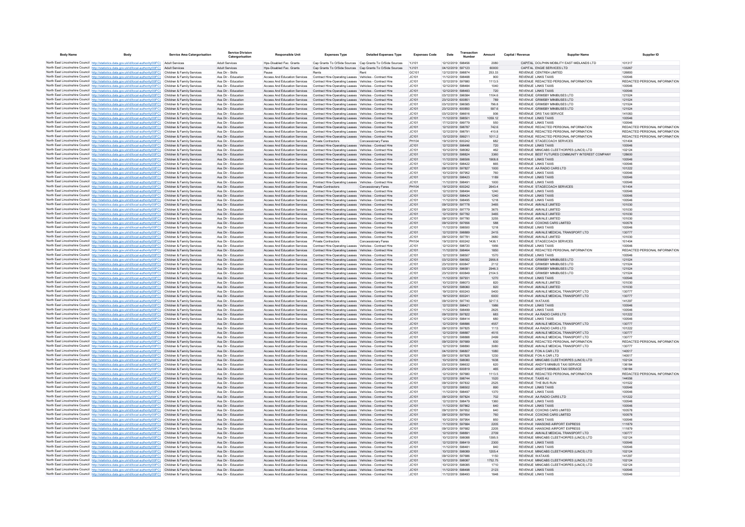| Body Name | Body | Service Area Catergorisation | Service Division Catergorisation | Responsible Unit | Expenses Type | Detailed Expenses Type | Expenses Code | Date | Transaction Number | Amount | Capital / Revenue | Supplier Name | Supplier ID |
|---|---|---|---|---|---|---|---|---|---|---|---|---|---|
| North East Lincolnshire Council | http://statistics.data.gov.uk/id/local-authority/00FC | Adult Services | Adult Services | Hps-Disabled Fac. Grants | Cap Grants To O/Side Sources | Cap Grants To O/Side Sources | YJ101 | 12/12/2019 | 598456 | 2080 | CAPITAL | DOLPHIN MOBILITY EAST MIDLANDS LTD | 101317 |
| North East Lincolnshire Council | http://statistics.data.gov.uk/id/local-authority/00FC | Adult Services | Adult Services | Hps-Disabled Fac. Grants | Cap Grants To O/Side Sources | Cap Grants To O/Side Sources | YJ101 | 04/12/2019 | 597123 | 60000 | CAPITAL | ENGIE SERVICES LTD | 133267 |
| North East Lincolnshire Council | http://statistics.data.gov.uk/id/local-authority/00FC | Children & Family Services | Ass Dir - Skills | Pause | Rents | Rent | GC101 | 12/12/2019 | 598874 | 253.33 | REVENUE | CENTRE4 LIMITED | 126893 |
| North East Lincolnshire Council | http://statistics.data.gov.uk/id/local-authority/00FC | Children & Family Services | Ass Dir - Education | Access And Education Services | Contract Hire-Operating Leases | Vehicles - Contract Hire | JC101 | 11/12/2019 | 598488 | 900 | REVENUE | LINKS TAXIS | 100546 |
| North East Lincolnshire Council | http://statistics.data.gov.uk/id/local-authority/00FC | Children & Family Services | Ass Dir - Education | Access And Education Services | Contract Hire-Operating Leases | Vehicles - Contract Hire | JC101 | 12/12/2019 | 597680 | 1113.5 | REVENUE | REDACTED PERSONAL INFORMATION | REDACTED PERSONAL INFORMATION |
| North East Lincolnshire Council | http://statistics.data.gov.uk/id/local-authority/00FC | Children & Family Services | Ass Dir - Education | Access And Education Services | Contract Hire-Operating Leases | Vehicles - Contract Hire | JC101 | 12/12/2019 | 598484 | 1040 | REVENUE | LINKS TAXIS | 100546 |
| North East Lincolnshire Council | http://statistics.data.gov.uk/id/local-authority/00FC | Children & Family Services | Ass Dir - Education | Access And Education Services | Contract Hire-Operating Leases | Vehicles - Contract Hire | JC101 | 12/12/2019 | 598483 | 720 | REVENUE | LINKS TAXIS | 100546 |
| North East Lincolnshire Council | http://statistics.data.gov.uk/id/local-authority/00FC | Children & Family Services | Ass Dir - Education | Access And Education Services | Contract Hire-Operating Leases | Vehicles - Contract Hire | JC101 | 03/12/2019 | 596584 | 1104.6 | REVENUE | GRIMSBY MINIBUSES LTD | 121524 |
| North East Lincolnshire Council | http://statistics.data.gov.uk/id/local-authority/00FC | Children & Family Services | Ass Dir - Education | Access And Education Services | Contract Hire-Operating Leases | Vehicles - Contract Hire | JC101 | 23/12/2019 | 600851 | 789 | REVENUE | GRIMSBY MINIBUSES LTD | 121524 |
| North East Lincolnshire Council | http://statistics.data.gov.uk/id/local-authority/00FC | Children & Family Services | Ass Dir - Education | Access And Education Services | Contract Hire-Operating Leases | Vehicles - Contract Hire | JC101 | 03/12/2019 | 596585 | 798.8 | REVENUE | GRIMSBY MINIBUSES LTD | 121524 |
| North East Lincolnshire Council | http://statistics.data.gov.uk/id/local-authority/00FC | Children & Family Services | Ass Dir - Education | Access And Education Services | Contract Hire-Operating Leases | Vehicles - Contract Hire | JC101 | 23/12/2019 | 600850 | 597.6 | REVENUE | GRIMSBY MINIBUSES LTD | 121524 |
| North East Lincolnshire Council | http://statistics.data.gov.uk/id/local-authority/00FC | Children & Family Services | Ass Dir - Education | Access And Education Services | Contract Hire-Operating Leases | Vehicles - Contract Hire | JC101 | 03/12/2019 | 596616 | 936 | REVENUE | DRS TAXI SERVICE | 141083 |
| North East Lincolnshire Council | http://statistics.data.gov.uk/id/local-authority/00FC | Children & Family Services | Ass Dir - Education | Access And Education Services | Contract Hire-Operating Leases | Vehicles - Contract Hire | JC101 | 11/12/2019 | 598501 | 1059.12 | REVENUE | LINKS TAXIS | 100546 |
| North East Lincolnshire Council | http://statistics.data.gov.uk/id/local-authority/00FC | Children & Family Services | Ass Dir - Education | Access And Education Services | Contract Hire-Operating Leases | Vehicles - Contract Hire | JC101 | 17/12/2019 | 599779 | 550 | REVENUE | LINKS TAXIS | 100546 |
| North East Lincolnshire Council | http://statistics.data.gov.uk/id/local-authority/00FC | Children & Family Services | Ass Dir - Education | Access And Education Services | Contract Hire-Operating Leases | Vehicles - Contract Hire | JC101 | 12/12/2019 | 598787 | 742.6 | REVENUE | REDACTED PERSONAL INFORMATION | REDACTED PERSONAL INFORMATION |
| North East Lincolnshire Council | http://statistics.data.gov.uk/id/local-authority/00FC | Children & Family Services | Ass Dir - Education | Access And Education Services | Contract Hire-Operating Leases | Vehicles - Contract Hire | JC101 | 12/12/2019 | 598791 | 410.8 | REVENUE | REDACTED PERSONAL INFORMATION | REDACTED PERSONAL INFORMATION |
| North East Lincolnshire Council | http://statistics.data.gov.uk/id/local-authority/00FC | Children & Family Services | Ass Dir - Education | Access And Education Services | Contract Hire-Operating Leases | Vehicles - Contract Hire | JC101 | 13/12/2019 | 599211 | 1011.2 | REVENUE | REDACTED PERSONAL INFORMATION | REDACTED PERSONAL INFORMATION |
| North East Lincolnshire Council | http://statistics.data.gov.uk/id/local-authority/00FC | Children & Family Services | Ass Dir - Education | Access And Education Services | Private Contractors | Concessionary Fares | PH104 | 19/12/2019 | 600242 | 682 | REVENUE | STAGECOACH SERVICES | 101404 |
| North East Lincolnshire Council | http://statistics.data.gov.uk/id/local-authority/00FC | Children & Family Services | Ass Dir - Education | Access And Education Services | Contract Hire-Operating Leases | Vehicles - Contract Hire | JC101 | 12/12/2019 | 598496 | 720 | REVENUE | LINKS TAXIS | 100546 |
| North East Lincolnshire Council | http://statistics.data.gov.uk/id/local-authority/00FC | Children & Family Services | Ass Dir - Education | Access And Education Services | Contract Hire-Operating Leases | Vehicles - Contract Hire | JC101 | 10/12/2019 | 598082 | 462 | REVENUE | MINICABS CLEETHORPES (LINCS) LTD | 102124 |
| North East Lincolnshire Council | http://statistics.data.gov.uk/id/local-authority/00FC | Children & Family Services | Ass Dir - Education | Access And Education Services | Contract Hire-Operating Leases | Vehicles - Contract Hire | JC101 | 12/12/2019 | 598824 | 3360 | REVENUE | BEST FUTURES COMMUNITY INTEREST COMPANY | 128600 |
| North East Lincolnshire Council | http://statistics.data.gov.uk/id/local-authority/00FC | Children & Family Services | Ass Dir - Education | Access And Education Services | Contract Hire-Operating Leases | Vehicles - Contract Hire | JC101 | 11/12/2019 | 598506 | 1908.8 | REVENUE | LINKS TAXIS | 100546 |
| North East Lincolnshire Council | http://statistics.data.gov.uk/id/local-authority/00FC | Children & Family Services | Ass Dir - Education | Access And Education Services | Contract Hire-Operating Leases | Vehicles - Contract Hire | JC101 | 12/12/2019 | 598422 | 665 | REVENUE | LINKS TAXIS | 100546 |
| North East Lincolnshire Council | http://statistics.data.gov.uk/id/local-authority/00FC | Children & Family Services | Ass Dir - Education | Access And Education Services | Contract Hire-Operating Leases | Vehicles - Contract Hire | JC101 | 09/12/2019 | 597827 | 1000 | REVENUE | AA RADIO CARS LTD | 101222 |
| North East Lincolnshire Council | http://statistics.data.gov.uk/id/local-authority/00FC | Children & Family Services | Ass Dir - Education | Access And Education Services | Contract Hire-Operating Leases | Vehicles - Contract Hire | JC101 | 10/12/2019 | 597952 | 760 | REVENUE | LINKS TAXIS | 100546 |
| North East Lincolnshire Council | http://statistics.data.gov.uk/id/local-authority/00FC | Children & Family Services | Ass Dir - Education | Access And Education Services | Contract Hire-Operating Leases | Vehicles - Contract Hire | JC101 | 12/12/2019 | 598423 | 1189 | REVENUE | LINKS TAXIS | 100546 |
| North East Lincolnshire Council | http://statistics.data.gov.uk/id/local-authority/00FC | Children & Family Services | Ass Dir - Education | Access And Education Services | Contract Hire-Operating Leases | Vehicles - Contract Hire | JC101 | 11/12/2019 | 598491 | 1000 | REVENUE | LINKS TAXIS | 100546 |
| North East Lincolnshire Council | http://statistics.data.gov.uk/id/local-authority/00FC | Children & Family Services | Ass Dir - Education | Access And Education Services | Private Contractors | Concessionary Fares | PH104 | 19/12/2019 | 600242 | 2643.4 | REVENUE | STAGECOACH SERVICES | 101404 |
| North East Lincolnshire Council | http://statistics.data.gov.uk/id/local-authority/00FC | Children & Family Services | Ass Dir - Education | Access And Education Services | Contract Hire-Operating Leases | Vehicles - Contract Hire | JC101 | 12/12/2019 | 598494 | 1240 | REVENUE | LINKS TAXIS | 100546 |
| North East Lincolnshire Council | http://statistics.data.gov.uk/id/local-authority/00FC | Children & Family Services | Ass Dir - Education | Access And Education Services | Contract Hire-Operating Leases | Vehicles - Contract Hire | JC101 | 12/12/2019 | 598424 | 1240 | REVENUE | LINKS TAXIS | 100546 |
| North East Lincolnshire Council | http://statistics.data.gov.uk/id/local-authority/00FC | Children & Family Services | Ass Dir - Education | Access And Education Services | Contract Hire-Operating Leases | Vehicles - Contract Hire | JC101 | 11/12/2019 | 598495 | 1218 | REVENUE | LINKS TAXIS | 100546 |
| North East Lincolnshire Council | http://statistics.data.gov.uk/id/local-authority/00FC | Children & Family Services | Ass Dir - Education | Access And Education Services | Contract Hire-Operating Leases | Vehicles - Contract Hire | JC101 | 09/12/2019 | 597778 | 3465 | REVENUE | AMVALE LIMITED | 101030 |
| North East Lincolnshire Council | http://statistics.data.gov.uk/id/local-authority/00FC | Children & Family Services | Ass Dir - Education | Access And Education Services | Contract Hire-Operating Leases | Vehicles - Contract Hire | JC101 | 09/12/2019 | 597779 | 3675 | REVENUE | AMVALE LIMITED | 101030 |
| North East Lincolnshire Council | http://statistics.data.gov.uk/id/local-authority/00FC | Children & Family Services | Ass Dir - Education | Access And Education Services | Contract Hire-Operating Leases | Vehicles - Contract Hire | JC101 | 12/12/2019 | 597782 | 3465 | REVENUE | AMVALE LIMITED | 101030 |
| North East Lincolnshire Council | http://statistics.data.gov.uk/id/local-authority/00FC | Children & Family Services | Ass Dir - Education | Access And Education Services | Contract Hire-Operating Leases | Vehicles - Contract Hire | JC101 | 09/12/2019 | 597780 | 3255 | REVENUE | AMVALE LIMITED | 101030 |
| North East Lincolnshire Council | http://statistics.data.gov.uk/id/local-authority/00FC | Children & Family Services | Ass Dir - Education | Access And Education Services | Contract Hire-Operating Leases | Vehicles - Contract Hire | JC101 | 09/12/2019 | 597656 | 588 | REVENUE | COXONS CARS LIMITED | 100578 |
| North East Lincolnshire Council | http://statistics.data.gov.uk/id/local-authority/00FC | Children & Family Services | Ass Dir - Education | Access And Education Services | Contract Hire-Operating Leases | Vehicles - Contract Hire | JC101 | 11/12/2019 | 598500 | 1218 | REVENUE | LINKS TAXIS | 100546 |
| North East Lincolnshire Council | http://statistics.data.gov.uk/id/local-authority/00FC | Children & Family Services | Ass Dir - Education | Access And Education Services | Contract Hire-Operating Leases | Vehicles - Contract Hire | JC101 | 12/12/2019 | 598889 | 2415 | REVENUE | AMVALE MEDICAL TRANSPORT LTD | 130777 |
| North East Lincolnshire Council | http://statistics.data.gov.uk/id/local-authority/00FC | Children & Family Services | Ass Dir - Education | Access And Education Services | Contract Hire-Operating Leases | Vehicles - Contract Hire | JC101 | 09/12/2019 | 597781 | 3680 | REVENUE | AMVALE LIMITED | 101030 |
| North East Lincolnshire Council | http://statistics.data.gov.uk/id/local-authority/00FC | Children & Family Services | Ass Dir - Education | Access And Education Services | Private Contractors | Concessionary Fares | PH104 | 19/12/2019 | 600242 | 1436.1 | REVENUE | STAGECOACH SERVICES | 101404 |
| North East Lincolnshire Council | http://statistics.data.gov.uk/id/local-authority/00FC | Children & Family Services | Ass Dir - Education | Access And Education Services | Contract Hire-Operating Leases | Vehicles - Contract Hire | JC101 | 12/12/2019 | 598720 | 1956 | REVENUE | LINKS TAXIS | 100546 |
| North East Lincolnshire Council | http://statistics.data.gov.uk/id/local-authority/00FC | Children & Family Services | Ass Dir - Education | Access And Education Services | Contract Hire-Operating Leases | Vehicles - Contract Hire | JC101 | 11/12/2019 | 598464 | 1850 | REVENUE | REDACTED PERSONAL INFORMATION | REDACTED PERSONAL INFORMATION |
| North East Lincolnshire Council | http://statistics.data.gov.uk/id/local-authority/00FC | Children & Family Services | Ass Dir - Education | Access And Education Services | Contract Hire-Operating Leases | Vehicles - Contract Hire | JC101 | 12/12/2019 | 598507 | 1570 | REVENUE | LINKS TAXIS | 100546 |
| North East Lincolnshire Council | http://statistics.data.gov.uk/id/local-authority/00FC | Children & Family Services | Ass Dir - Education | Access And Education Services | Contract Hire-Operating Leases | Vehicles - Contract Hire | JC101 | 03/12/2019 | 596582 | 2956.8 | REVENUE | GRIMSBY MINIBUSES LTD | 121524 |
| North East Lincolnshire Council | http://statistics.data.gov.uk/id/local-authority/00FC | Children & Family Services | Ass Dir - Education | Access And Education Services | Contract Hire-Operating Leases | Vehicles - Contract Hire | JC101 | 23/12/2019 | 600847 | 2112 | REVENUE | GRIMSBY MINIBUSES LTD | 121524 |
| North East Lincolnshire Council | http://statistics.data.gov.uk/id/local-authority/00FC | Children & Family Services | Ass Dir - Education | Access And Education Services | Contract Hire-Operating Leases | Vehicles - Contract Hire | JC101 | 03/12/2019 | 596581 | 2946.3 | REVENUE | GRIMSBY MINIBUSES LTD | 121524 |
| North East Lincolnshire Council | http://statistics.data.gov.uk/id/local-authority/00FC | Children & Family Services | Ass Dir - Education | Access And Education Services | Contract Hire-Operating Leases | Vehicles - Contract Hire | JC101 | 23/12/2019 | 600849 | 2104.5 | REVENUE | GRIMSBY MINIBUSES LTD | 121524 |
| North East Lincolnshire Council | http://statistics.data.gov.uk/id/local-authority/00FC | Children & Family Services | Ass Dir - Education | Access And Education Services | Contract Hire-Operating Leases | Vehicles - Contract Hire | JC101 | 11/12/2019 | 597931 | 1270 | REVENUE | LINKS TAXIS | 100546 |
| North East Lincolnshire Council | http://statistics.data.gov.uk/id/local-authority/00FC | Children & Family Services | Ass Dir - Education | Access And Education Services | Contract Hire-Operating Leases | Vehicles - Contract Hire | JC101 | 10/12/2019 | 598073 | 820 | REVENUE | AMVALE LIMITED | 101030 |
| North East Lincolnshire Council | http://statistics.data.gov.uk/id/local-authority/00FC | Children & Family Services | Ass Dir - Education | Access And Education Services | Contract Hire-Operating Leases | Vehicles - Contract Hire | JC101 | 10/12/2019 | 598060 | 820 | REVENUE | AMVALE LIMITED | 101030 |
| North East Lincolnshire Council | http://statistics.data.gov.uk/id/local-authority/00FC | Children & Family Services | Ass Dir - Education | Access And Education Services | Contract Hire-Operating Leases | Vehicles - Contract Hire | JC101 | 19/12/2019 | 600243 | 5400 | REVENUE | AMVALE MEDICAL TRANSPORT LTD | 130777 |
| North East Lincolnshire Council | http://statistics.data.gov.uk/id/local-authority/00FC | Children & Family Services | Ass Dir - Education | Access And Education Services | Contract Hire-Operating Leases | Vehicles - Contract Hire | JC101 | 19/12/2019 | 600241 | 6000 | REVENUE | AMVALE MEDICAL TRANSPORT LTD | 130777 |
| North East Lincolnshire Council | http://statistics.data.gov.uk/id/local-authority/00FC | Children & Family Services | Ass Dir - Education | Access And Education Services | Contract Hire-Operating Leases | Vehicles - Contract Hire | JC101 | 09/12/2019 | 597740 | 3217.5 | REVENUE | WATAXIS | 141297 |
| North East Lincolnshire Council | http://statistics.data.gov.uk/id/local-authority/00FC | Children & Family Services | Ass Dir - Education | Access And Education Services | Contract Hire-Operating Leases | Vehicles - Contract Hire | JC101 | 12/12/2019 | 598421 | 1986 | REVENUE | LINKS TAXIS | 100546 |
| North East Lincolnshire Council | http://statistics.data.gov.uk/id/local-authority/00FC | Children & Family Services | Ass Dir - Education | Access And Education Services | Contract Hire-Operating Leases | Vehicles - Contract Hire | JC101 | 11/12/2019 | 598499 | 2625 | REVENUE | LINKS TAXIS | 100546 |
| North East Lincolnshire Council | http://statistics.data.gov.uk/id/local-authority/00FC | Children & Family Services | Ass Dir - Education | Access And Education Services | Contract Hire-Operating Leases | Vehicles - Contract Hire | JC101 | 09/12/2019 | 597822 | 683 | REVENUE | AA RADIO CARS LTD | 101222 |
| North East Lincolnshire Council | http://statistics.data.gov.uk/id/local-authority/00FC | Children & Family Services | Ass Dir - Education | Access And Education Services | Contract Hire-Operating Leases | Vehicles - Contract Hire | JC101 | 12/12/2019 | 598414 | 880 | REVENUE | LINKS TAXIS | 100546 |
| North East Lincolnshire Council | http://statistics.data.gov.uk/id/local-authority/00FC | Children & Family Services | Ass Dir - Education | Access And Education Services | Contract Hire-Operating Leases | Vehicles - Contract Hire | JC101 | 12/12/2019 | 598886 | 4557 | REVENUE | AMVALE MEDICAL TRANSPORT LTD | 130777 |
| North East Lincolnshire Council | http://statistics.data.gov.uk/id/local-authority/00FC | Children & Family Services | Ass Dir - Education | Access And Education Services | Contract Hire-Operating Leases | Vehicles - Contract Hire | JC101 | 09/12/2019 | 597825 | 1113 | REVENUE | AA RADIO CARS LTD | 101222 |
| North East Lincolnshire Council | http://statistics.data.gov.uk/id/local-authority/00FC | Children & Family Services | Ass Dir - Education | Access And Education Services | Contract Hire-Operating Leases | Vehicles - Contract Hire | JC101 | 12/12/2019 | 598887 | 4515 | REVENUE | AMVALE MEDICAL TRANSPORT LTD | 130777 |
| North East Lincolnshire Council | http://statistics.data.gov.uk/id/local-authority/00FC | Children & Family Services | Ass Dir - Education | Access And Education Services | Contract Hire-Operating Leases | Vehicles - Contract Hire | JC101 | 12/12/2019 | 598888 | 2499 | REVENUE | AMVALE MEDICAL TRANSPORT LTD | 130777 |
| North East Lincolnshire Council | http://statistics.data.gov.uk/id/local-authority/00FC | Children & Family Services | Ass Dir - Education | Access And Education Services | Contract Hire-Operating Leases | Vehicles - Contract Hire | JC101 | 09/12/2019 | 597689 | 630 | REVENUE | REDACTED PERSONAL INFORMATION | REDACTED PERSONAL INFORMATION |
| North East Lincolnshire Council | http://statistics.data.gov.uk/id/local-authority/00FC | Children & Family Services | Ass Dir - Education | Access And Education Services | Contract Hire-Operating Leases | Vehicles - Contract Hire | JC101 | 12/12/2019 | 598890 | 3080 | REVENUE | AMVALE MEDICAL TRANSPORT LTD | 130777 |
| North East Lincolnshire Council | http://statistics.data.gov.uk/id/local-authority/00FC | Children & Family Services | Ass Dir - Education | Access And Education Services | Contract Hire-Operating Leases | Vehicles - Contract Hire | JC101 | 04/12/2019 | 596807 | 1080 | REVENUE | FON A CAR LTD | 140517 |
| North East Lincolnshire Council | http://statistics.data.gov.uk/id/local-authority/00FC | Children & Family Services | Ass Dir - Education | Access And Education Services | Contract Hire-Operating Leases | Vehicles - Contract Hire | JC101 | 09/12/2019 | 597828 | 1230 | REVENUE | FON A CAR LTD | 140517 |
| North East Lincolnshire Council | http://statistics.data.gov.uk/id/local-authority/00FC | Children & Family Services | Ass Dir - Education | Access And Education Services | Contract Hire-Operating Leases | Vehicles - Contract Hire | JC101 | 10/12/2019 | 598080 | 1638 | REVENUE | MINICABS CLEETHORPES (LINCS) LTD | 102124 |
| North East Lincolnshire Council | http://statistics.data.gov.uk/id/local-authority/00FC | Children & Family Services | Ass Dir - Education | Access And Education Services | Contract Hire-Operating Leases | Vehicles - Contract Hire | JC101 | 03/12/2019 | 596632 | 620 | REVENUE | ANDY'S MINIBUS TAXI SERVICE | 136184 |
| North East Lincolnshire Council | http://statistics.data.gov.uk/id/local-authority/00FC | Children & Family Services | Ass Dir - Education | Access And Education Services | Contract Hire-Operating Leases | Vehicles - Contract Hire | JC101 | 23/12/2019 | 600819 | 465 | REVENUE | ANDY'S MINIBUS TAXI SERVICE | 136184 |
| North East Lincolnshire Council | http://statistics.data.gov.uk/id/local-authority/00FC | Children & Family Services | Ass Dir - Education | Access And Education Services | Contract Hire-Operating Leases | Vehicles - Contract Hire | JC101 | 12/12/2019 | 597680 | 1113.5 | REVENUE | REDACTED PERSONAL INFORMATION | REDACTED PERSONAL INFORMATION |
| North East Lincolnshire Council | http://statistics.data.gov.uk/id/local-authority/00FC | Children & Family Services | Ass Dir - Education | Access And Education Services | Contract Hire-Operating Leases | Vehicles - Contract Hire | JC101 | 12/12/2019 | 598744 | 1520 | REVENUE | TAXIS 4U | 144556 |
| North East Lincolnshire Council | http://statistics.data.gov.uk/id/local-authority/00FC | Children & Family Services | Ass Dir - Education | Access And Education Services | Contract Hire-Operating Leases | Vehicles - Contract Hire | JC101 | 09/12/2019 | 597832 | 2525 | REVENUE | THE BUS RUN | 101522 |
| North East Lincolnshire Council | http://statistics.data.gov.uk/id/local-authority/00FC | Children & Family Services | Ass Dir - Education | Access And Education Services | Contract Hire-Operating Leases | Vehicles - Contract Hire | JC101 | 12/12/2019 | 598502 | 890 | REVENUE | LINKS TAXIS | 100546 |
| North East Lincolnshire Council | http://statistics.data.gov.uk/id/local-authority/00FC | Children & Family Services | Ass Dir - Education | Access And Education Services | Contract Hire-Operating Leases | Vehicles - Contract Hire | JC101 | 11/12/2019 | 598497 | 1370 | REVENUE | LINKS TAXIS | 100546 |
| North East Lincolnshire Council | http://statistics.data.gov.uk/id/local-authority/00FC | Children & Family Services | Ass Dir - Education | Access And Education Services | Contract Hire-Operating Leases | Vehicles - Contract Hire | JC101 | 09/12/2019 | 597824 | 702 | REVENUE | AA RADIO CARS LTD | 101222 |
| North East Lincolnshire Council | http://statistics.data.gov.uk/id/local-authority/00FC | Children & Family Services | Ass Dir - Education | Access And Education Services | Contract Hire-Operating Leases | Vehicles - Contract Hire | JC101 | 12/12/2019 | 598479 | 1360 | REVENUE | LINKS TAXIS | 100546 |
| North East Lincolnshire Council | http://statistics.data.gov.uk/id/local-authority/00FC | Children & Family Services | Ass Dir - Education | Access And Education Services | Contract Hire-Operating Leases | Vehicles - Contract Hire | JC101 | 11/12/2019 | 597882 | 640 | REVENUE | LINKS TAXIS | 100546 |
| North East Lincolnshire Council | http://statistics.data.gov.uk/id/local-authority/00FC | Children & Family Services | Ass Dir - Education | Access And Education Services | Contract Hire-Operating Leases | Vehicles - Contract Hire | JC101 | 09/12/2019 | 597652 | 640 | REVENUE | COXONS CARS LIMITED | 100578 |
| North East Lincolnshire Council | http://statistics.data.gov.uk/id/local-authority/00FC | Children & Family Services | Ass Dir - Education | Access And Education Services | Contract Hire-Operating Leases | Vehicles - Contract Hire | JC101 | 09/12/2019 | 597654 | 760 | REVENUE | COXONS CARS LIMITED | 100578 |
| North East Lincolnshire Council | http://statistics.data.gov.uk/id/local-authority/00FC | Children & Family Services | Ass Dir - Education | Access And Education Services | Contract Hire-Operating Leases | Vehicles - Contract Hire | JC101 | 10/12/2019 | 597954 | 850 | REVENUE | LINKS TAXIS | 100546 |
| North East Lincolnshire Council | http://statistics.data.gov.uk/id/local-authority/00FC | Children & Family Services | Ass Dir - Education | Access And Education Services | Contract Hire-Operating Leases | Vehicles - Contract Hire | JC101 | 11/12/2019 | 597684 | 2205 | REVENUE | HANSONS AIRPORT EXPRESS | 111879 |
| North East Lincolnshire Council | http://statistics.data.gov.uk/id/local-authority/00FC | Children & Family Services | Ass Dir - Education | Access And Education Services | Contract Hire-Operating Leases | Vehicles - Contract Hire | JC101 | 09/12/2019 | 597682 | 2205 | REVENUE | HANSONS AIRPORT EXPRESS | 111879 |
| North East Lincolnshire Council | http://statistics.data.gov.uk/id/local-authority/00FC | Children & Family Services | Ass Dir - Education | Access And Education Services | Contract Hire-Operating Leases | Vehicles - Contract Hire | JC101 | 12/12/2019 | 598891 | 2709 | REVENUE | AMVALE MEDICAL TRANSPORT LTD | 130777 |
| North East Lincolnshire Council | http://statistics.data.gov.uk/id/local-authority/00FC | Children & Family Services | Ass Dir - Education | Access And Education Services | Contract Hire-Operating Leases | Vehicles - Contract Hire | JC101 | 10/12/2019 | 598088 | 1395.5 | REVENUE | MINICABS CLEETHORPES (LINCS) LTD | 102124 |
| North East Lincolnshire Council | http://statistics.data.gov.uk/id/local-authority/00FC | Children & Family Services | Ass Dir - Education | Access And Education Services | Contract Hire-Operating Leases | Vehicles - Contract Hire | JC101 | 12/12/2019 | 598419 | 2300 | REVENUE | LINKS TAXIS | 100546 |
| North East Lincolnshire Council | http://statistics.data.gov.uk/id/local-authority/00FC | Children & Family Services | Ass Dir - Education | Access And Education Services | Contract Hire-Operating Leases | Vehicles - Contract Hire | JC101 | 11/12/2019 | 598481 | 840 | REVENUE | LINKS TAXIS | 100546 |
| North East Lincolnshire Council | http://statistics.data.gov.uk/id/local-authority/00FC | Children & Family Services | Ass Dir - Education | Access And Education Services | Contract Hire-Operating Leases | Vehicles - Contract Hire | JC101 | 10/12/2019 | 598089 | 1205.4 | REVENUE | MINICABS CLEETHORPES (LINCS) LTD | 102124 |
| North East Lincolnshire Council | http://statistics.data.gov.uk/id/local-authority/00FC | Children & Family Services | Ass Dir - Education | Access And Education Services | Contract Hire-Operating Leases | Vehicles - Contract Hire | JC101 | 09/12/2019 | 597686 | 1150 | REVENUE | WATAXIS | 141297 |
| North East Lincolnshire Council | http://statistics.data.gov.uk/id/local-authority/00FC | Children & Family Services | Ass Dir - Education | Access And Education Services | Contract Hire-Operating Leases | Vehicles - Contract Hire | JC101 | 10/12/2019 | 598087 | 1752.75 | REVENUE | MINICABS CLEETHORPES (LINCS) LTD | 102124 |
| North East Lincolnshire Council | http://statistics.data.gov.uk/id/local-authority/00FC | Children & Family Services | Ass Dir - Education | Access And Education Services | Contract Hire-Operating Leases | Vehicles - Contract Hire | JC101 | 10/12/2019 | 598085 | 1710 | REVENUE | MINICABS CLEETHORPES (LINCS) LTD | 102124 |
| North East Lincolnshire Council | http://statistics.data.gov.uk/id/local-authority/00FC | Children & Family Services | Ass Dir - Education | Access And Education Services | Contract Hire-Operating Leases | Vehicles - Contract Hire | JC101 | 11/12/2019 | 598498 | 2123 | REVENUE | LINKS TAXIS | 100546 |
| North East Lincolnshire Council | http://statistics.data.gov.uk/id/local-authority/00FC | Children & Family Services | Ass Dir - Education | Access And Education Services | Contract Hire-Operating Leases | Vehicles - Contract Hire | JC101 | 11/12/2019 | 598493 | 1848 | REVENUE | LINKS TAXIS | 100546 |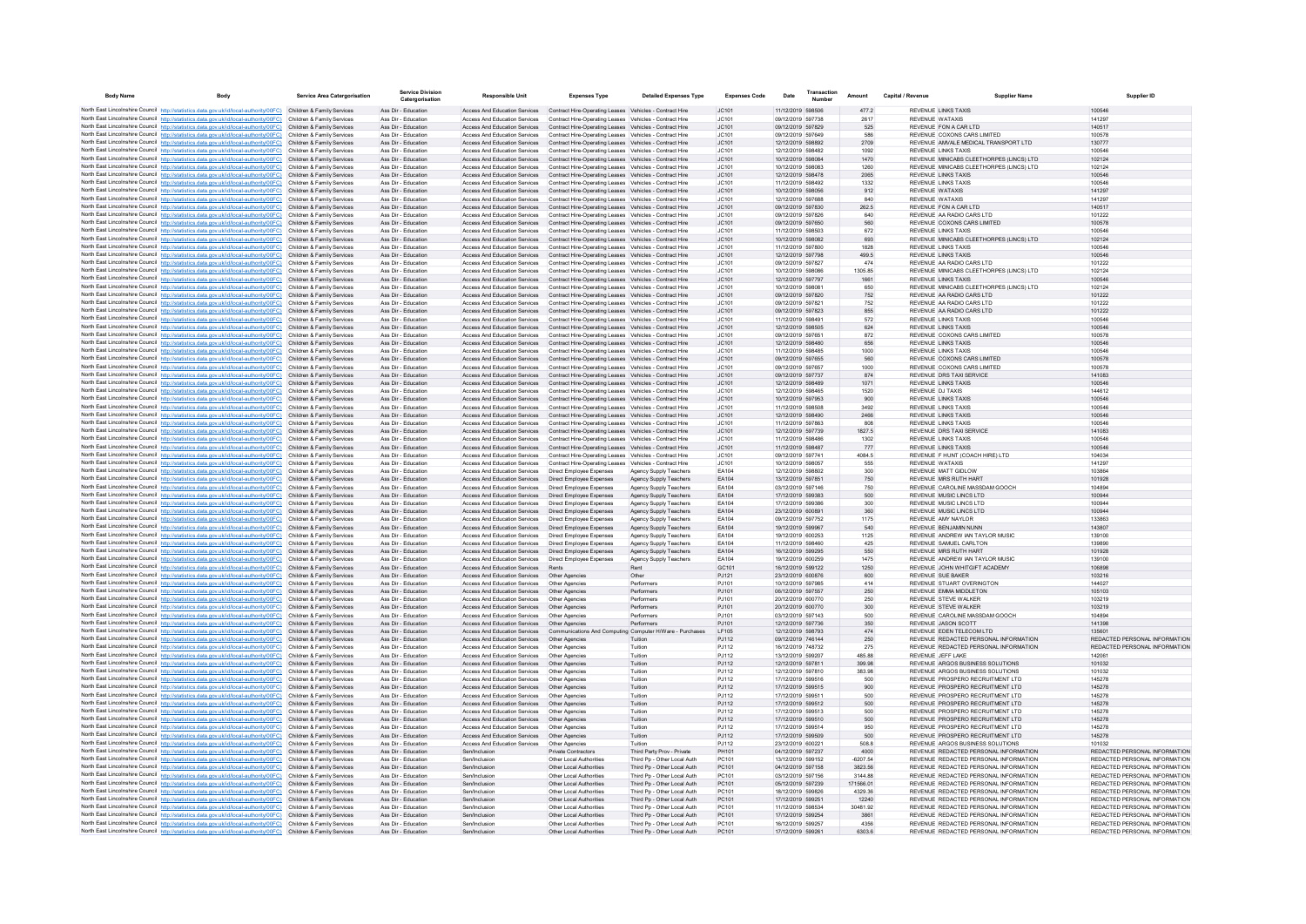| Body Name | Body | Service Area Catergorisation | Service Division Catergorisation | Responsible Unit | Expenses Type | Detailed Expenses Type | Expenses Code | Date | Transaction Number | Amount | Capital / Revenue | Supplier Name | Supplier ID |
|---|---|---|---|---|---|---|---|---|---|---|---|---|---|
| North East Lincolnshire Council | http://statistics.data.gov.uk/id/local-authority/00FC | Children & Family Services | Ass Dir - Education | Access And Education Services | Contract Hire-Operating Leases | Vehicles - Contract Hire | JC101 | 11/12/2019 | 598506 | 477.2 | REVENUE | LINKS TAXIS | 100546 |
| North East Lincolnshire Council | http://statistics.data.gov.uk/id/local-authority/00FC | Children & Family Services | Ass Dir - Education | Access And Education Services | Contract Hire-Operating Leases | Vehicles - Contract Hire | JC101 | 09/12/2019 | 597738 | 2617 | REVENUE | WATAXIS | 141297 |
| North East Lincolnshire Council | http://statistics.data.gov.uk/id/local-authority/00FC | Children & Family Services | Ass Dir - Education | Access And Education Services | Contract Hire-Operating Leases | Vehicles - Contract Hire | JC101 | 09/12/2019 | 597829 | 525 | REVENUE | FON A CAR LTD | 140517 |
| North East Lincolnshire Council | http://statistics.data.gov.uk/id/local-authority/00FC | Children & Family Services | Ass Dir - Education | Access And Education Services | Contract Hire-Operating Leases | Vehicles - Contract Hire | JC101 | 09/12/2019 | 597649 | 586 | REVENUE | COXONS CARS LIMITED | 100578 |
| North East Lincolnshire Council | http://statistics.data.gov.uk/id/local-authority/00FC | Children & Family Services | Ass Dir - Education | Access And Education Services | Contract Hire-Operating Leases | Vehicles - Contract Hire | JC101 | 12/12/2019 | 598892 | 2709 | REVENUE | AMVALE MEDICAL TRANSPORT LTD | 130777 |
| North East Lincolnshire Council | http://statistics.data.gov.uk/id/local-authority/00FC | Children & Family Services | Ass Dir - Education | Access And Education Services | Contract Hire-Operating Leases | Vehicles - Contract Hire | JC101 | 12/12/2019 | 598482 | 1092 | REVENUE | LINKS TAXIS | 100546 |
| North East Lincolnshire Council | http://statistics.data.gov.uk/id/local-authority/00FC | Children & Family Services | Ass Dir - Education | Access And Education Services | Contract Hire-Operating Leases | Vehicles - Contract Hire | JC101 | 10/12/2019 | 598084 | 1470 | REVENUE | MINICABS CLEETHORPES (LINCS) LTD | 102124 |
| North East Lincolnshire Council | http://statistics.data.gov.uk/id/local-authority/00FC | Children & Family Services | Ass Dir - Education | Access And Education Services | Contract Hire-Operating Leases | Vehicles - Contract Hire | JC101 | 10/12/2019 | 598083 | 1260 | REVENUE | MINICABS CLEETHORPES (LINCS) LTD | 102124 |
| North East Lincolnshire Council | http://statistics.data.gov.uk/id/local-authority/00FC | Children & Family Services | Ass Dir - Education | Access And Education Services | Contract Hire-Operating Leases | Vehicles - Contract Hire | JC101 | 12/12/2019 | 598478 | 2065 | REVENUE | LINKS TAXIS | 100546 |
| North East Lincolnshire Council | http://statistics.data.gov.uk/id/local-authority/00FC | Children & Family Services | Ass Dir - Education | Access And Education Services | Contract Hire-Operating Leases | Vehicles - Contract Hire | JC101 | 11/12/2019 | 598492 | 1332 | REVENUE | LINKS TAXIS | 100546 |
| North East Lincolnshire Council | http://statistics.data.gov.uk/id/local-authority/00FC | Children & Family Services | Ass Dir - Education | Access And Education Services | Contract Hire-Operating Leases | Vehicles - Contract Hire | JC101 | 10/12/2019 | 598056 | 912 | REVENUE | WATAXIS | 141297 |
| North East Lincolnshire Council | http://statistics.data.gov.uk/id/local-authority/00FC | Children & Family Services | Ass Dir - Education | Access And Education Services | Contract Hire-Operating Leases | Vehicles - Contract Hire | JC101 | 12/12/2019 | 597688 | 840 | REVENUE | WATAXIS | 141297 |
| North East Lincolnshire Council | http://statistics.data.gov.uk/id/local-authority/00FC | Children & Family Services | Ass Dir - Education | Access And Education Services | Contract Hire-Operating Leases | Vehicles - Contract Hire | JC101 | 09/12/2019 | 597830 | 262.5 | REVENUE | FON A CAR LTD | 140517 |
| North East Lincolnshire Council | http://statistics.data.gov.uk/id/local-authority/00FC | Children & Family Services | Ass Dir - Education | Access And Education Services | Contract Hire-Operating Leases | Vehicles - Contract Hire | JC101 | 09/12/2019 | 597826 | 640 | REVENUE | AA RADIO CARS LTD | 101222 |
| North East Lincolnshire Council | http://statistics.data.gov.uk/id/local-authority/00FC | Children & Family Services | Ass Dir - Education | Access And Education Services | Contract Hire-Operating Leases | Vehicles - Contract Hire | JC101 | 09/12/2019 | 597650 | 560 | REVENUE | COXONS CARS LIMITED | 100578 |
| North East Lincolnshire Council | http://statistics.data.gov.uk/id/local-authority/00FC | Children & Family Services | Ass Dir - Education | Access And Education Services | Contract Hire-Operating Leases | Vehicles - Contract Hire | JC101 | 11/12/2019 | 598503 | 672 | REVENUE | LINKS TAXIS | 100546 |
| North East Lincolnshire Council | http://statistics.data.gov.uk/id/local-authority/00FC | Children & Family Services | Ass Dir - Education | Access And Education Services | Contract Hire-Operating Leases | Vehicles - Contract Hire | JC101 | 10/12/2019 | 598082 | 693 | REVENUE | MINICABS CLEETHORPES (LINCS) LTD | 102124 |
| North East Lincolnshire Council | http://statistics.data.gov.uk/id/local-authority/00FC | Children & Family Services | Ass Dir - Education | Access And Education Services | Contract Hire-Operating Leases | Vehicles - Contract Hire | JC101 | 11/12/2019 | 597800 | 1828 | REVENUE | LINKS TAXIS | 100546 |
| North East Lincolnshire Council | http://statistics.data.gov.uk/id/local-authority/00FC | Children & Family Services | Ass Dir - Education | Access And Education Services | Contract Hire-Operating Leases | Vehicles - Contract Hire | JC101 | 12/12/2019 | 597798 | 499.5 | REVENUE | LINKS TAXIS | 100546 |
| North East Lincolnshire Council | http://statistics.data.gov.uk/id/local-authority/00FC | Children & Family Services | Ass Dir - Education | Access And Education Services | Contract Hire-Operating Leases | Vehicles - Contract Hire | JC101 | 09/12/2019 | 597827 | 474 | REVENUE | AA RADIO CARS LTD | 101222 |
| North East Lincolnshire Council | http://statistics.data.gov.uk/id/local-authority/00FC | Children & Family Services | Ass Dir - Education | Access And Education Services | Contract Hire-Operating Leases | Vehicles - Contract Hire | JC101 | 10/12/2019 | 598086 | 1305.85 | REVENUE | MINICABS CLEETHORPES (LINCS) LTD | 102124 |
| North East Lincolnshire Council | http://statistics.data.gov.uk/id/local-authority/00FC | Children & Family Services | Ass Dir - Education | Access And Education Services | Contract Hire-Operating Leases | Vehicles - Contract Hire | JC101 | 12/12/2019 | 597797 | 1661 | REVENUE | LINKS TAXIS | 100546 |
| North East Lincolnshire Council | http://statistics.data.gov.uk/id/local-authority/00FC | Children & Family Services | Ass Dir - Education | Access And Education Services | Contract Hire-Operating Leases | Vehicles - Contract Hire | JC101 | 10/12/2019 | 598081 | 650 | REVENUE | MINICABS CLEETHORPES (LINCS) LTD | 102124 |
| North East Lincolnshire Council | http://statistics.data.gov.uk/id/local-authority/00FC | Children & Family Services | Ass Dir - Education | Access And Education Services | Contract Hire-Operating Leases | Vehicles - Contract Hire | JC101 | 09/12/2019 | 597820 | 752 | REVENUE | AA RADIO CARS LTD | 101222 |
| North East Lincolnshire Council | http://statistics.data.gov.uk/id/local-authority/00FC | Children & Family Services | Ass Dir - Education | Access And Education Services | Contract Hire-Operating Leases | Vehicles - Contract Hire | JC101 | 09/12/2019 | 597821 | 752 | REVENUE | AA RADIO CARS LTD | 101222 |
| North East Lincolnshire Council | http://statistics.data.gov.uk/id/local-authority/00FC | Children & Family Services | Ass Dir - Education | Access And Education Services | Contract Hire-Operating Leases | Vehicles - Contract Hire | JC101 | 09/12/2019 | 597823 | 855 | REVENUE | AA RADIO CARS LTD | 101222 |
| North East Lincolnshire Council | http://statistics.data.gov.uk/id/local-authority/00FC | Children & Family Services | Ass Dir - Education | Access And Education Services | Contract Hire-Operating Leases | Vehicles - Contract Hire | JC101 | 11/12/2019 | 598491 | 572 | REVENUE | LINKS TAXIS | 100546 |
| North East Lincolnshire Council | http://statistics.data.gov.uk/id/local-authority/00FC | Children & Family Services | Ass Dir - Education | Access And Education Services | Contract Hire-Operating Leases | Vehicles - Contract Hire | JC101 | 12/12/2019 | 598505 | 624 | REVENUE | LINKS TAXIS | 100546 |
| North East Lincolnshire Council | http://statistics.data.gov.uk/id/local-authority/00FC | Children & Family Services | Ass Dir - Education | Access And Education Services | Contract Hire-Operating Leases | Vehicles - Contract Hire | JC101 | 09/12/2019 | 597651 | 672 | REVENUE | COXONS CARS LIMITED | 100578 |
| North East Lincolnshire Council | http://statistics.data.gov.uk/id/local-authority/00FC | Children & Family Services | Ass Dir - Education | Access And Education Services | Contract Hire-Operating Leases | Vehicles - Contract Hire | JC101 | 12/12/2019 | 598480 | 656 | REVENUE | LINKS TAXIS | 100546 |
| North East Lincolnshire Council | http://statistics.data.gov.uk/id/local-authority/00FC | Children & Family Services | Ass Dir - Education | Access And Education Services | Contract Hire-Operating Leases | Vehicles - Contract Hire | JC101 | 11/12/2019 | 598485 | 1000 | REVENUE | LINKS TAXIS | 100546 |
| North East Lincolnshire Council | http://statistics.data.gov.uk/id/local-authority/00FC | Children & Family Services | Ass Dir - Education | Access And Education Services | Contract Hire-Operating Leases | Vehicles - Contract Hire | JC101 | 09/12/2019 | 597655 | 560 | REVENUE | COXONS CARS LIMITED | 100578 |
| North East Lincolnshire Council | http://statistics.data.gov.uk/id/local-authority/00FC | Children & Family Services | Ass Dir - Education | Access And Education Services | Contract Hire-Operating Leases | Vehicles - Contract Hire | JC101 | 09/12/2019 | 597657 | 1000 | REVENUE | COXONS CARS LIMITED | 100578 |
| North East Lincolnshire Council | http://statistics.data.gov.uk/id/local-authority/00FC | Children & Family Services | Ass Dir - Education | Access And Education Services | Contract Hire-Operating Leases | Vehicles - Contract Hire | JC101 | 09/12/2019 | 597737 | 874 | REVENUE | DRS TAXI SERVICE | 141083 |
| North East Lincolnshire Council | http://statistics.data.gov.uk/id/local-authority/00FC | Children & Family Services | Ass Dir - Education | Access And Education Services | Contract Hire-Operating Leases | Vehicles - Contract Hire | JC101 | 12/12/2019 | 598489 | 1071 | REVENUE | LINKS TAXIS | 100546 |
| North East Lincolnshire Council | http://statistics.data.gov.uk/id/local-authority/00FC | Children & Family Services | Ass Dir - Education | Access And Education Services | Contract Hire-Operating Leases | Vehicles - Contract Hire | JC101 | 12/12/2019 | 598465 | 1520 | REVENUE | DJ TAXIS | 144612 |
| North East Lincolnshire Council | http://statistics.data.gov.uk/id/local-authority/00FC | Children & Family Services | Ass Dir - Education | Access And Education Services | Contract Hire-Operating Leases | Vehicles - Contract Hire | JC101 | 10/12/2019 | 597953 | 900 | REVENUE | LINKS TAXIS | 100546 |
| North East Lincolnshire Council | http://statistics.data.gov.uk/id/local-authority/00FC | Children & Family Services | Ass Dir - Education | Access And Education Services | Contract Hire-Operating Leases | Vehicles - Contract Hire | JC101 | 11/12/2019 | 598508 | 3492 | REVENUE | LINKS TAXIS | 100546 |
| North East Lincolnshire Council | http://statistics.data.gov.uk/id/local-authority/00FC | Children & Family Services | Ass Dir - Education | Access And Education Services | Contract Hire-Operating Leases | Vehicles - Contract Hire | JC101 | 12/12/2019 | 598490 | 2466 | REVENUE | LINKS TAXIS | 100546 |
| North East Lincolnshire Council | http://statistics.data.gov.uk/id/local-authority/00FC | Children & Family Services | Ass Dir - Education | Access And Education Services | Contract Hire-Operating Leases | Vehicles - Contract Hire | JC101 | 11/12/2019 | 597863 | 808 | REVENUE | LINKS TAXIS | 100546 |
| North East Lincolnshire Council | http://statistics.data.gov.uk/id/local-authority/00FC | Children & Family Services | Ass Dir - Education | Access And Education Services | Contract Hire-Operating Leases | Vehicles - Contract Hire | JC101 | 12/12/2019 | 597739 | 1827.5 | REVENUE | DRS TAXI SERVICE | 141083 |
| North East Lincolnshire Council | http://statistics.data.gov.uk/id/local-authority/00FC | Children & Family Services | Ass Dir - Education | Access And Education Services | Contract Hire-Operating Leases | Vehicles - Contract Hire | JC101 | 11/12/2019 | 598486 | 1302 | REVENUE | LINKS TAXIS | 100546 |
| North East Lincolnshire Council | http://statistics.data.gov.uk/id/local-authority/00FC | Children & Family Services | Ass Dir - Education | Access And Education Services | Contract Hire-Operating Leases | Vehicles - Contract Hire | JC101 | 11/12/2019 | 598487 | 777 | REVENUE | LINKS TAXIS | 100546 |
| North East Lincolnshire Council | http://statistics.data.gov.uk/id/local-authority/00FC | Children & Family Services | Ass Dir - Education | Access And Education Services | Contract Hire-Operating Leases | Vehicles - Contract Hire | JC101 | 09/12/2019 | 597741 | 4084.5 | REVENUE | F HUNT (COACH HIRE) LTD | 104034 |
| North East Lincolnshire Council | http://statistics.data.gov.uk/id/local-authority/00FC | Children & Family Services | Ass Dir - Education | Access And Education Services | Contract Hire-Operating Leases | Vehicles - Contract Hire | JC101 | 10/12/2019 | 598057 | 555 | REVENUE | WATAXIS | 141297 |
| North East Lincolnshire Council | http://statistics.data.gov.uk/id/local-authority/00FC | Children & Family Services | Ass Dir - Education | Access And Education Services | Direct Employee Expenses | Agency Supply Teachers | EA104 | 12/12/2019 | 598802 | 300 | REVENUE | MATT GIDLOW | 103864 |
| North East Lincolnshire Council | http://statistics.data.gov.uk/id/local-authority/00FC | Children & Family Services | Ass Dir - Education | Access And Education Services | Direct Employee Expenses | Agency Supply Teachers | EA104 | 13/12/2019 | 597851 | 750 | REVENUE | MRS RUTH HART | 101928 |
| North East Lincolnshire Council | http://statistics.data.gov.uk/id/local-authority/00FC | Children & Family Services | Ass Dir - Education | Access And Education Services | Direct Employee Expenses | Agency Supply Teachers | EA104 | 03/12/2019 | 597146 | 750 | REVENUE | CAROLINE MASSDAM GOOCH | 104894 |
| North East Lincolnshire Council | http://statistics.data.gov.uk/id/local-authority/00FC | Children & Family Services | Ass Dir - Education | Access And Education Services | Direct Employee Expenses | Agency Supply Teachers | EA104 | 17/12/2019 | 599383 | 500 | REVENUE | MUSIC LINCS LTD | 100944 |
| North East Lincolnshire Council | http://statistics.data.gov.uk/id/local-authority/00FC | Children & Family Services | Ass Dir - Education | Access And Education Services | Direct Employee Expenses | Agency Supply Teachers | EA104 | 17/12/2019 | 599386 | 300 | REVENUE | MUSIC LINCS LTD | 100944 |
| North East Lincolnshire Council | http://statistics.data.gov.uk/id/local-authority/00FC | Children & Family Services | Ass Dir - Education | Access And Education Services | Direct Employee Expenses | Agency Supply Teachers | EA104 | 23/12/2019 | 600891 | 380 | REVENUE | MUSIC LINCS LTD | 100944 |
| North East Lincolnshire Council | http://statistics.data.gov.uk/id/local-authority/00FC | Children & Family Services | Ass Dir - Education | Access And Education Services | Direct Employee Expenses | Agency Supply Teachers | EA104 | 09/12/2019 | 597752 | 1175 | REVENUE | AMY NAYLOR | 133863 |
| North East Lincolnshire Council | http://statistics.data.gov.uk/id/local-authority/00FC | Children & Family Services | Ass Dir - Education | Access And Education Services | Direct Employee Expenses | Agency Supply Teachers | EA104 | 19/12/2019 | 599967 | 540 | REVENUE | BENJAMIN NUNN | 143807 |
| North East Lincolnshire Council | http://statistics.data.gov.uk/id/local-authority/00FC | Children & Family Services | Ass Dir - Education | Access And Education Services | Direct Employee Expenses | Agency Supply Teachers | EA104 | 19/12/2019 | 600253 | 1125 | REVENUE | ANDREW IAN TAYLOR MUSIC | 139100 |
| North East Lincolnshire Council | http://statistics.data.gov.uk/id/local-authority/00FC | Children & Family Services | Ass Dir - Education | Access And Education Services | Direct Employee Expenses | Agency Supply Teachers | EA104 | 11/12/2019 | 598460 | 425 | REVENUE | SAMUEL CARLTON | 139890 |
| North East Lincolnshire Council | http://statistics.data.gov.uk/id/local-authority/00FC | Children & Family Services | Ass Dir - Education | Access And Education Services | Direct Employee Expenses | Agency Supply Teachers | EA104 | 16/12/2019 | 599295 | 550 | REVENUE | MRS RUTH HART | 101928 |
| North East Lincolnshire Council | http://statistics.data.gov.uk/id/local-authority/00FC | Children & Family Services | Ass Dir - Education | Access And Education Services | Direct Employee Expenses | Agency Supply Teachers | EA104 | 19/12/2019 | 600259 | 1475 | REVENUE | ANDREW IAN TAYLOR MUSIC | 139100 |
| North East Lincolnshire Council | http://statistics.data.gov.uk/id/local-authority/00FC | Children & Family Services | Ass Dir - Education | Access And Education Services | Rents | Rent | GC101 | 16/12/2019 | 599122 | 1250 | REVENUE | JOHN WHITGIFT ACADEMY | 106898 |
| North East Lincolnshire Council | http://statistics.data.gov.uk/id/local-authority/00FC | Children & Family Services | Ass Dir - Education | Access And Education Services | Other Agencies | Other | PJ121 | 23/12/2019 | 600876 | 600 | REVENUE | SUE BAKER | 103216 |
| North East Lincolnshire Council | http://statistics.data.gov.uk/id/local-authority/00FC | Children & Family Services | Ass Dir - Education | Access And Education Services | Other Agencies | Performers | PJ101 | 10/12/2019 | 597985 | 414 | REVENUE | STUART OVERINGTON | 144027 |
| North East Lincolnshire Council | http://statistics.data.gov.uk/id/local-authority/00FC | Children & Family Services | Ass Dir - Education | Access And Education Services | Other Agencies | Performers | PJ101 | 06/12/2019 | 597557 | 250 | REVENUE | EMMA MIDDLETON | 105103 |
| North East Lincolnshire Council | http://statistics.data.gov.uk/id/local-authority/00FC | Children & Family Services | Ass Dir - Education | Access And Education Services | Other Agencies | Performers | PJ101 | 20/12/2019 | 600770 | 250 | REVENUE | STEVE WALKER | 103219 |
| North East Lincolnshire Council | http://statistics.data.gov.uk/id/local-authority/00FC | Children & Family Services | Ass Dir - Education | Access And Education Services | Other Agencies | Performers | PJ101 | 20/12/2019 | 600770 | 300 | REVENUE | STEVE WALKER | 103219 |
| North East Lincolnshire Council | http://statistics.data.gov.uk/id/local-authority/00FC | Children & Family Services | Ass Dir - Education | Access And Education Services | Other Agencies | Performers | PJ101 | 03/12/2019 | 597143 | 500 | REVENUE | CAROLINE MASSDAM GOOCH | 104894 |
| North East Lincolnshire Council | http://statistics.data.gov.uk/id/local-authority/00FC | Children & Family Services | Ass Dir - Education | Access And Education Services | Other Agencies | Performers | PJ101 | 12/12/2019 | 597736 | 350 | REVENUE | JASON SCOTT | 141398 |
| North East Lincolnshire Council | http://statistics.data.gov.uk/id/local-authority/00FC | Children & Family Services | Ass Dir - Education | Access And Education Services | Communications And Computing | Computer H/Ware - Purchases | LF105 | 12/12/2019 | 598793 | 474 | REVENUE | EDEN TELECOM LTD | 135601 |
| North East Lincolnshire Council | http://statistics.data.gov.uk/id/local-authority/00FC | Children & Family Services | Ass Dir - Education | Access And Education Services | Other Agencies | Tuition | PJ112 | 09/12/2019 | 746144 | 250 | REVENUE | REDACTED PERSONAL INFORMATION | REDACTED PERSONAL INFORMATION |
| North East Lincolnshire Council | http://statistics.data.gov.uk/id/local-authority/00FC | Children & Family Services | Ass Dir - Education | Access And Education Services | Other Agencies | Tuition | PJ112 | 16/12/2019 | 748732 | 275 | REVENUE | REDACTED PERSONAL INFORMATION | REDACTED PERSONAL INFORMATION |
| North East Lincolnshire Council | http://statistics.data.gov.uk/id/local-authority/00FC | Children & Family Services | Ass Dir - Education | Access And Education Services | Other Agencies | Tuition | PJ112 | 13/12/2019 | 599207 | 485.88 | REVENUE | JEFF LAKE | 142081 |
| North East Lincolnshire Council | http://statistics.data.gov.uk/id/local-authority/00FC | Children & Family Services | Ass Dir - Education | Access And Education Services | Other Agencies | Tuition | PJ112 | 12/12/2019 | 597811 | 399.98 | REVENUE | ARGOS BUSINESS SOLUTIONS | 101032 |
| North East Lincolnshire Council | http://statistics.data.gov.uk/id/local-authority/00FC | Children & Family Services | Ass Dir - Education | Access And Education Services | Other Agencies | Tuition | PJ112 | 12/12/2019 | 597810 | 383.98 | REVENUE | ARGOS BUSINESS SOLUTIONS | 101032 |
| North East Lincolnshire Council | http://statistics.data.gov.uk/id/local-authority/00FC | Children & Family Services | Ass Dir - Education | Access And Education Services | Other Agencies | Tuition | PJ112 | 17/12/2019 | 599516 | 500 | REVENUE | PROSPERO RECRUITMENT LTD | 145278 |
| North East Lincolnshire Council | http://statistics.data.gov.uk/id/local-authority/00FC | Children & Family Services | Ass Dir - Education | Access And Education Services | Other Agencies | Tuition | PJ112 | 17/12/2019 | 599515 | 900 | REVENUE | PROSPERO RECRUITMENT LTD | 145278 |
| North East Lincolnshire Council | http://statistics.data.gov.uk/id/local-authority/00FC | Children & Family Services | Ass Dir - Education | Access And Education Services | Other Agencies | Tuition | PJ112 | 17/12/2019 | 599511 | 500 | REVENUE | PROSPERO RECRUITMENT LTD | 145278 |
| North East Lincolnshire Council | http://statistics.data.gov.uk/id/local-authority/00FC | Children & Family Services | Ass Dir - Education | Access And Education Services | Other Agencies | Tuition | PJ112 | 17/12/2019 | 599512 | 500 | REVENUE | PROSPERO RECRUITMENT LTD | 145278 |
| North East Lincolnshire Council | http://statistics.data.gov.uk/id/local-authority/00FC | Children & Family Services | Ass Dir - Education | Access And Education Services | Other Agencies | Tuition | PJ112 | 17/12/2019 | 599513 | 500 | REVENUE | PROSPERO RECRUITMENT LTD | 145278 |
| North East Lincolnshire Council | http://statistics.data.gov.uk/id/local-authority/00FC | Children & Family Services | Ass Dir - Education | Access And Education Services | Other Agencies | Tuition | PJ112 | 17/12/2019 | 599510 | 500 | REVENUE | PROSPERO RECRUITMENT LTD | 145278 |
| North East Lincolnshire Council | http://statistics.data.gov.uk/id/local-authority/00FC | Children & Family Services | Ass Dir - Education | Access And Education Services | Other Agencies | Tuition | PJ112 | 17/12/2019 | 599514 | 950 | REVENUE | PROSPERO RECRUITMENT LTD | 145278 |
| North East Lincolnshire Council | http://statistics.data.gov.uk/id/local-authority/00FC | Children & Family Services | Ass Dir - Education | Access And Education Services | Other Agencies | Tuition | PJ112 | 17/12/2019 | 599509 | 500 | REVENUE | PROSPERO RECRUITMENT LTD | 145278 |
| North East Lincolnshire Council | http://statistics.data.gov.uk/id/local-authority/00FC | Children & Family Services | Ass Dir - Education | Access And Education Services | Other Agencies | Tuition | PJ112 | 23/12/2019 | 600221 | 508.8 | REVENUE | ARGOS BUSINESS SOLUTIONS | 101032 |
| North East Lincolnshire Council | http://statistics.data.gov.uk/id/local-authority/00FC | Children & Family Services | Ass Dir - Education | Sen/Inclusion | Private Contractors | Third Party Prov - Private | PH101 | 04/12/2019 | 597237 | 4000 | REVENUE | REDACTED PERSONAL INFORMATION | REDACTED PERSONAL INFORMATION |
| North East Lincolnshire Council | http://statistics.data.gov.uk/id/local-authority/00FC | Children & Family Services | Ass Dir - Education | Sen/Inclusion | Other Local Authorities | Third Pp - Other Local Auth | PC101 | 13/12/2019 | 599152 | -6207.54 | REVENUE | REDACTED PERSONAL INFORMATION | REDACTED PERSONAL INFORMATION |
| North East Lincolnshire Council | http://statistics.data.gov.uk/id/local-authority/00FC | Children & Family Services | Ass Dir - Education | Sen/Inclusion | Other Local Authorities | Third Pp - Other Local Auth | PC101 | 04/12/2019 | 597158 | 3823.56 | REVENUE | REDACTED PERSONAL INFORMATION | REDACTED PERSONAL INFORMATION |
| North East Lincolnshire Council | http://statistics.data.gov.uk/id/local-authority/00FC | Children & Family Services | Ass Dir - Education | Sen/Inclusion | Other Local Authorities | Third Pp - Other Local Auth | PC101 | 03/12/2019 | 597156 | 3144.88 | REVENUE | REDACTED PERSONAL INFORMATION | REDACTED PERSONAL INFORMATION |
| North East Lincolnshire Council | http://statistics.data.gov.uk/id/local-authority/00FC | Children & Family Services | Ass Dir - Education | Sen/Inclusion | Other Local Authorities | Third Pp - Other Local Auth | PC101 | 05/12/2019 | 597239 | 171566.01 | REVENUE | REDACTED PERSONAL INFORMATION | REDACTED PERSONAL INFORMATION |
| North East Lincolnshire Council | http://statistics.data.gov.uk/id/local-authority/00FC | Children & Family Services | Ass Dir - Education | Sen/Inclusion | Other Local Authorities | Third Pp - Other Local Auth | PC101 | 16/12/2019 | 599826 | 4329.36 | REVENUE | REDACTED PERSONAL INFORMATION | REDACTED PERSONAL INFORMATION |
| North East Lincolnshire Council | http://statistics.data.gov.uk/id/local-authority/00FC | Children & Family Services | Ass Dir - Education | Sen/Inclusion | Other Local Authorities | Third Pp - Other Local Auth | PC101 | 17/12/2019 | 599251 | 12240 | REVENUE | REDACTED PERSONAL INFORMATION | REDACTED PERSONAL INFORMATION |
| North East Lincolnshire Council | http://statistics.data.gov.uk/id/local-authority/00FC | Children & Family Services | Ass Dir - Education | Sen/Inclusion | Other Local Authorities | Third Pp - Other Local Auth | PC101 | 11/12/2019 | 598534 | 30481.92 | REVENUE | REDACTED PERSONAL INFORMATION | REDACTED PERSONAL INFORMATION |
| North East Lincolnshire Council | http://statistics.data.gov.uk/id/local-authority/00FC | Children & Family Services | Ass Dir - Education | Sen/Inclusion | Other Local Authorities | Third Pp - Other Local Auth | PC101 | 17/12/2019 | 599254 | 3861 | REVENUE | REDACTED PERSONAL INFORMATION | REDACTED PERSONAL INFORMATION |
| North East Lincolnshire Council | http://statistics.data.gov.uk/id/local-authority/00FC | Children & Family Services | Ass Dir - Education | Sen/Inclusion | Other Local Authorities | Third Pp - Other Local Auth | PC101 | 16/12/2019 | 599257 | 4356 | REVENUE | REDACTED PERSONAL INFORMATION | REDACTED PERSONAL INFORMATION |
| North East Lincolnshire Council | http://statistics.data.gov.uk/id/local-authority/00FC | Children & Family Services | Ass Dir - Education | Sen/Inclusion | Other Local Authorities | Third Pp - Other Local Auth | PC101 | 17/12/2019 | 599261 | 6303.6 | REVENUE | REDACTED PERSONAL INFORMATION | REDACTED PERSONAL INFORMATION |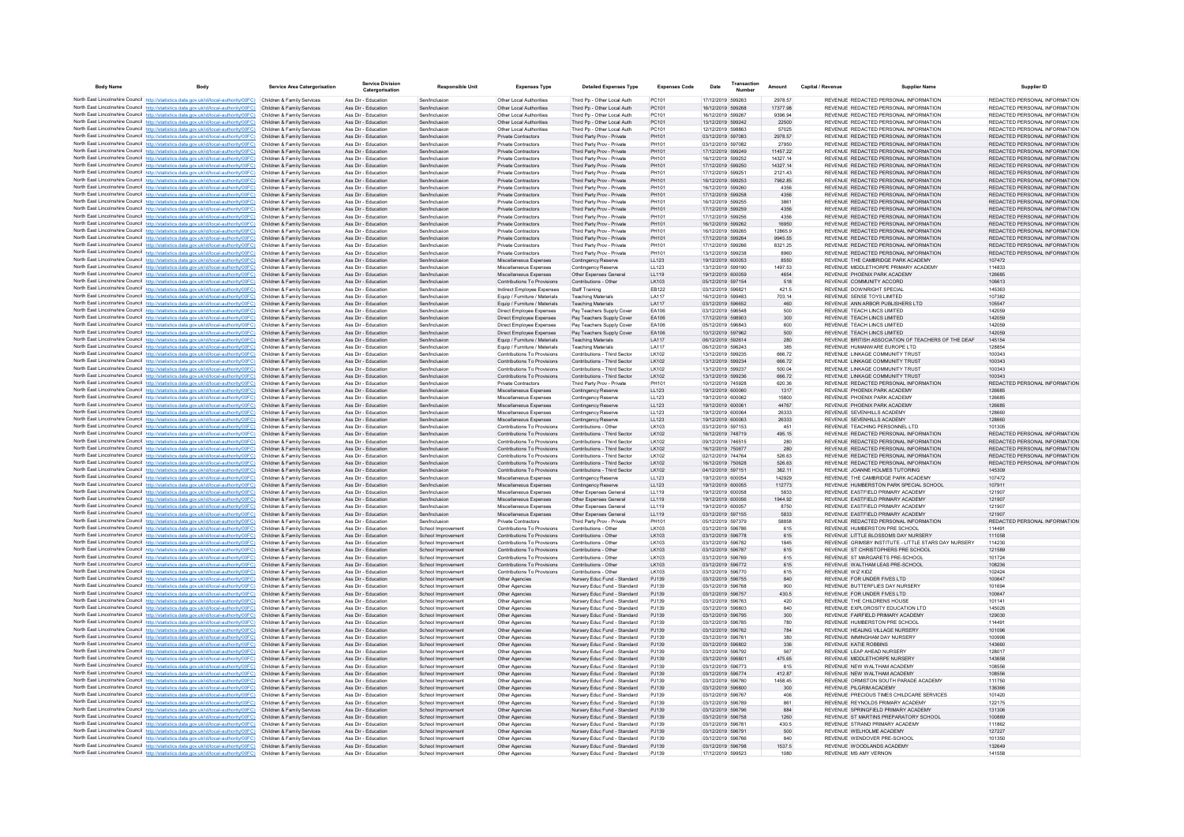| Body Name | Body | Service Area Catergorisation | Service Division Catergorisation | Responsible Unit | Expenses Type | Detailed Expenses Type | Expenses Code | Date | Transaction Number | Amount | Capital / Revenue | Supplier Name | Supplier ID |
|---|---|---|---|---|---|---|---|---|---|---|---|---|---|
| North East Lincolnshire Council | http://statistics.data.gov.uk/id/local-authority/00FC) | Children & Family Services | Ass Dir - Education | Sen/Inclusion | Other Local Authorities | Third Pp - Other Local Auth | PC101 | 17/12/2019 | 599263 | 2978.57 | REVENUE | REDACTED PERSONAL INFORMATION | REDACTED PERSONAL INFORMATION |
| North East Lincolnshire Council | http://statistics.data.gov.uk/id/local-authority/00FC) | Children & Family Services | Ass Dir - Education | Sen/Inclusion | Other Local Authorities | Third Pp - Other Local Auth | PC101 | 16/12/2019 | 599268 | 17377.98 | REVENUE | REDACTED PERSONAL INFORMATION | REDACTED PERSONAL INFORMATION |
| North East Lincolnshire Council | http://statistics.data.gov.uk/id/local-authority/00FC) | Children & Family Services | Ass Dir - Education | Sen/Inclusion | Other Local Authorities | Third Pp - Other Local Auth | PC101 | 16/12/2019 | 599267 | 9306.94 | REVENUE | REDACTED PERSONAL INFORMATION | REDACTED PERSONAL INFORMATION |
| North East Lincolnshire Council | http://statistics.data.gov.uk/id/local-authority/00FC) | Children & Family Services | Ass Dir - Education | Sen/Inclusion | Other Local Authorities | Third Pp - Other Local Auth | PC101 | 13/12/2019 | 599242 | 22500 | REVENUE | REDACTED PERSONAL INFORMATION | REDACTED PERSONAL INFORMATION |
| North East Lincolnshire Council | http://statistics.data.gov.uk/id/local-authority/00FC) | Children & Family Services | Ass Dir - Education | Sen/Inclusion | Other Local Authorities | Third Pp - Other Local Auth | PC101 | 12/12/2019 | 598863 | 57025 | REVENUE | REDACTED PERSONAL INFORMATION | REDACTED PERSONAL INFORMATION |
| North East Lincolnshire Council | http://statistics.data.gov.uk/id/local-authority/00FC) | Children & Family Services | Ass Dir - Education | Sen/Inclusion | Private Contractors | Third Party Prov - Private | PH101 | 03/12/2019 | 597083 | 2978.57 | REVENUE | REDACTED PERSONAL INFORMATION | REDACTED PERSONAL INFORMATION |
| North East Lincolnshire Council | http://statistics.data.gov.uk/id/local-authority/00FC) | Children & Family Services | Ass Dir - Education | Sen/Inclusion | Private Contractors | Third Party Prov - Private | PH101 | 03/12/2019 | 597082 | 27950 | REVENUE | REDACTED PERSONAL INFORMATION | REDACTED PERSONAL INFORMATION |
| North East Lincolnshire Council | http://statistics.data.gov.uk/id/local-authority/00FC) | Children & Family Services | Ass Dir - Education | Sen/Inclusion | Private Contractors | Third Party Prov - Private | PH101 | 17/12/2019 | 599249 | 11457.22 | REVENUE | REDACTED PERSONAL INFORMATION | REDACTED PERSONAL INFORMATION |
| North East Lincolnshire Council | http://statistics.data.gov.uk/id/local-authority/00FC) | Children & Family Services | Ass Dir - Education | Sen/Inclusion | Private Contractors | Third Party Prov - Private | PH101 | 16/12/2019 | 599252 | 14327.14 | REVENUE | REDACTED PERSONAL INFORMATION | REDACTED PERSONAL INFORMATION |
| North East Lincolnshire Council | http://statistics.data.gov.uk/id/local-authority/00FC) | Children & Family Services | Ass Dir - Education | Sen/Inclusion | Private Contractors | Third Party Prov - Private | PH101 | 17/12/2019 | 599250 | 14327.14 | REVENUE | REDACTED PERSONAL INFORMATION | REDACTED PERSONAL INFORMATION |
| North East Lincolnshire Council | http://statistics.data.gov.uk/id/local-authority/00FC) | Children & Family Services | Ass Dir - Education | Sen/Inclusion | Private Contractors | Third Party Prov - Private | PH101 | 17/12/2019 | 599251 | 2121.43 | REVENUE | REDACTED PERSONAL INFORMATION | REDACTED PERSONAL INFORMATION |
| North East Lincolnshire Council | http://statistics.data.gov.uk/id/local-authority/00FC) | Children & Family Services | Ass Dir - Education | Sen/Inclusion | Private Contractors | Third Party Prov - Private | PH101 | 16/12/2019 | 599253 | 7962.85 | REVENUE | REDACTED PERSONAL INFORMATION | REDACTED PERSONAL INFORMATION |
| North East Lincolnshire Council | http://statistics.data.gov.uk/id/local-authority/00FC) | Children & Family Services | Ass Dir - Education | Sen/Inclusion | Private Contractors | Third Party Prov - Private | PH101 | 16/12/2019 | 599260 | 4356 | REVENUE | REDACTED PERSONAL INFORMATION | REDACTED PERSONAL INFORMATION |
| North East Lincolnshire Council | http://statistics.data.gov.uk/id/local-authority/00FC) | Children & Family Services | Ass Dir - Education | Sen/Inclusion | Private Contractors | Third Party Prov - Private | PH101 | 17/12/2019 | 599258 | 4356 | REVENUE | REDACTED PERSONAL INFORMATION | REDACTED PERSONAL INFORMATION |
| North East Lincolnshire Council | http://statistics.data.gov.uk/id/local-authority/00FC) | Children & Family Services | Ass Dir - Education | Sen/Inclusion | Private Contractors | Third Party Prov - Private | PH101 | 16/12/2019 | 599255 | 3861 | REVENUE | REDACTED PERSONAL INFORMATION | REDACTED PERSONAL INFORMATION |
| North East Lincolnshire Council | http://statistics.data.gov.uk/id/local-authority/00FC) | Children & Family Services | Ass Dir - Education | Sen/Inclusion | Private Contractors | Third Party Prov - Private | PH101 | 17/12/2019 | 599259 | 4356 | REVENUE | REDACTED PERSONAL INFORMATION | REDACTED PERSONAL INFORMATION |
| North East Lincolnshire Council | http://statistics.data.gov.uk/id/local-authority/00FC) | Children & Family Services | Ass Dir - Education | Sen/Inclusion | Private Contractors | Third Party Prov - Private | PH101 | 17/12/2019 | 599256 | 4356 | REVENUE | REDACTED PERSONAL INFORMATION | REDACTED PERSONAL INFORMATION |
| North East Lincolnshire Council | http://statistics.data.gov.uk/id/local-authority/00FC) | Children & Family Services | Ass Dir - Education | Sen/Inclusion | Private Contractors | Third Party Prov - Private | PH101 | 16/12/2019 | 599262 | 16950 | REVENUE | REDACTED PERSONAL INFORMATION | REDACTED PERSONAL INFORMATION |
| North East Lincolnshire Council | http://statistics.data.gov.uk/id/local-authority/00FC) | Children & Family Services | Ass Dir - Education | Sen/Inclusion | Private Contractors | Third Party Prov - Private | PH101 | 16/12/2019 | 599265 | 12865.9 | REVENUE | REDACTED PERSONAL INFORMATION | REDACTED PERSONAL INFORMATION |
| North East Lincolnshire Council | http://statistics.data.gov.uk/id/local-authority/00FC) | Children & Family Services | Ass Dir - Education | Sen/Inclusion | Private Contractors | Third Party Prov - Private | PH101 | 17/12/2019 | 599264 | 9945.55 | REVENUE | REDACTED PERSONAL INFORMATION | REDACTED PERSONAL INFORMATION |
| North East Lincolnshire Council | http://statistics.data.gov.uk/id/local-authority/00FC) | Children & Family Services | Ass Dir - Education | Sen/Inclusion | Private Contractors | Third Party Prov - Private | PH101 | 17/12/2019 | 599266 | 8321.25 | REVENUE | REDACTED PERSONAL INFORMATION | REDACTED PERSONAL INFORMATION |
| North East Lincolnshire Council | http://statistics.data.gov.uk/id/local-authority/00FC) | Children & Family Services | Ass Dir - Education | Sen/Inclusion | Private Contractors | Third Party Prov - Private | PH101 | 13/12/2019 | 599238 | 8960 | REVENUE | REDACTED PERSONAL INFORMATION | REDACTED PERSONAL INFORMATION |
| North East Lincolnshire Council | http://statistics.data.gov.uk/id/local-authority/00FC) | Children & Family Services | Ass Dir - Education | Sen/Inclusion | Miscellaneous Expenses | Contingency Reserve | LL123 | 19/12/2019 | 600053 | 8550 | REVENUE | THE CAMBRIDGE PARK ACADEMY | 107472 |
| North East Lincolnshire Council | http://statistics.data.gov.uk/id/local-authority/00FC) | Children & Family Services | Ass Dir - Education | Sen/Inclusion | Miscellaneous Expenses | Contingency Reserve | LL123 | 13/12/2019 | 599190 | 1497.53 | REVENUE | MIDDLETHORPE PRIMARY ACADEMY | 114833 |
| North East Lincolnshire Council | http://statistics.data.gov.uk/id/local-authority/00FC) | Children & Family Services | Ass Dir - Education | Sen/Inclusion | Miscellaneous Expenses | Other Expenses General | LL119 | 19/12/2019 | 600059 | 4654 | REVENUE | PHOENIX PARK ACADEMY | 126685 |
| North East Lincolnshire Council | http://statistics.data.gov.uk/id/local-authority/00FC) | Children & Family Services | Ass Dir - Education | Sen/Inclusion | Contributions To Provisions | Contributions - Other | LK103 | 05/12/2019 | 597154 | 518 | REVENUE | COMMUNITY ACCORD | 106613 |
| North East Lincolnshire Council | http://statistics.data.gov.uk/id/local-authority/00FC) | Children & Family Services | Ass Dir - Education | Sen/Inclusion | Indirect Employee Expenses | Staff Training | EB122 | 03/12/2019 | 596821 | 421.5 | REVENUE | DOWNRIGHT SPECIAL | 145363 |
| North East Lincolnshire Council | http://statistics.data.gov.uk/id/local-authority/00FC) | Children & Family Services | Ass Dir - Education | Sen/Inclusion | Equip / Furniture / Materials | Teaching Materials | LA117 | 16/12/2019 | 599483 | 703.14 | REVENUE | SENSE TOYS LIMITED | 107382 |
| North East Lincolnshire Council | http://statistics.data.gov.uk/id/local-authority/00FC) | Children & Family Services | Ass Dir - Education | Sen/Inclusion | Equip / Furniture / Materials | Teaching Materials | LA117 | 03/12/2019 | 596652 | 460 | REVENUE | ANN ARBOR PUBLISHERS LTD | 105547 |
| North East Lincolnshire Council | http://statistics.data.gov.uk/id/local-authority/00FC) | Children & Family Services | Ass Dir - Education | Sen/Inclusion | Direct Employee Expenses | Pay Teachers Supply Cover | EA106 | 03/12/2019 | 596548 | 500 | REVENUE | TEACH LINCS LIMITED | 142059 |
| North East Lincolnshire Council | http://statistics.data.gov.uk/id/local-authority/00FC) | Children & Family Services | Ass Dir - Education | Sen/Inclusion | Direct Employee Expenses | Pay Teachers Supply Cover | EA106 | 17/12/2019 | 598903 | 300 | REVENUE | TEACH LINCS LIMITED | 142059 |
| North East Lincolnshire Council | http://statistics.data.gov.uk/id/local-authority/00FC) | Children & Family Services | Ass Dir - Education | Sen/Inclusion | Direct Employee Expenses | Pay Teachers Supply Cover | EA106 | 05/12/2019 | 596843 | 600 | REVENUE | TEACH LINCS LIMITED | 142059 |
| North East Lincolnshire Council | http://statistics.data.gov.uk/id/local-authority/00FC) | Children & Family Services | Ass Dir - Education | Sen/Inclusion | Direct Employee Expenses | Pay Teachers Supply Cover | EA106 | 10/12/2019 | 597962 | 500 | REVENUE | TEACH LINCS LIMITED | 142059 |
| North East Lincolnshire Council | http://statistics.data.gov.uk/id/local-authority/00FC) | Children & Family Services | Ass Dir - Education | Sen/Inclusion | Equip / Furniture / Materials | Teaching Materials | LA117 | 06/12/2019 | 592614 | 280 | REVENUE | BRITISH ASSOCIATION OF TEACHERS OF THE DEAF | 145154 |
| North East Lincolnshire Council | http://statistics.data.gov.uk/id/local-authority/00FC) | Children & Family Services | Ass Dir - Education | Sen/Inclusion | Equip / Furniture / Materials | Teaching Materials | LA117 | 06/12/2019 | 596243 | 385 | REVENUE | HUMANWARE EUROPE LTD | 128854 |
| North East Lincolnshire Council | http://statistics.data.gov.uk/id/local-authority/00FC) | Children & Family Services | Ass Dir - Education | Sen/Inclusion | Contributions To Provisions | Contributions - Third Sector | LK102 | 13/12/2019 | 599235 | 666.72 | REVENUE | LINKAGE COMMUNITY TRUST | 100343 |
| North East Lincolnshire Council | http://statistics.data.gov.uk/id/local-authority/00FC) | Children & Family Services | Ass Dir - Education | Sen/Inclusion | Contributions To Provisions | Contributions - Third Sector | LK102 | 13/12/2019 | 599234 | 666.72 | REVENUE | LINKAGE COMMUNITY TRUST | 100343 |
| North East Lincolnshire Council | http://statistics.data.gov.uk/id/local-authority/00FC) | Children & Family Services | Ass Dir - Education | Sen/Inclusion | Contributions To Provisions | Contributions - Third Sector | LK102 | 13/12/2019 | 599237 | 500.04 | REVENUE | LINKAGE COMMUNITY TRUST | 100343 |
| North East Lincolnshire Council | http://statistics.data.gov.uk/id/local-authority/00FC) | Children & Family Services | Ass Dir - Education | Sen/Inclusion | Contributions To Provisions | Contributions - Third Sector | LK102 | 13/12/2019 | 599236 | 666.72 | REVENUE | LINKAGE COMMUNITY TRUST | 100343 |
| North East Lincolnshire Council | http://statistics.data.gov.uk/id/local-authority/00FC) | Children & Family Services | Ass Dir - Education | Sen/Inclusion | Private Contractors | Third Party Prov - Private | PH101 | 10/12/2019 | 745928 | 620.36 | REVENUE | REDACTED PERSONAL INFORMATION | REDACTED PERSONAL INFORMATION |
| North East Lincolnshire Council | http://statistics.data.gov.uk/id/local-authority/00FC) | Children & Family Services | Ass Dir - Education | Sen/Inclusion | Miscellaneous Expenses | Contingency Reserve | LL123 | 19/12/2019 | 600080 | 1317 | REVENUE | PHOENIX PARK ACADEMY | 126685 |
| North East Lincolnshire Council | http://statistics.data.gov.uk/id/local-authority/00FC) | Children & Family Services | Ass Dir - Education | Sen/Inclusion | Miscellaneous Expenses | Contingency Reserve | LL123 | 19/12/2019 | 600062 | 15800 | REVENUE | PHOENIX PARK ACADEMY | 126685 |
| North East Lincolnshire Council | http://statistics.data.gov.uk/id/local-authority/00FC) | Children & Family Services | Ass Dir - Education | Sen/Inclusion | Miscellaneous Expenses | Contingency Reserve | LL123 | 19/12/2019 | 600061 | 44767 | REVENUE | PHOENIX PARK ACADEMY | 126685 |
| North East Lincolnshire Council | http://statistics.data.gov.uk/id/local-authority/00FC) | Children & Family Services | Ass Dir - Education | Sen/Inclusion | Miscellaneous Expenses | Contingency Reserve | LL123 | 19/12/2019 | 600064 | 26333 | REVENUE | SEVENHILLS ACADEMY | 128660 |
| North East Lincolnshire Council | http://statistics.data.gov.uk/id/local-authority/00FC) | Children & Family Services | Ass Dir - Education | Sen/Inclusion | Miscellaneous Expenses | Contingency Reserve | LL123 | 19/12/2019 | 600063 | 26333 | REVENUE | SEVENHILLS ACADEMY | 128660 |
| North East Lincolnshire Council | http://statistics.data.gov.uk/id/local-authority/00FC) | Children & Family Services | Ass Dir - Education | Sen/Inclusion | Contributions To Provisions | Contributions - Other | LK103 | 03/12/2019 | 597153 | 451 | REVENUE | TEACHING PERSONNEL LTD | 101305 |
| North East Lincolnshire Council | http://statistics.data.gov.uk/id/local-authority/00FC) | Children & Family Services | Ass Dir - Education | Sen/Inclusion | Contributions To Provisions | Contributions - Third Sector | LK102 | 16/12/2019 | 748719 | 495.15 | REVENUE | REDACTED PERSONAL INFORMATION | REDACTED PERSONAL INFORMATION |
| North East Lincolnshire Council | http://statistics.data.gov.uk/id/local-authority/00FC) | Children & Family Services | Ass Dir - Education | Sen/Inclusion | Contributions To Provisions | Contributions - Third Sector | LK102 | 09/12/2019 | 744815 | 280 | REVENUE | REDACTED PERSONAL INFORMATION | REDACTED PERSONAL INFORMATION |
| North East Lincolnshire Council | http://statistics.data.gov.uk/id/local-authority/00FC) | Children & Family Services | Ass Dir - Education | Sen/Inclusion | Contributions To Provisions | Contributions - Third Sector | LK102 | 16/12/2019 | 750677 | 280 | REVENUE | REDACTED PERSONAL INFORMATION | REDACTED PERSONAL INFORMATION |
| North East Lincolnshire Council | http://statistics.data.gov.uk/id/local-authority/00FC) | Children & Family Services | Ass Dir - Education | Sen/Inclusion | Contributions To Provisions | Contributions - Third Sector | LK102 | 02/12/2019 | 744764 | 526.63 | REVENUE | REDACTED PERSONAL INFORMATION | REDACTED PERSONAL INFORMATION |
| North East Lincolnshire Council | http://statistics.data.gov.uk/id/local-authority/00FC) | Children & Family Services | Ass Dir - Education | Sen/Inclusion | Contributions To Provisions | Contributions - Third Sector | LK102 | 16/12/2019 | 750628 | 526.63 | REVENUE | REDACTED PERSONAL INFORMATION | REDACTED PERSONAL INFORMATION |
| North East Lincolnshire Council | http://statistics.data.gov.uk/id/local-authority/00FC) | Children & Family Services | Ass Dir - Education | Sen/Inclusion | Contributions To Provisions | Contributions - Third Sector | LK102 | 04/12/2019 | 597151 | 382.11 | REVENUE | JOANNE HOLMES TUTORING | 145309 |
| North East Lincolnshire Council | http://statistics.data.gov.uk/id/local-authority/00FC) | Children & Family Services | Ass Dir - Education | Sen/Inclusion | Miscellaneous Expenses | Contingency Reserve | LL123 | 19/12/2019 | 600054 | 142929 | REVENUE | THE CAMBRIDGE PARK ACADEMY | 107472 |
| North East Lincolnshire Council | http://statistics.data.gov.uk/id/local-authority/00FC) | Children & Family Services | Ass Dir - Education | Sen/Inclusion | Miscellaneous Expenses | Contingency Reserve | LL123 | 19/12/2019 | 600055 | 112773 | REVENUE | HUMBERSTON PARK SPECIAL SCHOOL | 107911 |
| North East Lincolnshire Council | http://statistics.data.gov.uk/id/local-authority/00FC) | Children & Family Services | Ass Dir - Education | Sen/Inclusion | Miscellaneous Expenses | Other Expenses General | LL119 | 19/12/2019 | 600058 | 5833 | REVENUE | EASTFIELD PRIMARY ACADEMY | 121907 |
| North East Lincolnshire Council | http://statistics.data.gov.uk/id/local-authority/00FC) | Children & Family Services | Ass Dir - Education | Sen/Inclusion | Miscellaneous Expenses | Other Expenses General | LL119 | 19/12/2019 | 600056 | 1944.92 | REVENUE | EASTFIELD PRIMARY ACADEMY | 121907 |
| North East Lincolnshire Council | http://statistics.data.gov.uk/id/local-authority/00FC) | Children & Family Services | Ass Dir - Education | Sen/Inclusion | Miscellaneous Expenses | Other Expenses General | LL119 | 19/12/2019 | 600057 | 8750 | REVENUE | EASTFIELD PRIMARY ACADEMY | 121907 |
| North East Lincolnshire Council | http://statistics.data.gov.uk/id/local-authority/00FC) | Children & Family Services | Ass Dir - Education | Sen/Inclusion | Miscellaneous Expenses | Other Expenses General | LL119 | 03/12/2019 | 597155 | 5833 | REVENUE | EASTFIELD PRIMARY ACADEMY | 121907 |
| North East Lincolnshire Council | http://statistics.data.gov.uk/id/local-authority/00FC) | Children & Family Services | Ass Dir - Education | Sen/Inclusion | Private Contractors | Third Party Prov - Private | PH101 | 05/12/2019 | 597379 | 58858 | REVENUE | REDACTED PERSONAL INFORMATION | REDACTED PERSONAL INFORMATION |
| North East Lincolnshire Council | http://statistics.data.gov.uk/id/local-authority/00FC) | Children & Family Services | Ass Dir - Education | School Improvement | Contributions To Provisions | Contributions - Other | LK103 | 03/12/2019 | 596786 | 615 | REVENUE | HUMBERSTON PRE SCHOOL | 114491 |
| North East Lincolnshire Council | http://statistics.data.gov.uk/id/local-authority/00FC) | Children & Family Services | Ass Dir - Education | School Improvement | Contributions To Provisions | Contributions - Other | LK103 | 03/12/2019 | 596778 | 615 | REVENUE | LITTLE BLOSSOMS DAY NURSERY | 111058 |
| North East Lincolnshire Council | http://statistics.data.gov.uk/id/local-authority/00FC) | Children & Family Services | Ass Dir - Education | School Improvement | Contributions To Provisions | Contributions - Other | LK103 | 03/12/2019 | 596782 | 1845 | REVENUE | GRIMSBY INSTITUTE - LITTLE STARS DAY NURSERY | 114230 |
| North East Lincolnshire Council | http://statistics.data.gov.uk/id/local-authority/00FC) | Children & Family Services | Ass Dir - Education | School Improvement | Contributions To Provisions | Contributions - Other | LK103 | 03/12/2019 | 596787 | 615 | REVENUE | ST CHRISTOPHERS PRE SCHOOL | 121589 |
| North East Lincolnshire Council | http://statistics.data.gov.uk/id/local-authority/00FC) | Children & Family Services | Ass Dir - Education | School Improvement | Contributions To Provisions | Contributions - Other | LK103 | 03/12/2019 | 596769 | 615 | REVENUE | ST MARGARETS PRE-SCHOOL | 101724 |
| North East Lincolnshire Council | http://statistics.data.gov.uk/id/local-authority/00FC) | Children & Family Services | Ass Dir - Education | School Improvement | Contributions To Provisions | Contributions - Other | LK103 | 03/12/2019 | 596772 | 615 | REVENUE | WALTHAM LEAS PRE-SCHOOL | 108236 |
| North East Lincolnshire Council | http://statistics.data.gov.uk/id/local-authority/00FC) | Children & Family Services | Ass Dir - Education | School Improvement | Contributions To Provisions | Contributions - Other | LK103 | 03/12/2019 | 596770 | 615 | REVENUE | WIZ KIDZ | 102424 |
| North East Lincolnshire Council | http://statistics.data.gov.uk/id/local-authority/00FC) | Children & Family Services | Ass Dir - Education | School Improvement | Other Agencies | Nursery Educ Fund - Standard | PJ139 | 03/12/2019 | 596755 | 840 | REVENUE | FOR UNDER FIVES LTD | 100647 |
| North East Lincolnshire Council | http://statistics.data.gov.uk/id/local-authority/00FC) | Children & Family Services | Ass Dir - Education | School Improvement | Other Agencies | Nursery Educ Fund - Standard | PJ139 | 03/12/2019 | 596768 | 300 | REVENUE | BUTTERFLIES DAY NURSERY | 101694 |
| North East Lincolnshire Council | http://statistics.data.gov.uk/id/local-authority/00FC) | Children & Family Services | Ass Dir - Education | School Improvement | Other Agencies | Nursery Educ Fund - Standard | PJ139 | 03/12/2019 | 596757 | 430.5 | REVENUE | FOR UNDER FIVES LTD | 100647 |
| North East Lincolnshire Council | http://statistics.data.gov.uk/id/local-authority/00FC) | Children & Family Services | Ass Dir - Education | School Improvement | Other Agencies | Nursery Educ Fund - Standard | PJ139 | 03/12/2019 | 596763 | 420 | REVENUE | THE CHILDRENS HOUSE | 101141 |
| North East Lincolnshire Council | http://statistics.data.gov.uk/id/local-authority/00FC) | Children & Family Services | Ass Dir - Education | School Improvement | Other Agencies | Nursery Educ Fund - Standard | PJ139 | 03/12/2019 | 596803 | 840 | REVENUE | EXPLOROSITY EDUCATION LTD | 145026 |
| North East Lincolnshire Council | http://statistics.data.gov.uk/id/local-authority/00FC) | Children & Family Services | Ass Dir - Education | School Improvement | Other Agencies | Nursery Educ Fund - Standard | PJ139 | 03/12/2019 | 596795 | 300 | REVENUE | FAIRFIELD PRIMARY ACADEMY | 129030 |
| North East Lincolnshire Council | http://statistics.data.gov.uk/id/local-authority/00FC) | Children & Family Services | Ass Dir - Education | School Improvement | Other Agencies | Nursery Educ Fund - Standard | PJ139 | 03/12/2019 | 596785 | 780 | REVENUE | HUMBERSTON PRE SCHOOL | 114491 |
| North East Lincolnshire Council | http://statistics.data.gov.uk/id/local-authority/00FC) | Children & Family Services | Ass Dir - Education | School Improvement | Other Agencies | Nursery Educ Fund - Standard | PJ139 | 03/12/2019 | 596762 | 784 | REVENUE | HEALING VILLAGE NURSERY | 101096 |
| North East Lincolnshire Council | http://statistics.data.gov.uk/id/local-authority/00FC) | Children & Family Services | Ass Dir - Education | School Improvement | Other Agencies | Nursery Educ Fund - Standard | PJ139 | 03/12/2019 | 596761 | 380 | REVENUE | IMMINGHAM DAY NURSERY | 100998 |
| North East Lincolnshire Council | http://statistics.data.gov.uk/id/local-authority/00FC) | Children & Family Services | Ass Dir - Education | School Improvement | Other Agencies | Nursery Educ Fund - Standard | PJ139 | 03/12/2019 | 596802 | 336 | REVENUE | KATIE ROBBINS | 143660 |
| North East Lincolnshire Council | http://statistics.data.gov.uk/id/local-authority/00FC) | Children & Family Services | Ass Dir - Education | School Improvement | Other Agencies | Nursery Educ Fund - Standard | PJ139 | 03/12/2019 | 596792 | 567 | REVENUE | LEAP AHEAD NURSERY | 128017 |
| North East Lincolnshire Council | http://statistics.data.gov.uk/id/local-authority/00FC) | Children & Family Services | Ass Dir - Education | School Improvement | Other Agencies | Nursery Educ Fund - Standard | PJ139 | 03/12/2019 | 596801 | 475.65 | REVENUE | MIDDLETHORPE NURSERY | 143658 |
| North East Lincolnshire Council | http://statistics.data.gov.uk/id/local-authority/00FC) | Children & Family Services | Ass Dir - Education | School Improvement | Other Agencies | Nursery Educ Fund - Standard | PJ139 | 03/12/2019 | 596773 | 615 | REVENUE | NEW WALTHAM ACADEMY | 108556 |
| North East Lincolnshire Council | http://statistics.data.gov.uk/id/local-authority/00FC) | Children & Family Services | Ass Dir - Education | School Improvement | Other Agencies | Nursery Educ Fund - Standard | PJ139 | 03/12/2019 | 596774 | 412.87 | REVENUE | NEW WALTHAM ACADEMY | 108556 |
| North East Lincolnshire Council | http://statistics.data.gov.uk/id/local-authority/00FC) | Children & Family Services | Ass Dir - Education | School Improvement | Other Agencies | Nursery Educ Fund - Standard | PJ139 | 03/12/2019 | 596780 | 1458.45 | REVENUE | ORMISTON SOUTH PARADE ACADEMY | 111750 |
| North East Lincolnshire Council | http://statistics.data.gov.uk/id/local-authority/00FC) | Children & Family Services | Ass Dir - Education | School Improvement | Other Agencies | Nursery Educ Fund - Standard | PJ139 | 03/12/2019 | 596800 | 300 | REVENUE | PILGRIM ACADEMY | 136366 |
| North East Lincolnshire Council | http://statistics.data.gov.uk/id/local-authority/00FC) | Children & Family Services | Ass Dir - Education | School Improvement | Other Agencies | Nursery Educ Fund - Standard | PJ139 | 03/12/2019 | 596767 | 406 | REVENUE | PRECIOUS TIMES CHILDCARE SERVICES | 101420 |
| North East Lincolnshire Council | http://statistics.data.gov.uk/id/local-authority/00FC) | Children & Family Services | Ass Dir - Education | School Improvement | Other Agencies | Nursery Educ Fund - Standard | PJ139 | 03/12/2019 | 596789 | 861 | REVENUE | REYNOLDS PRIMARY ACADEMY | 122175 |
| North East Lincolnshire Council | http://statistics.data.gov.uk/id/local-authority/00FC) | Children & Family Services | Ass Dir - Education | School Improvement | Other Agencies | Nursery Educ Fund - Standard | PJ139 | 03/12/2019 | 596796 | 884 | REVENUE | SPRINGFIELD PRIMARY ACADEMY | 131306 |
| North East Lincolnshire Council | http://statistics.data.gov.uk/id/local-authority/00FC) | Children & Family Services | Ass Dir - Education | School Improvement | Other Agencies | Nursery Educ Fund - Standard | PJ139 | 03/12/2019 | 596758 | 1260 | REVENUE | ST MARTINS PREPARATORY SCHOOL | 100889 |
| North East Lincolnshire Council | http://statistics.data.gov.uk/id/local-authority/00FC) | Children & Family Services | Ass Dir - Education | School Improvement | Other Agencies | Nursery Educ Fund - Standard | PJ139 | 03/12/2019 | 596781 | 430.5 | REVENUE | STRAND PRIMARY ACADEMY | 111862 |
| North East Lincolnshire Council | http://statistics.data.gov.uk/id/local-authority/00FC) | Children & Family Services | Ass Dir - Education | School Improvement | Other Agencies | Nursery Educ Fund - Standard | PJ139 | 03/12/2019 | 596791 | 500 | REVENUE | WELHOLME ACADEMY | 127227 |
| North East Lincolnshire Council | http://statistics.data.gov.uk/id/local-authority/00FC) | Children & Family Services | Ass Dir - Education | School Improvement | Other Agencies | Nursery Educ Fund - Standard | PJ139 | 03/12/2019 | 596766 | 840 | REVENUE | WENDOVER PRE-SCHOOL | 101350 |
| North East Lincolnshire Council | http://statistics.data.gov.uk/id/local-authority/00FC) | Children & Family Services | Ass Dir - Education | School Improvement | Other Agencies | Nursery Educ Fund - Standard | PJ139 | 03/12/2019 | 596798 | 1537.5 | REVENUE | WOODLANDS ACADEMY | 132649 |
| North East Lincolnshire Council | http://statistics.data.gov.uk/id/local-authority/00FC) | Children & Family Services | Ass Dir - Education | School Improvement | Other Agencies | Nursery Educ Fund - Standard | PJ139 | 17/12/2019 | 599523 | 1080 | REVENUE | MS AMY VERNON | 141558 |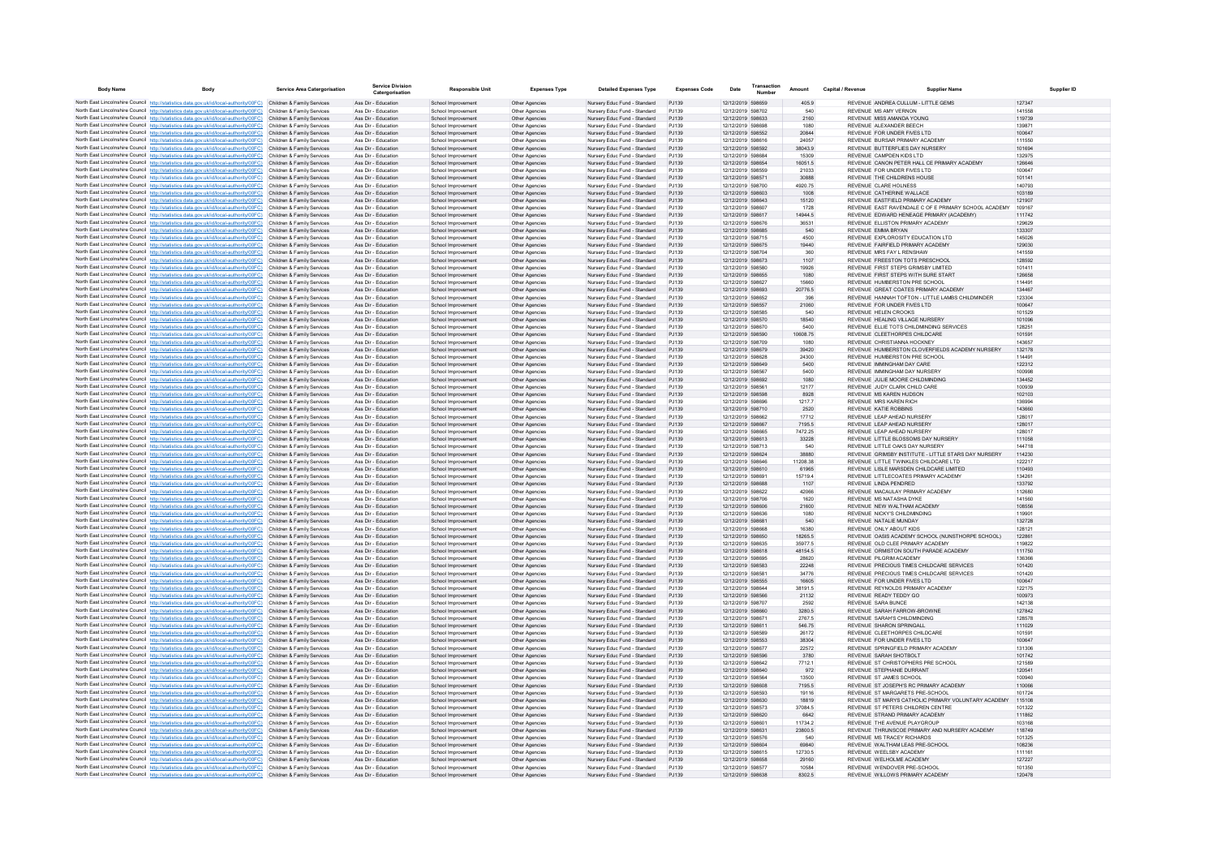| Body Name | Body | Service Area Catergorisation | Service Division Catergorisation | Responsible Unit | Expenses Type | Detailed Expenses Type | Expenses Code | Date | Transaction Number | Amount | Capital / Revenue | Supplier Name | Supplier ID |
|---|---|---|---|---|---|---|---|---|---|---|---|---|---|
| North East Lincolnshire Council | http://statistics.data.gov.uk/id/local-authority/00FC | Children & Family Services | Ass Dir - Education | School Improvement | Other Agencies | Nursery Educ Fund - Standard | PJ139 | 12/12/2019 | 598659 | 405.9 | REVENUE | ANDREA CULLUM - LITTLE GEMS | 127347 |
| North East Lincolnshire Council | http://statistics.data.gov.uk/id/local-authority/00FC | Children & Family Services | Ass Dir - Education | School Improvement | Other Agencies | Nursery Educ Fund - Standard | PJ139 | 12/12/2019 | 598702 | 540 | REVENUE | MS AMY VERNON | 141558 |
| North East Lincolnshire Council | http://statistics.data.gov.uk/id/local-authority/00FC | Children & Family Services | Ass Dir - Education | School Improvement | Other Agencies | Nursery Educ Fund - Standard | PJ139 | 12/12/2019 | 598633 | 2160 | REVENUE | MISS AMANDA YOUNG | 119739 |
| North East Lincolnshire Council | http://statistics.data.gov.uk/id/local-authority/00FC | Children & Family Services | Ass Dir - Education | School Improvement | Other Agencies | Nursery Educ Fund - Standard | PJ139 | 12/12/2019 | 598698 | 1080 | REVENUE | ALEXANDER BEECH | 139871 |
| North East Lincolnshire Council | http://statistics.data.gov.uk/id/local-authority/00FC | Children & Family Services | Ass Dir - Education | School Improvement | Other Agencies | Nursery Educ Fund - Standard | PJ139 | 12/12/2019 | 598552 | 20844 | REVENUE | FOR UNDER FIVES LTD | 100647 |
| North East Lincolnshire Council | http://statistics.data.gov.uk/id/local-authority/00FC | Children & Family Services | Ass Dir - Education | School Improvement | Other Agencies | Nursery Educ Fund - Standard | PJ139 | 12/12/2019 | 598616 | 24057 | REVENUE | BURSAR PRIMARY ACADEMY | 111550 |
| North East Lincolnshire Council | http://statistics.data.gov.uk/id/local-authority/00FC | Children & Family Services | Ass Dir - Education | School Improvement | Other Agencies | Nursery Educ Fund - Standard | PJ139 | 12/12/2019 | 598592 | 38043.9 | REVENUE | BUTTERFLIES DAY NURSERY | 101694 |
| North East Lincolnshire Council | http://statistics.data.gov.uk/id/local-authority/00FC | Children & Family Services | Ass Dir - Education | School Improvement | Other Agencies | Nursery Educ Fund - Standard | PJ139 | 12/12/2019 | 598684 | 15309 | REVENUE | CAMPDEN KIDS LTD | 132975 |
| North East Lincolnshire Council | http://statistics.data.gov.uk/id/local-authority/00FC | Children & Family Services | Ass Dir - Education | School Improvement | Other Agencies | Nursery Educ Fund - Standard | PJ139 | 12/12/2019 | 598654 | 16051.5 | REVENUE | CANON PETER HALL CE PRIMARY ACADEMY | 126646 |
| North East Lincolnshire Council | http://statistics.data.gov.uk/id/local-authority/00FC | Children & Family Services | Ass Dir - Education | School Improvement | Other Agencies | Nursery Educ Fund - Standard | PJ139 | 12/12/2019 | 598559 | 21033 | REVENUE | FOR UNDER FIVES LTD | 100647 |
| North East Lincolnshire Council | http://statistics.data.gov.uk/id/local-authority/00FC | Children & Family Services | Ass Dir - Education | School Improvement | Other Agencies | Nursery Educ Fund - Standard | PJ139 | 12/12/2019 | 598571 | 30888 | REVENUE | THE CHILDRENS HOUSE | 101141 |
| North East Lincolnshire Council | http://statistics.data.gov.uk/id/local-authority/00FC | Children & Family Services | Ass Dir - Education | School Improvement | Other Agencies | Nursery Educ Fund - Standard | PJ139 | 12/12/2019 | 598700 | 4920.75 | REVENUE | CLARE HOLNESS | 140793 |
| North East Lincolnshire Council | http://statistics.data.gov.uk/id/local-authority/00FC | Children & Family Services | Ass Dir - Education | School Improvement | Other Agencies | Nursery Educ Fund - Standard | PJ139 | 12/12/2019 | 598603 | 1008 | REVENUE | CATHERINE WALLACE | 103189 |
| North East Lincolnshire Council | http://statistics.data.gov.uk/id/local-authority/00FC | Children & Family Services | Ass Dir - Education | School Improvement | Other Agencies | Nursery Educ Fund - Standard | PJ139 | 12/12/2019 | 598643 | 15120 | REVENUE | EASTFIELD PRIMARY ACADEMY | 121907 |
| North East Lincolnshire Council | http://statistics.data.gov.uk/id/local-authority/00FC | Children & Family Services | Ass Dir - Education | School Improvement | Other Agencies | Nursery Educ Fund - Standard | PJ139 | 12/12/2019 | 598607 | 1728 | REVENUE | EAST RAVENDALE C OF E PRIMARY SCHOOL ACADEMY | 109167 |
| North East Lincolnshire Council | http://statistics.data.gov.uk/id/local-authority/00FC | Children & Family Services | Ass Dir - Education | School Improvement | Other Agencies | Nursery Educ Fund - Standard | PJ139 | 12/12/2019 | 598617 | 14944.5 | REVENUE | EDWARD HENEAGE PRIMARY (ACADEMY) | 111742 |
| North East Lincolnshire Council | http://statistics.data.gov.uk/id/local-authority/00FC | Children & Family Services | Ass Dir - Education | School Improvement | Other Agencies | Nursery Educ Fund - Standard | PJ139 | 12/12/2019 | 598676 | 36531 | REVENUE | ELLISTON PRIMARY ACADEMY | 129629 |
| North East Lincolnshire Council | http://statistics.data.gov.uk/id/local-authority/00FC | Children & Family Services | Ass Dir - Education | School Improvement | Other Agencies | Nursery Educ Fund - Standard | PJ139 | 12/12/2019 | 598685 | 540 | REVENUE | EMMA BRYAN | 133307 |
| North East Lincolnshire Council | http://statistics.data.gov.uk/id/local-authority/00FC | Children & Family Services | Ass Dir - Education | School Improvement | Other Agencies | Nursery Educ Fund - Standard | PJ139 | 12/12/2019 | 598715 | 4500 | REVENUE | EXPLOROSITY EDUCATION LTD | 145026 |
| North East Lincolnshire Council | http://statistics.data.gov.uk/id/local-authority/00FC | Children & Family Services | Ass Dir - Education | School Improvement | Other Agencies | Nursery Educ Fund - Standard | PJ139 | 12/12/2019 | 598675 | 19440 | REVENUE | FAIRFIELD PRIMARY ACADEMY | 129030 |
| North East Lincolnshire Council | http://statistics.data.gov.uk/id/local-authority/00FC | Children & Family Services | Ass Dir - Education | School Improvement | Other Agencies | Nursery Educ Fund - Standard | PJ139 | 12/12/2019 | 598704 | 360 | REVENUE | MRS FAY L RENSHAW | 141559 |
| North East Lincolnshire Council | http://statistics.data.gov.uk/id/local-authority/00FC | Children & Family Services | Ass Dir - Education | School Improvement | Other Agencies | Nursery Educ Fund - Standard | PJ139 | 12/12/2019 | 598673 | 1107 | REVENUE | FREESTON TOTS PRESCHOOL | 128592 |
| North East Lincolnshire Council | http://statistics.data.gov.uk/id/local-authority/00FC | Children & Family Services | Ass Dir - Education | School Improvement | Other Agencies | Nursery Educ Fund - Standard | PJ139 | 12/12/2019 | 598580 | 19926 | REVENUE | FIRST STEPS GRIMSBY LIMITED | 101411 |
| North East Lincolnshire Council | http://statistics.data.gov.uk/id/local-authority/00FC | Children & Family Services | Ass Dir - Education | School Improvement | Other Agencies | Nursery Educ Fund - Standard | PJ139 | 12/12/2019 | 598655 | 1080 | REVENUE | FIRST STEPS WITH SURE START | 126658 |
| North East Lincolnshire Council | http://statistics.data.gov.uk/id/local-authority/00FC | Children & Family Services | Ass Dir - Education | School Improvement | Other Agencies | Nursery Educ Fund - Standard | PJ139 | 12/12/2019 | 598627 | 15660 | REVENUE | HUMBERSTON PRE SCHOOL | 114491 |
| North East Lincolnshire Council | http://statistics.data.gov.uk/id/local-authority/00FC | Children & Family Services | Ass Dir - Education | School Improvement | Other Agencies | Nursery Educ Fund - Standard | PJ139 | 12/12/2019 | 598693 | 20776.5 | REVENUE | GREAT COATES PRIMARY ACADEMY | 134467 |
| North East Lincolnshire Council | http://statistics.data.gov.uk/id/local-authority/00FC | Children & Family Services | Ass Dir - Education | School Improvement | Other Agencies | Nursery Educ Fund - Standard | PJ139 | 12/12/2019 | 598652 | 396 | REVENUE | HANNAH TOFTON - LITTLE LAMBS CHILDMINDER | 123304 |
| North East Lincolnshire Council | http://statistics.data.gov.uk/id/local-authority/00FC | Children & Family Services | Ass Dir - Education | School Improvement | Other Agencies | Nursery Educ Fund - Standard | PJ139 | 12/12/2019 | 598557 | 21060 | REVENUE | FOR UNDER FIVES LTD | 100647 |
| North East Lincolnshire Council | http://statistics.data.gov.uk/id/local-authority/00FC | Children & Family Services | Ass Dir - Education | School Improvement | Other Agencies | Nursery Educ Fund - Standard | PJ139 | 12/12/2019 | 598585 | 540 | REVENUE | HELEN CROOKS | 101529 |
| North East Lincolnshire Council | http://statistics.data.gov.uk/id/local-authority/00FC | Children & Family Services | Ass Dir - Education | School Improvement | Other Agencies | Nursery Educ Fund - Standard | PJ139 | 12/12/2019 | 598570 | 18540 | REVENUE | HEALING VILLAGE NURSERY | 101096 |
| North East Lincolnshire Council | http://statistics.data.gov.uk/id/local-authority/00FC | Children & Family Services | Ass Dir - Education | School Improvement | Other Agencies | Nursery Educ Fund - Standard | PJ139 | 12/12/2019 | 598670 | 5400 | REVENUE | ELLIE TOTS CHILDMINDING SERVICES | 128251 |
| North East Lincolnshire Council | http://statistics.data.gov.uk/id/local-authority/00FC | Children & Family Services | Ass Dir - Education | School Improvement | Other Agencies | Nursery Educ Fund - Standard | PJ139 | 12/12/2019 | 598590 | 10608.75 | REVENUE | CLEETHORPES CHILDCARE | 101591 |
| North East Lincolnshire Council | http://statistics.data.gov.uk/id/local-authority/00FC | Children & Family Services | Ass Dir - Education | School Improvement | Other Agencies | Nursery Educ Fund - Standard | PJ139 | 12/12/2019 | 598709 | 1080 | REVENUE | CHRISTIANNA HOCKNEY | 143657 |
| North East Lincolnshire Council | http://statistics.data.gov.uk/id/local-authority/00FC | Children & Family Services | Ass Dir - Education | School Improvement | Other Agencies | Nursery Educ Fund - Standard | PJ139 | 12/12/2019 | 598679 | 39420 | REVENUE | HUMBERSTON CLOVERFIELDS ACADEMY NURSERY | 132178 |
| North East Lincolnshire Council | http://statistics.data.gov.uk/id/local-authority/00FC | Children & Family Services | Ass Dir - Education | School Improvement | Other Agencies | Nursery Educ Fund - Standard | PJ139 | 12/12/2019 | 598628 | 24300 | REVENUE | HUMBERSTON PRE SCHOOL | 114491 |
| North East Lincolnshire Council | http://statistics.data.gov.uk/id/local-authority/00FC | Children & Family Services | Ass Dir - Education | School Improvement | Other Agencies | Nursery Educ Fund - Standard | PJ139 | 12/12/2019 | 598649 | 5400 | REVENUE | IMMINGHAM DAY CARE | 122312 |
| North East Lincolnshire Council | http://statistics.data.gov.uk/id/local-authority/00FC | Children & Family Services | Ass Dir - Education | School Improvement | Other Agencies | Nursery Educ Fund - Standard | PJ139 | 12/12/2019 | 598567 | 5400 | REVENUE | IMMINGHAM DAY NURSERY | 100998 |
| North East Lincolnshire Council | http://statistics.data.gov.uk/id/local-authority/00FC | Children & Family Services | Ass Dir - Education | School Improvement | Other Agencies | Nursery Educ Fund - Standard | PJ139 | 12/12/2019 | 598692 | 1080 | REVENUE | JULIE MOORE CHILDMINDING | 134452 |
| North East Lincolnshire Council | http://statistics.data.gov.uk/id/local-authority/00FC | Children & Family Services | Ass Dir - Education | School Improvement | Other Agencies | Nursery Educ Fund - Standard | PJ139 | 12/12/2019 | 598561 | 12177 | REVENUE | JUDY CLARK CHILD CARE | 100939 |
| North East Lincolnshire Council | http://statistics.data.gov.uk/id/local-authority/00FC | Children & Family Services | Ass Dir - Education | School Improvement | Other Agencies | Nursery Educ Fund - Standard | PJ139 | 12/12/2019 | 598598 | 8928 | REVENUE | MS KAREN HUDSON | 102103 |
| North East Lincolnshire Council | http://statistics.data.gov.uk/id/local-authority/00FC | Children & Family Services | Ass Dir - Education | School Improvement | Other Agencies | Nursery Educ Fund - Standard | PJ139 | 12/12/2019 | 598696 | 1217.7 | REVENUE | MRS KAREN RICH | 136994 |
| North East Lincolnshire Council | http://statistics.data.gov.uk/id/local-authority/00FC | Children & Family Services | Ass Dir - Education | School Improvement | Other Agencies | Nursery Educ Fund - Standard | PJ139 | 12/12/2019 | 598710 | 2520 | REVENUE | KATIE ROBBINS | 143660 |
| North East Lincolnshire Council | http://statistics.data.gov.uk/id/local-authority/00FC | Children & Family Services | Ass Dir - Education | School Improvement | Other Agencies | Nursery Educ Fund - Standard | PJ139 | 12/12/2019 | 598662 | 17712 | REVENUE | LEAP AHEAD NURSERY | 128017 |
| North East Lincolnshire Council | http://statistics.data.gov.uk/id/local-authority/00FC | Children & Family Services | Ass Dir - Education | School Improvement | Other Agencies | Nursery Educ Fund - Standard | PJ139 | 12/12/2019 | 598667 | 7195.5 | REVENUE | LEAP AHEAD NURSERY | 128017 |
| North East Lincolnshire Council | http://statistics.data.gov.uk/id/local-authority/00FC | Children & Family Services | Ass Dir - Education | School Improvement | Other Agencies | Nursery Educ Fund - Standard | PJ139 | 12/12/2019 | 598665 | 7472.25 | REVENUE | LEAP AHEAD NURSERY | 128017 |
| North East Lincolnshire Council | http://statistics.data.gov.uk/id/local-authority/00FC | Children & Family Services | Ass Dir - Education | School Improvement | Other Agencies | Nursery Educ Fund - Standard | PJ139 | 12/12/2019 | 598613 | 33228 | REVENUE | LITTLE BLOSSOMS DAY NURSERY | 111058 |
| North East Lincolnshire Council | http://statistics.data.gov.uk/id/local-authority/00FC | Children & Family Services | Ass Dir - Education | School Improvement | Other Agencies | Nursery Educ Fund - Standard | PJ139 | 12/12/2019 | 598713 | 540 | REVENUE | LITTLE OAKS DAY NURSERY | 144718 |
| North East Lincolnshire Council | http://statistics.data.gov.uk/id/local-authority/00FC | Children & Family Services | Ass Dir - Education | School Improvement | Other Agencies | Nursery Educ Fund - Standard | PJ139 | 12/12/2019 | 598624 | 38880 | REVENUE | GRIMSBY INSTITUTE - LITTLE STARS DAY NURSERY | 114230 |
| North East Lincolnshire Council | http://statistics.data.gov.uk/id/local-authority/00FC | Children & Family Services | Ass Dir - Education | School Improvement | Other Agencies | Nursery Educ Fund - Standard | PJ139 | 12/12/2019 | 598646 | 11208.38 | REVENUE | LITTLE TWINKLES CHILDCARE LTD | 122217 |
| North East Lincolnshire Council | http://statistics.data.gov.uk/id/local-authority/00FC | Children & Family Services | Ass Dir - Education | School Improvement | Other Agencies | Nursery Educ Fund - Standard | PJ139 | 12/12/2019 | 598610 | 61965 | REVENUE | LISLE MARSDEN CHILDCARE LIMITED | 110493 |
| North East Lincolnshire Council | http://statistics.data.gov.uk/id/local-authority/00FC | Children & Family Services | Ass Dir - Education | School Improvement | Other Agencies | Nursery Educ Fund - Standard | PJ139 | 12/12/2019 | 598691 | 15719.4 | REVENUE | LITTLECOATES PRIMARY ACADEMY | 134261 |
| North East Lincolnshire Council | http://statistics.data.gov.uk/id/local-authority/00FC | Children & Family Services | Ass Dir - Education | School Improvement | Other Agencies | Nursery Educ Fund - Standard | PJ139 | 12/12/2019 | 598688 | 1107 | REVENUE | LINDA PENDRED | 133792 |
| North East Lincolnshire Council | http://statistics.data.gov.uk/id/local-authority/00FC | Children & Family Services | Ass Dir - Education | School Improvement | Other Agencies | Nursery Educ Fund - Standard | PJ139 | 12/12/2019 | 598622 | 42066 | REVENUE | MACAULAY PRIMARY ACADEMY | 112680 |
| North East Lincolnshire Council | http://statistics.data.gov.uk/id/local-authority/00FC | Children & Family Services | Ass Dir - Education | School Improvement | Other Agencies | Nursery Educ Fund - Standard | PJ139 | 12/12/2019 | 598706 | 1620 | REVENUE | MS NATASHA DYKE | 141560 |
| North East Lincolnshire Council | http://statistics.data.gov.uk/id/local-authority/00FC | Children & Family Services | Ass Dir - Education | School Improvement | Other Agencies | Nursery Educ Fund - Standard | PJ139 | 12/12/2019 | 598606 | 21600 | REVENUE | NEW WALTHAM ACADEMY | 108556 |
| North East Lincolnshire Council | http://statistics.data.gov.uk/id/local-authority/00FC | Children & Family Services | Ass Dir - Education | School Improvement | Other Agencies | Nursery Educ Fund - Standard | PJ139 | 12/12/2019 | 598636 | 1080 | REVENUE | NICKY'S CHILDMINDING | 119901 |
| North East Lincolnshire Council | http://statistics.data.gov.uk/id/local-authority/00FC | Children & Family Services | Ass Dir - Education | School Improvement | Other Agencies | Nursery Educ Fund - Standard | PJ139 | 12/12/2019 | 598681 | 540 | REVENUE | NATALIE MUNDAY | 132728 |
| North East Lincolnshire Council | http://statistics.data.gov.uk/id/local-authority/00FC | Children & Family Services | Ass Dir - Education | School Improvement | Other Agencies | Nursery Educ Fund - Standard | PJ139 | 12/12/2019 | 598668 | 16380 | REVENUE | ONLY ABOUT KIDS | 128121 |
| North East Lincolnshire Council | http://statistics.data.gov.uk/id/local-authority/00FC | Children & Family Services | Ass Dir - Education | School Improvement | Other Agencies | Nursery Educ Fund - Standard | PJ139 | 12/12/2019 | 598650 | 18265.5 | REVENUE | OASIS ACADEMY SCHOOL (NUNSTHORPE SCHOOL) | 122861 |
| North East Lincolnshire Council | http://statistics.data.gov.uk/id/local-authority/00FC | Children & Family Services | Ass Dir - Education | School Improvement | Other Agencies | Nursery Educ Fund - Standard | PJ139 | 12/12/2019 | 598635 | 35977.5 | REVENUE | OLD CLEE PRIMARY ACADEMY | 119822 |
| North East Lincolnshire Council | http://statistics.data.gov.uk/id/local-authority/00FC | Children & Family Services | Ass Dir - Education | School Improvement | Other Agencies | Nursery Educ Fund - Standard | PJ139 | 12/12/2019 | 598618 | 48154.5 | REVENUE | ORMISTON SOUTH PARADE ACADEMY | 111750 |
| North East Lincolnshire Council | http://statistics.data.gov.uk/id/local-authority/00FC | Children & Family Services | Ass Dir - Education | School Improvement | Other Agencies | Nursery Educ Fund - Standard | PJ139 | 12/12/2019 | 598695 | 28620 | REVENUE | PILGRIM ACADEMY | 136366 |
| North East Lincolnshire Council | http://statistics.data.gov.uk/id/local-authority/00FC | Children & Family Services | Ass Dir - Education | School Improvement | Other Agencies | Nursery Educ Fund - Standard | PJ139 | 12/12/2019 | 598583 | 22248 | REVENUE | PRECIOUS TIMES CHILDCARE SERVICES | 101420 |
| North East Lincolnshire Council | http://statistics.data.gov.uk/id/local-authority/00FC | Children & Family Services | Ass Dir - Education | School Improvement | Other Agencies | Nursery Educ Fund - Standard | PJ139 | 12/12/2019 | 598581 | 34776 | REVENUE | PRECIOUS TIMES CHILDCARE SERVICES | 101420 |
| North East Lincolnshire Council | http://statistics.data.gov.uk/id/local-authority/00FC | Children & Family Services | Ass Dir - Education | School Improvement | Other Agencies | Nursery Educ Fund - Standard | PJ139 | 12/12/2019 | 598555 | 16605 | REVENUE | FOR UNDER FIVES LTD | 100647 |
| North East Lincolnshire Council | http://statistics.data.gov.uk/id/local-authority/00FC | Children & Family Services | Ass Dir - Education | School Improvement | Other Agencies | Nursery Educ Fund - Standard | PJ139 | 12/12/2019 | 598644 | 38191.5 | REVENUE | REYNOLDS PRIMARY ACADEMY | 122175 |
| North East Lincolnshire Council | http://statistics.data.gov.uk/id/local-authority/00FC | Children & Family Services | Ass Dir - Education | School Improvement | Other Agencies | Nursery Educ Fund - Standard | PJ139 | 12/12/2019 | 598566 | 21132 | REVENUE | READY TEDDY GO | 100973 |
| North East Lincolnshire Council | http://statistics.data.gov.uk/id/local-authority/00FC | Children & Family Services | Ass Dir - Education | School Improvement | Other Agencies | Nursery Educ Fund - Standard | PJ139 | 12/12/2019 | 598707 | 2592 | REVENUE | SARA BUNCE | 142138 |
| North East Lincolnshire Council | http://statistics.data.gov.uk/id/local-authority/00FC | Children & Family Services | Ass Dir - Education | School Improvement | Other Agencies | Nursery Educ Fund - Standard | PJ139 | 12/12/2019 | 598660 | 3280.5 | REVENUE | SARAH FARROW-BROWNE | 127842 |
| North East Lincolnshire Council | http://statistics.data.gov.uk/id/local-authority/00FC | Children & Family Services | Ass Dir - Education | School Improvement | Other Agencies | Nursery Educ Fund - Standard | PJ139 | 12/12/2019 | 598671 | 2767.5 | REVENUE | SARAH'S CHILDMINDING | 128578 |
| North East Lincolnshire Council | http://statistics.data.gov.uk/id/local-authority/00FC | Children & Family Services | Ass Dir - Education | School Improvement | Other Agencies | Nursery Educ Fund - Standard | PJ139 | 12/12/2019 | 598611 | 546.75 | REVENUE | SHARON SPRINGALL | 111029 |
| North East Lincolnshire Council | http://statistics.data.gov.uk/id/local-authority/00FC | Children & Family Services | Ass Dir - Education | School Improvement | Other Agencies | Nursery Educ Fund - Standard | PJ139 | 12/12/2019 | 598589 | 26172 | REVENUE | CLEETHORPES CHILDCARE | 101591 |
| North East Lincolnshire Council | http://statistics.data.gov.uk/id/local-authority/00FC | Children & Family Services | Ass Dir - Education | School Improvement | Other Agencies | Nursery Educ Fund - Standard | PJ139 | 12/12/2019 | 598553 | 38304 | REVENUE | FOR UNDER FIVES LTD | 100647 |
| North East Lincolnshire Council | http://statistics.data.gov.uk/id/local-authority/00FC | Children & Family Services | Ass Dir - Education | School Improvement | Other Agencies | Nursery Educ Fund - Standard | PJ139 | 12/12/2019 | 598677 | 22572 | REVENUE | SPRINGFIELD PRIMARY ACADEMY | 131306 |
| North East Lincolnshire Council | http://statistics.data.gov.uk/id/local-authority/00FC | Children & Family Services | Ass Dir - Education | School Improvement | Other Agencies | Nursery Educ Fund - Standard | PJ139 | 12/12/2019 | 598596 | 3780 | REVENUE | SARAH SHOTBOLT | 101742 |
| North East Lincolnshire Council | http://statistics.data.gov.uk/id/local-authority/00FC | Children & Family Services | Ass Dir - Education | School Improvement | Other Agencies | Nursery Educ Fund - Standard | PJ139 | 12/12/2019 | 598642 | 7712.1 | REVENUE | ST CHRISTOPHERS PRE SCHOOL | 121589 |
| North East Lincolnshire Council | http://statistics.data.gov.uk/id/local-authority/00FC | Children & Family Services | Ass Dir - Education | School Improvement | Other Agencies | Nursery Educ Fund - Standard | PJ139 | 12/12/2019 | 598640 | 972 | REVENUE | STEPHANIE DURRANT | 120641 |
| North East Lincolnshire Council | http://statistics.data.gov.uk/id/local-authority/00FC | Children & Family Services | Ass Dir - Education | School Improvement | Other Agencies | Nursery Educ Fund - Standard | PJ139 | 12/12/2019 | 598564 | 13500 | REVENUE | ST JAMES SCHOOL | 100940 |
| North East Lincolnshire Council | http://statistics.data.gov.uk/id/local-authority/00FC | Children & Family Services | Ass Dir - Education | School Improvement | Other Agencies | Nursery Educ Fund - Standard | PJ139 | 12/12/2019 | 598608 | 7195.5 | REVENUE | ST JOSEPH'S RC PRIMARY ACADEMY | 110066 |
| North East Lincolnshire Council | http://statistics.data.gov.uk/id/local-authority/00FC | Children & Family Services | Ass Dir - Education | School Improvement | Other Agencies | Nursery Educ Fund - Standard | PJ139 | 12/12/2019 | 598593 | 19116 | REVENUE | ST MARGARETS PRE-SCHOOL | 101724 |
| North East Lincolnshire Council | http://statistics.data.gov.uk/id/local-authority/00FC | Children & Family Services | Ass Dir - Education | School Improvement | Other Agencies | Nursery Educ Fund - Standard | PJ139 | 12/12/2019 | 598630 | 18819 | REVENUE | ST MARYS CATHOLIC PRIMARY VOLUNTARY ACADEMY | 115108 |
| North East Lincolnshire Council | http://statistics.data.gov.uk/id/local-authority/00FC | Children & Family Services | Ass Dir - Education | School Improvement | Other Agencies | Nursery Educ Fund - Standard | PJ139 | 12/12/2019 | 598573 | 37084.5 | REVENUE | ST PETERS CHILDREN CENTRE | 101322 |
| North East Lincolnshire Council | http://statistics.data.gov.uk/id/local-authority/00FC | Children & Family Services | Ass Dir - Education | School Improvement | Other Agencies | Nursery Educ Fund - Standard | PJ139 | 12/12/2019 | 598620 | 6642 | REVENUE | STRAND PRIMARY ACADEMY | 111862 |
| North East Lincolnshire Council | http://statistics.data.gov.uk/id/local-authority/00FC | Children & Family Services | Ass Dir - Education | School Improvement | Other Agencies | Nursery Educ Fund - Standard | PJ139 | 12/12/2019 | 598601 | 11734.2 | REVENUE | THE AVENUE PLAYGROUP | 103168 |
| North East Lincolnshire Council | http://statistics.data.gov.uk/id/local-authority/00FC | Children & Family Services | Ass Dir - Education | School Improvement | Other Agencies | Nursery Educ Fund - Standard | PJ139 | 12/12/2019 | 598631 | 23800.5 | REVENUE | THRUNSCOE PRIMARY AND NURSERY ACADEMY | 118749 |
| North East Lincolnshire Council | http://statistics.data.gov.uk/id/local-authority/00FC | Children & Family Services | Ass Dir - Education | School Improvement | Other Agencies | Nursery Educ Fund - Standard | PJ139 | 12/12/2019 | 598576 | 540 | REVENUE | MS TRACEY RICHARDS | 101325 |
| North East Lincolnshire Council | http://statistics.data.gov.uk/id/local-authority/00FC | Children & Family Services | Ass Dir - Education | School Improvement | Other Agencies | Nursery Educ Fund - Standard | PJ139 | 12/12/2019 | 598604 | 69840 | REVENUE | WALTHAM LEAS PRE-SCHOOL | 108236 |
| North East Lincolnshire Council | http://statistics.data.gov.uk/id/local-authority/00FC | Children & Family Services | Ass Dir - Education | School Improvement | Other Agencies | Nursery Educ Fund - Standard | PJ139 | 12/12/2019 | 598615 | 12730.5 | REVENUE | WEELSBY ACADEMY | 111161 |
| North East Lincolnshire Council | http://statistics.data.gov.uk/id/local-authority/00FC | Children & Family Services | Ass Dir - Education | School Improvement | Other Agencies | Nursery Educ Fund - Standard | PJ139 | 12/12/2019 | 598658 | 29160 | REVENUE | WELHOLME ACADEMY | 127227 |
| North East Lincolnshire Council | http://statistics.data.gov.uk/id/local-authority/00FC | Children & Family Services | Ass Dir - Education | School Improvement | Other Agencies | Nursery Educ Fund - Standard | PJ139 | 12/12/2019 | 598577 | 10584 | REVENUE | WENDOVER PRE-SCHOOL | 101350 |
| North East Lincolnshire Council | http://statistics.data.gov.uk/id/local-authority/00FC | Children & Family Services | Ass Dir - Education | School Improvement | Other Agencies | Nursery Educ Fund - Standard | PJ139 | 12/12/2019 | 598638 | 8302.5 | REVENUE | WILLOWS PRIMARY ACADEMY | 120478 |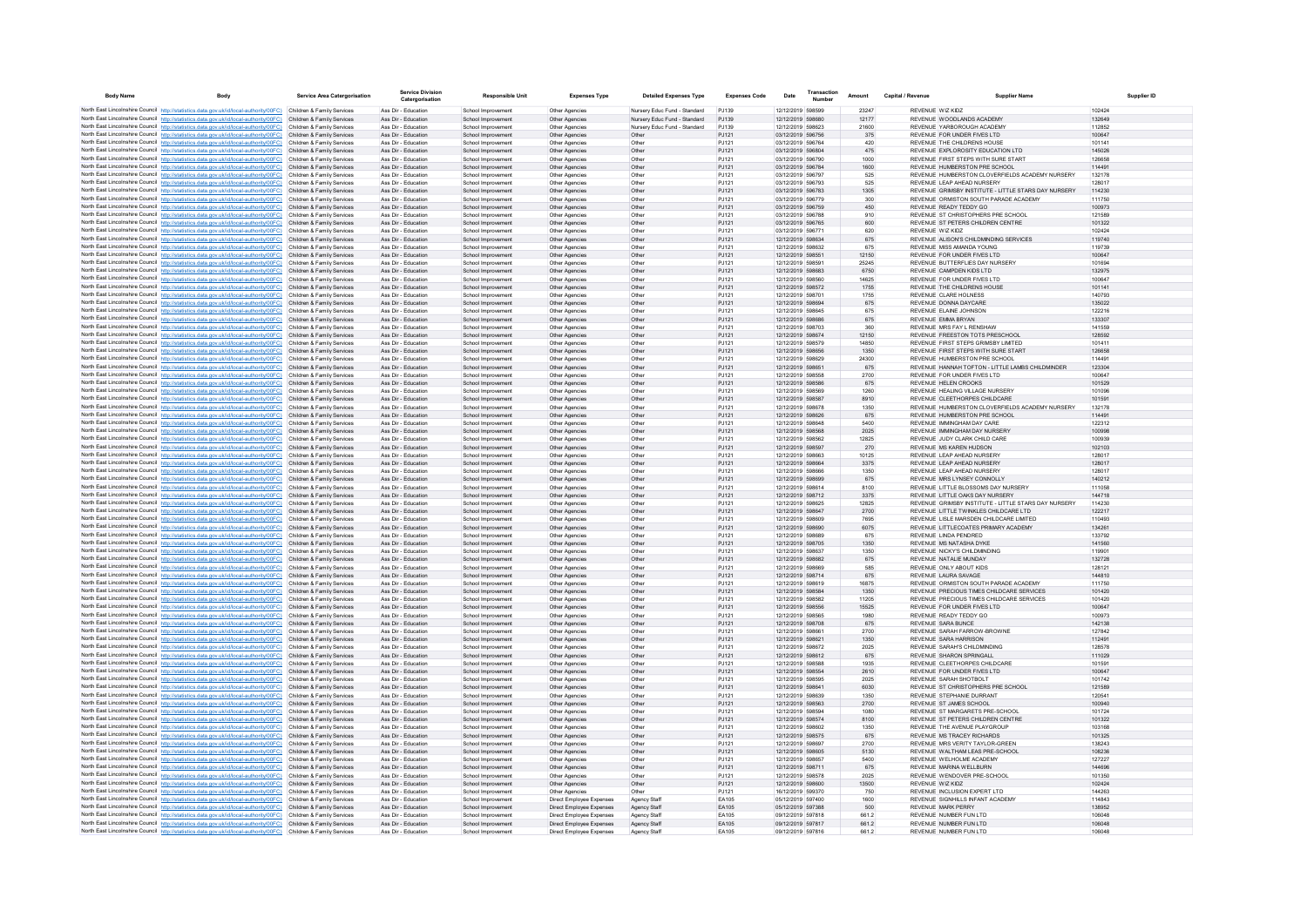| Body Name | Body | Service Area Catergorisation | Service Division Catergorisation | Responsible Unit | Expenses Type | Detailed Expenses Type | Expenses Code | Date | Transaction Number | Amount | Capital / Revenue | Supplier Name | Supplier ID |
|---|---|---|---|---|---|---|---|---|---|---|---|---|---|
| North East Lincolnshire Council | http://statistics.data.gov.uk/id/local-authority/00FC) | Children & Family Services | Ass Dir - Education | School Improvement | Other Agencies | Nursery Educ Fund - Standard | PJ139 | 12/12/2019 | 598599 | 23247 | REVENUE | WIZ KIDZ | 102424 |
| North East Lincolnshire Council | http://statistics.data.gov.uk/id/local-authority/00FC) | Children & Family Services | Ass Dir - Education | School Improvement | Other Agencies | Nursery Educ Fund - Standard | PJ139 | 12/12/2019 | 598680 | 12177 | REVENUE | WOODLANDS ACADEMY | 132649 |
| North East Lincolnshire Council | http://statistics.data.gov.uk/id/local-authority/00FC) | Children & Family Services | Ass Dir - Education | School Improvement | Other Agencies | Nursery Educ Fund - Standard | PJ139 | 12/12/2019 | 598623 | 21600 | REVENUE | YARBOROUGH ACADEMY | 112852 |
| North East Lincolnshire Council | http://statistics.data.gov.uk/id/local-authority/00FC) | Children & Family Services | Ass Dir - Education | School Improvement | Other Agencies | Other | PJ121 | 03/12/2019 | 596756 | 375 | REVENUE | FOR UNDER FIVES LTD | 100647 |
| North East Lincolnshire Council | http://statistics.data.gov.uk/id/local-authority/00FC) | Children & Family Services | Ass Dir - Education | School Improvement | Other Agencies | Other | PJ121 | 03/12/2019 | 596764 | 420 | REVENUE | THE CHILDRENS HOUSE | 101141 |
| North East Lincolnshire Council | http://statistics.data.gov.uk/id/local-authority/00FC) | Children & Family Services | Ass Dir - Education | School Improvement | Other Agencies | Other | PJ121 | 03/12/2019 | 596804 | 475 | REVENUE | EXPLOROSITY EDUCATION LTD | 145026 |
| North East Lincolnshire Council | http://statistics.data.gov.uk/id/local-authority/00FC) | Children & Family Services | Ass Dir - Education | School Improvement | Other Agencies | Other | PJ121 | 03/12/2019 | 596790 | 1000 | REVENUE | FIRST STEPS WITH SURE START | 126658 |
| North East Lincolnshire Council | http://statistics.data.gov.uk/id/local-authority/00FC) | Children & Family Services | Ass Dir - Education | School Improvement | Other Agencies | Other | PJ121 | 03/12/2019 | 596784 | 1600 | REVENUE | HUMBERSTON PRE SCHOOL | 114491 |
| North East Lincolnshire Council | http://statistics.data.gov.uk/id/local-authority/00FC) | Children & Family Services | Ass Dir - Education | School Improvement | Other Agencies | Other | PJ121 | 03/12/2019 | 596797 | 525 | REVENUE | HUMBERSTON CLOVERFIELDS ACADEMY NURSERY | 132178 |
| North East Lincolnshire Council | http://statistics.data.gov.uk/id/local-authority/00FC) | Children & Family Services | Ass Dir - Education | School Improvement | Other Agencies | Other | PJ121 | 03/12/2019 | 596793 | 525 | REVENUE | LEAP AHEAD NURSERY | 128017 |
| North East Lincolnshire Council | http://statistics.data.gov.uk/id/local-authority/00FC) | Children & Family Services | Ass Dir - Education | School Improvement | Other Agencies | Other | PJ121 | 03/12/2019 | 596783 | 1305 | REVENUE | GRIMSBY INSTITUTE - LITTLE STARS DAY NURSERY | 114230 |
| North East Lincolnshire Council | http://statistics.data.gov.uk/id/local-authority/00FC) | Children & Family Services | Ass Dir - Education | School Improvement | Other Agencies | Other | PJ121 | 03/12/2019 | 596779 | 300 | REVENUE | ORMISTON SOUTH PARADE ACADEMY | 111750 |
| North East Lincolnshire Council | http://statistics.data.gov.uk/id/local-authority/00FC) | Children & Family Services | Ass Dir - Education | School Improvement | Other Agencies | Other | PJ121 | 03/12/2019 | 596759 | 450 | REVENUE | READY TEDDY GO | 100973 |
| North East Lincolnshire Council | http://statistics.data.gov.uk/id/local-authority/00FC) | Children & Family Services | Ass Dir - Education | School Improvement | Other Agencies | Other | PJ121 | 03/12/2019 | 596788 | 910 | REVENUE | ST CHRISTOPHERS PRE SCHOOL | 121589 |
| North East Lincolnshire Council | http://statistics.data.gov.uk/id/local-authority/00FC) | Children & Family Services | Ass Dir - Education | School Improvement | Other Agencies | Other | PJ121 | 03/12/2019 | 596765 | 600 | REVENUE | ST PETERS CHILDREN CENTRE | 101322 |
| North East Lincolnshire Council | http://statistics.data.gov.uk/id/local-authority/00FC) | Children & Family Services | Ass Dir - Education | School Improvement | Other Agencies | Other | PJ121 | 03/12/2019 | 596771 | 620 | REVENUE | WIZ KIDZ | 102424 |
| North East Lincolnshire Council | http://statistics.data.gov.uk/id/local-authority/00FC) | Children & Family Services | Ass Dir - Education | School Improvement | Other Agencies | Other | PJ121 | 12/12/2019 | 598634 | 675 | REVENUE | ALISON'S CHILDMINDING SERVICES | 119740 |
| North East Lincolnshire Council | http://statistics.data.gov.uk/id/local-authority/00FC) | Children & Family Services | Ass Dir - Education | School Improvement | Other Agencies | Other | PJ121 | 12/12/2019 | 598632 | 675 | REVENUE | MISS AMANDA YOUNG | 119739 |
| North East Lincolnshire Council | http://statistics.data.gov.uk/id/local-authority/00FC) | Children & Family Services | Ass Dir - Education | School Improvement | Other Agencies | Other | PJ121 | 12/12/2019 | 598551 | 12150 | REVENUE | FOR UNDER FIVES LTD | 100647 |
| North East Lincolnshire Council | http://statistics.data.gov.uk/id/local-authority/00FC) | Children & Family Services | Ass Dir - Education | School Improvement | Other Agencies | Other | PJ121 | 12/12/2019 | 598591 | 25245 | REVENUE | BUTTERFLIES DAY NURSERY | 101694 |
| North East Lincolnshire Council | http://statistics.data.gov.uk/id/local-authority/00FC) | Children & Family Services | Ass Dir - Education | School Improvement | Other Agencies | Other | PJ121 | 12/12/2019 | 598683 | 6750 | REVENUE | CAMPDEN KIDS LTD | 132975 |
| North East Lincolnshire Council | http://statistics.data.gov.uk/id/local-authority/00FC) | Children & Family Services | Ass Dir - Education | School Improvement | Other Agencies | Other | PJ121 | 12/12/2019 | 598560 | 14625 | REVENUE | FOR UNDER FIVES LTD | 100647 |
| North East Lincolnshire Council | http://statistics.data.gov.uk/id/local-authority/00FC) | Children & Family Services | Ass Dir - Education | School Improvement | Other Agencies | Other | PJ121 | 12/12/2019 | 598572 | 1755 | REVENUE | THE CHILDRENS HOUSE | 101141 |
| North East Lincolnshire Council | http://statistics.data.gov.uk/id/local-authority/00FC) | Children & Family Services | Ass Dir - Education | School Improvement | Other Agencies | Other | PJ121 | 12/12/2019 | 598701 | 1755 | REVENUE | CLARE HOLNESS | 140793 |
| North East Lincolnshire Council | http://statistics.data.gov.uk/id/local-authority/00FC) | Children & Family Services | Ass Dir - Education | School Improvement | Other Agencies | Other | PJ121 | 12/12/2019 | 598694 | 675 | REVENUE | DONNA DAYCARE | 135022 |
| North East Lincolnshire Council | http://statistics.data.gov.uk/id/local-authority/00FC) | Children & Family Services | Ass Dir - Education | School Improvement | Other Agencies | Other | PJ121 | 12/12/2019 | 598645 | 675 | REVENUE | ELAINE JOHNSON | 122216 |
| North East Lincolnshire Council | http://statistics.data.gov.uk/id/local-authority/00FC) | Children & Family Services | Ass Dir - Education | School Improvement | Other Agencies | Other | PJ121 | 12/12/2019 | 598686 | 675 | REVENUE | EMMA BRYAN | 133307 |
| North East Lincolnshire Council | http://statistics.data.gov.uk/id/local-authority/00FC) | Children & Family Services | Ass Dir - Education | School Improvement | Other Agencies | Other | PJ121 | 12/12/2019 | 598703 | 360 | REVENUE | MRS FAY L RENSHAW | 141559 |
| North East Lincolnshire Council | http://statistics.data.gov.uk/id/local-authority/00FC) | Children & Family Services | Ass Dir - Education | School Improvement | Other Agencies | Other | PJ121 | 12/12/2019 | 598674 | 12150 | REVENUE | FREESTON TOTS PRESCHOOL | 128592 |
| North East Lincolnshire Council | http://statistics.data.gov.uk/id/local-authority/00FC) | Children & Family Services | Ass Dir - Education | School Improvement | Other Agencies | Other | PJ121 | 12/12/2019 | 598579 | 14850 | REVENUE | FIRST STEPS GRIMSBY LIMITED | 101411 |
| North East Lincolnshire Council | http://statistics.data.gov.uk/id/local-authority/00FC) | Children & Family Services | Ass Dir - Education | School Improvement | Other Agencies | Other | PJ121 | 12/12/2019 | 598656 | 1350 | REVENUE | FIRST STEPS WITH SURE START | 126658 |
| North East Lincolnshire Council | http://statistics.data.gov.uk/id/local-authority/00FC) | Children & Family Services | Ass Dir - Education | School Improvement | Other Agencies | Other | PJ121 | 12/12/2019 | 598629 | 24300 | REVENUE | HUMBERSTON PRE SCHOOL | 114491 |
| North East Lincolnshire Council | http://statistics.data.gov.uk/id/local-authority/00FC) | Children & Family Services | Ass Dir - Education | School Improvement | Other Agencies | Other | PJ121 | 12/12/2019 | 598651 | 675 | REVENUE | HANNAH TOFTON - LITTLE LAMBS CHILDMINDER | 123304 |
| North East Lincolnshire Council | http://statistics.data.gov.uk/id/local-authority/00FC) | Children & Family Services | Ass Dir - Education | School Improvement | Other Agencies | Other | PJ121 | 12/12/2019 | 598558 | 2700 | REVENUE | FOR UNDER FIVES LTD | 100647 |
| North East Lincolnshire Council | http://statistics.data.gov.uk/id/local-authority/00FC) | Children & Family Services | Ass Dir - Education | School Improvement | Other Agencies | Other | PJ121 | 12/12/2019 | 598586 | 675 | REVENUE | HELEN CROOKS | 101529 |
| North East Lincolnshire Council | http://statistics.data.gov.uk/id/local-authority/00FC) | Children & Family Services | Ass Dir - Education | School Improvement | Other Agencies | Other | PJ121 | 12/12/2019 | 598569 | 1260 | REVENUE | HEALING VILLAGE NURSERY | 101096 |
| North East Lincolnshire Council | http://statistics.data.gov.uk/id/local-authority/00FC) | Children & Family Services | Ass Dir - Education | School Improvement | Other Agencies | Other | PJ121 | 12/12/2019 | 598587 | 8910 | REVENUE | CLEETHORPES CHILDCARE | 101591 |
| North East Lincolnshire Council | http://statistics.data.gov.uk/id/local-authority/00FC) | Children & Family Services | Ass Dir - Education | School Improvement | Other Agencies | Other | PJ121 | 12/12/2019 | 598678 | 1350 | REVENUE | HUMBERSTON CLOVERFIELDS ACADEMY NURSERY | 132178 |
| North East Lincolnshire Council | http://statistics.data.gov.uk/id/local-authority/00FC) | Children & Family Services | Ass Dir - Education | School Improvement | Other Agencies | Other | PJ121 | 12/12/2019 | 598626 | 675 | REVENUE | HUMBERSTON PRE SCHOOL | 114491 |
| North East Lincolnshire Council | http://statistics.data.gov.uk/id/local-authority/00FC) | Children & Family Services | Ass Dir - Education | School Improvement | Other Agencies | Other | PJ121 | 12/12/2019 | 598648 | 5400 | REVENUE | IMMINGHAM DAY CARE | 122312 |
| North East Lincolnshire Council | http://statistics.data.gov.uk/id/local-authority/00FC) | Children & Family Services | Ass Dir - Education | School Improvement | Other Agencies | Other | PJ121 | 12/12/2019 | 598568 | 2025 | REVENUE | IMMINGHAM DAY NURSERY | 100998 |
| North East Lincolnshire Council | http://statistics.data.gov.uk/id/local-authority/00FC) | Children & Family Services | Ass Dir - Education | School Improvement | Other Agencies | Other | PJ121 | 12/12/2019 | 598562 | 12825 | REVENUE | JUDY CLARK CHILD CARE | 100939 |
| North East Lincolnshire Council | http://statistics.data.gov.uk/id/local-authority/00FC) | Children & Family Services | Ass Dir - Education | School Improvement | Other Agencies | Other | PJ121 | 12/12/2019 | 598597 | 270 | REVENUE | MS KAREN HUDSON | 102103 |
| North East Lincolnshire Council | http://statistics.data.gov.uk/id/local-authority/00FC) | Children & Family Services | Ass Dir - Education | School Improvement | Other Agencies | Other | PJ121 | 12/12/2019 | 598663 | 10125 | REVENUE | LEAP AHEAD NURSERY | 128017 |
| North East Lincolnshire Council | http://statistics.data.gov.uk/id/local-authority/00FC) | Children & Family Services | Ass Dir - Education | School Improvement | Other Agencies | Other | PJ121 | 12/12/2019 | 598664 | 3375 | REVENUE | LEAP AHEAD NURSERY | 128017 |
| North East Lincolnshire Council | http://statistics.data.gov.uk/id/local-authority/00FC) | Children & Family Services | Ass Dir - Education | School Improvement | Other Agencies | Other | PJ121 | 12/12/2019 | 598666 | 1350 | REVENUE | LEAP AHEAD NURSERY | 128017 |
| North East Lincolnshire Council | http://statistics.data.gov.uk/id/local-authority/00FC) | Children & Family Services | Ass Dir - Education | School Improvement | Other Agencies | Other | PJ121 | 12/12/2019 | 598699 | 675 | REVENUE | MRS LYNSEY CONNOLLY | 140212 |
| North East Lincolnshire Council | http://statistics.data.gov.uk/id/local-authority/00FC) | Children & Family Services | Ass Dir - Education | School Improvement | Other Agencies | Other | PJ121 | 12/12/2019 | 598614 | 8100 | REVENUE | LITTLE BLOSSOMS DAY NURSERY | 111058 |
| North East Lincolnshire Council | http://statistics.data.gov.uk/id/local-authority/00FC) | Children & Family Services | Ass Dir - Education | School Improvement | Other Agencies | Other | PJ121 | 12/12/2019 | 598712 | 3375 | REVENUE | LITTLE OAKS DAY NURSERY | 144718 |
| North East Lincolnshire Council | http://statistics.data.gov.uk/id/local-authority/00FC) | Children & Family Services | Ass Dir - Education | School Improvement | Other Agencies | Other | PJ121 | 12/12/2019 | 598625 | 12825 | REVENUE | GRIMSBY INSTITUTE - LITTLE STARS DAY NURSERY | 114230 |
| North East Lincolnshire Council | http://statistics.data.gov.uk/id/local-authority/00FC) | Children & Family Services | Ass Dir - Education | School Improvement | Other Agencies | Other | PJ121 | 12/12/2019 | 598647 | 2700 | REVENUE | LITTLE TWINKLES CHILDCARE LTD | 122217 |
| North East Lincolnshire Council | http://statistics.data.gov.uk/id/local-authority/00FC) | Children & Family Services | Ass Dir - Education | School Improvement | Other Agencies | Other | PJ121 | 12/12/2019 | 598609 | 7695 | REVENUE | LISLE MARSDEN CHILDCARE LIMITED | 110493 |
| North East Lincolnshire Council | http://statistics.data.gov.uk/id/local-authority/00FC) | Children & Family Services | Ass Dir - Education | School Improvement | Other Agencies | Other | PJ121 | 12/12/2019 | 598690 | 6075 | REVENUE | LITTLECOATES PRIMARY ACADEMY | 134261 |
| North East Lincolnshire Council | http://statistics.data.gov.uk/id/local-authority/00FC) | Children & Family Services | Ass Dir - Education | School Improvement | Other Agencies | Other | PJ121 | 12/12/2019 | 598689 | 675 | REVENUE | LINDA PENDRED | 133792 |
| North East Lincolnshire Council | http://statistics.data.gov.uk/id/local-authority/00FC) | Children & Family Services | Ass Dir - Education | School Improvement | Other Agencies | Other | PJ121 | 12/12/2019 | 598705 | 1350 | REVENUE | MS NATASHA DYKE | 141560 |
| North East Lincolnshire Council | http://statistics.data.gov.uk/id/local-authority/00FC) | Children & Family Services | Ass Dir - Education | School Improvement | Other Agencies | Other | PJ121 | 12/12/2019 | 598637 | 1350 | REVENUE | NICKY'S CHILDMINDING | 119901 |
| North East Lincolnshire Council | http://statistics.data.gov.uk/id/local-authority/00FC) | Children & Family Services | Ass Dir - Education | School Improvement | Other Agencies | Other | PJ121 | 12/12/2019 | 598682 | 675 | REVENUE | NATALIE MUNDAY | 132728 |
| North East Lincolnshire Council | http://statistics.data.gov.uk/id/local-authority/00FC) | Children & Family Services | Ass Dir - Education | School Improvement | Other Agencies | Other | PJ121 | 12/12/2019 | 598669 | 585 | REVENUE | ONLY ABOUT KIDS | 128121 |
| North East Lincolnshire Council | http://statistics.data.gov.uk/id/local-authority/00FC) | Children & Family Services | Ass Dir - Education | School Improvement | Other Agencies | Other | PJ121 | 12/12/2019 | 598714 | 675 | REVENUE | LAURA SAVAGE | 144810 |
| North East Lincolnshire Council | http://statistics.data.gov.uk/id/local-authority/00FC) | Children & Family Services | Ass Dir - Education | School Improvement | Other Agencies | Other | PJ121 | 12/12/2019 | 598619 | 16875 | REVENUE | ORMISTON SOUTH PARADE ACADEMY | 111750 |
| North East Lincolnshire Council | http://statistics.data.gov.uk/id/local-authority/00FC) | Children & Family Services | Ass Dir - Education | School Improvement | Other Agencies | Other | PJ121 | 12/12/2019 | 598584 | 1350 | REVENUE | PRECIOUS TIMES CHILDCARE SERVICES | 101420 |
| North East Lincolnshire Council | http://statistics.data.gov.uk/id/local-authority/00FC) | Children & Family Services | Ass Dir - Education | School Improvement | Other Agencies | Other | PJ121 | 12/12/2019 | 598582 | 11205 | REVENUE | PRECIOUS TIMES CHILDCARE SERVICES | 101420 |
| North East Lincolnshire Council | http://statistics.data.gov.uk/id/local-authority/00FC) | Children & Family Services | Ass Dir - Education | School Improvement | Other Agencies | Other | PJ121 | 12/12/2019 | 598556 | 15525 | REVENUE | FOR UNDER FIVES LTD | 100647 |
| North East Lincolnshire Council | http://statistics.data.gov.uk/id/local-authority/00FC) | Children & Family Services | Ass Dir - Education | School Improvement | Other Agencies | Other | PJ121 | 12/12/2019 | 598565 | 1980 | REVENUE | READY TEDDY GO | 100973 |
| North East Lincolnshire Council | http://statistics.data.gov.uk/id/local-authority/00FC) | Children & Family Services | Ass Dir - Education | School Improvement | Other Agencies | Other | PJ121 | 12/12/2019 | 598708 | 675 | REVENUE | SARA BUNCE | 142138 |
| North East Lincolnshire Council | http://statistics.data.gov.uk/id/local-authority/00FC) | Children & Family Services | Ass Dir - Education | School Improvement | Other Agencies | Other | PJ121 | 12/12/2019 | 598661 | 2700 | REVENUE | SARAH FARROW-BROWNE | 127842 |
| North East Lincolnshire Council | http://statistics.data.gov.uk/id/local-authority/00FC) | Children & Family Services | Ass Dir - Education | School Improvement | Other Agencies | Other | PJ121 | 12/12/2019 | 598621 | 1350 | REVENUE | SARA HARRISON | 112491 |
| North East Lincolnshire Council | http://statistics.data.gov.uk/id/local-authority/00FC) | Children & Family Services | Ass Dir - Education | School Improvement | Other Agencies | Other | PJ121 | 12/12/2019 | 598672 | 2025 | REVENUE | SARAH'S CHILDMINDING | 128578 |
| North East Lincolnshire Council | http://statistics.data.gov.uk/id/local-authority/00FC) | Children & Family Services | Ass Dir - Education | School Improvement | Other Agencies | Other | PJ121 | 12/12/2019 | 598612 | 675 | REVENUE | SHARON SPRINGALL | 111029 |
| North East Lincolnshire Council | http://statistics.data.gov.uk/id/local-authority/00FC) | Children & Family Services | Ass Dir - Education | School Improvement | Other Agencies | Other | PJ121 | 12/12/2019 | 598588 | 1935 | REVENUE | CLEETHORPES CHILDCARE | 101591 |
| North East Lincolnshire Council | http://statistics.data.gov.uk/id/local-authority/00FC) | Children & Family Services | Ass Dir - Education | School Improvement | Other Agencies | Other | PJ121 | 12/12/2019 | 598554 | 2610 | REVENUE | FOR UNDER FIVES LTD | 100647 |
| North East Lincolnshire Council | http://statistics.data.gov.uk/id/local-authority/00FC) | Children & Family Services | Ass Dir - Education | School Improvement | Other Agencies | Other | PJ121 | 12/12/2019 | 598595 | 2025 | REVENUE | SARAH SHOTBOLT | 101742 |
| North East Lincolnshire Council | http://statistics.data.gov.uk/id/local-authority/00FC) | Children & Family Services | Ass Dir - Education | School Improvement | Other Agencies | Other | PJ121 | 12/12/2019 | 598641 | 6030 | REVENUE | ST CHRISTOPHERS PRE SCHOOL | 121589 |
| North East Lincolnshire Council | http://statistics.data.gov.uk/id/local-authority/00FC) | Children & Family Services | Ass Dir - Education | School Improvement | Other Agencies | Other | PJ121 | 12/12/2019 | 598639 | 1350 | REVENUE | STEPHANIE DURRANT | 120541 |
| North East Lincolnshire Council | http://statistics.data.gov.uk/id/local-authority/00FC) | Children & Family Services | Ass Dir - Education | School Improvement | Other Agencies | Other | PJ121 | 12/12/2019 | 598563 | 2700 | REVENUE | ST JAMES SCHOOL | 100940 |
| North East Lincolnshire Council | http://statistics.data.gov.uk/id/local-authority/00FC) | Children & Family Services | Ass Dir - Education | School Improvement | Other Agencies | Other | PJ121 | 12/12/2019 | 598594 | 1080 | REVENUE | ST MARGARETS PRE-SCHOOL | 101724 |
| North East Lincolnshire Council | http://statistics.data.gov.uk/id/local-authority/00FC) | Children & Family Services | Ass Dir - Education | School Improvement | Other Agencies | Other | PJ121 | 12/12/2019 | 598574 | 8100 | REVENUE | ST PETERS CHILDREN CENTRE | 101322 |
| North East Lincolnshire Council | http://statistics.data.gov.uk/id/local-authority/00FC) | Children & Family Services | Ass Dir - Education | School Improvement | Other Agencies | Other | PJ121 | 12/12/2019 | 598602 | 1350 | REVENUE | THE AVENUE PLAYGROUP | 103168 |
| North East Lincolnshire Council | http://statistics.data.gov.uk/id/local-authority/00FC) | Children & Family Services | Ass Dir - Education | School Improvement | Other Agencies | Other | PJ121 | 12/12/2019 | 598575 | 675 | REVENUE | MS TRACEY RICHARDS | 101325 |
| North East Lincolnshire Council | http://statistics.data.gov.uk/id/local-authority/00FC) | Children & Family Services | Ass Dir - Education | School Improvement | Other Agencies | Other | PJ121 | 12/12/2019 | 598697 | 2700 | REVENUE | MRS VERITY TAYLOR-GREEN | 138243 |
| North East Lincolnshire Council | http://statistics.data.gov.uk/id/local-authority/00FC) | Children & Family Services | Ass Dir - Education | School Improvement | Other Agencies | Other | PJ121 | 12/12/2019 | 598605 | 5130 | REVENUE | WALTHAM LEAS PRE-SCHOOL | 108236 |
| North East Lincolnshire Council | http://statistics.data.gov.uk/id/local-authority/00FC) | Children & Family Services | Ass Dir - Education | School Improvement | Other Agencies | Other | PJ121 | 12/12/2019 | 598657 | 5400 | REVENUE | WELHOLME ACADEMY | 127227 |
| North East Lincolnshire Council | http://statistics.data.gov.uk/id/local-authority/00FC) | Children & Family Services | Ass Dir - Education | School Improvement | Other Agencies | Other | PJ121 | 12/12/2019 | 598711 | 675 | REVENUE | MARINA WELLBURN | 144696 |
| North East Lincolnshire Council | http://statistics.data.gov.uk/id/local-authority/00FC) | Children & Family Services | Ass Dir - Education | School Improvement | Other Agencies | Other | PJ121 | 12/12/2019 | 598578 | 2025 | REVENUE | WENDOVER PRE-SCHOOL | 101350 |
| North East Lincolnshire Council | http://statistics.data.gov.uk/id/local-authority/00FC) | Children & Family Services | Ass Dir - Education | School Improvement | Other Agencies | Other | PJ121 | 12/12/2019 | 598600 | 13500 | REVENUE | WIZ KIDZ | 102424 |
| North East Lincolnshire Council | http://statistics.data.gov.uk/id/local-authority/00FC) | Children & Family Services | Ass Dir - Education | School Improvement | Other Agencies | Other | PJ121 | 16/12/2019 | 599370 | 750 | REVENUE | INCLUSION EXPERT LTD | 144263 |
| North East Lincolnshire Council | http://statistics.data.gov.uk/id/local-authority/00FC) | Children & Family Services | Ass Dir - Education | School Improvement | Direct Employee Expenses | Agency Staff | EA105 | 05/12/2019 | 597400 | 1600 | REVENUE | SIGNHILLS INFANT ACADEMY | 114843 |
| North East Lincolnshire Council | http://statistics.data.gov.uk/id/local-authority/00FC) | Children & Family Services | Ass Dir - Education | School Improvement | Direct Employee Expenses | Agency Staff | EA105 | 05/12/2019 | 597388 | 500 | REVENUE | MARK PERRY | 138952 |
| North East Lincolnshire Council | http://statistics.data.gov.uk/id/local-authority/00FC) | Children & Family Services | Ass Dir - Education | School Improvement | Direct Employee Expenses | Agency Staff | EA105 | 09/12/2019 | 597818 | 661.2 | REVENUE | NUMBER FUN LTD | 106048 |
| North East Lincolnshire Council | http://statistics.data.gov.uk/id/local-authority/00FC) | Children & Family Services | Ass Dir - Education | School Improvement | Direct Employee Expenses | Agency Staff | EA105 | 09/12/2019 | 597817 | 661.2 | REVENUE | NUMBER FUN LTD | 106048 |
| North East Lincolnshire Council | http://statistics.data.gov.uk/id/local-authority/00FC) | Children & Family Services | Ass Dir - Education | School Improvement | Direct Employee Expenses | Agency Staff | EA105 | 09/12/2019 | 597816 | 661.2 | REVENUE | NUMBER FUN LTD | 106048 |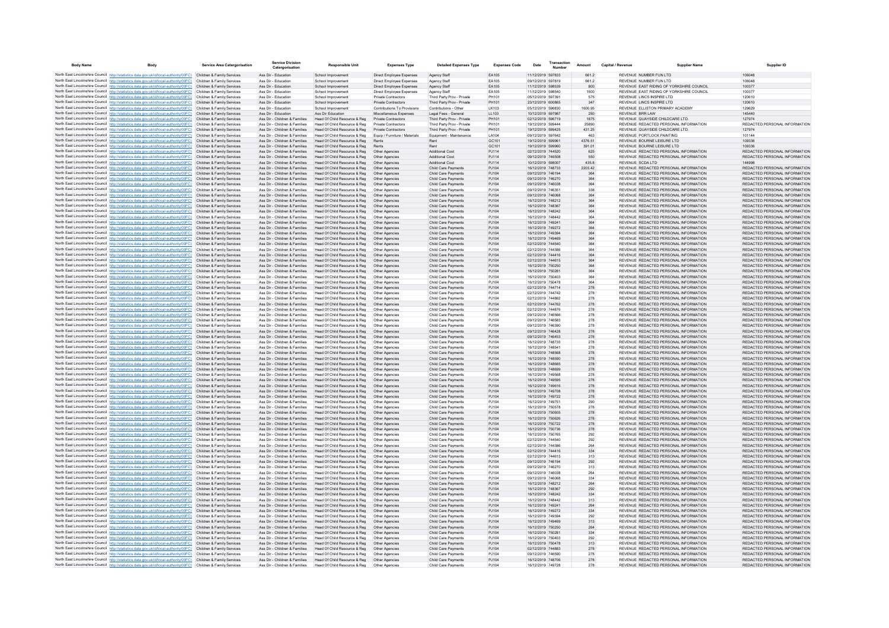| Body Name | Body | Service Area Catergorisation | Service Division Catergorisation | Responsible Unit | Expenses Type | Detailed Expenses Type | Expenses Code | Date | Transaction Number | Amount | Capital / Revenue | Supplier Name | Supplier ID |
|---|---|---|---|---|---|---|---|---|---|---|---|---|---|
| North East Lincolnshire Council | http://statistics.data.gov.uk/id/local-authority/00FC) | Children & Family Services | Ass Dir - Education | School Improvement | Direct Employee Expenses | Agency Staff | EA105 | 11/12/2019 | 597833 | 661.2 | REVENUE | NUMBER FUN LTD | 106048 |
| North East Lincolnshire Council | http://statistics.data.gov.uk/id/local-authority/00FC) | Children & Family Services | Ass Dir - Education | School Improvement | Direct Employee Expenses | Agency Staff | EA105 | 09/12/2019 | 597819 | 661.2 | REVENUE | NUMBER FUN LTD | 106048 |
| North East Lincolnshire Council | http://statistics.data.gov.uk/id/local-authority/00FC) | Children & Family Services | Ass Dir - Education | School Improvement | Direct Employee Expenses | Agency Staff | EA105 | 11/12/2019 | 598539 | 800 | REVENUE | EAST RIDING OF YORKSHIRE COUNCIL | 100377 |
| North East Lincolnshire Council | http://statistics.data.gov.uk/id/local-authority/00FC) | Children & Family Services | Ass Dir - Education | School Improvement | Direct Employee Expenses | Agency Staff | EA105 | 11/12/2019 | 598540 | 1500 | REVENUE | EAST RIDING OF YORKSHIRE COUNCIL | 100377 |
| North East Lincolnshire Council | http://statistics.data.gov.uk/id/local-authority/00FC) | Children & Family Services | Ass Dir - Education | School Improvement | Private Contractors | Third Party Prov - Private | PH101 | 05/12/2019 | 597391 | 575 | REVENUE | LINCS INSPIRE LTD | 120610 |
| North East Lincolnshire Council | http://statistics.data.gov.uk/id/local-authority/00FC) | Children & Family Services | Ass Dir - Education | School Improvement | Private Contractors | Third Party Prov - Private | PH101 | 23/12/2019 | 600865 | 347 | REVENUE | LINCS INSPIRE LTD | 120610 |
| North East Lincolnshire Council | http://statistics.data.gov.uk/id/local-authority/00FC) | Children & Family Services | Ass Dir - Education | School Improvement | Contributions To Provisions | Contributions - Other | LK103 | 05/12/2019 | 596830 | 1600.95 | REVENUE | ELLISTON PRIMARY ACADEMY | 129629 |
| North East Lincolnshire Council | http://statistics.data.gov.uk/id/local-authority/00FC) | Children & Family Services | Ass Dir - Education | Ass Dir Education | Miscellaneous Expenses | Legal Fees - General | LL103 | 10/12/2019 | 597987 | 250 | REVENUE | BRR LAW | 145440 |
| North East Lincolnshire Council | http://statistics.data.gov.uk/id/local-authority/00FC) | Children & Family Services | Ass Dir - Children & Families | Head Of Child Resource & Reg | Private Contractors | Third Party Prov - Private | PH101 | 02/12/2019 | 596719 | 1875 | REVENUE | QUAYSIDE CHILDCARE LTD. | 127974 |
| North East Lincolnshire Council | http://statistics.data.gov.uk/id/local-authority/00FC) | Children & Family Services | Ass Dir - Children & Families | Head Of Child Resource & Reg | Private Contractors | Third Party Prov - Private | PH101 | 19/12/2019 | 599444 | 25890 | REVENUE | REDACTED PERSONAL INFORMATION | REDACTED PERSONAL INFORMATION |
| North East Lincolnshire Council | http://statistics.data.gov.uk/id/local-authority/00FC) | Children & Family Services | Ass Dir - Children & Families | Head Of Child Resource & Reg | Private Contractors | Third Party Prov - Private | PH101 | 19/12/2019 | 599425 | 431.25 | REVENUE | QUAYSIDE CHILDCARE LTD. | 127974 |
| North East Lincolnshire Council | http://statistics.data.gov.uk/id/local-authority/00FC) | Children & Family Services | Ass Dir - Children & Families | Head Of Child Resource & Reg | Equip / Furniture / Materials | Equipment - Maintenance | LA104 | 09/12/2019 | 597642 | 463 | REVENUE | PORTLOCK PAINTING | 101144 |
| North East Lincolnshire Council | http://statistics.data.gov.uk/id/local-authority/00FC) | Children & Family Services | Ass Dir - Children & Families | Head Of Child Resource & Reg | Rents | Rent | GC101 | 19/12/2019 | 599961 | 4376.51 | REVENUE | BOURNE LEISURE LTD | 109336 |
| North East Lincolnshire Council | http://statistics.data.gov.uk/id/local-authority/00FC) | Children & Family Services | Ass Dir - Children & Families | Head Of Child Resource & Reg | Rents | Rent | GC101 | 19/12/2019 | 599960 | 391.01 | REVENUE | BOURNE LEISURE LTD | 109336 |
| North East Lincolnshire Council | http://statistics.data.gov.uk/id/local-authority/00FC) | Children & Family Services | Ass Dir - Children & Families | Head Of Child Resource & Reg | Other Agencies | Additional Cost | PJ114 | 02/12/2019 | 744520 | 625 | REVENUE | REDACTED PERSONAL INFORMATION | REDACTED PERSONAL INFORMATION |
| North East Lincolnshire Council | http://statistics.data.gov.uk/id/local-authority/00FC) | Children & Family Services | Ass Dir - Children & Families | Head Of Child Resource & Reg | Other Agencies | Additional Cost | PJ114 | 09/12/2019 | 746508 | 550 | REVENUE | REDACTED PERSONAL INFORMATION | REDACTED PERSONAL INFORMATION |
| North East Lincolnshire Council | http://statistics.data.gov.uk/id/local-authority/00FC) | Children & Family Services | Ass Dir - Children & Families | Head Of Child Resource & Reg | Other Agencies | Additional Cost | PJ114 | 10/12/2019 | 598007 | 435.8 | REVENUE | SCDA LTD | 144998 |
| North East Lincolnshire Council | http://statistics.data.gov.uk/id/local-authority/00FC) | Children & Family Services | Ass Dir - Children & Families | Head Of Child Resource & Reg | Other Agencies | Child Care Payments | PJ104 | 16/12/2019 | 748733 | 2203.42 | REVENUE | REDACTED PERSONAL INFORMATION | REDACTED PERSONAL INFORMATION |
| North East Lincolnshire Council | http://statistics.data.gov.uk/id/local-authority/00FC) | Children & Family Services | Ass Dir - Children & Families | Head Of Child Resource & Reg | Other Agencies | Child Care Payments | PJ104 | 09/12/2019 | 746194 | 364 | REVENUE | REDACTED PERSONAL INFORMATION | REDACTED PERSONAL INFORMATION |
| North East Lincolnshire Council | http://statistics.data.gov.uk/id/local-authority/00FC) | Children & Family Services | Ass Dir - Children & Families | Head Of Child Resource & Reg | Other Agencies | Child Care Payments | PJ104 | 09/12/2019 | 746270 | 364 | REVENUE | REDACTED PERSONAL INFORMATION | REDACTED PERSONAL INFORMATION |
| North East Lincolnshire Council | http://statistics.data.gov.uk/id/local-authority/00FC) | Children & Family Services | Ass Dir - Children & Families | Head Of Child Resource & Reg | Other Agencies | Child Care Payments | PJ104 | 09/12/2019 | 746038 | 364 | REVENUE | REDACTED PERSONAL INFORMATION | REDACTED PERSONAL INFORMATION |
| North East Lincolnshire Council | http://statistics.data.gov.uk/id/local-authority/00FC) | Children & Family Services | Ass Dir - Children & Families | Head Of Child Resource & Reg | Other Agencies | Child Care Payments | PJ104 | 09/12/2019 | 746351 | 338 | REVENUE | REDACTED PERSONAL INFORMATION | REDACTED PERSONAL INFORMATION |
| North East Lincolnshire Council | http://statistics.data.gov.uk/id/local-authority/00FC) | Children & Family Services | Ass Dir - Children & Families | Head Of Child Resource & Reg | Other Agencies | Child Care Payments | PJ104 | 09/12/2019 | 746068 | 364 | REVENUE | REDACTED PERSONAL INFORMATION | REDACTED PERSONAL INFORMATION |
| North East Lincolnshire Council | http://statistics.data.gov.uk/id/local-authority/00FC) | Children & Family Services | Ass Dir - Children & Families | Head Of Child Resource & Reg | Other Agencies | Child Care Payments | PJ104 | 16/12/2019 | 748212 | 364 | REVENUE | REDACTED PERSONAL INFORMATION | REDACTED PERSONAL INFORMATION |
| North East Lincolnshire Council | http://statistics.data.gov.uk/id/local-authority/00FC) | Children & Family Services | Ass Dir - Children & Families | Head Of Child Resource & Reg | Other Agencies | Child Care Payments | PJ104 | 16/12/2019 | 748367 | 364 | REVENUE | REDACTED PERSONAL INFORMATION | REDACTED PERSONAL INFORMATION |
| North East Lincolnshire Council | http://statistics.data.gov.uk/id/local-authority/00FC) | Children & Family Services | Ass Dir - Children & Families | Head Of Child Resource & Reg | Other Agencies | Child Care Payments | PJ104 | 16/12/2019 | 748242 | 364 | REVENUE | REDACTED PERSONAL INFORMATION | REDACTED PERSONAL INFORMATION |
| North East Lincolnshire Council | http://statistics.data.gov.uk/id/local-authority/00FC) | Children & Family Services | Ass Dir - Children & Families | Head Of Child Resource & Reg | Other Agencies | Child Care Payments | PJ104 | 16/12/2019 | 748442 | 364 | REVENUE | REDACTED PERSONAL INFORMATION | REDACTED PERSONAL INFORMATION |
| North East Lincolnshire Council | http://statistics.data.gov.uk/id/local-authority/00FC) | Children & Family Services | Ass Dir - Children & Families | Head Of Child Resource & Reg | Other Agencies | Child Care Payments | PJ104 | 16/12/2019 | 749241 | 364 | REVENUE | REDACTED PERSONAL INFORMATION | REDACTED PERSONAL INFORMATION |
| North East Lincolnshire Council | http://statistics.data.gov.uk/id/local-authority/00FC) | Children & Family Services | Ass Dir - Children & Families | Head Of Child Resource & Reg | Other Agencies | Child Care Payments | PJ104 | 16/12/2019 | 749272 | 364 | REVENUE | REDACTED PERSONAL INFORMATION | REDACTED PERSONAL INFORMATION |
| North East Lincolnshire Council | http://statistics.data.gov.uk/id/local-authority/00FC) | Children & Family Services | Ass Dir - Children & Families | Head Of Child Resource & Reg | Other Agencies | Child Care Payments | PJ104 | 16/12/2019 | 749394 | 364 | REVENUE | REDACTED PERSONAL INFORMATION | REDACTED PERSONAL INFORMATION |
| North East Lincolnshire Council | http://statistics.data.gov.uk/id/local-authority/00FC) | Children & Family Services | Ass Dir - Children & Families | Head Of Child Resource & Reg | Other Agencies | Child Care Payments | PJ104 | 16/12/2019 | 749469 | 364 | REVENUE | REDACTED PERSONAL INFORMATION | REDACTED PERSONAL INFORMATION |
| North East Lincolnshire Council | http://statistics.data.gov.uk/id/local-authority/00FC) | Children & Family Services | Ass Dir - Children & Families | Head Of Child Resource & Reg | Other Agencies | Child Care Payments | PJ104 | 02/12/2019 | 744540 | 364 | REVENUE | REDACTED PERSONAL INFORMATION | REDACTED PERSONAL INFORMATION |
| North East Lincolnshire Council | http://statistics.data.gov.uk/id/local-authority/00FC) | Children & Family Services | Ass Dir - Children & Families | Head Of Child Resource & Reg | Other Agencies | Child Care Payments | PJ104 | 02/12/2019 | 744386 | 364 | REVENUE | REDACTED PERSONAL INFORMATION | REDACTED PERSONAL INFORMATION |
| North East Lincolnshire Council | http://statistics.data.gov.uk/id/local-authority/00FC) | Children & Family Services | Ass Dir - Children & Families | Head Of Child Resource & Reg | Other Agencies | Child Care Payments | PJ104 | 02/12/2019 | 744416 | 364 | REVENUE | REDACTED PERSONAL INFORMATION | REDACTED PERSONAL INFORMATION |
| North East Lincolnshire Council | http://statistics.data.gov.uk/id/local-authority/00FC) | Children & Family Services | Ass Dir - Children & Families | Head Of Child Resource & Reg | Other Agencies | Child Care Payments | PJ104 | 02/12/2019 | 744615 | 364 | REVENUE | REDACTED PERSONAL INFORMATION | REDACTED PERSONAL INFORMATION |
| North East Lincolnshire Council | http://statistics.data.gov.uk/id/local-authority/00FC) | Children & Family Services | Ass Dir - Children & Families | Head Of Child Resource & Reg | Other Agencies | Child Care Payments | PJ104 | 16/12/2019 | 750250 | 364 | REVENUE | REDACTED PERSONAL INFORMATION | REDACTED PERSONAL INFORMATION |
| North East Lincolnshire Council | http://statistics.data.gov.uk/id/local-authority/00FC) | Children & Family Services | Ass Dir - Children & Families | Head Of Child Resource & Reg | Other Agencies | Child Care Payments | PJ104 | 16/12/2019 | 750281 | 364 | REVENUE | REDACTED PERSONAL INFORMATION | REDACTED PERSONAL INFORMATION |
| North East Lincolnshire Council | http://statistics.data.gov.uk/id/local-authority/00FC) | Children & Family Services | Ass Dir - Children & Families | Head Of Child Resource & Reg | Other Agencies | Child Care Payments | PJ104 | 16/12/2019 | 750403 | 364 | REVENUE | REDACTED PERSONAL INFORMATION | REDACTED PERSONAL INFORMATION |
| North East Lincolnshire Council | http://statistics.data.gov.uk/id/local-authority/00FC) | Children & Family Services | Ass Dir - Children & Families | Head Of Child Resource & Reg | Other Agencies | Child Care Payments | PJ104 | 16/12/2019 | 750478 | 364 | REVENUE | REDACTED PERSONAL INFORMATION | REDACTED PERSONAL INFORMATION |
| North East Lincolnshire Council | http://statistics.data.gov.uk/id/local-authority/00FC) | Children & Family Services | Ass Dir - Children & Families | Head Of Child Resource & Reg | Other Agencies | Child Care Payments | PJ104 | 02/12/2019 | 744714 | 278 | REVENUE | REDACTED PERSONAL INFORMATION | REDACTED PERSONAL INFORMATION |
| North East Lincolnshire Council | http://statistics.data.gov.uk/id/local-authority/00FC) | Children & Family Services | Ass Dir - Children & Families | Head Of Child Resource & Reg | Other Agencies | Child Care Payments | PJ104 | 02/12/2019 | 744742 | 278 | REVENUE | REDACTED PERSONAL INFORMATION | REDACTED PERSONAL INFORMATION |
| North East Lincolnshire Council | http://statistics.data.gov.uk/id/local-authority/00FC) | Children & Family Services | Ass Dir - Children & Families | Head Of Child Resource & Reg | Other Agencies | Child Care Payments | PJ104 | 02/12/2019 | 744862 | 278 | REVENUE | REDACTED PERSONAL INFORMATION | REDACTED PERSONAL INFORMATION |
| North East Lincolnshire Council | http://statistics.data.gov.uk/id/local-authority/00FC) | Children & Family Services | Ass Dir - Children & Families | Head Of Child Resource & Reg | Other Agencies | Child Care Payments | PJ104 | 02/12/2019 | 744762 | 278 | REVENUE | REDACTED PERSONAL INFORMATION | REDACTED PERSONAL INFORMATION |
| North East Lincolnshire Council | http://statistics.data.gov.uk/id/local-authority/00FC) | Children & Family Services | Ass Dir - Children & Families | Head Of Child Resource & Reg | Other Agencies | Child Care Payments | PJ104 | 02/12/2019 | 744876 | 278 | REVENUE | REDACTED PERSONAL INFORMATION | REDACTED PERSONAL INFORMATION |
| North East Lincolnshire Council | http://statistics.data.gov.uk/id/local-authority/00FC) | Children & Family Services | Ass Dir - Children & Families | Head Of Child Resource & Reg | Other Agencies | Child Care Payments | PJ104 | 09/12/2019 | 746566 | 278 | REVENUE | REDACTED PERSONAL INFORMATION | REDACTED PERSONAL INFORMATION |
| North East Lincolnshire Council | http://statistics.data.gov.uk/id/local-authority/00FC) | Children & Family Services | Ass Dir - Children & Families | Head Of Child Resource & Reg | Other Agencies | Child Care Payments | PJ104 | 09/12/2019 | 746583 | 278 | REVENUE | REDACTED PERSONAL INFORMATION | REDACTED PERSONAL INFORMATION |
| North East Lincolnshire Council | http://statistics.data.gov.uk/id/local-authority/00FC) | Children & Family Services | Ass Dir - Children & Families | Head Of Child Resource & Reg | Other Agencies | Child Care Payments | PJ104 | 09/12/2019 | 746390 | 278 | REVENUE | REDACTED PERSONAL INFORMATION | REDACTED PERSONAL INFORMATION |
| North East Lincolnshire Council | http://statistics.data.gov.uk/id/local-authority/00FC) | Children & Family Services | Ass Dir - Children & Families | Head Of Child Resource & Reg | Other Agencies | Child Care Payments | PJ104 | 09/12/2019 | 746428 | 278 | REVENUE | REDACTED PERSONAL INFORMATION | REDACTED PERSONAL INFORMATION |
| North East Lincolnshire Council | http://statistics.data.gov.uk/id/local-authority/00FC) | Children & Family Services | Ass Dir - Children & Families | Head Of Child Resource & Reg | Other Agencies | Child Care Payments | PJ104 | 09/12/2019 | 746453 | 278 | REVENUE | REDACTED PERSONAL INFORMATION | REDACTED PERSONAL INFORMATION |
| North East Lincolnshire Council | http://statistics.data.gov.uk/id/local-authority/00FC) | Children & Family Services | Ass Dir - Children & Families | Head Of Child Resource & Reg | Other Agencies | Child Care Payments | PJ104 | 16/12/2019 | 748733 | 278 | REVENUE | REDACTED PERSONAL INFORMATION | REDACTED PERSONAL INFORMATION |
| North East Lincolnshire Council | http://statistics.data.gov.uk/id/local-authority/00FC) | Children & Family Services | Ass Dir - Children & Families | Head Of Child Resource & Reg | Other Agencies | Child Care Payments | PJ104 | 16/12/2019 | 748541 | 278 | REVENUE | REDACTED PERSONAL INFORMATION | REDACTED PERSONAL INFORMATION |
| North East Lincolnshire Council | http://statistics.data.gov.uk/id/local-authority/00FC) | Children & Family Services | Ass Dir - Children & Families | Head Of Child Resource & Reg | Other Agencies | Child Care Payments | PJ104 | 16/12/2019 | 748568 | 278 | REVENUE | REDACTED PERSONAL INFORMATION | REDACTED PERSONAL INFORMATION |
| North East Lincolnshire Council | http://statistics.data.gov.uk/id/local-authority/00FC) | Children & Family Services | Ass Dir - Children & Families | Head Of Child Resource & Reg | Other Agencies | Child Care Payments | PJ104 | 16/12/2019 | 748590 | 278 | REVENUE | REDACTED PERSONAL INFORMATION | REDACTED PERSONAL INFORMATION |
| North East Lincolnshire Council | http://statistics.data.gov.uk/id/local-authority/00FC) | Children & Family Services | Ass Dir - Children & Families | Head Of Child Resource & Reg | Other Agencies | Child Care Payments | PJ104 | 16/12/2019 | 748685 | 278 | REVENUE | REDACTED PERSONAL INFORMATION | REDACTED PERSONAL INFORMATION |
| North East Lincolnshire Council | http://statistics.data.gov.uk/id/local-authority/00FC) | Children & Family Services | Ass Dir - Children & Families | Head Of Child Resource & Reg | Other Agencies | Child Care Payments | PJ104 | 16/12/2019 | 748699 | 278 | REVENUE | REDACTED PERSONAL INFORMATION | REDACTED PERSONAL INFORMATION |
| North East Lincolnshire Council | http://statistics.data.gov.uk/id/local-authority/00FC) | Children & Family Services | Ass Dir - Children & Families | Head Of Child Resource & Reg | Other Agencies | Child Care Payments | PJ104 | 16/12/2019 | 749568 | 278 | REVENUE | REDACTED PERSONAL INFORMATION | REDACTED PERSONAL INFORMATION |
| North East Lincolnshire Council | http://statistics.data.gov.uk/id/local-authority/00FC) | Children & Family Services | Ass Dir - Children & Families | Head Of Child Resource & Reg | Other Agencies | Child Care Payments | PJ104 | 16/12/2019 | 749595 | 278 | REVENUE | REDACTED PERSONAL INFORMATION | REDACTED PERSONAL INFORMATION |
| North East Lincolnshire Council | http://statistics.data.gov.uk/id/local-authority/00FC) | Children & Family Services | Ass Dir - Children & Families | Head Of Child Resource & Reg | Other Agencies | Child Care Payments | PJ104 | 16/12/2019 | 749616 | 278 | REVENUE | REDACTED PERSONAL INFORMATION | REDACTED PERSONAL INFORMATION |
| North East Lincolnshire Council | http://statistics.data.gov.uk/id/local-authority/00FC) | Children & Family Services | Ass Dir - Children & Families | Head Of Child Resource & Reg | Other Agencies | Child Care Payments | PJ104 | 16/12/2019 | 749708 | 278 | REVENUE | REDACTED PERSONAL INFORMATION | REDACTED PERSONAL INFORMATION |
| North East Lincolnshire Council | http://statistics.data.gov.uk/id/local-authority/00FC) | Children & Family Services | Ass Dir - Children & Families | Head Of Child Resource & Reg | Other Agencies | Child Care Payments | PJ104 | 16/12/2019 | 749722 | 278 | REVENUE | REDACTED PERSONAL INFORMATION | REDACTED PERSONAL INFORMATION |
| North East Lincolnshire Council | http://statistics.data.gov.uk/id/local-authority/00FC) | Children & Family Services | Ass Dir - Children & Families | Head Of Child Resource & Reg | Other Agencies | Child Care Payments | PJ104 | 16/12/2019 | 749751 | 290 | REVENUE | REDACTED PERSONAL INFORMATION | REDACTED PERSONAL INFORMATION |
| North East Lincolnshire Council | http://statistics.data.gov.uk/id/local-authority/00FC) | Children & Family Services | Ass Dir - Children & Families | Head Of Child Resource & Reg | Other Agencies | Child Care Payments | PJ104 | 16/12/2019 | 750578 | 278 | REVENUE | REDACTED PERSONAL INFORMATION | REDACTED PERSONAL INFORMATION |
| North East Lincolnshire Council | http://statistics.data.gov.uk/id/local-authority/00FC) | Children & Family Services | Ass Dir - Children & Families | Head Of Child Resource & Reg | Other Agencies | Child Care Payments | PJ104 | 16/12/2019 | 750605 | 278 | REVENUE | REDACTED PERSONAL INFORMATION | REDACTED PERSONAL INFORMATION |
| North East Lincolnshire Council | http://statistics.data.gov.uk/id/local-authority/00FC) | Children & Family Services | Ass Dir - Children & Families | Head Of Child Resource & Reg | Other Agencies | Child Care Payments | PJ104 | 16/12/2019 | 750626 | 278 | REVENUE | REDACTED PERSONAL INFORMATION | REDACTED PERSONAL INFORMATION |
| North East Lincolnshire Council | http://statistics.data.gov.uk/id/local-authority/00FC) | Children & Family Services | Ass Dir - Children & Families | Head Of Child Resource & Reg | Other Agencies | Child Care Payments | PJ104 | 16/12/2019 | 750722 | 278 | REVENUE | REDACTED PERSONAL INFORMATION | REDACTED PERSONAL INFORMATION |
| North East Lincolnshire Council | http://statistics.data.gov.uk/id/local-authority/00FC) | Children & Family Services | Ass Dir - Children & Families | Head Of Child Resource & Reg | Other Agencies | Child Care Payments | PJ104 | 16/12/2019 | 750736 | 278 | REVENUE | REDACTED PERSONAL INFORMATION | REDACTED PERSONAL INFORMATION |
| North East Lincolnshire Council | http://statistics.data.gov.uk/id/local-authority/00FC) | Children & Family Services | Ass Dir - Children & Families | Head Of Child Resource & Reg | Other Agencies | Child Care Payments | PJ104 | 16/12/2019 | 750765 | 292 | REVENUE | REDACTED PERSONAL INFORMATION | REDACTED PERSONAL INFORMATION |
| North East Lincolnshire Council | http://statistics.data.gov.uk/id/local-authority/00FC) | Children & Family Services | Ass Dir - Children & Families | Head Of Child Resource & Reg | Other Agencies | Child Care Payments | PJ104 | 02/12/2019 | 744540 | 292 | REVENUE | REDACTED PERSONAL INFORMATION | REDACTED PERSONAL INFORMATION |
| North East Lincolnshire Council | http://statistics.data.gov.uk/id/local-authority/00FC) | Children & Family Services | Ass Dir - Children & Families | Head Of Child Resource & Reg | Other Agencies | Child Care Payments | PJ104 | 02/12/2019 | 744386 | 264 | REVENUE | REDACTED PERSONAL INFORMATION | REDACTED PERSONAL INFORMATION |
| North East Lincolnshire Council | http://statistics.data.gov.uk/id/local-authority/00FC) | Children & Family Services | Ass Dir - Children & Families | Head Of Child Resource & Reg | Other Agencies | Child Care Payments | PJ104 | 02/12/2019 | 744416 | 334 | REVENUE | REDACTED PERSONAL INFORMATION | REDACTED PERSONAL INFORMATION |
| North East Lincolnshire Council | http://statistics.data.gov.uk/id/local-authority/00FC) | Children & Family Services | Ass Dir - Children & Families | Head Of Child Resource & Reg | Other Agencies | Child Care Payments | PJ104 | 02/12/2019 | 744615 | 313 | REVENUE | REDACTED PERSONAL INFORMATION | REDACTED PERSONAL INFORMATION |
| North East Lincolnshire Council | http://statistics.data.gov.uk/id/local-authority/00FC) | Children & Family Services | Ass Dir - Children & Families | Head Of Child Resource & Reg | Other Agencies | Child Care Payments | PJ104 | 09/12/2019 | 746194 | 292 | REVENUE | REDACTED PERSONAL INFORMATION | REDACTED PERSONAL INFORMATION |
| North East Lincolnshire Council | http://statistics.data.gov.uk/id/local-authority/00FC) | Children & Family Services | Ass Dir - Children & Families | Head Of Child Resource & Reg | Other Agencies | Child Care Payments | PJ104 | 09/12/2019 | 746270 | 313 | REVENUE | REDACTED PERSONAL INFORMATION | REDACTED PERSONAL INFORMATION |
| North East Lincolnshire Council | http://statistics.data.gov.uk/id/local-authority/00FC) | Children & Family Services | Ass Dir - Children & Families | Head Of Child Resource & Reg | Other Agencies | Child Care Payments | PJ104 | 09/12/2019 | 746038 | 264 | REVENUE | REDACTED PERSONAL INFORMATION | REDACTED PERSONAL INFORMATION |
| North East Lincolnshire Council | http://statistics.data.gov.uk/id/local-authority/00FC) | Children & Family Services | Ass Dir - Children & Families | Head Of Child Resource & Reg | Other Agencies | Child Care Payments | PJ104 | 09/12/2019 | 746068 | 334 | REVENUE | REDACTED PERSONAL INFORMATION | REDACTED PERSONAL INFORMATION |
| North East Lincolnshire Council | http://statistics.data.gov.uk/id/local-authority/00FC) | Children & Family Services | Ass Dir - Children & Families | Head Of Child Resource & Reg | Other Agencies | Child Care Payments | PJ104 | 16/12/2019 | 748212 | 264 | REVENUE | REDACTED PERSONAL INFORMATION | REDACTED PERSONAL INFORMATION |
| North East Lincolnshire Council | http://statistics.data.gov.uk/id/local-authority/00FC) | Children & Family Services | Ass Dir - Children & Families | Head Of Child Resource & Reg | Other Agencies | Child Care Payments | PJ104 | 16/12/2019 | 748367 | 292 | REVENUE | REDACTED PERSONAL INFORMATION | REDACTED PERSONAL INFORMATION |
| North East Lincolnshire Council | http://statistics.data.gov.uk/id/local-authority/00FC) | Children & Family Services | Ass Dir - Children & Families | Head Of Child Resource & Reg | Other Agencies | Child Care Payments | PJ104 | 16/12/2019 | 748242 | 334 | REVENUE | REDACTED PERSONAL INFORMATION | REDACTED PERSONAL INFORMATION |
| North East Lincolnshire Council | http://statistics.data.gov.uk/id/local-authority/00FC) | Children & Family Services | Ass Dir - Children & Families | Head Of Child Resource & Reg | Other Agencies | Child Care Payments | PJ104 | 16/12/2019 | 748442 | 313 | REVENUE | REDACTED PERSONAL INFORMATION | REDACTED PERSONAL INFORMATION |
| North East Lincolnshire Council | http://statistics.data.gov.uk/id/local-authority/00FC) | Children & Family Services | Ass Dir - Children & Families | Head Of Child Resource & Reg | Other Agencies | Child Care Payments | PJ104 | 16/12/2019 | 749241 | 264 | REVENUE | REDACTED PERSONAL INFORMATION | REDACTED PERSONAL INFORMATION |
| North East Lincolnshire Council | http://statistics.data.gov.uk/id/local-authority/00FC) | Children & Family Services | Ass Dir - Children & Families | Head Of Child Resource & Reg | Other Agencies | Child Care Payments | PJ104 | 16/12/2019 | 749272 | 334 | REVENUE | REDACTED PERSONAL INFORMATION | REDACTED PERSONAL INFORMATION |
| North East Lincolnshire Council | http://statistics.data.gov.uk/id/local-authority/00FC) | Children & Family Services | Ass Dir - Children & Families | Head Of Child Resource & Reg | Other Agencies | Child Care Payments | PJ104 | 16/12/2019 | 749394 | 292 | REVENUE | REDACTED PERSONAL INFORMATION | REDACTED PERSONAL INFORMATION |
| North East Lincolnshire Council | http://statistics.data.gov.uk/id/local-authority/00FC) | Children & Family Services | Ass Dir - Children & Families | Head Of Child Resource & Reg | Other Agencies | Child Care Payments | PJ104 | 16/12/2019 | 749469 | 313 | REVENUE | REDACTED PERSONAL INFORMATION | REDACTED PERSONAL INFORMATION |
| North East Lincolnshire Council | http://statistics.data.gov.uk/id/local-authority/00FC) | Children & Family Services | Ass Dir - Children & Families | Head Of Child Resource & Reg | Other Agencies | Child Care Payments | PJ104 | 16/12/2019 | 750250 | 264 | REVENUE | REDACTED PERSONAL INFORMATION | REDACTED PERSONAL INFORMATION |
| North East Lincolnshire Council | http://statistics.data.gov.uk/id/local-authority/00FC) | Children & Family Services | Ass Dir - Children & Families | Head Of Child Resource & Reg | Other Agencies | Child Care Payments | PJ104 | 16/12/2019 | 750281 | 334 | REVENUE | REDACTED PERSONAL INFORMATION | REDACTED PERSONAL INFORMATION |
| North East Lincolnshire Council | http://statistics.data.gov.uk/id/local-authority/00FC) | Children & Family Services | Ass Dir - Children & Families | Head Of Child Resource & Reg | Other Agencies | Child Care Payments | PJ104 | 16/12/2019 | 750403 | 292 | REVENUE | REDACTED PERSONAL INFORMATION | REDACTED PERSONAL INFORMATION |
| North East Lincolnshire Council | http://statistics.data.gov.uk/id/local-authority/00FC) | Children & Family Services | Ass Dir - Children & Families | Head Of Child Resource & Reg | Other Agencies | Child Care Payments | PJ104 | 16/12/2019 | 750478 | 313 | REVENUE | REDACTED PERSONAL INFORMATION | REDACTED PERSONAL INFORMATION |
| North East Lincolnshire Council | http://statistics.data.gov.uk/id/local-authority/00FC) | Children & Family Services | Ass Dir - Children & Families | Head Of Child Resource & Reg | Other Agencies | Child Care Payments | PJ104 | 02/12/2019 | 744883 | 278 | REVENUE | REDACTED PERSONAL INFORMATION | REDACTED PERSONAL INFORMATION |
| North East Lincolnshire Council | http://statistics.data.gov.uk/id/local-authority/00FC) | Children & Family Services | Ass Dir - Children & Families | Head Of Child Resource & Reg | Other Agencies | Child Care Payments | PJ104 | 09/12/2019 | 746590 | 278 | REVENUE | REDACTED PERSONAL INFORMATION | REDACTED PERSONAL INFORMATION |
| North East Lincolnshire Council | http://statistics.data.gov.uk/id/local-authority/00FC) | Children & Family Services | Ass Dir - Children & Families | Head Of Child Resource & Reg | Other Agencies | Child Care Payments | PJ104 | 16/12/2019 | 748706 | 278 | REVENUE | REDACTED PERSONAL INFORMATION | REDACTED PERSONAL INFORMATION |
| North East Lincolnshire Council | http://statistics.data.gov.uk/id/local-authority/00FC) | Children & Family Services | Ass Dir - Children & Families | Head Of Child Resource & Reg | Other Agencies | Child Care Payments | PJ104 | 16/12/2019 | 749728 | 278 | REVENUE | REDACTED PERSONAL INFORMATION | REDACTED PERSONAL INFORMATION |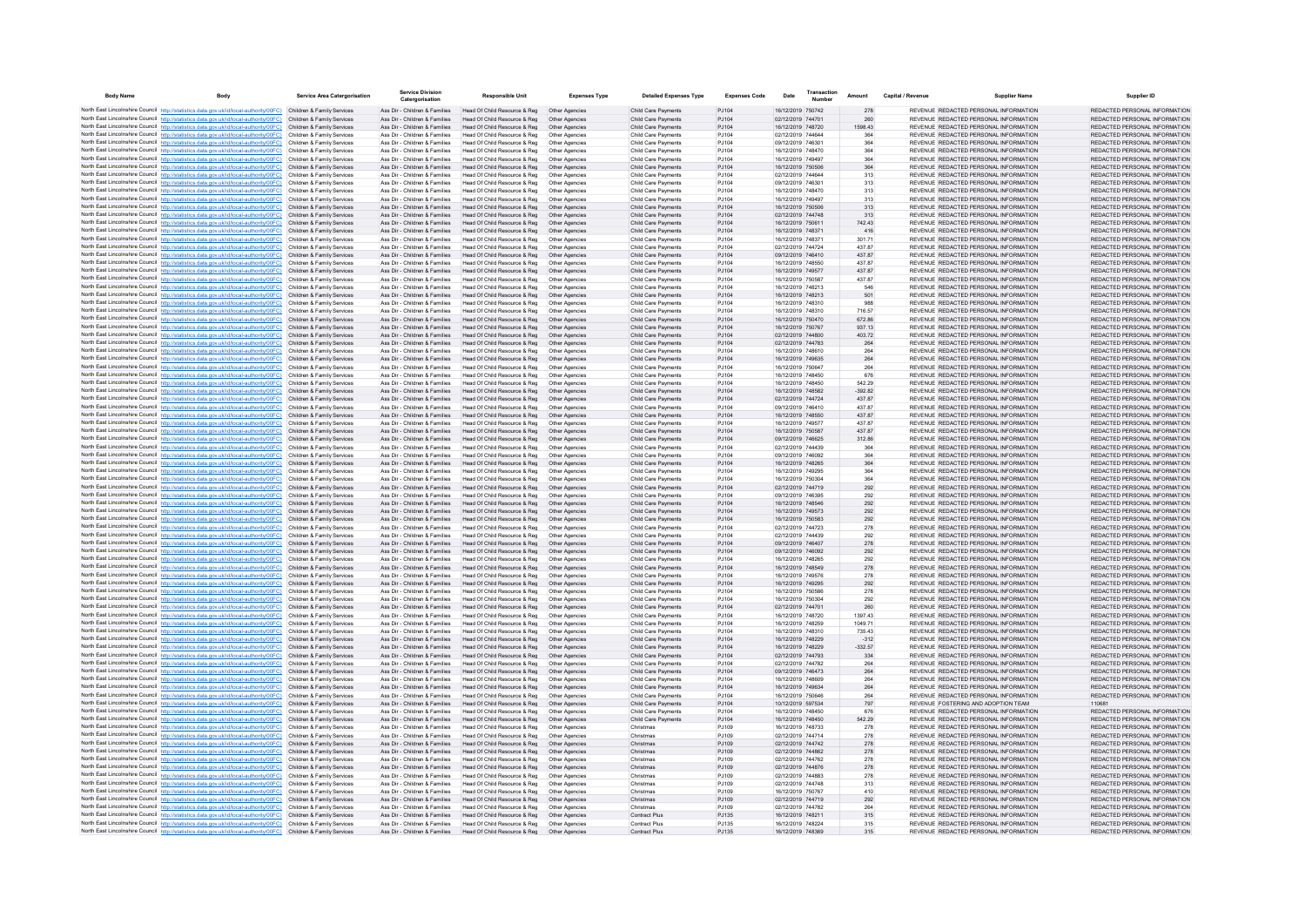| Body Name | Body | Service Area Catergorisation | Service Division Catergorisation | Responsible Unit | Expenses Type | Detailed Expenses Type | Expenses Code | Date | Transaction Number | Amount | Capital / Revenue | Supplier Name | Supplier ID |
|---|---|---|---|---|---|---|---|---|---|---|---|---|---|
| North East Lincolnshire Council | http://statistics.data.gov.uk/id/local-authority/00FC | Children & Family Services | Ass Dir - Children & Families | Head Of Child Resource & Reg | Other Agencies | Child Care Payments | PJ104 | 16/12/2019 | 750742 | 278 | REVENUE | REDACTED PERSONAL INFORMATION | REDACTED PERSONAL INFORMATION |
| North East Lincolnshire Council | http://statistics.data.gov.uk/id/local-authority/00FC | Children & Family Services | Ass Dir - Children & Families | Head Of Child Resource & Reg | Other Agencies | Child Care Payments | PJ104 | 02/12/2019 | 744701 | 260 | REVENUE | REDACTED PERSONAL INFORMATION | REDACTED PERSONAL INFORMATION |
| North East Lincolnshire Council | http://statistics.data.gov.uk/id/local-authority/00FC | Children & Family Services | Ass Dir - Children & Families | Head Of Child Resource & Reg | Other Agencies | Child Care Payments | PJ104 | 16/12/2019 | 748720 | 1598.43 | REVENUE | REDACTED PERSONAL INFORMATION | REDACTED PERSONAL INFORMATION |
| North East Lincolnshire Council | http://statistics.data.gov.uk/id/local-authority/00FC | Children & Family Services | Ass Dir - Children & Families | Head Of Child Resource & Reg | Other Agencies | Child Care Payments | PJ104 | 02/12/2019 | 744644 | 364 | REVENUE | REDACTED PERSONAL INFORMATION | REDACTED PERSONAL INFORMATION |
| North East Lincolnshire Council | http://statistics.data.gov.uk/id/local-authority/00FC | Children & Family Services | Ass Dir - Children & Families | Head Of Child Resource & Reg | Other Agencies | Child Care Payments | PJ104 | 09/12/2019 | 746301 | 364 | REVENUE | REDACTED PERSONAL INFORMATION | REDACTED PERSONAL INFORMATION |
| North East Lincolnshire Council | http://statistics.data.gov.uk/id/local-authority/00FC | Children & Family Services | Ass Dir - Children & Families | Head Of Child Resource & Reg | Other Agencies | Child Care Payments | PJ104 | 16/12/2019 | 748470 | 364 | REVENUE | REDACTED PERSONAL INFORMATION | REDACTED PERSONAL INFORMATION |
| North East Lincolnshire Council | http://statistics.data.gov.uk/id/local-authority/00FC | Children & Family Services | Ass Dir - Children & Families | Head Of Child Resource & Reg | Other Agencies | Child Care Payments | PJ104 | 16/12/2019 | 749497 | 364 | REVENUE | REDACTED PERSONAL INFORMATION | REDACTED PERSONAL INFORMATION |
| North East Lincolnshire Council | http://statistics.data.gov.uk/id/local-authority/00FC | Children & Family Services | Ass Dir - Children & Families | Head Of Child Resource & Reg | Other Agencies | Child Care Payments | PJ104 | 16/12/2019 | 750506 | 364 | REVENUE | REDACTED PERSONAL INFORMATION | REDACTED PERSONAL INFORMATION |
| North East Lincolnshire Council | http://statistics.data.gov.uk/id/local-authority/00FC | Children & Family Services | Ass Dir - Children & Families | Head Of Child Resource & Reg | Other Agencies | Child Care Payments | PJ104 | 02/12/2019 | 744644 | 313 | REVENUE | REDACTED PERSONAL INFORMATION | REDACTED PERSONAL INFORMATION |
| North East Lincolnshire Council | http://statistics.data.gov.uk/id/local-authority/00FC | Children & Family Services | Ass Dir - Children & Families | Head Of Child Resource & Reg | Other Agencies | Child Care Payments | PJ104 | 09/12/2019 | 746301 | 313 | REVENUE | REDACTED PERSONAL INFORMATION | REDACTED PERSONAL INFORMATION |
| North East Lincolnshire Council | http://statistics.data.gov.uk/id/local-authority/00FC | Children & Family Services | Ass Dir - Children & Families | Head Of Child Resource & Reg | Other Agencies | Child Care Payments | PJ104 | 16/12/2019 | 748470 | 313 | REVENUE | REDACTED PERSONAL INFORMATION | REDACTED PERSONAL INFORMATION |
| North East Lincolnshire Council | http://statistics.data.gov.uk/id/local-authority/00FC | Children & Family Services | Ass Dir - Children & Families | Head Of Child Resource & Reg | Other Agencies | Child Care Payments | PJ104 | 16/12/2019 | 749497 | 313 | REVENUE | REDACTED PERSONAL INFORMATION | REDACTED PERSONAL INFORMATION |
| North East Lincolnshire Council | http://statistics.data.gov.uk/id/local-authority/00FC | Children & Family Services | Ass Dir - Children & Families | Head Of Child Resource & Reg | Other Agencies | Child Care Payments | PJ104 | 16/12/2019 | 750506 | 313 | REVENUE | REDACTED PERSONAL INFORMATION | REDACTED PERSONAL INFORMATION |
| North East Lincolnshire Council | http://statistics.data.gov.uk/id/local-authority/00FC | Children & Family Services | Ass Dir - Children & Families | Head Of Child Resource & Reg | Other Agencies | Child Care Payments | PJ104 | 02/12/2019 | 744748 | 313 | REVENUE | REDACTED PERSONAL INFORMATION | REDACTED PERSONAL INFORMATION |
| North East Lincolnshire Council | http://statistics.data.gov.uk/id/local-authority/00FC | Children & Family Services | Ass Dir - Children & Families | Head Of Child Resource & Reg | Other Agencies | Child Care Payments | PJ104 | 16/12/2019 | 750611 | 742.43 | REVENUE | REDACTED PERSONAL INFORMATION | REDACTED PERSONAL INFORMATION |
| North East Lincolnshire Council | http://statistics.data.gov.uk/id/local-authority/00FC | Children & Family Services | Ass Dir - Children & Families | Head Of Child Resource & Reg | Other Agencies | Child Care Payments | PJ104 | 16/12/2019 | 748371 | 416 | REVENUE | REDACTED PERSONAL INFORMATION | REDACTED PERSONAL INFORMATION |
| North East Lincolnshire Council | http://statistics.data.gov.uk/id/local-authority/00FC | Children & Family Services | Ass Dir - Children & Families | Head Of Child Resource & Reg | Other Agencies | Child Care Payments | PJ104 | 16/12/2019 | 748371 | 301.71 | REVENUE | REDACTED PERSONAL INFORMATION | REDACTED PERSONAL INFORMATION |
| North East Lincolnshire Council | http://statistics.data.gov.uk/id/local-authority/00FC | Children & Family Services | Ass Dir - Children & Families | Head Of Child Resource & Reg | Other Agencies | Child Care Payments | PJ104 | 02/12/2019 | 744724 | 437.87 | REVENUE | REDACTED PERSONAL INFORMATION | REDACTED PERSONAL INFORMATION |
| North East Lincolnshire Council | http://statistics.data.gov.uk/id/local-authority/00FC | Children & Family Services | Ass Dir - Children & Families | Head Of Child Resource & Reg | Other Agencies | Child Care Payments | PJ104 | 09/12/2019 | 746410 | 437.87 | REVENUE | REDACTED PERSONAL INFORMATION | REDACTED PERSONAL INFORMATION |
| North East Lincolnshire Council | http://statistics.data.gov.uk/id/local-authority/00FC | Children & Family Services | Ass Dir - Children & Families | Head Of Child Resource & Reg | Other Agencies | Child Care Payments | PJ104 | 16/12/2019 | 748550 | 437.87 | REVENUE | REDACTED PERSONAL INFORMATION | REDACTED PERSONAL INFORMATION |
| North East Lincolnshire Council | http://statistics.data.gov.uk/id/local-authority/00FC | Children & Family Services | Ass Dir - Children & Families | Head Of Child Resource & Reg | Other Agencies | Child Care Payments | PJ104 | 16/12/2019 | 749577 | 437.87 | REVENUE | REDACTED PERSONAL INFORMATION | REDACTED PERSONAL INFORMATION |
| North East Lincolnshire Council | http://statistics.data.gov.uk/id/local-authority/00FC | Children & Family Services | Ass Dir - Children & Families | Head Of Child Resource & Reg | Other Agencies | Child Care Payments | PJ104 | 16/12/2019 | 750587 | 437.87 | REVENUE | REDACTED PERSONAL INFORMATION | REDACTED PERSONAL INFORMATION |
| North East Lincolnshire Council | http://statistics.data.gov.uk/id/local-authority/00FC | Children & Family Services | Ass Dir - Children & Families | Head Of Child Resource & Reg | Other Agencies | Child Care Payments | PJ104 | 16/12/2019 | 748213 | 546 | REVENUE | REDACTED PERSONAL INFORMATION | REDACTED PERSONAL INFORMATION |
| North East Lincolnshire Council | http://statistics.data.gov.uk/id/local-authority/00FC | Children & Family Services | Ass Dir - Children & Families | Head Of Child Resource & Reg | Other Agencies | Child Care Payments | PJ104 | 16/12/2019 | 748213 | 501 | REVENUE | REDACTED PERSONAL INFORMATION | REDACTED PERSONAL INFORMATION |
| North East Lincolnshire Council | http://statistics.data.gov.uk/id/local-authority/00FC | Children & Family Services | Ass Dir - Children & Families | Head Of Child Resource & Reg | Other Agencies | Child Care Payments | PJ104 | 16/12/2019 | 748310 | 988 | REVENUE | REDACTED PERSONAL INFORMATION | REDACTED PERSONAL INFORMATION |
| North East Lincolnshire Council | http://statistics.data.gov.uk/id/local-authority/00FC | Children & Family Services | Ass Dir - Children & Families | Head Of Child Resource & Reg | Other Agencies | Child Care Payments | PJ104 | 16/12/2019 | 748310 | 716.57 | REVENUE | REDACTED PERSONAL INFORMATION | REDACTED PERSONAL INFORMATION |
| North East Lincolnshire Council | http://statistics.data.gov.uk/id/local-authority/00FC | Children & Family Services | Ass Dir - Children & Families | Head Of Child Resource & Reg | Other Agencies | Child Care Payments | PJ104 | 16/12/2019 | 750470 | 672.86 | REVENUE | REDACTED PERSONAL INFORMATION | REDACTED PERSONAL INFORMATION |
| North East Lincolnshire Council | http://statistics.data.gov.uk/id/local-authority/00FC | Children & Family Services | Ass Dir - Children & Families | Head Of Child Resource & Reg | Other Agencies | Child Care Payments | PJ104 | 16/12/2019 | 750767 | 937.13 | REVENUE | REDACTED PERSONAL INFORMATION | REDACTED PERSONAL INFORMATION |
| North East Lincolnshire Council | http://statistics.data.gov.uk/id/local-authority/00FC | Children & Family Services | Ass Dir - Children & Families | Head Of Child Resource & Reg | Other Agencies | Child Care Payments | PJ104 | 02/12/2019 | 744800 | 403.72 | REVENUE | REDACTED PERSONAL INFORMATION | REDACTED PERSONAL INFORMATION |
| North East Lincolnshire Council | http://statistics.data.gov.uk/id/local-authority/00FC | Children & Family Services | Ass Dir - Children & Families | Head Of Child Resource & Reg | Other Agencies | Child Care Payments | PJ104 | 02/12/2019 | 744783 | 264 | REVENUE | REDACTED PERSONAL INFORMATION | REDACTED PERSONAL INFORMATION |
| North East Lincolnshire Council | http://statistics.data.gov.uk/id/local-authority/00FC | Children & Family Services | Ass Dir - Children & Families | Head Of Child Resource & Reg | Other Agencies | Child Care Payments | PJ104 | 16/12/2019 | 748610 | 264 | REVENUE | REDACTED PERSONAL INFORMATION | REDACTED PERSONAL INFORMATION |
| North East Lincolnshire Council | http://statistics.data.gov.uk/id/local-authority/00FC | Children & Family Services | Ass Dir - Children & Families | Head Of Child Resource & Reg | Other Agencies | Child Care Payments | PJ104 | 16/12/2019 | 749635 | 264 | REVENUE | REDACTED PERSONAL INFORMATION | REDACTED PERSONAL INFORMATION |
| North East Lincolnshire Council | http://statistics.data.gov.uk/id/local-authority/00FC | Children & Family Services | Ass Dir - Children & Families | Head Of Child Resource & Reg | Other Agencies | Child Care Payments | PJ104 | 16/12/2019 | 750647 | 264 | REVENUE | REDACTED PERSONAL INFORMATION | REDACTED PERSONAL INFORMATION |
| North East Lincolnshire Council | http://statistics.data.gov.uk/id/local-authority/00FC | Children & Family Services | Ass Dir - Children & Families | Head Of Child Resource & Reg | Other Agencies | Child Care Payments | PJ104 | 16/12/2019 | 748450 | 676 | REVENUE | REDACTED PERSONAL INFORMATION | REDACTED PERSONAL INFORMATION |
| North East Lincolnshire Council | http://statistics.data.gov.uk/id/local-authority/00FC | Children & Family Services | Ass Dir - Children & Families | Head Of Child Resource & Reg | Other Agencies | Child Care Payments | PJ104 | 16/12/2019 | 748450 | 542.29 | REVENUE | REDACTED PERSONAL INFORMATION | REDACTED PERSONAL INFORMATION |
| North East Lincolnshire Council | http://statistics.data.gov.uk/id/local-authority/00FC | Children & Family Services | Ass Dir - Children & Families | Head Of Child Resource & Reg | Other Agencies | Child Care Payments | PJ104 | 16/12/2019 | 748582 | -392.82 | REVENUE | REDACTED PERSONAL INFORMATION | REDACTED PERSONAL INFORMATION |
| North East Lincolnshire Council | http://statistics.data.gov.uk/id/local-authority/00FC | Children & Family Services | Ass Dir - Children & Families | Head Of Child Resource & Reg | Other Agencies | Child Care Payments | PJ104 | 02/12/2019 | 744724 | 437.87 | REVENUE | REDACTED PERSONAL INFORMATION | REDACTED PERSONAL INFORMATION |
| North East Lincolnshire Council | http://statistics.data.gov.uk/id/local-authority/00FC | Children & Family Services | Ass Dir - Children & Families | Head Of Child Resource & Reg | Other Agencies | Child Care Payments | PJ104 | 09/12/2019 | 746410 | 437.87 | REVENUE | REDACTED PERSONAL INFORMATION | REDACTED PERSONAL INFORMATION |
| North East Lincolnshire Council | http://statistics.data.gov.uk/id/local-authority/00FC | Children & Family Services | Ass Dir - Children & Families | Head Of Child Resource & Reg | Other Agencies | Child Care Payments | PJ104 | 16/12/2019 | 748550 | 437.87 | REVENUE | REDACTED PERSONAL INFORMATION | REDACTED PERSONAL INFORMATION |
| North East Lincolnshire Council | http://statistics.data.gov.uk/id/local-authority/00FC | Children & Family Services | Ass Dir - Children & Families | Head Of Child Resource & Reg | Other Agencies | Child Care Payments | PJ104 | 16/12/2019 | 749577 | 437.87 | REVENUE | REDACTED PERSONAL INFORMATION | REDACTED PERSONAL INFORMATION |
| North East Lincolnshire Council | http://statistics.data.gov.uk/id/local-authority/00FC | Children & Family Services | Ass Dir - Children & Families | Head Of Child Resource & Reg | Other Agencies | Child Care Payments | PJ104 | 16/12/2019 | 750587 | 437.87 | REVENUE | REDACTED PERSONAL INFORMATION | REDACTED PERSONAL INFORMATION |
| North East Lincolnshire Council | http://statistics.data.gov.uk/id/local-authority/00FC | Children & Family Services | Ass Dir - Children & Families | Head Of Child Resource & Reg | Other Agencies | Child Care Payments | PJ104 | 09/12/2019 | 746625 | 312.86 | REVENUE | REDACTED PERSONAL INFORMATION | REDACTED PERSONAL INFORMATION |
| North East Lincolnshire Council | http://statistics.data.gov.uk/id/local-authority/00FC | Children & Family Services | Ass Dir - Children & Families | Head Of Child Resource & Reg | Other Agencies | Child Care Payments | PJ104 | 02/12/2019 | 744439 | 364 | REVENUE | REDACTED PERSONAL INFORMATION | REDACTED PERSONAL INFORMATION |
| North East Lincolnshire Council | http://statistics.data.gov.uk/id/local-authority/00FC | Children & Family Services | Ass Dir - Children & Families | Head Of Child Resource & Reg | Other Agencies | Child Care Payments | PJ104 | 09/12/2019 | 746092 | 364 | REVENUE | REDACTED PERSONAL INFORMATION | REDACTED PERSONAL INFORMATION |
| North East Lincolnshire Council | http://statistics.data.gov.uk/id/local-authority/00FC | Children & Family Services | Ass Dir - Children & Families | Head Of Child Resource & Reg | Other Agencies | Child Care Payments | PJ104 | 16/12/2019 | 748265 | 364 | REVENUE | REDACTED PERSONAL INFORMATION | REDACTED PERSONAL INFORMATION |
| North East Lincolnshire Council | http://statistics.data.gov.uk/id/local-authority/00FC | Children & Family Services | Ass Dir - Children & Families | Head Of Child Resource & Reg | Other Agencies | Child Care Payments | PJ104 | 16/12/2019 | 749295 | 364 | REVENUE | REDACTED PERSONAL INFORMATION | REDACTED PERSONAL INFORMATION |
| North East Lincolnshire Council | http://statistics.data.gov.uk/id/local-authority/00FC | Children & Family Services | Ass Dir - Children & Families | Head Of Child Resource & Reg | Other Agencies | Child Care Payments | PJ104 | 16/12/2019 | 750304 | 364 | REVENUE | REDACTED PERSONAL INFORMATION | REDACTED PERSONAL INFORMATION |
| North East Lincolnshire Council | http://statistics.data.gov.uk/id/local-authority/00FC | Children & Family Services | Ass Dir - Children & Families | Head Of Child Resource & Reg | Other Agencies | Child Care Payments | PJ104 | 02/12/2019 | 744719 | 292 | REVENUE | REDACTED PERSONAL INFORMATION | REDACTED PERSONAL INFORMATION |
| North East Lincolnshire Council | http://statistics.data.gov.uk/id/local-authority/00FC | Children & Family Services | Ass Dir - Children & Families | Head Of Child Resource & Reg | Other Agencies | Child Care Payments | PJ104 | 09/12/2019 | 746395 | 292 | REVENUE | REDACTED PERSONAL INFORMATION | REDACTED PERSONAL INFORMATION |
| North East Lincolnshire Council | http://statistics.data.gov.uk/id/local-authority/00FC | Children & Family Services | Ass Dir - Children & Families | Head Of Child Resource & Reg | Other Agencies | Child Care Payments | PJ104 | 16/12/2019 | 748546 | 292 | REVENUE | REDACTED PERSONAL INFORMATION | REDACTED PERSONAL INFORMATION |
| North East Lincolnshire Council | http://statistics.data.gov.uk/id/local-authority/00FC | Children & Family Services | Ass Dir - Children & Families | Head Of Child Resource & Reg | Other Agencies | Child Care Payments | PJ104 | 16/12/2019 | 749573 | 292 | REVENUE | REDACTED PERSONAL INFORMATION | REDACTED PERSONAL INFORMATION |
| North East Lincolnshire Council | http://statistics.data.gov.uk/id/local-authority/00FC | Children & Family Services | Ass Dir - Children & Families | Head Of Child Resource & Reg | Other Agencies | Child Care Payments | PJ104 | 16/12/2019 | 750583 | 292 | REVENUE | REDACTED PERSONAL INFORMATION | REDACTED PERSONAL INFORMATION |
| North East Lincolnshire Council | http://statistics.data.gov.uk/id/local-authority/00FC | Children & Family Services | Ass Dir - Children & Families | Head Of Child Resource & Reg | Other Agencies | Child Care Payments | PJ104 | 02/12/2019 | 744723 | 278 | REVENUE | REDACTED PERSONAL INFORMATION | REDACTED PERSONAL INFORMATION |
| North East Lincolnshire Council | http://statistics.data.gov.uk/id/local-authority/00FC | Children & Family Services | Ass Dir - Children & Families | Head Of Child Resource & Reg | Other Agencies | Child Care Payments | PJ104 | 02/12/2019 | 744439 | 292 | REVENUE | REDACTED PERSONAL INFORMATION | REDACTED PERSONAL INFORMATION |
| North East Lincolnshire Council | http://statistics.data.gov.uk/id/local-authority/00FC | Children & Family Services | Ass Dir - Children & Families | Head Of Child Resource & Reg | Other Agencies | Child Care Payments | PJ104 | 09/12/2019 | 746407 | 278 | REVENUE | REDACTED PERSONAL INFORMATION | REDACTED PERSONAL INFORMATION |
| North East Lincolnshire Council | http://statistics.data.gov.uk/id/local-authority/00FC | Children & Family Services | Ass Dir - Children & Families | Head Of Child Resource & Reg | Other Agencies | Child Care Payments | PJ104 | 09/12/2019 | 746092 | 292 | REVENUE | REDACTED PERSONAL INFORMATION | REDACTED PERSONAL INFORMATION |
| North East Lincolnshire Council | http://statistics.data.gov.uk/id/local-authority/00FC | Children & Family Services | Ass Dir - Children & Families | Head Of Child Resource & Reg | Other Agencies | Child Care Payments | PJ104 | 16/12/2019 | 748265 | 292 | REVENUE | REDACTED PERSONAL INFORMATION | REDACTED PERSONAL INFORMATION |
| North East Lincolnshire Council | http://statistics.data.gov.uk/id/local-authority/00FC | Children & Family Services | Ass Dir - Children & Families | Head Of Child Resource & Reg | Other Agencies | Child Care Payments | PJ104 | 16/12/2019 | 748549 | 278 | REVENUE | REDACTED PERSONAL INFORMATION | REDACTED PERSONAL INFORMATION |
| North East Lincolnshire Council | http://statistics.data.gov.uk/id/local-authority/00FC | Children & Family Services | Ass Dir - Children & Families | Head Of Child Resource & Reg | Other Agencies | Child Care Payments | PJ104 | 16/12/2019 | 749576 | 278 | REVENUE | REDACTED PERSONAL INFORMATION | REDACTED PERSONAL INFORMATION |
| North East Lincolnshire Council | http://statistics.data.gov.uk/id/local-authority/00FC | Children & Family Services | Ass Dir - Children & Families | Head Of Child Resource & Reg | Other Agencies | Child Care Payments | PJ104 | 16/12/2019 | 749295 | 292 | REVENUE | REDACTED PERSONAL INFORMATION | REDACTED PERSONAL INFORMATION |
| North East Lincolnshire Council | http://statistics.data.gov.uk/id/local-authority/00FC | Children & Family Services | Ass Dir - Children & Families | Head Of Child Resource & Reg | Other Agencies | Child Care Payments | PJ104 | 16/12/2019 | 750586 | 278 | REVENUE | REDACTED PERSONAL INFORMATION | REDACTED PERSONAL INFORMATION |
| North East Lincolnshire Council | http://statistics.data.gov.uk/id/local-authority/00FC | Children & Family Services | Ass Dir - Children & Families | Head Of Child Resource & Reg | Other Agencies | Child Care Payments | PJ104 | 16/12/2019 | 750304 | 292 | REVENUE | REDACTED PERSONAL INFORMATION | REDACTED PERSONAL INFORMATION |
| North East Lincolnshire Council | http://statistics.data.gov.uk/id/local-authority/00FC | Children & Family Services | Ass Dir - Children & Families | Head Of Child Resource & Reg | Other Agencies | Child Care Payments | PJ104 | 02/12/2019 | 744701 | 260 | REVENUE | REDACTED PERSONAL INFORMATION | REDACTED PERSONAL INFORMATION |
| North East Lincolnshire Council | http://statistics.data.gov.uk/id/local-authority/00FC | Children & Family Services | Ass Dir - Children & Families | Head Of Child Resource & Reg | Other Agencies | Child Care Payments | PJ104 | 16/12/2019 | 748720 | 1397.43 | REVENUE | REDACTED PERSONAL INFORMATION | REDACTED PERSONAL INFORMATION |
| North East Lincolnshire Council | http://statistics.data.gov.uk/id/local-authority/00FC | Children & Family Services | Ass Dir - Children & Families | Head Of Child Resource & Reg | Other Agencies | Child Care Payments | PJ104 | 16/12/2019 | 748259 | 1049.71 | REVENUE | REDACTED PERSONAL INFORMATION | REDACTED PERSONAL INFORMATION |
| North East Lincolnshire Council | http://statistics.data.gov.uk/id/local-authority/00FC | Children & Family Services | Ass Dir - Children & Families | Head Of Child Resource & Reg | Other Agencies | Child Care Payments | PJ104 | 16/12/2019 | 748310 | 735.43 | REVENUE | REDACTED PERSONAL INFORMATION | REDACTED PERSONAL INFORMATION |
| North East Lincolnshire Council | http://statistics.data.gov.uk/id/local-authority/00FC | Children & Family Services | Ass Dir - Children & Families | Head Of Child Resource & Reg | Other Agencies | Child Care Payments | PJ104 | 16/12/2019 | 748229 | -312 | REVENUE | REDACTED PERSONAL INFORMATION | REDACTED PERSONAL INFORMATION |
| North East Lincolnshire Council | http://statistics.data.gov.uk/id/local-authority/00FC | Children & Family Services | Ass Dir - Children & Families | Head Of Child Resource & Reg | Other Agencies | Child Care Payments | PJ104 | 16/12/2019 | 748229 | -332.57 | REVENUE | REDACTED PERSONAL INFORMATION | REDACTED PERSONAL INFORMATION |
| North East Lincolnshire Council | http://statistics.data.gov.uk/id/local-authority/00FC | Children & Family Services | Ass Dir - Children & Families | Head Of Child Resource & Reg | Other Agencies | Child Care Payments | PJ104 | 02/12/2019 | 744793 | 334 | REVENUE | REDACTED PERSONAL INFORMATION | REDACTED PERSONAL INFORMATION |
| North East Lincolnshire Council | http://statistics.data.gov.uk/id/local-authority/00FC | Children & Family Services | Ass Dir - Children & Families | Head Of Child Resource & Reg | Other Agencies | Child Care Payments | PJ104 | 02/12/2019 | 744782 | 264 | REVENUE | REDACTED PERSONAL INFORMATION | REDACTED PERSONAL INFORMATION |
| North East Lincolnshire Council | http://statistics.data.gov.uk/id/local-authority/00FC | Children & Family Services | Ass Dir - Children & Families | Head Of Child Resource & Reg | Other Agencies | Child Care Payments | PJ104 | 09/12/2019 | 746473 | 264 | REVENUE | REDACTED PERSONAL INFORMATION | REDACTED PERSONAL INFORMATION |
| North East Lincolnshire Council | http://statistics.data.gov.uk/id/local-authority/00FC | Children & Family Services | Ass Dir - Children & Families | Head Of Child Resource & Reg | Other Agencies | Child Care Payments | PJ104 | 16/12/2019 | 748609 | 264 | REVENUE | REDACTED PERSONAL INFORMATION | REDACTED PERSONAL INFORMATION |
| North East Lincolnshire Council | http://statistics.data.gov.uk/id/local-authority/00FC | Children & Family Services | Ass Dir - Children & Families | Head Of Child Resource & Reg | Other Agencies | Child Care Payments | PJ104 | 16/12/2019 | 749634 | 264 | REVENUE | REDACTED PERSONAL INFORMATION | REDACTED PERSONAL INFORMATION |
| North East Lincolnshire Council | http://statistics.data.gov.uk/id/local-authority/00FC | Children & Family Services | Ass Dir - Children & Families | Head Of Child Resource & Reg | Other Agencies | Child Care Payments | PJ104 | 16/12/2019 | 750646 | 264 | REVENUE | REDACTED PERSONAL INFORMATION | REDACTED PERSONAL INFORMATION |
| North East Lincolnshire Council | http://statistics.data.gov.uk/id/local-authority/00FC | Children & Family Services | Ass Dir - Children & Families | Head Of Child Resource & Reg | Other Agencies | Child Care Payments | PJ104 | 10/12/2019 | 597534 | 797 | REVENUE | FOSTERING AND ADOPTION TEAM | 110681 |
| North East Lincolnshire Council | http://statistics.data.gov.uk/id/local-authority/00FC | Children & Family Services | Ass Dir - Children & Families | Head Of Child Resource & Reg | Other Agencies | Child Care Payments | PJ104 | 16/12/2019 | 748450 | 676 | REVENUE | REDACTED PERSONAL INFORMATION | REDACTED PERSONAL INFORMATION |
| North East Lincolnshire Council | http://statistics.data.gov.uk/id/local-authority/00FC | Children & Family Services | Ass Dir - Children & Families | Head Of Child Resource & Reg | Other Agencies | Child Care Payments | PJ104 | 16/12/2019 | 748450 | 542.29 | REVENUE | REDACTED PERSONAL INFORMATION | REDACTED PERSONAL INFORMATION |
| North East Lincolnshire Council | http://statistics.data.gov.uk/id/local-authority/00FC | Children & Family Services | Ass Dir - Children & Families | Head Of Child Resource & Reg | Other Agencies | Christmas | PJ109 | 16/12/2019 | 748733 | 278 | REVENUE | REDACTED PERSONAL INFORMATION | REDACTED PERSONAL INFORMATION |
| North East Lincolnshire Council | http://statistics.data.gov.uk/id/local-authority/00FC | Children & Family Services | Ass Dir - Children & Families | Head Of Child Resource & Reg | Other Agencies | Christmas | PJ109 | 02/12/2019 | 744714 | 278 | REVENUE | REDACTED PERSONAL INFORMATION | REDACTED PERSONAL INFORMATION |
| North East Lincolnshire Council | http://statistics.data.gov.uk/id/local-authority/00FC | Children & Family Services | Ass Dir - Children & Families | Head Of Child Resource & Reg | Other Agencies | Christmas | PJ109 | 02/12/2019 | 744742 | 278 | REVENUE | REDACTED PERSONAL INFORMATION | REDACTED PERSONAL INFORMATION |
| North East Lincolnshire Council | http://statistics.data.gov.uk/id/local-authority/00FC | Children & Family Services | Ass Dir - Children & Families | Head Of Child Resource & Reg | Other Agencies | Christmas | PJ109 | 02/12/2019 | 744862 | 278 | REVENUE | REDACTED PERSONAL INFORMATION | REDACTED PERSONAL INFORMATION |
| North East Lincolnshire Council | http://statistics.data.gov.uk/id/local-authority/00FC | Children & Family Services | Ass Dir - Children & Families | Head Of Child Resource & Reg | Other Agencies | Christmas | PJ109 | 02/12/2019 | 744762 | 278 | REVENUE | REDACTED PERSONAL INFORMATION | REDACTED PERSONAL INFORMATION |
| North East Lincolnshire Council | http://statistics.data.gov.uk/id/local-authority/00FC | Children & Family Services | Ass Dir - Children & Families | Head Of Child Resource & Reg | Other Agencies | Christmas | PJ109 | 02/12/2019 | 744876 | 278 | REVENUE | REDACTED PERSONAL INFORMATION | REDACTED PERSONAL INFORMATION |
| North East Lincolnshire Council | http://statistics.data.gov.uk/id/local-authority/00FC | Children & Family Services | Ass Dir - Children & Families | Head Of Child Resource & Reg | Other Agencies | Christmas | PJ109 | 02/12/2019 | 744883 | 278 | REVENUE | REDACTED PERSONAL INFORMATION | REDACTED PERSONAL INFORMATION |
| North East Lincolnshire Council | http://statistics.data.gov.uk/id/local-authority/00FC | Children & Family Services | Ass Dir - Children & Families | Head Of Child Resource & Reg | Other Agencies | Christmas | PJ109 | 02/12/2019 | 744748 | 313 | REVENUE | REDACTED PERSONAL INFORMATION | REDACTED PERSONAL INFORMATION |
| North East Lincolnshire Council | http://statistics.data.gov.uk/id/local-authority/00FC | Children & Family Services | Ass Dir - Children & Families | Head Of Child Resource & Reg | Other Agencies | Christmas | PJ109 | 16/12/2019 | 750767 | 410 | REVENUE | REDACTED PERSONAL INFORMATION | REDACTED PERSONAL INFORMATION |
| North East Lincolnshire Council | http://statistics.data.gov.uk/id/local-authority/00FC | Children & Family Services | Ass Dir - Children & Families | Head Of Child Resource & Reg | Other Agencies | Christmas | PJ109 | 02/12/2019 | 744719 | 292 | REVENUE | REDACTED PERSONAL INFORMATION | REDACTED PERSONAL INFORMATION |
| North East Lincolnshire Council | http://statistics.data.gov.uk/id/local-authority/00FC | Children & Family Services | Ass Dir - Children & Families | Head Of Child Resource & Reg | Other Agencies | Christmas | PJ109 | 02/12/2019 | 744782 | 264 | REVENUE | REDACTED PERSONAL INFORMATION | REDACTED PERSONAL INFORMATION |
| North East Lincolnshire Council | http://statistics.data.gov.uk/id/local-authority/00FC | Children & Family Services | Ass Dir - Children & Families | Head Of Child Resource & Reg | Other Agencies | Contract Plus | PJ135 | 16/12/2019 | 748211 | 315 | REVENUE | REDACTED PERSONAL INFORMATION | REDACTED PERSONAL INFORMATION |
| North East Lincolnshire Council | http://statistics.data.gov.uk/id/local-authority/00FC | Children & Family Services | Ass Dir - Children & Families | Head Of Child Resource & Reg | Other Agencies | Contract Plus | PJ135 | 16/12/2019 | 748224 | 315 | REVENUE | REDACTED PERSONAL INFORMATION | REDACTED PERSONAL INFORMATION |
| North East Lincolnshire Council | http://statistics.data.gov.uk/id/local-authority/00FC | Children & Family Services | Ass Dir - Children & Families | Head Of Child Resource & Reg | Other Agencies | Contract Plus | PJ135 | 16/12/2019 | 748369 | 315 | REVENUE | REDACTED PERSONAL INFORMATION | REDACTED PERSONAL INFORMATION |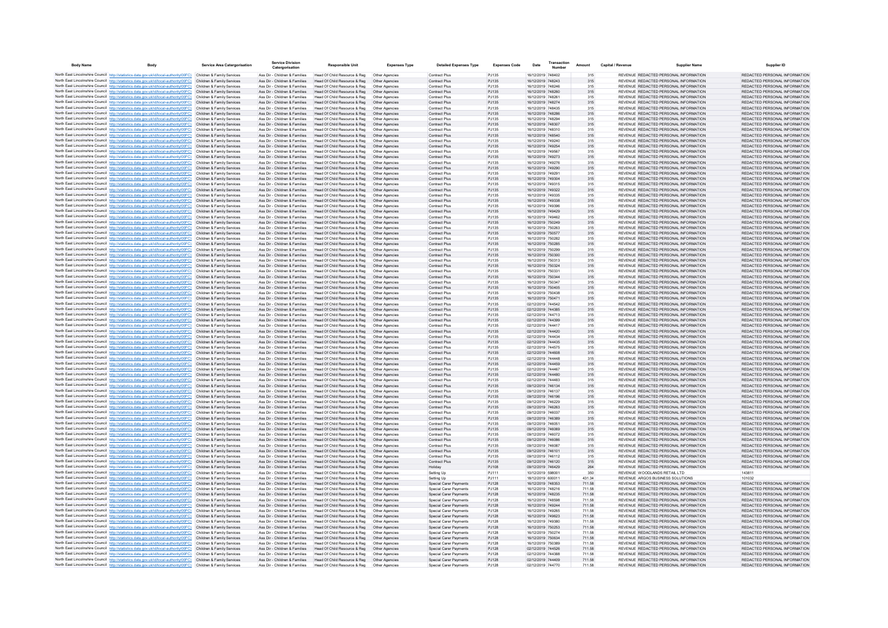| Body Name | Body | Service Area Catergorisation | Service Division Catergorisation | Responsible Unit | Expenses Type | Detailed Expenses Type | Expenses Code | Date | Transaction Number | Amount | Capital / Revenue | Supplier Name | Supplier ID |
|---|---|---|---|---|---|---|---|---|---|---|---|---|---|
| North East Lincolnshire Council | http://statistics.data.gov.uk/id/local-authority/00FC) | Children & Family Services | Ass Dir - Children & Families | Head Of Child Resource & Reg | Other Agencies | Contract Plus | PJ135 | 16/12/2019 | 748402 | 315 | REVENUE | REDACTED PERSONAL INFORMATION | REDACTED PERSONAL INFORMATION |
| North East Lincolnshire Council | http://statistics.data.gov.uk/id/local-authority/00FC) | Children & Family Services | Ass Dir - Children & Families | Head Of Child Resource & Reg | Other Agencies | Contract Plus | PJ135 | 16/12/2019 | 748243 | 315 | REVENUE | REDACTED PERSONAL INFORMATION | REDACTED PERSONAL INFORMATION |
| North East Lincolnshire Council | http://statistics.data.gov.uk/id/local-authority/00FC) | Children & Family Services | Ass Dir - Children & Families | Head Of Child Resource & Reg | Other Agencies | Contract Plus | PJ135 | 16/12/2019 | 748246 | 315 | REVENUE | REDACTED PERSONAL INFORMATION | REDACTED PERSONAL INFORMATION |
| North East Lincolnshire Council | http://statistics.data.gov.uk/id/local-authority/00FC) | Children & Family Services | Ass Dir - Children & Families | Head Of Child Resource & Reg | Other Agencies | Contract Plus | PJ135 | 16/12/2019 | 748260 | 315 | REVENUE | REDACTED PERSONAL INFORMATION | REDACTED PERSONAL INFORMATION |
| North East Lincolnshire Council | http://statistics.data.gov.uk/id/local-authority/00FC) | Children & Family Services | Ass Dir - Children & Families | Head Of Child Resource & Reg | Other Agencies | Contract Plus | PJ135 | 16/12/2019 | 748261 | 315 | REVENUE | REDACTED PERSONAL INFORMATION | REDACTED PERSONAL INFORMATION |
| North East Lincolnshire Council | http://statistics.data.gov.uk/id/local-authority/00FC) | Children & Family Services | Ass Dir - Children & Families | Head Of Child Resource & Reg | Other Agencies | Contract Plus | PJ135 | 16/12/2019 | 748274 | 315 | REVENUE | REDACTED PERSONAL INFORMATION | REDACTED PERSONAL INFORMATION |
| North East Lincolnshire Council | http://statistics.data.gov.uk/id/local-authority/00FC) | Children & Family Services | Ass Dir - Children & Families | Head Of Child Resource & Reg | Other Agencies | Contract Plus | PJ135 | 16/12/2019 | 748435 | 315 | REVENUE | REDACTED PERSONAL INFORMATION | REDACTED PERSONAL INFORMATION |
| North East Lincolnshire Council | http://statistics.data.gov.uk/id/local-authority/00FC) | Children & Family Services | Ass Dir - Children & Families | Head Of Child Resource & Reg | Other Agencies | Contract Plus | PJ135 | 16/12/2019 | 748286 | 315 | REVENUE | REDACTED PERSONAL INFORMATION | REDACTED PERSONAL INFORMATION |
| North East Lincolnshire Council | http://statistics.data.gov.uk/id/local-authority/00FC) | Children & Family Services | Ass Dir - Children & Families | Head Of Child Resource & Reg | Other Agencies | Contract Plus | PJ135 | 16/12/2019 | 748294 | 315 | REVENUE | REDACTED PERSONAL INFORMATION | REDACTED PERSONAL INFORMATION |
| North East Lincolnshire Council | http://statistics.data.gov.uk/id/local-authority/00FC) | Children & Family Services | Ass Dir - Children & Families | Head Of Child Resource & Reg | Other Agencies | Contract Plus | PJ135 | 16/12/2019 | 748307 | 315 | REVENUE | REDACTED PERSONAL INFORMATION | REDACTED PERSONAL INFORMATION |
| North East Lincolnshire Council | http://statistics.data.gov.uk/id/local-authority/00FC) | Children & Family Services | Ass Dir - Children & Families | Head Of Child Resource & Reg | Other Agencies | Contract Plus | PJ135 | 16/12/2019 | 748310 | 315 | REVENUE | REDACTED PERSONAL INFORMATION | REDACTED PERSONAL INFORMATION |
| North East Lincolnshire Council | http://statistics.data.gov.uk/id/local-authority/00FC) | Children & Family Services | Ass Dir - Children & Families | Head Of Child Resource & Reg | Other Agencies | Contract Plus | PJ135 | 16/12/2019 | 748540 | 315 | REVENUE | REDACTED PERSONAL INFORMATION | REDACTED PERSONAL INFORMATION |
| North East Lincolnshire Council | http://statistics.data.gov.uk/id/local-authority/00FC) | Children & Family Services | Ass Dir - Children & Families | Head Of Child Resource & Reg | Other Agencies | Contract Plus | PJ135 | 16/12/2019 | 749240 | 315 | REVENUE | REDACTED PERSONAL INFORMATION | REDACTED PERSONAL INFORMATION |
| North East Lincolnshire Council | http://statistics.data.gov.uk/id/local-authority/00FC) | Children & Family Services | Ass Dir - Children & Families | Head Of Child Resource & Reg | Other Agencies | Contract Plus | PJ135 | 16/12/2019 | 749254 | 315 | REVENUE | REDACTED PERSONAL INFORMATION | REDACTED PERSONAL INFORMATION |
| North East Lincolnshire Council | http://statistics.data.gov.uk/id/local-authority/00FC) | Children & Family Services | Ass Dir - Children & Families | Head Of Child Resource & Reg | Other Agencies | Contract Plus | PJ135 | 16/12/2019 | 749567 | 315 | REVENUE | REDACTED PERSONAL INFORMATION | REDACTED PERSONAL INFORMATION |
| North East Lincolnshire Council | http://statistics.data.gov.uk/id/local-authority/00FC) | Children & Family Services | Ass Dir - Children & Families | Head Of Child Resource & Reg | Other Agencies | Contract Plus | PJ135 | 16/12/2019 | 749273 | 315 | REVENUE | REDACTED PERSONAL INFORMATION | REDACTED PERSONAL INFORMATION |
| North East Lincolnshire Council | http://statistics.data.gov.uk/id/local-authority/00FC) | Children & Family Services | Ass Dir - Children & Families | Head Of Child Resource & Reg | Other Agencies | Contract Plus | PJ135 | 16/12/2019 | 749276 | 315 | REVENUE | REDACTED PERSONAL INFORMATION | REDACTED PERSONAL INFORMATION |
| North East Lincolnshire Council | http://statistics.data.gov.uk/id/local-authority/00FC) | Children & Family Services | Ass Dir - Children & Families | Head Of Child Resource & Reg | Other Agencies | Contract Plus | PJ135 | 16/12/2019 | 749290 | 315 | REVENUE | REDACTED PERSONAL INFORMATION | REDACTED PERSONAL INFORMATION |
| North East Lincolnshire Council | http://statistics.data.gov.uk/id/local-authority/00FC) | Children & Family Services | Ass Dir - Children & Families | Head Of Child Resource & Reg | Other Agencies | Contract Plus | PJ135 | 16/12/2019 | 749291 | 315 | REVENUE | REDACTED PERSONAL INFORMATION | REDACTED PERSONAL INFORMATION |
| North East Lincolnshire Council | http://statistics.data.gov.uk/id/local-authority/00FC) | Children & Family Services | Ass Dir - Children & Families | Head Of Child Resource & Reg | Other Agencies | Contract Plus | PJ135 | 16/12/2019 | 749304 | 315 | REVENUE | REDACTED PERSONAL INFORMATION | REDACTED PERSONAL INFORMATION |
| North East Lincolnshire Council | http://statistics.data.gov.uk/id/local-authority/00FC) | Children & Family Services | Ass Dir - Children & Families | Head Of Child Resource & Reg | Other Agencies | Contract Plus | PJ135 | 16/12/2019 | 749315 | 315 | REVENUE | REDACTED PERSONAL INFORMATION | REDACTED PERSONAL INFORMATION |
| North East Lincolnshire Council | http://statistics.data.gov.uk/id/local-authority/00FC) | Children & Family Services | Ass Dir - Children & Families | Head Of Child Resource & Reg | Other Agencies | Contract Plus | PJ135 | 16/12/2019 | 749322 | 315 | REVENUE | REDACTED PERSONAL INFORMATION | REDACTED PERSONAL INFORMATION |
| North East Lincolnshire Council | http://statistics.data.gov.uk/id/local-authority/00FC) | Children & Family Services | Ass Dir - Children & Families | Head Of Child Resource & Reg | Other Agencies | Contract Plus | PJ135 | 16/12/2019 | 749335 | 315 | REVENUE | REDACTED PERSONAL INFORMATION | REDACTED PERSONAL INFORMATION |
| North East Lincolnshire Council | http://statistics.data.gov.uk/id/local-authority/00FC) | Children & Family Services | Ass Dir - Children & Families | Head Of Child Resource & Reg | Other Agencies | Contract Plus | PJ135 | 16/12/2019 | 749338 | 315 | REVENUE | REDACTED PERSONAL INFORMATION | REDACTED PERSONAL INFORMATION |
| North East Lincolnshire Council | http://statistics.data.gov.uk/id/local-authority/00FC) | Children & Family Services | Ass Dir - Children & Families | Head Of Child Resource & Reg | Other Agencies | Contract Plus | PJ135 | 16/12/2019 | 749396 | 315 | REVENUE | REDACTED PERSONAL INFORMATION | REDACTED PERSONAL INFORMATION |
| North East Lincolnshire Council | http://statistics.data.gov.uk/id/local-authority/00FC) | Children & Family Services | Ass Dir - Children & Families | Head Of Child Resource & Reg | Other Agencies | Contract Plus | PJ135 | 16/12/2019 | 749429 | 315 | REVENUE | REDACTED PERSONAL INFORMATION | REDACTED PERSONAL INFORMATION |
| North East Lincolnshire Council | http://statistics.data.gov.uk/id/local-authority/00FC) | Children & Family Services | Ass Dir - Children & Families | Head Of Child Resource & Reg | Other Agencies | Contract Plus | PJ135 | 16/12/2019 | 749462 | 315 | REVENUE | REDACTED PERSONAL INFORMATION | REDACTED PERSONAL INFORMATION |
| North East Lincolnshire Council | http://statistics.data.gov.uk/id/local-authority/00FC) | Children & Family Services | Ass Dir - Children & Families | Head Of Child Resource & Reg | Other Agencies | Contract Plus | PJ135 | 16/12/2019 | 750249 | 315 | REVENUE | REDACTED PERSONAL INFORMATION | REDACTED PERSONAL INFORMATION |
| North East Lincolnshire Council | http://statistics.data.gov.uk/id/local-authority/00FC) | Children & Family Services | Ass Dir - Children & Families | Head Of Child Resource & Reg | Other Agencies | Contract Plus | PJ135 | 16/12/2019 | 750263 | 315 | REVENUE | REDACTED PERSONAL INFORMATION | REDACTED PERSONAL INFORMATION |
| North East Lincolnshire Council | http://statistics.data.gov.uk/id/local-authority/00FC) | Children & Family Services | Ass Dir - Children & Families | Head Of Child Resource & Reg | Other Agencies | Contract Plus | PJ135 | 16/12/2019 | 750577 | 315 | REVENUE | REDACTED PERSONAL INFORMATION | REDACTED PERSONAL INFORMATION |
| North East Lincolnshire Council | http://statistics.data.gov.uk/id/local-authority/00FC) | Children & Family Services | Ass Dir - Children & Families | Head Of Child Resource & Reg | Other Agencies | Contract Plus | PJ135 | 16/12/2019 | 750282 | 315 | REVENUE | REDACTED PERSONAL INFORMATION | REDACTED PERSONAL INFORMATION |
| North East Lincolnshire Council | http://statistics.data.gov.uk/id/local-authority/00FC) | Children & Family Services | Ass Dir - Children & Families | Head Of Child Resource & Reg | Other Agencies | Contract Plus | PJ135 | 16/12/2019 | 750285 | 315 | REVENUE | REDACTED PERSONAL INFORMATION | REDACTED PERSONAL INFORMATION |
| North East Lincolnshire Council | http://statistics.data.gov.uk/id/local-authority/00FC) | Children & Family Services | Ass Dir - Children & Families | Head Of Child Resource & Reg | Other Agencies | Contract Plus | PJ135 | 16/12/2019 | 750299 | 315 | REVENUE | REDACTED PERSONAL INFORMATION | REDACTED PERSONAL INFORMATION |
| North East Lincolnshire Council | http://statistics.data.gov.uk/id/local-authority/00FC) | Children & Family Services | Ass Dir - Children & Families | Head Of Child Resource & Reg | Other Agencies | Contract Plus | PJ135 | 16/12/2019 | 750300 | 315 | REVENUE | REDACTED PERSONAL INFORMATION | REDACTED PERSONAL INFORMATION |
| North East Lincolnshire Council | http://statistics.data.gov.uk/id/local-authority/00FC) | Children & Family Services | Ass Dir - Children & Families | Head Of Child Resource & Reg | Other Agencies | Contract Plus | PJ135 | 16/12/2019 | 750313 | 315 | REVENUE | REDACTED PERSONAL INFORMATION | REDACTED PERSONAL INFORMATION |
| North East Lincolnshire Council | http://statistics.data.gov.uk/id/local-authority/00FC) | Children & Family Services | Ass Dir - Children & Families | Head Of Child Resource & Reg | Other Agencies | Contract Plus | PJ135 | 16/12/2019 | 750324 | 315 | REVENUE | REDACTED PERSONAL INFORMATION | REDACTED PERSONAL INFORMATION |
| North East Lincolnshire Council | http://statistics.data.gov.uk/id/local-authority/00FC) | Children & Family Services | Ass Dir - Children & Families | Head Of Child Resource & Reg | Other Agencies | Contract Plus | PJ135 | 16/12/2019 | 750331 | 315 | REVENUE | REDACTED PERSONAL INFORMATION | REDACTED PERSONAL INFORMATION |
| North East Lincolnshire Council | http://statistics.data.gov.uk/id/local-authority/00FC) | Children & Family Services | Ass Dir - Children & Families | Head Of Child Resource & Reg | Other Agencies | Contract Plus | PJ135 | 16/12/2019 | 750344 | 315 | REVENUE | REDACTED PERSONAL INFORMATION | REDACTED PERSONAL INFORMATION |
| North East Lincolnshire Council | http://statistics.data.gov.uk/id/local-authority/00FC) | Children & Family Services | Ass Dir - Children & Families | Head Of Child Resource & Reg | Other Agencies | Contract Plus | PJ135 | 16/12/2019 | 750347 | 315 | REVENUE | REDACTED PERSONAL INFORMATION | REDACTED PERSONAL INFORMATION |
| North East Lincolnshire Council | http://statistics.data.gov.uk/id/local-authority/00FC) | Children & Family Services | Ass Dir - Children & Families | Head Of Child Resource & Reg | Other Agencies | Contract Plus | PJ135 | 16/12/2019 | 750405 | 315 | REVENUE | REDACTED PERSONAL INFORMATION | REDACTED PERSONAL INFORMATION |
| North East Lincolnshire Council | http://statistics.data.gov.uk/id/local-authority/00FC) | Children & Family Services | Ass Dir - Children & Families | Head Of Child Resource & Reg | Other Agencies | Contract Plus | PJ135 | 16/12/2019 | 750438 | 315 | REVENUE | REDACTED PERSONAL INFORMATION | REDACTED PERSONAL INFORMATION |
| North East Lincolnshire Council | http://statistics.data.gov.uk/id/local-authority/00FC) | Children & Family Services | Ass Dir - Children & Families | Head Of Child Resource & Reg | Other Agencies | Contract Plus | PJ135 | 16/12/2019 | 750471 | 315 | REVENUE | REDACTED PERSONAL INFORMATION | REDACTED PERSONAL INFORMATION |
| North East Lincolnshire Council | http://statistics.data.gov.uk/id/local-authority/00FC) | Children & Family Services | Ass Dir - Children & Families | Head Of Child Resource & Reg | Other Agencies | Contract Plus | PJ135 | 02/12/2019 | 744542 | 315 | REVENUE | REDACTED PERSONAL INFORMATION | REDACTED PERSONAL INFORMATION |
| North East Lincolnshire Council | http://statistics.data.gov.uk/id/local-authority/00FC) | Children & Family Services | Ass Dir - Children & Families | Head Of Child Resource & Reg | Other Agencies | Contract Plus | PJ135 | 02/12/2019 | 744385 | 315 | REVENUE | REDACTED PERSONAL INFORMATION | REDACTED PERSONAL INFORMATION |
| North East Lincolnshire Council | http://statistics.data.gov.uk/id/local-authority/00FC) | Children & Family Services | Ass Dir - Children & Families | Head Of Child Resource & Reg | Other Agencies | Contract Plus | PJ135 | 02/12/2019 | 744713 | 315 | REVENUE | REDACTED PERSONAL INFORMATION | REDACTED PERSONAL INFORMATION |
| North East Lincolnshire Council | http://statistics.data.gov.uk/id/local-authority/00FC) | Children & Family Services | Ass Dir - Children & Families | Head Of Child Resource & Reg | Other Agencies | Contract Plus | PJ135 | 02/12/2019 | 744399 | 315 | REVENUE | REDACTED PERSONAL INFORMATION | REDACTED PERSONAL INFORMATION |
| North East Lincolnshire Council | http://statistics.data.gov.uk/id/local-authority/00FC) | Children & Family Services | Ass Dir - Children & Families | Head Of Child Resource & Reg | Other Agencies | Contract Plus | PJ135 | 02/12/2019 | 744417 | 315 | REVENUE | REDACTED PERSONAL INFORMATION | REDACTED PERSONAL INFORMATION |
| North East Lincolnshire Council | http://statistics.data.gov.uk/id/local-authority/00FC) | Children & Family Services | Ass Dir - Children & Families | Head Of Child Resource & Reg | Other Agencies | Contract Plus | PJ135 | 02/12/2019 | 744420 | 315 | REVENUE | REDACTED PERSONAL INFORMATION | REDACTED PERSONAL INFORMATION |
| North East Lincolnshire Council | http://statistics.data.gov.uk/id/local-authority/00FC) | Children & Family Services | Ass Dir - Children & Families | Head Of Child Resource & Reg | Other Agencies | Contract Plus | PJ135 | 02/12/2019 | 744434 | 315 | REVENUE | REDACTED PERSONAL INFORMATION | REDACTED PERSONAL INFORMATION |
| North East Lincolnshire Council | http://statistics.data.gov.uk/id/local-authority/00FC) | Children & Family Services | Ass Dir - Children & Families | Head Of Child Resource & Reg | Other Agencies | Contract Plus | PJ135 | 02/12/2019 | 744435 | 315 | REVENUE | REDACTED PERSONAL INFORMATION | REDACTED PERSONAL INFORMATION |
| North East Lincolnshire Council | http://statistics.data.gov.uk/id/local-authority/00FC) | Children & Family Services | Ass Dir - Children & Families | Head Of Child Resource & Reg | Other Agencies | Contract Plus | PJ135 | 02/12/2019 | 744575 | 315 | REVENUE | REDACTED PERSONAL INFORMATION | REDACTED PERSONAL INFORMATION |
| North East Lincolnshire Council | http://statistics.data.gov.uk/id/local-authority/00FC) | Children & Family Services | Ass Dir - Children & Families | Head Of Child Resource & Reg | Other Agencies | Contract Plus | PJ135 | 02/12/2019 | 744608 | 315 | REVENUE | REDACTED PERSONAL INFORMATION | REDACTED PERSONAL INFORMATION |
| North East Lincolnshire Council | http://statistics.data.gov.uk/id/local-authority/00FC) | Children & Family Services | Ass Dir - Children & Families | Head Of Child Resource & Reg | Other Agencies | Contract Plus | PJ135 | 02/12/2019 | 744448 | 315 | REVENUE | REDACTED PERSONAL INFORMATION | REDACTED PERSONAL INFORMATION |
| North East Lincolnshire Council | http://statistics.data.gov.uk/id/local-authority/00FC) | Children & Family Services | Ass Dir - Children & Families | Head Of Child Resource & Reg | Other Agencies | Contract Plus | PJ135 | 02/12/2019 | 744459 | 315 | REVENUE | REDACTED PERSONAL INFORMATION | REDACTED PERSONAL INFORMATION |
| North East Lincolnshire Council | http://statistics.data.gov.uk/id/local-authority/00FC) | Children & Family Services | Ass Dir - Children & Families | Head Of Child Resource & Reg | Other Agencies | Contract Plus | PJ135 | 02/12/2019 | 744467 | 315 | REVENUE | REDACTED PERSONAL INFORMATION | REDACTED PERSONAL INFORMATION |
| North East Lincolnshire Council | http://statistics.data.gov.uk/id/local-authority/00FC) | Children & Family Services | Ass Dir - Children & Families | Head Of Child Resource & Reg | Other Agencies | Contract Plus | PJ135 | 02/12/2019 | 744480 | 315 | REVENUE | REDACTED PERSONAL INFORMATION | REDACTED PERSONAL INFORMATION |
| North East Lincolnshire Council | http://statistics.data.gov.uk/id/local-authority/00FC) | Children & Family Services | Ass Dir - Children & Families | Head Of Child Resource & Reg | Other Agencies | Contract Plus | PJ135 | 02/12/2019 | 744483 | 315 | REVENUE | REDACTED PERSONAL INFORMATION | REDACTED PERSONAL INFORMATION |
| North East Lincolnshire Council | http://statistics.data.gov.uk/id/local-authority/00FC) | Children & Family Services | Ass Dir - Children & Families | Head Of Child Resource & Reg | Other Agencies | Contract Plus | PJ135 | 09/12/2019 | 746134 | 315 | REVENUE | REDACTED PERSONAL INFORMATION | REDACTED PERSONAL INFORMATION |
| North East Lincolnshire Council | http://statistics.data.gov.uk/id/local-authority/00FC) | Children & Family Services | Ass Dir - Children & Families | Head Of Child Resource & Reg | Other Agencies | Contract Plus | PJ135 | 09/12/2019 | 746137 | 315 | REVENUE | REDACTED PERSONAL INFORMATION | REDACTED PERSONAL INFORMATION |
| North East Lincolnshire Council | http://statistics.data.gov.uk/id/local-authority/00FC) | Children & Family Services | Ass Dir - Children & Families | Head Of Child Resource & Reg | Other Agencies | Contract Plus | PJ135 | 09/12/2019 | 746196 | 315 | REVENUE | REDACTED PERSONAL INFORMATION | REDACTED PERSONAL INFORMATION |
| North East Lincolnshire Council | http://statistics.data.gov.uk/id/local-authority/00FC) | Children & Family Services | Ass Dir - Children & Families | Head Of Child Resource & Reg | Other Agencies | Contract Plus | PJ135 | 09/12/2019 | 746229 | 315 | REVENUE | REDACTED PERSONAL INFORMATION | REDACTED PERSONAL INFORMATION |
| North East Lincolnshire Council | http://statistics.data.gov.uk/id/local-authority/00FC) | Children & Family Services | Ass Dir - Children & Families | Head Of Child Resource & Reg | Other Agencies | Contract Plus | PJ135 | 09/12/2019 | 746263 | 315 | REVENUE | REDACTED PERSONAL INFORMATION | REDACTED PERSONAL INFORMATION |
| North East Lincolnshire Council | http://statistics.data.gov.uk/id/local-authority/00FC) | Children & Family Services | Ass Dir - Children & Families | Head Of Child Resource & Reg | Other Agencies | Contract Plus | PJ135 | 09/12/2019 | 746037 | 315 | REVENUE | REDACTED PERSONAL INFORMATION | REDACTED PERSONAL INFORMATION |
| North East Lincolnshire Council | http://statistics.data.gov.uk/id/local-authority/00FC) | Children & Family Services | Ass Dir - Children & Families | Head Of Child Resource & Reg | Other Agencies | Contract Plus | PJ135 | 09/12/2019 | 746389 | 315 | REVENUE | REDACTED PERSONAL INFORMATION | REDACTED PERSONAL INFORMATION |
| North East Lincolnshire Council | http://statistics.data.gov.uk/id/local-authority/00FC) | Children & Family Services | Ass Dir - Children & Families | Head Of Child Resource & Reg | Other Agencies | Contract Plus | PJ135 | 09/12/2019 | 746051 | 315 | REVENUE | REDACTED PERSONAL INFORMATION | REDACTED PERSONAL INFORMATION |
| North East Lincolnshire Council | http://statistics.data.gov.uk/id/local-authority/00FC) | Children & Family Services | Ass Dir - Children & Families | Head Of Child Resource & Reg | Other Agencies | Contract Plus | PJ135 | 09/12/2019 | 746069 | 315 | REVENUE | REDACTED PERSONAL INFORMATION | REDACTED PERSONAL INFORMATION |
| North East Lincolnshire Council | http://statistics.data.gov.uk/id/local-authority/00FC) | Children & Family Services | Ass Dir - Children & Families | Head Of Child Resource & Reg | Other Agencies | Contract Plus | PJ135 | 09/12/2019 | 746072 | 315 | REVENUE | REDACTED PERSONAL INFORMATION | REDACTED PERSONAL INFORMATION |
| North East Lincolnshire Council | http://statistics.data.gov.uk/id/local-authority/00FC) | Children & Family Services | Ass Dir - Children & Families | Head Of Child Resource & Reg | Other Agencies | Contract Plus | PJ135 | 09/12/2019 | 746086 | 315 | REVENUE | REDACTED PERSONAL INFORMATION | REDACTED PERSONAL INFORMATION |
| North East Lincolnshire Council | http://statistics.data.gov.uk/id/local-authority/00FC) | Children & Family Services | Ass Dir - Children & Families | Head Of Child Resource & Reg | Other Agencies | Contract Plus | PJ135 | 09/12/2019 | 746087 | 315 | REVENUE | REDACTED PERSONAL INFORMATION | REDACTED PERSONAL INFORMATION |
| North East Lincolnshire Council | http://statistics.data.gov.uk/id/local-authority/00FC) | Children & Family Services | Ass Dir - Children & Families | Head Of Child Resource & Reg | Other Agencies | Contract Plus | PJ135 | 09/12/2019 | 746101 | 315 | REVENUE | REDACTED PERSONAL INFORMATION | REDACTED PERSONAL INFORMATION |
| North East Lincolnshire Council | http://statistics.data.gov.uk/id/local-authority/00FC) | Children & Family Services | Ass Dir - Children & Families | Head Of Child Resource & Reg | Other Agencies | Contract Plus | PJ135 | 09/12/2019 | 746112 | 315 | REVENUE | REDACTED PERSONAL INFORMATION | REDACTED PERSONAL INFORMATION |
| North East Lincolnshire Council | http://statistics.data.gov.uk/id/local-authority/00FC) | Children & Family Services | Ass Dir - Children & Families | Head Of Child Resource & Reg | Other Agencies | Contract Plus | PJ135 | 09/12/2019 | 746120 | 315 | REVENUE | REDACTED PERSONAL INFORMATION | REDACTED PERSONAL INFORMATION |
| North East Lincolnshire Council | http://statistics.data.gov.uk/id/local-authority/00FC) | Children & Family Services | Ass Dir - Children & Families | Head Of Child Resource & Reg | Other Agencies | Holiday | PJ108 | 09/12/2019 | 746429 | 264 | REVENUE | REDACTED PERSONAL INFORMATION | REDACTED PERSONAL INFORMATION |
| North East Lincolnshire Council | http://statistics.data.gov.uk/id/local-authority/00FC) | Children & Family Services | Ass Dir - Children & Families | Head Of Child Resource & Reg | Other Agencies | Setting Up | PJ111 | 10/12/2019 | 598001 | 350 | REVENUE | WOODLANDS RETAIL LTD | 143811 |
| North East Lincolnshire Council | http://statistics.data.gov.uk/id/local-authority/00FC) | Children & Family Services | Ass Dir - Children & Families | Head Of Child Resource & Reg | Other Agencies | Setting Up | PJ111 | 18/12/2019 | 600011 | 431.34 | REVENUE | ARGOS BUSINESS SOLUTIONS | 101032 |
| North East Lincolnshire Council | http://statistics.data.gov.uk/id/local-authority/00FC) | Children & Family Services | Ass Dir - Children & Families | Head Of Child Resource & Reg | Other Agencies | Special Carer Payments | PJ128 | 16/12/2019 | 748353 | 711.58 | REVENUE | REDACTED PERSONAL INFORMATION | REDACTED PERSONAL INFORMATION |
| North East Lincolnshire Council | http://statistics.data.gov.uk/id/local-authority/00FC) | Children & Family Services | Ass Dir - Children & Families | Head Of Child Resource & Reg | Other Agencies | Special Carer Payments | PJ128 | 16/12/2019 | 748216 | 711.58 | REVENUE | REDACTED PERSONAL INFORMATION | REDACTED PERSONAL INFORMATION |
| North East Lincolnshire Council | http://statistics.data.gov.uk/id/local-authority/00FC) | Children & Family Services | Ass Dir - Children & Families | Head Of Child Resource & Reg | Other Agencies | Special Carer Payments | PJ128 | 16/12/2019 | 748235 | 711.58 | REVENUE | REDACTED PERSONAL INFORMATION | REDACTED PERSONAL INFORMATION |
| North East Lincolnshire Council | http://statistics.data.gov.uk/id/local-authority/00FC) | Children & Family Services | Ass Dir - Children & Families | Head Of Child Resource & Reg | Other Agencies | Special Carer Payments | PJ128 | 16/12/2019 | 748598 | 711.58 | REVENUE | REDACTED PERSONAL INFORMATION | REDACTED PERSONAL INFORMATION |
| North East Lincolnshire Council | http://statistics.data.gov.uk/id/local-authority/00FC) | Children & Family Services | Ass Dir - Children & Families | Head Of Child Resource & Reg | Other Agencies | Special Carer Payments | PJ128 | 16/12/2019 | 749244 | 711.58 | REVENUE | REDACTED PERSONAL INFORMATION | REDACTED PERSONAL INFORMATION |
| North East Lincolnshire Council | http://statistics.data.gov.uk/id/local-authority/00FC) | Children & Family Services | Ass Dir - Children & Families | Head Of Child Resource & Reg | Other Agencies | Special Carer Payments | PJ128 | 16/12/2019 | 749265 | 711.58 | REVENUE | REDACTED PERSONAL INFORMATION | REDACTED PERSONAL INFORMATION |
| North East Lincolnshire Council | http://statistics.data.gov.uk/id/local-authority/00FC) | Children & Family Services | Ass Dir - Children & Families | Head Of Child Resource & Reg | Other Agencies | Special Carer Payments | PJ128 | 16/12/2019 | 749623 | 711.58 | REVENUE | REDACTED PERSONAL INFORMATION | REDACTED PERSONAL INFORMATION |
| North East Lincolnshire Council | http://statistics.data.gov.uk/id/local-authority/00FC) | Children & Family Services | Ass Dir - Children & Families | Head Of Child Resource & Reg | Other Agencies | Special Carer Payments | PJ128 | 16/12/2019 | 749380 | 711.58 | REVENUE | REDACTED PERSONAL INFORMATION | REDACTED PERSONAL INFORMATION |
| North East Lincolnshire Council | http://statistics.data.gov.uk/id/local-authority/00FC) | Children & Family Services | Ass Dir - Children & Families | Head Of Child Resource & Reg | Other Agencies | Special Carer Payments | PJ128 | 16/12/2019 | 750253 | 711.58 | REVENUE | REDACTED PERSONAL INFORMATION | REDACTED PERSONAL INFORMATION |
| North East Lincolnshire Council | http://statistics.data.gov.uk/id/local-authority/00FC) | Children & Family Services | Ass Dir - Children & Families | Head Of Child Resource & Reg | Other Agencies | Special Carer Payments | PJ128 | 16/12/2019 | 750274 | 711.58 | REVENUE | REDACTED PERSONAL INFORMATION | REDACTED PERSONAL INFORMATION |
| North East Lincolnshire Council | http://statistics.data.gov.uk/id/local-authority/00FC) | Children & Family Services | Ass Dir - Children & Families | Head Of Child Resource & Reg | Other Agencies | Special Carer Payments | PJ128 | 16/12/2019 | 750634 | 711.58 | REVENUE | REDACTED PERSONAL INFORMATION | REDACTED PERSONAL INFORMATION |
| North East Lincolnshire Council | http://statistics.data.gov.uk/id/local-authority/00FC) | Children & Family Services | Ass Dir - Children & Families | Head Of Child Resource & Reg | Other Agencies | Special Carer Payments | PJ128 | 16/12/2019 | 750389 | 711.58 | REVENUE | REDACTED PERSONAL INFORMATION | REDACTED PERSONAL INFORMATION |
| North East Lincolnshire Council | http://statistics.data.gov.uk/id/local-authority/00FC) | Children & Family Services | Ass Dir - Children & Families | Head Of Child Resource & Reg | Other Agencies | Special Carer Payments | PJ128 | 02/12/2019 | 744526 | 711.58 | REVENUE | REDACTED PERSONAL INFORMATION | REDACTED PERSONAL INFORMATION |
| North East Lincolnshire Council | http://statistics.data.gov.uk/id/local-authority/00FC) | Children & Family Services | Ass Dir - Children & Families | Head Of Child Resource & Reg | Other Agencies | Special Carer Payments | PJ128 | 02/12/2019 | 744388 | 711.58 | REVENUE | REDACTED PERSONAL INFORMATION | REDACTED PERSONAL INFORMATION |
| North East Lincolnshire Council | http://statistics.data.gov.uk/id/local-authority/00FC) | Children & Family Services | Ass Dir - Children & Families | Head Of Child Resource & Reg | Other Agencies | Special Carer Payments | PJ128 | 02/12/2019 | 744409 | 711.58 | REVENUE | REDACTED PERSONAL INFORMATION | REDACTED PERSONAL INFORMATION |
| North East Lincolnshire Council | http://statistics.data.gov.uk/id/local-authority/00FC) | Children & Family Services | Ass Dir - Children & Families | Head Of Child Resource & Reg | Other Agencies | Special Carer Payments | PJ128 | 02/12/2019 | 744770 | 711.58 | REVENUE | REDACTED PERSONAL INFORMATION | REDACTED PERSONAL INFORMATION |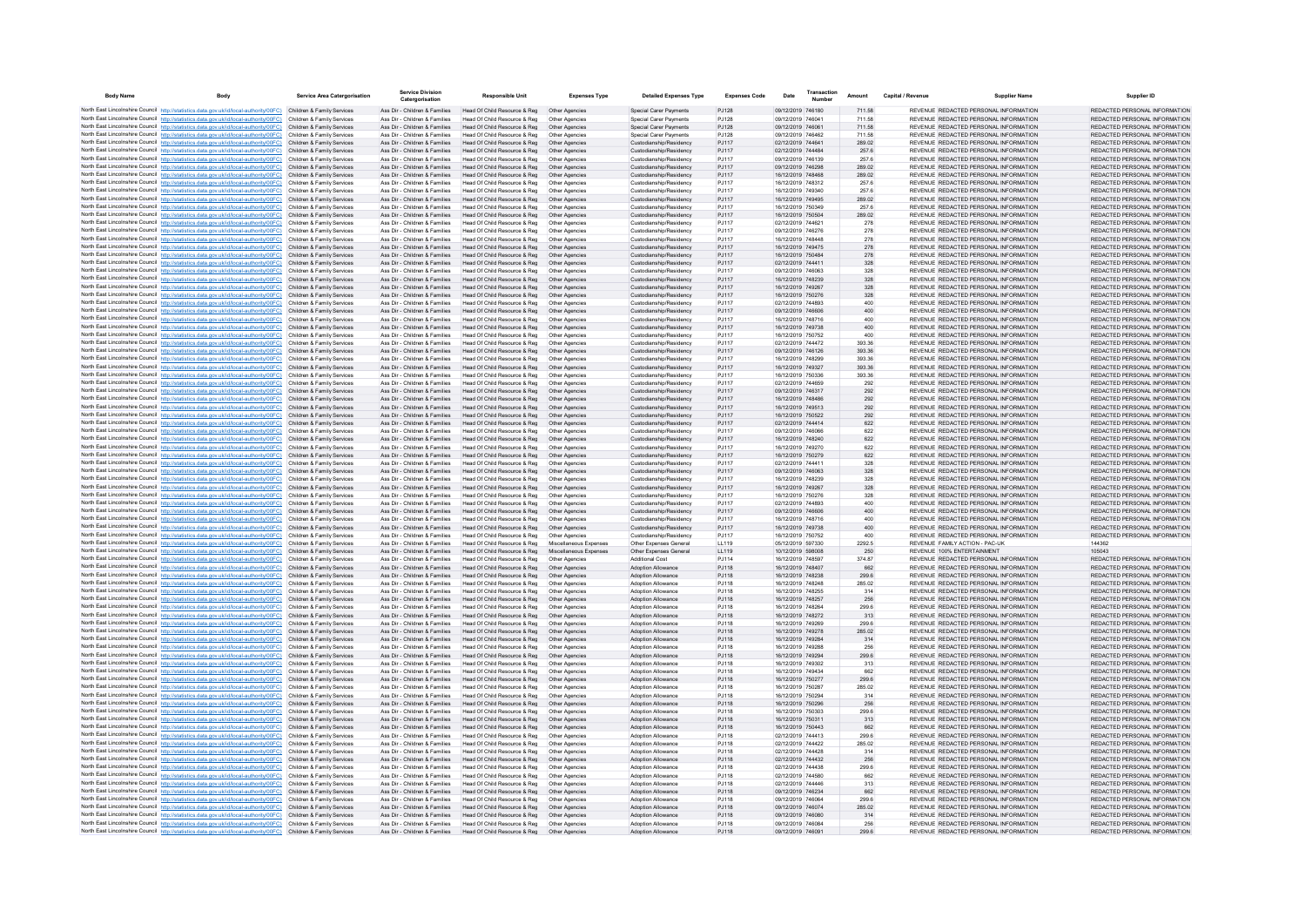| Body Name | Body | Service Area Catergorisation | Service Division Catergorisation | Responsible Unit | Expenses Type | Detailed Expenses Type | Expenses Code | Date | Transaction Number | Amount | Capital / Revenue | Supplier Name | Supplier ID |
|---|---|---|---|---|---|---|---|---|---|---|---|---|---|
| North East Lincolnshire Council | http://statistics.data.gov.uk/id/local-authority/00FC | Children & Family Services | Ass Dir - Children & Families | Head Of Child Resource & Reg | Other Agencies | Special Carer Payments | PJ128 | 09/12/2019 | 746180 | 711.58 | REVENUE | REDACTED PERSONAL INFORMATION | REDACTED PERSONAL INFORMATION |
| North East Lincolnshire Council | http://statistics.data.gov.uk/id/local-authority/00FC | Children & Family Services | Ass Dir - Children & Families | Head Of Child Resource & Reg | Other Agencies | Special Carer Payments | PJ128 | 09/12/2019 | 746041 | 711.58 | REVENUE | REDACTED PERSONAL INFORMATION | REDACTED PERSONAL INFORMATION |
| North East Lincolnshire Council | http://statistics.data.gov.uk/id/local-authority/00FC | Children & Family Services | Ass Dir - Children & Families | Head Of Child Resource & Reg | Other Agencies | Special Carer Payments | PJ128 | 09/12/2019 | 746061 | 711.58 | REVENUE | REDACTED PERSONAL INFORMATION | REDACTED PERSONAL INFORMATION |
| North East Lincolnshire Council | http://statistics.data.gov.uk/id/local-authority/00FC | Children & Family Services | Ass Dir - Children & Families | Head Of Child Resource & Reg | Other Agencies | Special Carer Payments | PJ128 | 09/12/2019 | 746462 | 711.58 | REVENUE | REDACTED PERSONAL INFORMATION | REDACTED PERSONAL INFORMATION |
| North East Lincolnshire Council | http://statistics.data.gov.uk/id/local-authority/00FC | Children & Family Services | Ass Dir - Children & Families | Head Of Child Resource & Reg | Other Agencies | Custodianship/Residency | PJ117 | 02/12/2019 | 744641 | 289.02 | REVENUE | REDACTED PERSONAL INFORMATION | REDACTED PERSONAL INFORMATION |
| North East Lincolnshire Council | http://statistics.data.gov.uk/id/local-authority/00FC | Children & Family Services | Ass Dir - Children & Families | Head Of Child Resource & Reg | Other Agencies | Custodianship/Residency | PJ117 | 02/12/2019 | 744484 | 257.6 | REVENUE | REDACTED PERSONAL INFORMATION | REDACTED PERSONAL INFORMATION |
| North East Lincolnshire Council | http://statistics.data.gov.uk/id/local-authority/00FC | Children & Family Services | Ass Dir - Children & Families | Head Of Child Resource & Reg | Other Agencies | Custodianship/Residency | PJ117 | 09/12/2019 | 746139 | 257.6 | REVENUE | REDACTED PERSONAL INFORMATION | REDACTED PERSONAL INFORMATION |
| North East Lincolnshire Council | http://statistics.data.gov.uk/id/local-authority/00FC | Children & Family Services | Ass Dir - Children & Families | Head Of Child Resource & Reg | Other Agencies | Custodianship/Residency | PJ117 | 09/12/2019 | 746298 | 289.02 | REVENUE | REDACTED PERSONAL INFORMATION | REDACTED PERSONAL INFORMATION |
| North East Lincolnshire Council | http://statistics.data.gov.uk/id/local-authority/00FC | Children & Family Services | Ass Dir - Children & Families | Head Of Child Resource & Reg | Other Agencies | Custodianship/Residency | PJ117 | 16/12/2019 | 748468 | 289.02 | REVENUE | REDACTED PERSONAL INFORMATION | REDACTED PERSONAL INFORMATION |
| North East Lincolnshire Council | http://statistics.data.gov.uk/id/local-authority/00FC | Children & Family Services | Ass Dir - Children & Families | Head Of Child Resource & Reg | Other Agencies | Custodianship/Residency | PJ117 | 16/12/2019 | 748312 | 257.6 | REVENUE | REDACTED PERSONAL INFORMATION | REDACTED PERSONAL INFORMATION |
| North East Lincolnshire Council | http://statistics.data.gov.uk/id/local-authority/00FC | Children & Family Services | Ass Dir - Children & Families | Head Of Child Resource & Reg | Other Agencies | Custodianship/Residency | PJ117 | 16/12/2019 | 749340 | 257.6 | REVENUE | REDACTED PERSONAL INFORMATION | REDACTED PERSONAL INFORMATION |
| North East Lincolnshire Council | http://statistics.data.gov.uk/id/local-authority/00FC | Children & Family Services | Ass Dir - Children & Families | Head Of Child Resource & Reg | Other Agencies | Custodianship/Residency | PJ117 | 16/12/2019 | 749495 | 289.02 | REVENUE | REDACTED PERSONAL INFORMATION | REDACTED PERSONAL INFORMATION |
| North East Lincolnshire Council | http://statistics.data.gov.uk/id/local-authority/00FC | Children & Family Services | Ass Dir - Children & Families | Head Of Child Resource & Reg | Other Agencies | Custodianship/Residency | PJ117 | 16/12/2019 | 750349 | 257.6 | REVENUE | REDACTED PERSONAL INFORMATION | REDACTED PERSONAL INFORMATION |
| North East Lincolnshire Council | http://statistics.data.gov.uk/id/local-authority/00FC | Children & Family Services | Ass Dir - Children & Families | Head Of Child Resource & Reg | Other Agencies | Custodianship/Residency | PJ117 | 16/12/2019 | 750504 | 289.02 | REVENUE | REDACTED PERSONAL INFORMATION | REDACTED PERSONAL INFORMATION |
| North East Lincolnshire Council | http://statistics.data.gov.uk/id/local-authority/00FC | Children & Family Services | Ass Dir - Children & Families | Head Of Child Resource & Reg | Other Agencies | Custodianship/Residency | PJ117 | 02/12/2019 | 744621 | 278 | REVENUE | REDACTED PERSONAL INFORMATION | REDACTED PERSONAL INFORMATION |
| North East Lincolnshire Council | http://statistics.data.gov.uk/id/local-authority/00FC | Children & Family Services | Ass Dir - Children & Families | Head Of Child Resource & Reg | Other Agencies | Custodianship/Residency | PJ117 | 09/12/2019 | 746276 | 278 | REVENUE | REDACTED PERSONAL INFORMATION | REDACTED PERSONAL INFORMATION |
| North East Lincolnshire Council | http://statistics.data.gov.uk/id/local-authority/00FC | Children & Family Services | Ass Dir - Children & Families | Head Of Child Resource & Reg | Other Agencies | Custodianship/Residency | PJ117 | 16/12/2019 | 748448 | 278 | REVENUE | REDACTED PERSONAL INFORMATION | REDACTED PERSONAL INFORMATION |
| North East Lincolnshire Council | http://statistics.data.gov.uk/id/local-authority/00FC | Children & Family Services | Ass Dir - Children & Families | Head Of Child Resource & Reg | Other Agencies | Custodianship/Residency | PJ117 | 16/12/2019 | 749475 | 278 | REVENUE | REDACTED PERSONAL INFORMATION | REDACTED PERSONAL INFORMATION |
| North East Lincolnshire Council | http://statistics.data.gov.uk/id/local-authority/00FC | Children & Family Services | Ass Dir - Children & Families | Head Of Child Resource & Reg | Other Agencies | Custodianship/Residency | PJ117 | 16/12/2019 | 750484 | 278 | REVENUE | REDACTED PERSONAL INFORMATION | REDACTED PERSONAL INFORMATION |
| North East Lincolnshire Council | http://statistics.data.gov.uk/id/local-authority/00FC | Children & Family Services | Ass Dir - Children & Families | Head Of Child Resource & Reg | Other Agencies | Custodianship/Residency | PJ117 | 02/12/2019 | 744411 | 328 | REVENUE | REDACTED PERSONAL INFORMATION | REDACTED PERSONAL INFORMATION |
| North East Lincolnshire Council | http://statistics.data.gov.uk/id/local-authority/00FC | Children & Family Services | Ass Dir - Children & Families | Head Of Child Resource & Reg | Other Agencies | Custodianship/Residency | PJ117 | 09/12/2019 | 746063 | 328 | REVENUE | REDACTED PERSONAL INFORMATION | REDACTED PERSONAL INFORMATION |
| North East Lincolnshire Council | http://statistics.data.gov.uk/id/local-authority/00FC | Children & Family Services | Ass Dir - Children & Families | Head Of Child Resource & Reg | Other Agencies | Custodianship/Residency | PJ117 | 16/12/2019 | 748239 | 328 | REVENUE | REDACTED PERSONAL INFORMATION | REDACTED PERSONAL INFORMATION |
| North East Lincolnshire Council | http://statistics.data.gov.uk/id/local-authority/00FC | Children & Family Services | Ass Dir - Children & Families | Head Of Child Resource & Reg | Other Agencies | Custodianship/Residency | PJ117 | 16/12/2019 | 749267 | 328 | REVENUE | REDACTED PERSONAL INFORMATION | REDACTED PERSONAL INFORMATION |
| North East Lincolnshire Council | http://statistics.data.gov.uk/id/local-authority/00FC | Children & Family Services | Ass Dir - Children & Families | Head Of Child Resource & Reg | Other Agencies | Custodianship/Residency | PJ117 | 16/12/2019 | 750276 | 328 | REVENUE | REDACTED PERSONAL INFORMATION | REDACTED PERSONAL INFORMATION |
| North East Lincolnshire Council | http://statistics.data.gov.uk/id/local-authority/00FC | Children & Family Services | Ass Dir - Children & Families | Head Of Child Resource & Reg | Other Agencies | Custodianship/Residency | PJ117 | 02/12/2019 | 744893 | 400 | REVENUE | REDACTED PERSONAL INFORMATION | REDACTED PERSONAL INFORMATION |
| North East Lincolnshire Council | http://statistics.data.gov.uk/id/local-authority/00FC | Children & Family Services | Ass Dir - Children & Families | Head Of Child Resource & Reg | Other Agencies | Custodianship/Residency | PJ117 | 09/12/2019 | 746606 | 400 | REVENUE | REDACTED PERSONAL INFORMATION | REDACTED PERSONAL INFORMATION |
| North East Lincolnshire Council | http://statistics.data.gov.uk/id/local-authority/00FC | Children & Family Services | Ass Dir - Children & Families | Head Of Child Resource & Reg | Other Agencies | Custodianship/Residency | PJ117 | 16/12/2019 | 748716 | 400 | REVENUE | REDACTED PERSONAL INFORMATION | REDACTED PERSONAL INFORMATION |
| North East Lincolnshire Council | http://statistics.data.gov.uk/id/local-authority/00FC | Children & Family Services | Ass Dir - Children & Families | Head Of Child Resource & Reg | Other Agencies | Custodianship/Residency | PJ117 | 16/12/2019 | 749738 | 400 | REVENUE | REDACTED PERSONAL INFORMATION | REDACTED PERSONAL INFORMATION |
| North East Lincolnshire Council | http://statistics.data.gov.uk/id/local-authority/00FC | Children & Family Services | Ass Dir - Children & Families | Head Of Child Resource & Reg | Other Agencies | Custodianship/Residency | PJ117 | 16/12/2019 | 750752 | 400 | REVENUE | REDACTED PERSONAL INFORMATION | REDACTED PERSONAL INFORMATION |
| North East Lincolnshire Council | http://statistics.data.gov.uk/id/local-authority/00FC | Children & Family Services | Ass Dir - Children & Families | Head Of Child Resource & Reg | Other Agencies | Custodianship/Residency | PJ117 | 02/12/2019 | 744472 | 393.36 | REVENUE | REDACTED PERSONAL INFORMATION | REDACTED PERSONAL INFORMATION |
| North East Lincolnshire Council | http://statistics.data.gov.uk/id/local-authority/00FC | Children & Family Services | Ass Dir - Children & Families | Head Of Child Resource & Reg | Other Agencies | Custodianship/Residency | PJ117 | 09/12/2019 | 746126 | 393.36 | REVENUE | REDACTED PERSONAL INFORMATION | REDACTED PERSONAL INFORMATION |
| North East Lincolnshire Council | http://statistics.data.gov.uk/id/local-authority/00FC | Children & Family Services | Ass Dir - Children & Families | Head Of Child Resource & Reg | Other Agencies | Custodianship/Residency | PJ117 | 16/12/2019 | 748299 | 393.36 | REVENUE | REDACTED PERSONAL INFORMATION | REDACTED PERSONAL INFORMATION |
| North East Lincolnshire Council | http://statistics.data.gov.uk/id/local-authority/00FC | Children & Family Services | Ass Dir - Children & Families | Head Of Child Resource & Reg | Other Agencies | Custodianship/Residency | PJ117 | 16/12/2019 | 749327 | 393.36 | REVENUE | REDACTED PERSONAL INFORMATION | REDACTED PERSONAL INFORMATION |
| North East Lincolnshire Council | http://statistics.data.gov.uk/id/local-authority/00FC | Children & Family Services | Ass Dir - Children & Families | Head Of Child Resource & Reg | Other Agencies | Custodianship/Residency | PJ117 | 16/12/2019 | 750336 | 393.36 | REVENUE | REDACTED PERSONAL INFORMATION | REDACTED PERSONAL INFORMATION |
| North East Lincolnshire Council | http://statistics.data.gov.uk/id/local-authority/00FC | Children & Family Services | Ass Dir - Children & Families | Head Of Child Resource & Reg | Other Agencies | Custodianship/Residency | PJ117 | 02/12/2019 | 744659 | 292 | REVENUE | REDACTED PERSONAL INFORMATION | REDACTED PERSONAL INFORMATION |
| North East Lincolnshire Council | http://statistics.data.gov.uk/id/local-authority/00FC | Children & Family Services | Ass Dir - Children & Families | Head Of Child Resource & Reg | Other Agencies | Custodianship/Residency | PJ117 | 09/12/2019 | 746317 | 292 | REVENUE | REDACTED PERSONAL INFORMATION | REDACTED PERSONAL INFORMATION |
| North East Lincolnshire Council | http://statistics.data.gov.uk/id/local-authority/00FC | Children & Family Services | Ass Dir - Children & Families | Head Of Child Resource & Reg | Other Agencies | Custodianship/Residency | PJ117 | 16/12/2019 | 748486 | 292 | REVENUE | REDACTED PERSONAL INFORMATION | REDACTED PERSONAL INFORMATION |
| North East Lincolnshire Council | http://statistics.data.gov.uk/id/local-authority/00FC | Children & Family Services | Ass Dir - Children & Families | Head Of Child Resource & Reg | Other Agencies | Custodianship/Residency | PJ117 | 16/12/2019 | 749513 | 292 | REVENUE | REDACTED PERSONAL INFORMATION | REDACTED PERSONAL INFORMATION |
| North East Lincolnshire Council | http://statistics.data.gov.uk/id/local-authority/00FC | Children & Family Services | Ass Dir - Children & Families | Head Of Child Resource & Reg | Other Agencies | Custodianship/Residency | PJ117 | 16/12/2019 | 750522 | 292 | REVENUE | REDACTED PERSONAL INFORMATION | REDACTED PERSONAL INFORMATION |
| North East Lincolnshire Council | http://statistics.data.gov.uk/id/local-authority/00FC | Children & Family Services | Ass Dir - Children & Families | Head Of Child Resource & Reg | Other Agencies | Custodianship/Residency | PJ117 | 02/12/2019 | 744414 | 622 | REVENUE | REDACTED PERSONAL INFORMATION | REDACTED PERSONAL INFORMATION |
| North East Lincolnshire Council | http://statistics.data.gov.uk/id/local-authority/00FC | Children & Family Services | Ass Dir - Children & Families | Head Of Child Resource & Reg | Other Agencies | Custodianship/Residency | PJ117 | 09/12/2019 | 746066 | 622 | REVENUE | REDACTED PERSONAL INFORMATION | REDACTED PERSONAL INFORMATION |
| North East Lincolnshire Council | http://statistics.data.gov.uk/id/local-authority/00FC | Children & Family Services | Ass Dir - Children & Families | Head Of Child Resource & Reg | Other Agencies | Custodianship/Residency | PJ117 | 16/12/2019 | 748240 | 622 | REVENUE | REDACTED PERSONAL INFORMATION | REDACTED PERSONAL INFORMATION |
| North East Lincolnshire Council | http://statistics.data.gov.uk/id/local-authority/00FC | Children & Family Services | Ass Dir - Children & Families | Head Of Child Resource & Reg | Other Agencies | Custodianship/Residency | PJ117 | 16/12/2019 | 749270 | 622 | REVENUE | REDACTED PERSONAL INFORMATION | REDACTED PERSONAL INFORMATION |
| North East Lincolnshire Council | http://statistics.data.gov.uk/id/local-authority/00FC | Children & Family Services | Ass Dir - Children & Families | Head Of Child Resource & Reg | Other Agencies | Custodianship/Residency | PJ117 | 16/12/2019 | 750279 | 622 | REVENUE | REDACTED PERSONAL INFORMATION | REDACTED PERSONAL INFORMATION |
| North East Lincolnshire Council | http://statistics.data.gov.uk/id/local-authority/00FC | Children & Family Services | Ass Dir - Children & Families | Head Of Child Resource & Reg | Other Agencies | Custodianship/Residency | PJ117 | 02/12/2019 | 744411 | 328 | REVENUE | REDACTED PERSONAL INFORMATION | REDACTED PERSONAL INFORMATION |
| North East Lincolnshire Council | http://statistics.data.gov.uk/id/local-authority/00FC | Children & Family Services | Ass Dir - Children & Families | Head Of Child Resource & Reg | Other Agencies | Custodianship/Residency | PJ117 | 09/12/2019 | 746063 | 328 | REVENUE | REDACTED PERSONAL INFORMATION | REDACTED PERSONAL INFORMATION |
| North East Lincolnshire Council | http://statistics.data.gov.uk/id/local-authority/00FC | Children & Family Services | Ass Dir - Children & Families | Head Of Child Resource & Reg | Other Agencies | Custodianship/Residency | PJ117 | 16/12/2019 | 748239 | 328 | REVENUE | REDACTED PERSONAL INFORMATION | REDACTED PERSONAL INFORMATION |
| North East Lincolnshire Council | http://statistics.data.gov.uk/id/local-authority/00FC | Children & Family Services | Ass Dir - Children & Families | Head Of Child Resource & Reg | Other Agencies | Custodianship/Residency | PJ117 | 16/12/2019 | 749267 | 328 | REVENUE | REDACTED PERSONAL INFORMATION | REDACTED PERSONAL INFORMATION |
| North East Lincolnshire Council | http://statistics.data.gov.uk/id/local-authority/00FC | Children & Family Services | Ass Dir - Children & Families | Head Of Child Resource & Reg | Other Agencies | Custodianship/Residency | PJ117 | 16/12/2019 | 750276 | 328 | REVENUE | REDACTED PERSONAL INFORMATION | REDACTED PERSONAL INFORMATION |
| North East Lincolnshire Council | http://statistics.data.gov.uk/id/local-authority/00FC | Children & Family Services | Ass Dir - Children & Families | Head Of Child Resource & Reg | Other Agencies | Custodianship/Residency | PJ117 | 02/12/2019 | 744893 | 400 | REVENUE | REDACTED PERSONAL INFORMATION | REDACTED PERSONAL INFORMATION |
| North East Lincolnshire Council | http://statistics.data.gov.uk/id/local-authority/00FC | Children & Family Services | Ass Dir - Children & Families | Head Of Child Resource & Reg | Other Agencies | Custodianship/Residency | PJ117 | 09/12/2019 | 746606 | 400 | REVENUE | REDACTED PERSONAL INFORMATION | REDACTED PERSONAL INFORMATION |
| North East Lincolnshire Council | http://statistics.data.gov.uk/id/local-authority/00FC | Children & Family Services | Ass Dir - Children & Families | Head Of Child Resource & Reg | Other Agencies | Custodianship/Residency | PJ117 | 16/12/2019 | 748716 | 400 | REVENUE | REDACTED PERSONAL INFORMATION | REDACTED PERSONAL INFORMATION |
| North East Lincolnshire Council | http://statistics.data.gov.uk/id/local-authority/00FC | Children & Family Services | Ass Dir - Children & Families | Head Of Child Resource & Reg | Other Agencies | Custodianship/Residency | PJ117 | 16/12/2019 | 749738 | 400 | REVENUE | REDACTED PERSONAL INFORMATION | REDACTED PERSONAL INFORMATION |
| North East Lincolnshire Council | http://statistics.data.gov.uk/id/local-authority/00FC | Children & Family Services | Ass Dir - Children & Families | Head Of Child Resource & Reg | Other Agencies | Custodianship/Residency | PJ117 | 16/12/2019 | 750752 | 400 | REVENUE | REDACTED PERSONAL INFORMATION | REDACTED PERSONAL INFORMATION |
| North East Lincolnshire Council | http://statistics.data.gov.uk/id/local-authority/00FC | Children & Family Services | Ass Dir - Children & Families | Head Of Child Resource & Reg | Miscellaneous Expenses | Other Expenses General | LL119 | 05/12/2019 | 597330 | 2292.5 | REVENUE | FAMILY ACTION - PAC-UK | 144362 |
| North East Lincolnshire Council | http://statistics.data.gov.uk/id/local-authority/00FC | Children & Family Services | Ass Dir - Children & Families | Head Of Child Resource & Reg | Miscellaneous Expenses | Other Expenses General | LL119 | 10/12/2019 | 598008 | 250 | REVENUE | 100% ENTERTAINMENT | 105043 |
| North East Lincolnshire Council | http://statistics.data.gov.uk/id/local-authority/00FC | Children & Family Services | Ass Dir - Children & Families | Head Of Child Resource & Reg | Other Agencies | Additional Cost | PJ114 | 16/12/2019 | 748597 | 374.87 | REVENUE | REDACTED PERSONAL INFORMATION | REDACTED PERSONAL INFORMATION |
| North East Lincolnshire Council | http://statistics.data.gov.uk/id/local-authority/00FC | Children & Family Services | Ass Dir - Children & Families | Head Of Child Resource & Reg | Other Agencies | Adoption Allowance | PJ118 | 16/12/2019 | 748407 | 662 | REVENUE | REDACTED PERSONAL INFORMATION | REDACTED PERSONAL INFORMATION |
| North East Lincolnshire Council | http://statistics.data.gov.uk/id/local-authority/00FC | Children & Family Services | Ass Dir - Children & Families | Head Of Child Resource & Reg | Other Agencies | Adoption Allowance | PJ118 | 16/12/2019 | 748238 | 299.6 | REVENUE | REDACTED PERSONAL INFORMATION | REDACTED PERSONAL INFORMATION |
| North East Lincolnshire Council | http://statistics.data.gov.uk/id/local-authority/00FC | Children & Family Services | Ass Dir - Children & Families | Head Of Child Resource & Reg | Other Agencies | Adoption Allowance | PJ118 | 16/12/2019 | 748248 | 285.02 | REVENUE | REDACTED PERSONAL INFORMATION | REDACTED PERSONAL INFORMATION |
| North East Lincolnshire Council | http://statistics.data.gov.uk/id/local-authority/00FC | Children & Family Services | Ass Dir - Children & Families | Head Of Child Resource & Reg | Other Agencies | Adoption Allowance | PJ118 | 16/12/2019 | 748255 | 314 | REVENUE | REDACTED PERSONAL INFORMATION | REDACTED PERSONAL INFORMATION |
| North East Lincolnshire Council | http://statistics.data.gov.uk/id/local-authority/00FC | Children & Family Services | Ass Dir - Children & Families | Head Of Child Resource & Reg | Other Agencies | Adoption Allowance | PJ118 | 16/12/2019 | 748257 | 256 | REVENUE | REDACTED PERSONAL INFORMATION | REDACTED PERSONAL INFORMATION |
| North East Lincolnshire Council | http://statistics.data.gov.uk/id/local-authority/00FC | Children & Family Services | Ass Dir - Children & Families | Head Of Child Resource & Reg | Other Agencies | Adoption Allowance | PJ118 | 16/12/2019 | 748264 | 299.6 | REVENUE | REDACTED PERSONAL INFORMATION | REDACTED PERSONAL INFORMATION |
| North East Lincolnshire Council | http://statistics.data.gov.uk/id/local-authority/00FC | Children & Family Services | Ass Dir - Children & Families | Head Of Child Resource & Reg | Other Agencies | Adoption Allowance | PJ118 | 16/12/2019 | 748272 | 313 | REVENUE | REDACTED PERSONAL INFORMATION | REDACTED PERSONAL INFORMATION |
| North East Lincolnshire Council | http://statistics.data.gov.uk/id/local-authority/00FC | Children & Family Services | Ass Dir - Children & Families | Head Of Child Resource & Reg | Other Agencies | Adoption Allowance | PJ118 | 16/12/2019 | 749269 | 299.6 | REVENUE | REDACTED PERSONAL INFORMATION | REDACTED PERSONAL INFORMATION |
| North East Lincolnshire Council | http://statistics.data.gov.uk/id/local-authority/00FC | Children & Family Services | Ass Dir - Children & Families | Head Of Child Resource & Reg | Other Agencies | Adoption Allowance | PJ118 | 16/12/2019 | 749278 | 285.02 | REVENUE | REDACTED PERSONAL INFORMATION | REDACTED PERSONAL INFORMATION |
| North East Lincolnshire Council | http://statistics.data.gov.uk/id/local-authority/00FC | Children & Family Services | Ass Dir - Children & Families | Head Of Child Resource & Reg | Other Agencies | Adoption Allowance | PJ118 | 16/12/2019 | 749284 | 314 | REVENUE | REDACTED PERSONAL INFORMATION | REDACTED PERSONAL INFORMATION |
| North East Lincolnshire Council | http://statistics.data.gov.uk/id/local-authority/00FC | Children & Family Services | Ass Dir - Children & Families | Head Of Child Resource & Reg | Other Agencies | Adoption Allowance | PJ118 | 16/12/2019 | 749288 | 256 | REVENUE | REDACTED PERSONAL INFORMATION | REDACTED PERSONAL INFORMATION |
| North East Lincolnshire Council | http://statistics.data.gov.uk/id/local-authority/00FC | Children & Family Services | Ass Dir - Children & Families | Head Of Child Resource & Reg | Other Agencies | Adoption Allowance | PJ118 | 16/12/2019 | 749294 | 299.6 | REVENUE | REDACTED PERSONAL INFORMATION | REDACTED PERSONAL INFORMATION |
| North East Lincolnshire Council | http://statistics.data.gov.uk/id/local-authority/00FC | Children & Family Services | Ass Dir - Children & Families | Head Of Child Resource & Reg | Other Agencies | Adoption Allowance | PJ118 | 16/12/2019 | 749302 | 313 | REVENUE | REDACTED PERSONAL INFORMATION | REDACTED PERSONAL INFORMATION |
| North East Lincolnshire Council | http://statistics.data.gov.uk/id/local-authority/00FC | Children & Family Services | Ass Dir - Children & Families | Head Of Child Resource & Reg | Other Agencies | Adoption Allowance | PJ118 | 16/12/2019 | 749434 | 662 | REVENUE | REDACTED PERSONAL INFORMATION | REDACTED PERSONAL INFORMATION |
| North East Lincolnshire Council | http://statistics.data.gov.uk/id/local-authority/00FC | Children & Family Services | Ass Dir - Children & Families | Head Of Child Resource & Reg | Other Agencies | Adoption Allowance | PJ118 | 16/12/2019 | 750277 | 299.6 | REVENUE | REDACTED PERSONAL INFORMATION | REDACTED PERSONAL INFORMATION |
| North East Lincolnshire Council | http://statistics.data.gov.uk/id/local-authority/00FC | Children & Family Services | Ass Dir - Children & Families | Head Of Child Resource & Reg | Other Agencies | Adoption Allowance | PJ118 | 16/12/2019 | 750287 | 285.02 | REVENUE | REDACTED PERSONAL INFORMATION | REDACTED PERSONAL INFORMATION |
| North East Lincolnshire Council | http://statistics.data.gov.uk/id/local-authority/00FC | Children & Family Services | Ass Dir - Children & Families | Head Of Child Resource & Reg | Other Agencies | Adoption Allowance | PJ118 | 16/12/2019 | 750294 | 314 | REVENUE | REDACTED PERSONAL INFORMATION | REDACTED PERSONAL INFORMATION |
| North East Lincolnshire Council | http://statistics.data.gov.uk/id/local-authority/00FC | Children & Family Services | Ass Dir - Children & Families | Head Of Child Resource & Reg | Other Agencies | Adoption Allowance | PJ118 | 16/12/2019 | 750296 | 256 | REVENUE | REDACTED PERSONAL INFORMATION | REDACTED PERSONAL INFORMATION |
| North East Lincolnshire Council | http://statistics.data.gov.uk/id/local-authority/00FC | Children & Family Services | Ass Dir - Children & Families | Head Of Child Resource & Reg | Other Agencies | Adoption Allowance | PJ118 | 16/12/2019 | 750303 | 299.6 | REVENUE | REDACTED PERSONAL INFORMATION | REDACTED PERSONAL INFORMATION |
| North East Lincolnshire Council | http://statistics.data.gov.uk/id/local-authority/00FC | Children & Family Services | Ass Dir - Children & Families | Head Of Child Resource & Reg | Other Agencies | Adoption Allowance | PJ118 | 16/12/2019 | 750311 | 313 | REVENUE | REDACTED PERSONAL INFORMATION | REDACTED PERSONAL INFORMATION |
| North East Lincolnshire Council | http://statistics.data.gov.uk/id/local-authority/00FC | Children & Family Services | Ass Dir - Children & Families | Head Of Child Resource & Reg | Other Agencies | Adoption Allowance | PJ118 | 16/12/2019 | 750443 | 662 | REVENUE | REDACTED PERSONAL INFORMATION | REDACTED PERSONAL INFORMATION |
| North East Lincolnshire Council | http://statistics.data.gov.uk/id/local-authority/00FC | Children & Family Services | Ass Dir - Children & Families | Head Of Child Resource & Reg | Other Agencies | Adoption Allowance | PJ118 | 02/12/2019 | 744413 | 299.6 | REVENUE | REDACTED PERSONAL INFORMATION | REDACTED PERSONAL INFORMATION |
| North East Lincolnshire Council | http://statistics.data.gov.uk/id/local-authority/00FC | Children & Family Services | Ass Dir - Children & Families | Head Of Child Resource & Reg | Other Agencies | Adoption Allowance | PJ118 | 02/12/2019 | 744422 | 285.02 | REVENUE | REDACTED PERSONAL INFORMATION | REDACTED PERSONAL INFORMATION |
| North East Lincolnshire Council | http://statistics.data.gov.uk/id/local-authority/00FC | Children & Family Services | Ass Dir - Children & Families | Head Of Child Resource & Reg | Other Agencies | Adoption Allowance | PJ118 | 02/12/2019 | 744428 | 314 | REVENUE | REDACTED PERSONAL INFORMATION | REDACTED PERSONAL INFORMATION |
| North East Lincolnshire Council | http://statistics.data.gov.uk/id/local-authority/00FC | Children & Family Services | Ass Dir - Children & Families | Head Of Child Resource & Reg | Other Agencies | Adoption Allowance | PJ118 | 02/12/2019 | 744432 | 256 | REVENUE | REDACTED PERSONAL INFORMATION | REDACTED PERSONAL INFORMATION |
| North East Lincolnshire Council | http://statistics.data.gov.uk/id/local-authority/00FC | Children & Family Services | Ass Dir - Children & Families | Head Of Child Resource & Reg | Other Agencies | Adoption Allowance | PJ118 | 02/12/2019 | 744438 | 299.6 | REVENUE | REDACTED PERSONAL INFORMATION | REDACTED PERSONAL INFORMATION |
| North East Lincolnshire Council | http://statistics.data.gov.uk/id/local-authority/00FC | Children & Family Services | Ass Dir - Children & Families | Head Of Child Resource & Reg | Other Agencies | Adoption Allowance | PJ118 | 02/12/2019 | 744580 | 662 | REVENUE | REDACTED PERSONAL INFORMATION | REDACTED PERSONAL INFORMATION |
| North East Lincolnshire Council | http://statistics.data.gov.uk/id/local-authority/00FC | Children & Family Services | Ass Dir - Children & Families | Head Of Child Resource & Reg | Other Agencies | Adoption Allowance | PJ118 | 02/12/2019 | 744446 | 313 | REVENUE | REDACTED PERSONAL INFORMATION | REDACTED PERSONAL INFORMATION |
| North East Lincolnshire Council | http://statistics.data.gov.uk/id/local-authority/00FC | Children & Family Services | Ass Dir - Children & Families | Head Of Child Resource & Reg | Other Agencies | Adoption Allowance | PJ118 | 09/12/2019 | 746234 | 662 | REVENUE | REDACTED PERSONAL INFORMATION | REDACTED PERSONAL INFORMATION |
| North East Lincolnshire Council | http://statistics.data.gov.uk/id/local-authority/00FC | Children & Family Services | Ass Dir - Children & Families | Head Of Child Resource & Reg | Other Agencies | Adoption Allowance | PJ118 | 09/12/2019 | 746064 | 299.6 | REVENUE | REDACTED PERSONAL INFORMATION | REDACTED PERSONAL INFORMATION |
| North East Lincolnshire Council | http://statistics.data.gov.uk/id/local-authority/00FC | Children & Family Services | Ass Dir - Children & Families | Head Of Child Resource & Reg | Other Agencies | Adoption Allowance | PJ118 | 09/12/2019 | 746074 | 285.02 | REVENUE | REDACTED PERSONAL INFORMATION | REDACTED PERSONAL INFORMATION |
| North East Lincolnshire Council | http://statistics.data.gov.uk/id/local-authority/00FC | Children & Family Services | Ass Dir - Children & Families | Head Of Child Resource & Reg | Other Agencies | Adoption Allowance | PJ118 | 09/12/2019 | 746080 | 314 | REVENUE | REDACTED PERSONAL INFORMATION | REDACTED PERSONAL INFORMATION |
| North East Lincolnshire Council | http://statistics.data.gov.uk/id/local-authority/00FC | Children & Family Services | Ass Dir - Children & Families | Head Of Child Resource & Reg | Other Agencies | Adoption Allowance | PJ118 | 09/12/2019 | 746084 | 256 | REVENUE | REDACTED PERSONAL INFORMATION | REDACTED PERSONAL INFORMATION |
| North East Lincolnshire Council | http://statistics.data.gov.uk/id/local-authority/00FC | Children & Family Services | Ass Dir - Children & Families | Head Of Child Resource & Reg | Other Agencies | Adoption Allowance | PJ118 | 09/12/2019 | 746091 | 299.6 | REVENUE | REDACTED PERSONAL INFORMATION | REDACTED PERSONAL INFORMATION |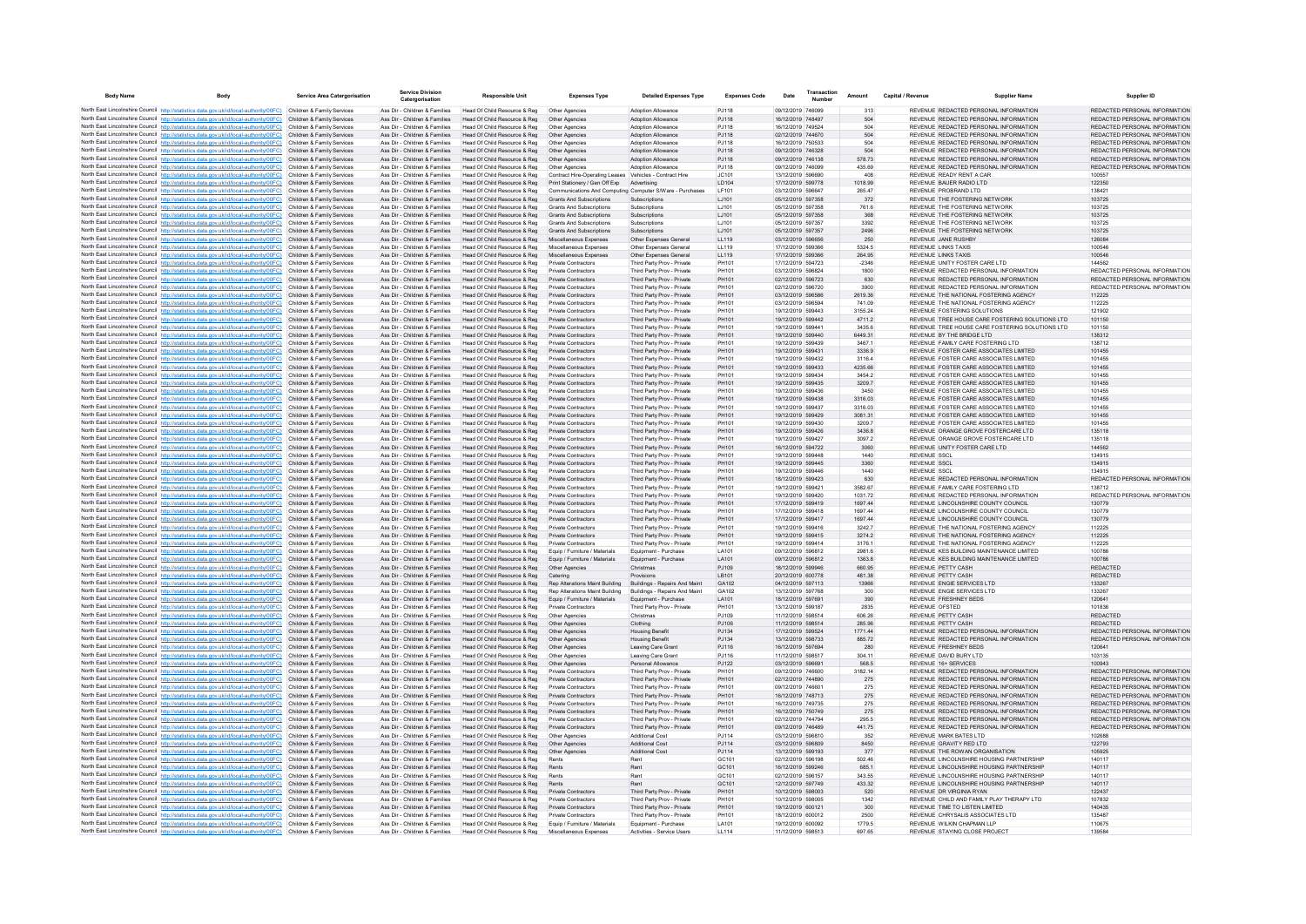| Body Name | Body | Service Area Catergorisation | Service Division Catergorisation | Responsible Unit | Expenses Type | Detailed Expenses Type | Expenses Code | Date | Transaction Number | Amount | Capital / Revenue | Supplier Name | Supplier ID |
|---|---|---|---|---|---|---|---|---|---|---|---|---|---|
| North East Lincolnshire Council | http://statistics.data.gov.uk/id/local-authority/00FC | Children & Family Services | Ass Dir - Children & Families | Head Of Child Resource & Reg | Other Agencies | Adoption Allowance | PJ118 | 09/12/2019 | 746099 | 313 | REVENUE | REDACTED PERSONAL INFORMATION | REDACTED PERSONAL INFORMATION |
| North East Lincolnshire Council | http://statistics.data.gov.uk/id/local-authority/00FC | Children & Family Services | Ass Dir - Children & Families | Head Of Child Resource & Reg | Other Agencies | Adoption Allowance | PJ118 | 16/12/2019 | 748497 | 504 | REVENUE | REDACTED PERSONAL INFORMATION | REDACTED PERSONAL INFORMATION |
| North East Lincolnshire Council | http://statistics.data.gov.uk/id/local-authority/00FC | Children & Family Services | Ass Dir - Children & Families | Head Of Child Resource & Reg | Other Agencies | Adoption Allowance | PJ118 | 16/12/2019 | 749524 | 504 | REVENUE | REDACTED PERSONAL INFORMATION | REDACTED PERSONAL INFORMATION |
| North East Lincolnshire Council | http://statistics.data.gov.uk/id/local-authority/00FC | Children & Family Services | Ass Dir - Children & Families | Head Of Child Resource & Reg | Other Agencies | Adoption Allowance | PJ118 | 02/12/2019 | 744670 | 504 | REVENUE | REDACTED PERSONAL INFORMATION | REDACTED PERSONAL INFORMATION |
| North East Lincolnshire Council | http://statistics.data.gov.uk/id/local-authority/00FC | Children & Family Services | Ass Dir - Children & Families | Head Of Child Resource & Reg | Other Agencies | Adoption Allowance | PJ118 | 16/12/2019 | 750533 | 504 | REVENUE | REDACTED PERSONAL INFORMATION | REDACTED PERSONAL INFORMATION |
| North East Lincolnshire Council | http://statistics.data.gov.uk/id/local-authority/00FC | Children & Family Services | Ass Dir - Children & Families | Head Of Child Resource & Reg | Other Agencies | Adoption Allowance | PJ118 | 09/12/2019 | 746328 | 504 | REVENUE | REDACTED PERSONAL INFORMATION | REDACTED PERSONAL INFORMATION |
| North East Lincolnshire Council | http://statistics.data.gov.uk/id/local-authority/00FC | Children & Family Services | Ass Dir - Children & Families | Head Of Child Resource & Reg | Other Agencies | Adoption Allowance | PJ118 | 09/12/2019 | 746138 | 578.73 | REVENUE | REDACTED PERSONAL INFORMATION | REDACTED PERSONAL INFORMATION |
| North East Lincolnshire Council | http://statistics.data.gov.uk/id/local-authority/00FC | Children & Family Services | Ass Dir - Children & Families | Head Of Child Resource & Reg | Other Agencies | Adoption Allowance | PJ118 | 09/12/2019 | 746099 | 435.69 | REVENUE | REDACTED PERSONAL INFORMATION | REDACTED PERSONAL INFORMATION |
| North East Lincolnshire Council | http://statistics.data.gov.uk/id/local-authority/00FC | Children & Family Services | Ass Dir - Children & Families | Head Of Child Resource & Reg | Contract Hire-Operating Leases | Vehicles - Contract Hire | JC101 | 13/12/2019 | 596690 | 408 | REVENUE | READY RENT A CAR | 100557 |
| North East Lincolnshire Council | http://statistics.data.gov.uk/id/local-authority/00FC | Children & Family Services | Ass Dir - Children & Families | Head Of Child Resource & Reg | Print Stationery / Gen Off Exp | Advertising | LD104 | 17/12/2019 | 599778 | 1018.99 | REVENUE | BAUER RADIO LTD | 122350 |
| North East Lincolnshire Council | http://statistics.data.gov.uk/id/local-authority/00FC | Children & Family Services | Ass Dir - Children & Families | Head Of Child Resource & Reg | Communications And Computing | Computer S/Ware - Purchases | LF101 | 03/12/2019 | 596847 | 265.47 | REVENUE | PROBRAND LTD | 138421 |
| North East Lincolnshire Council | http://statistics.data.gov.uk/id/local-authority/00FC | Children & Family Services | Ass Dir - Children & Families | Head Of Child Resource & Reg | Grants And Subscriptions | Subscriptions | LJ101 | 05/12/2019 | 597358 | 372 | REVENUE | THE FOSTERING NETWORK | 103725 |
| North East Lincolnshire Council | http://statistics.data.gov.uk/id/local-authority/00FC | Children & Family Services | Ass Dir - Children & Families | Head Of Child Resource & Reg | Grants And Subscriptions | Subscriptions | LJ101 | 05/12/2019 | 597358 | 761.6 | REVENUE | THE FOSTERING NETWORK | 103725 |
| North East Lincolnshire Council | http://statistics.data.gov.uk/id/local-authority/00FC | Children & Family Services | Ass Dir - Children & Families | Head Of Child Resource & Reg | Grants And Subscriptions | Subscriptions | LJ101 | 05/12/2019 | 597358 | 368 | REVENUE | THE FOSTERING NETWORK | 103725 |
| North East Lincolnshire Council | http://statistics.data.gov.uk/id/local-authority/00FC | Children & Family Services | Ass Dir - Children & Families | Head Of Child Resource & Reg | Grants And Subscriptions | Subscriptions | LJ101 | 05/12/2019 | 597357 | 3392 | REVENUE | THE FOSTERING NETWORK | 103725 |
| North East Lincolnshire Council | http://statistics.data.gov.uk/id/local-authority/00FC | Children & Family Services | Ass Dir - Children & Families | Head Of Child Resource & Reg | Grants And Subscriptions | Subscriptions | LJ101 | 05/12/2019 | 597357 | 2496 | REVENUE | THE FOSTERING NETWORK | 103725 |
| North East Lincolnshire Council | http://statistics.data.gov.uk/id/local-authority/00FC | Children & Family Services | Ass Dir - Children & Families | Head Of Child Resource & Reg | Miscellaneous Expenses | Other Expenses General | LL119 | 03/12/2019 | 596656 | 250 | REVENUE | JANE RUSHBY | 126084 |
| North East Lincolnshire Council | http://statistics.data.gov.uk/id/local-authority/00FC | Children & Family Services | Ass Dir - Children & Families | Head Of Child Resource & Reg | Miscellaneous Expenses | Other Expenses General | LL119 | 17/12/2019 | 599366 | 5324.5 | REVENUE | LINKS TAXIS | 100546 |
| North East Lincolnshire Council | http://statistics.data.gov.uk/id/local-authority/00FC | Children & Family Services | Ass Dir - Children & Families | Head Of Child Resource & Reg | Miscellaneous Expenses | Other Expenses General | LL119 | 17/12/2019 | 599366 | 264.95 | REVENUE | LINKS TAXIS | 100546 |
| North East Lincolnshire Council | http://statistics.data.gov.uk/id/local-authority/00FC | Children & Family Services | Ass Dir - Children & Families | Head Of Child Resource & Reg | Private Contractors | Third Party Prov - Private | PH101 | 17/12/2019 | 594723 | -2346 | REVENUE | UNITY FOSTER CARE LTD | 144562 |
| North East Lincolnshire Council | http://statistics.data.gov.uk/id/local-authority/00FC | Children & Family Services | Ass Dir - Children & Families | Head Of Child Resource & Reg | Private Contractors | Third Party Prov - Private | PH101 | 03/12/2019 | 596824 | 1800 | REVENUE | REDACTED PERSONAL INFORMATION | REDACTED PERSONAL INFORMATION |
| North East Lincolnshire Council | http://statistics.data.gov.uk/id/local-authority/00FC | Children & Family Services | Ass Dir - Children & Families | Head Of Child Resource & Reg | Private Contractors | Third Party Prov - Private | PH101 | 02/12/2019 | 596723 | 630 | REVENUE | REDACTED PERSONAL INFORMATION | REDACTED PERSONAL INFORMATION |
| North East Lincolnshire Council | http://statistics.data.gov.uk/id/local-authority/00FC | Children & Family Services | Ass Dir - Children & Families | Head Of Child Resource & Reg | Private Contractors | Third Party Prov - Private | PH101 | 02/12/2019 | 596720 | 3900 | REVENUE | REDACTED PERSONAL INFORMATION | REDACTED PERSONAL INFORMATION |
| North East Lincolnshire Council | http://statistics.data.gov.uk/id/local-authority/00FC | Children & Family Services | Ass Dir - Children & Families | Head Of Child Resource & Reg | Private Contractors | Third Party Prov - Private | PH101 | 03/12/2019 | 596586 | 2619.36 | REVENUE | THE NATIONAL FOSTERING AGENCY | 112225 |
| North East Lincolnshire Council | http://statistics.data.gov.uk/id/local-authority/00FC | Children & Family Services | Ass Dir - Children & Families | Head Of Child Resource & Reg | Private Contractors | Third Party Prov - Private | PH101 | 03/12/2019 | 596594 | 741.09 | REVENUE | THE NATIONAL FOSTERING AGENCY | 112225 |
| North East Lincolnshire Council | http://statistics.data.gov.uk/id/local-authority/00FC | Children & Family Services | Ass Dir - Children & Families | Head Of Child Resource & Reg | Private Contractors | Third Party Prov - Private | PH101 | 19/12/2019 | 599443 | 3155.24 | REVENUE | FOSTERING SOLUTIONS | 121902 |
| North East Lincolnshire Council | http://statistics.data.gov.uk/id/local-authority/00FC | Children & Family Services | Ass Dir - Children & Families | Head Of Child Resource & Reg | Private Contractors | Third Party Prov - Private | PH101 | 19/12/2019 | 599442 | 4711.2 | REVENUE | TREE HOUSE CARE FOSTERING SOLUTIONS LTD | 101150 |
| North East Lincolnshire Council | http://statistics.data.gov.uk/id/local-authority/00FC | Children & Family Services | Ass Dir - Children & Families | Head Of Child Resource & Reg | Private Contractors | Third Party Prov - Private | PH101 | 19/12/2019 | 599441 | 3435.6 | REVENUE | TREE HOUSE CARE FOSTERING SOLUTIONS LTD | 101150 |
| North East Lincolnshire Council | http://statistics.data.gov.uk/id/local-authority/00FC | Children & Family Services | Ass Dir - Children & Families | Head Of Child Resource & Reg | Private Contractors | Third Party Prov - Private | PH101 | 19/12/2019 | 599440 | 6449.31 | REVENUE | BY THE BRIDGE LTD | 138312 |
| North East Lincolnshire Council | http://statistics.data.gov.uk/id/local-authority/00FC | Children & Family Services | Ass Dir - Children & Families | Head Of Child Resource & Reg | Private Contractors | Third Party Prov - Private | PH101 | 19/12/2019 | 599439 | 3467.1 | REVENUE | FAMILY CARE FOSTERING LTD | 138712 |
| North East Lincolnshire Council | http://statistics.data.gov.uk/id/local-authority/00FC | Children & Family Services | Ass Dir - Children & Families | Head Of Child Resource & Reg | Private Contractors | Third Party Prov - Private | PH101 | 19/12/2019 | 599431 | 3336.9 | REVENUE | FOSTER CARE ASSOCIATES LIMITED | 101455 |
| North East Lincolnshire Council | http://statistics.data.gov.uk/id/local-authority/00FC | Children & Family Services | Ass Dir - Children & Families | Head Of Child Resource & Reg | Private Contractors | Third Party Prov - Private | PH101 | 19/12/2019 | 599432 | 3118.4 | REVENUE | FOSTER CARE ASSOCIATES LIMITED | 101455 |
| North East Lincolnshire Council | http://statistics.data.gov.uk/id/local-authority/00FC | Children & Family Services | Ass Dir - Children & Families | Head Of Child Resource & Reg | Private Contractors | Third Party Prov - Private | PH101 | 19/12/2019 | 599433 | 4235.66 | REVENUE | FOSTER CARE ASSOCIATES LIMITED | 101455 |
| North East Lincolnshire Council | http://statistics.data.gov.uk/id/local-authority/00FC | Children & Family Services | Ass Dir - Children & Families | Head Of Child Resource & Reg | Private Contractors | Third Party Prov - Private | PH101 | 19/12/2019 | 599434 | 3454.2 | REVENUE | FOSTER CARE ASSOCIATES LIMITED | 101455 |
| North East Lincolnshire Council | http://statistics.data.gov.uk/id/local-authority/00FC | Children & Family Services | Ass Dir - Children & Families | Head Of Child Resource & Reg | Private Contractors | Third Party Prov - Private | PH101 | 19/12/2019 | 599435 | 3209.7 | REVENUE | FOSTER CARE ASSOCIATES LIMITED | 101455 |
| North East Lincolnshire Council | http://statistics.data.gov.uk/id/local-authority/00FC | Children & Family Services | Ass Dir - Children & Families | Head Of Child Resource & Reg | Private Contractors | Third Party Prov - Private | PH101 | 19/12/2019 | 599436 | 3450 | REVENUE | FOSTER CARE ASSOCIATES LIMITED | 101455 |
| North East Lincolnshire Council | http://statistics.data.gov.uk/id/local-authority/00FC | Children & Family Services | Ass Dir - Children & Families | Head Of Child Resource & Reg | Private Contractors | Third Party Prov - Private | PH101 | 19/12/2019 | 599438 | 3316.03 | REVENUE | FOSTER CARE ASSOCIATES LIMITED | 101455 |
| North East Lincolnshire Council | http://statistics.data.gov.uk/id/local-authority/00FC | Children & Family Services | Ass Dir - Children & Families | Head Of Child Resource & Reg | Private Contractors | Third Party Prov - Private | PH101 | 19/12/2019 | 599437 | 3316.03 | REVENUE | FOSTER CARE ASSOCIATES LIMITED | 101455 |
| North East Lincolnshire Council | http://statistics.data.gov.uk/id/local-authority/00FC | Children & Family Services | Ass Dir - Children & Families | Head Of Child Resource & Reg | Private Contractors | Third Party Prov - Private | PH101 | 19/12/2019 | 599429 | 3081.31 | REVENUE | FOSTER CARE ASSOCIATES LIMITED | 101455 |
| North East Lincolnshire Council | http://statistics.data.gov.uk/id/local-authority/00FC | Children & Family Services | Ass Dir - Children & Families | Head Of Child Resource & Reg | Private Contractors | Third Party Prov - Private | PH101 | 19/12/2019 | 599430 | 3209.7 | REVENUE | FOSTER CARE ASSOCIATES LIMITED | 101455 |
| North East Lincolnshire Council | http://statistics.data.gov.uk/id/local-authority/00FC | Children & Family Services | Ass Dir - Children & Families | Head Of Child Resource & Reg | Private Contractors | Third Party Prov - Private | PH101 | 19/12/2019 | 599426 | 3436.8 | REVENUE | ORANGE GROVE FOSTERCARE LTD | 135118 |
| North East Lincolnshire Council | http://statistics.data.gov.uk/id/local-authority/00FC | Children & Family Services | Ass Dir - Children & Families | Head Of Child Resource & Reg | Private Contractors | Third Party Prov - Private | PH101 | 19/12/2019 | 599427 | 3097.2 | REVENUE | ORANGE GROVE FOSTERCARE LTD | 135118 |
| North East Lincolnshire Council | http://statistics.data.gov.uk/id/local-authority/00FC | Children & Family Services | Ass Dir - Children & Families | Head Of Child Resource & Reg | Private Contractors | Third Party Prov - Private | PH101 | 16/12/2019 | 594722 | 3060 | REVENUE | UNITY FOSTER CARE LTD | 144562 |
| North East Lincolnshire Council | http://statistics.data.gov.uk/id/local-authority/00FC | Children & Family Services | Ass Dir - Children & Families | Head Of Child Resource & Reg | Private Contractors | Third Party Prov - Private | PH101 | 19/12/2019 | 599448 | 1440 | REVENUE | SSCL | 134915 |
| North East Lincolnshire Council | http://statistics.data.gov.uk/id/local-authority/00FC | Children & Family Services | Ass Dir - Children & Families | Head Of Child Resource & Reg | Private Contractors | Third Party Prov - Private | PH101 | 19/12/2019 | 599445 | 3360 | REVENUE | SSCL | 134915 |
| North East Lincolnshire Council | http://statistics.data.gov.uk/id/local-authority/00FC | Children & Family Services | Ass Dir - Children & Families | Head Of Child Resource & Reg | Private Contractors | Third Party Prov - Private | PH101 | 19/12/2019 | 599446 | 1440 | REVENUE | SSCL | 134915 |
| North East Lincolnshire Council | http://statistics.data.gov.uk/id/local-authority/00FC | Children & Family Services | Ass Dir - Children & Families | Head Of Child Resource & Reg | Private Contractors | Third Party Prov - Private | PH101 | 18/12/2019 | 599423 | 630 | REVENUE | REDACTED PERSONAL INFORMATION | REDACTED PERSONAL INFORMATION |
| North East Lincolnshire Council | http://statistics.data.gov.uk/id/local-authority/00FC | Children & Family Services | Ass Dir - Children & Families | Head Of Child Resource & Reg | Private Contractors | Third Party Prov - Private | PH101 | 19/12/2019 | 599421 | 3582.67 | REVENUE | FAMILY CARE FOSTERING LTD | 138712 |
| North East Lincolnshire Council | http://statistics.data.gov.uk/id/local-authority/00FC | Children & Family Services | Ass Dir - Children & Families | Head Of Child Resource & Reg | Private Contractors | Third Party Prov - Private | PH101 | 19/12/2019 | 599420 | 1031.72 | REVENUE | REDACTED PERSONAL INFORMATION | REDACTED PERSONAL INFORMATION |
| North East Lincolnshire Council | http://statistics.data.gov.uk/id/local-authority/00FC | Children & Family Services | Ass Dir - Children & Families | Head Of Child Resource & Reg | Private Contractors | Third Party Prov - Private | PH101 | 17/12/2019 | 599419 | 1697.44 | REVENUE | LINCOLNSHIRE COUNTY COUNCIL | 130779 |
| North East Lincolnshire Council | http://statistics.data.gov.uk/id/local-authority/00FC | Children & Family Services | Ass Dir - Children & Families | Head Of Child Resource & Reg | Private Contractors | Third Party Prov - Private | PH101 | 17/12/2019 | 599418 | 1697.44 | REVENUE | LINCOLNSHIRE COUNTY COUNCIL | 130779 |
| North East Lincolnshire Council | http://statistics.data.gov.uk/id/local-authority/00FC | Children & Family Services | Ass Dir - Children & Families | Head Of Child Resource & Reg | Private Contractors | Third Party Prov - Private | PH101 | 17/12/2019 | 599417 | 1697.44 | REVENUE | LINCOLNSHIRE COUNTY COUNCIL | 130779 |
| North East Lincolnshire Council | http://statistics.data.gov.uk/id/local-authority/00FC | Children & Family Services | Ass Dir - Children & Families | Head Of Child Resource & Reg | Private Contractors | Third Party Prov - Private | PH101 | 19/12/2019 | 599416 | 3242.7 | REVENUE | THE NATIONAL FOSTERING AGENCY | 112225 |
| North East Lincolnshire Council | http://statistics.data.gov.uk/id/local-authority/00FC | Children & Family Services | Ass Dir - Children & Families | Head Of Child Resource & Reg | Private Contractors | Third Party Prov - Private | PH101 | 19/12/2019 | 599415 | 3274.2 | REVENUE | THE NATIONAL FOSTERING AGENCY | 112225 |
| North East Lincolnshire Council | http://statistics.data.gov.uk/id/local-authority/00FC | Children & Family Services | Ass Dir - Children & Families | Head Of Child Resource & Reg | Private Contractors | Third Party Prov - Private | PH101 | 19/12/2019 | 599414 | 3176.1 | REVENUE | THE NATIONAL FOSTERING AGENCY | 112225 |
| North East Lincolnshire Council | http://statistics.data.gov.uk/id/local-authority/00FC | Children & Family Services | Ass Dir - Children & Families | Head Of Child Resource & Reg | Equip / Furniture / Materials | Equipment - Purchase | LA101 | 09/12/2019 | 596812 | 2981.6 | REVENUE | KES BUILDING MAINTENANCE LIMITED | 100786 |
| North East Lincolnshire Council | http://statistics.data.gov.uk/id/local-authority/00FC | Children & Family Services | Ass Dir - Children & Families | Head Of Child Resource & Reg | Equip / Furniture / Materials | Equipment - Purchase | LA101 | 09/12/2019 | 596812 | 1363.8 | REVENUE | KES BUILDING MAINTENANCE LIMITED | 100786 |
| North East Lincolnshire Council | http://statistics.data.gov.uk/id/local-authority/00FC | Children & Family Services | Ass Dir - Children & Families | Head Of Child Resource & Reg | Other Agencies | Christmas | PJ109 | 18/12/2019 | 599946 | 660.95 | REVENUE | PETTY CASH | REDACTED |
| North East Lincolnshire Council | http://statistics.data.gov.uk/id/local-authority/00FC | Children & Family Services | Ass Dir - Children & Families | Head Of Child Resource & Reg | Catering | Provisions | LB101 | 20/12/2019 | 600778 | 481.38 | REVENUE | PETTY CASH | REDACTED |
| North East Lincolnshire Council | http://statistics.data.gov.uk/id/local-authority/00FC | Children & Family Services | Ass Dir - Children & Families | Head Of Child Resource & Reg | Rep Alterations Maint Building | Buildings - Repairs And Maint | GA102 | 04/12/2019 | 597113 | 13966 | REVENUE | ENGIE SERVICES LTD | 133267 |
| North East Lincolnshire Council | http://statistics.data.gov.uk/id/local-authority/00FC | Children & Family Services | Ass Dir - Children & Families | Head Of Child Resource & Reg | Rep Alterations Maint Building | Buildings - Repairs And Maint | GA102 | 13/12/2019 | 597768 | 300 | REVENUE | ENGIE SERVICES LTD | 133267 |
| North East Lincolnshire Council | http://statistics.data.gov.uk/id/local-authority/00FC | Children & Family Services | Ass Dir - Children & Families | Head Of Child Resource & Reg | Equip / Furniture / Materials | Equipment - Purchase | LA101 | 18/12/2019 | 597691 | 390 | REVENUE | FRESHNEY BEDS | 120641 |
| North East Lincolnshire Council | http://statistics.data.gov.uk/id/local-authority/00FC | Children & Family Services | Ass Dir - Children & Families | Head Of Child Resource & Reg | Private Contractors | Third Party Prov - Private | PH101 | 13/12/2019 | 599187 | 2835 | REVENUE | OFSTED | 101836 |
| North East Lincolnshire Council | http://statistics.data.gov.uk/id/local-authority/00FC | Children & Family Services | Ass Dir - Children & Families | Head Of Child Resource & Reg | Other Agencies | Christmas | PJ109 | 11/12/2019 | 598514 | 606.26 | REVENUE | PETTY CASH | REDACTED |
| North East Lincolnshire Council | http://statistics.data.gov.uk/id/local-authority/00FC | Children & Family Services | Ass Dir - Children & Families | Head Of Child Resource & Reg | Other Agencies | Clothing | PJ106 | 11/12/2019 | 598514 | 285.96 | REVENUE | PETTY CASH | REDACTED |
| North East Lincolnshire Council | http://statistics.data.gov.uk/id/local-authority/00FC | Children & Family Services | Ass Dir - Children & Families | Head Of Child Resource & Reg | Other Agencies | Housing Benefit | PJ134 | 17/12/2019 | 599524 | 1771.44 | REVENUE | REDACTED PERSONAL INFORMATION | REDACTED PERSONAL INFORMATION |
| North East Lincolnshire Council | http://statistics.data.gov.uk/id/local-authority/00FC | Children & Family Services | Ass Dir - Children & Families | Head Of Child Resource & Reg | Other Agencies | Housing Benefit | PJ134 | 13/12/2019 | 598733 | 885.72 | REVENUE | REDACTED PERSONAL INFORMATION | REDACTED PERSONAL INFORMATION |
| North East Lincolnshire Council | http://statistics.data.gov.uk/id/local-authority/00FC | Children & Family Services | Ass Dir - Children & Families | Head Of Child Resource & Reg | Other Agencies | Leaving Care Grant | PJ116 | 16/12/2019 | 597694 | 280 | REVENUE | FRESHNEY BEDS | 120641 |
| North East Lincolnshire Council | http://statistics.data.gov.uk/id/local-authority/00FC | Children & Family Services | Ass Dir - Children & Families | Head Of Child Resource & Reg | Other Agencies | Leaving Care Grant | PJ116 | 11/12/2019 | 598517 | 304.11 | REVENUE | DAVID BURY LTD | 103135 |
| North East Lincolnshire Council | http://statistics.data.gov.uk/id/local-authority/00FC | Children & Family Services | Ass Dir - Children & Families | Head Of Child Resource & Reg | Other Agencies | Personal Allowance | PJ122 | 03/12/2019 | 596691 | 568.5 | REVENUE | 16+ SERVICES | 100943 |
| North East Lincolnshire Council | http://statistics.data.gov.uk/id/local-authority/00FC | Children & Family Services | Ass Dir - Children & Families | Head Of Child Resource & Reg | Private Contractors | Third Party Prov - Private | PH101 | 09/12/2019 | 746600 | 3182.14 | REVENUE | REDACTED PERSONAL INFORMATION | REDACTED PERSONAL INFORMATION |
| North East Lincolnshire Council | http://statistics.data.gov.uk/id/local-authority/00FC | Children & Family Services | Ass Dir - Children & Families | Head Of Child Resource & Reg | Private Contractors | Third Party Prov - Private | PH101 | 02/12/2019 | 744890 | 275 | REVENUE | REDACTED PERSONAL INFORMATION | REDACTED PERSONAL INFORMATION |
| North East Lincolnshire Council | http://statistics.data.gov.uk/id/local-authority/00FC | Children & Family Services | Ass Dir - Children & Families | Head Of Child Resource & Reg | Private Contractors | Third Party Prov - Private | PH101 | 09/12/2019 | 746601 | 275 | REVENUE | REDACTED PERSONAL INFORMATION | REDACTED PERSONAL INFORMATION |
| North East Lincolnshire Council | http://statistics.data.gov.uk/id/local-authority/00FC | Children & Family Services | Ass Dir - Children & Families | Head Of Child Resource & Reg | Private Contractors | Third Party Prov - Private | PH101 | 16/12/2019 | 748713 | 275 | REVENUE | REDACTED PERSONAL INFORMATION | REDACTED PERSONAL INFORMATION |
| North East Lincolnshire Council | http://statistics.data.gov.uk/id/local-authority/00FC | Children & Family Services | Ass Dir - Children & Families | Head Of Child Resource & Reg | Private Contractors | Third Party Prov - Private | PH101 | 16/12/2019 | 749735 | 275 | REVENUE | REDACTED PERSONAL INFORMATION | REDACTED PERSONAL INFORMATION |
| North East Lincolnshire Council | http://statistics.data.gov.uk/id/local-authority/00FC | Children & Family Services | Ass Dir - Children & Families | Head Of Child Resource & Reg | Private Contractors | Third Party Prov - Private | PH101 | 16/12/2019 | 750749 | 275 | REVENUE | REDACTED PERSONAL INFORMATION | REDACTED PERSONAL INFORMATION |
| North East Lincolnshire Council | http://statistics.data.gov.uk/id/local-authority/00FC | Children & Family Services | Ass Dir - Children & Families | Head Of Child Resource & Reg | Private Contractors | Third Party Prov - Private | PH101 | 02/12/2019 | 744794 | 295.5 | REVENUE | REDACTED PERSONAL INFORMATION | REDACTED PERSONAL INFORMATION |
| North East Lincolnshire Council | http://statistics.data.gov.uk/id/local-authority/00FC | Children & Family Services | Ass Dir - Children & Families | Head Of Child Resource & Reg | Private Contractors | Third Party Prov - Private | PH101 | 09/12/2019 | 746489 | 441.75 | REVENUE | REDACTED PERSONAL INFORMATION | REDACTED PERSONAL INFORMATION |
| North East Lincolnshire Council | http://statistics.data.gov.uk/id/local-authority/00FC | Children & Family Services | Ass Dir - Children & Families | Head Of Child Resource & Reg | Other Agencies | Additional Cost | PJ114 | 03/12/2019 | 596810 | 352 | REVENUE | MARK BATES LTD | 102688 |
| North East Lincolnshire Council | http://statistics.data.gov.uk/id/local-authority/00FC | Children & Family Services | Ass Dir - Children & Families | Head Of Child Resource & Reg | Other Agencies | Additional Cost | PJ114 | 03/12/2019 | 596809 | 8450 | REVENUE | GRAVITY RED LTD | 122793 |
| North East Lincolnshire Council | http://statistics.data.gov.uk/id/local-authority/00FC | Children & Family Services | Ass Dir - Children & Families | Head Of Child Resource & Reg | Other Agencies | Additional Cost | PJ114 | 13/12/2019 | 599193 | 377 | REVENUE | THE ROWAN ORGANISATION | 105925 |
| North East Lincolnshire Council | http://statistics.data.gov.uk/id/local-authority/00FC | Children & Family Services | Ass Dir - Children & Families | Head Of Child Resource & Reg | Rents | Rent | GC101 | 02/12/2019 | 596198 | 502.46 | REVENUE | LINCOLNSHIRE HOUSING PARTNERSHIP | 140117 |
| North East Lincolnshire Council | http://statistics.data.gov.uk/id/local-authority/00FC | Children & Family Services | Ass Dir - Children & Families | Head Of Child Resource & Reg | Rents | Rent | GC101 | 16/12/2019 | 599246 | 685.1 | REVENUE | LINCOLNSHIRE HOUSING PARTNERSHIP | 140117 |
| North East Lincolnshire Council | http://statistics.data.gov.uk/id/local-authority/00FC | Children & Family Services | Ass Dir - Children & Families | Head Of Child Resource & Reg | Rents | Rent | GC101 | 02/12/2019 | 596157 | 343.55 | REVENUE | LINCOLNSHIRE HOUSING PARTNERSHIP | 140117 |
| North East Lincolnshire Council | http://statistics.data.gov.uk/id/local-authority/00FC | Children & Family Services | Ass Dir - Children & Families | Head Of Child Resource & Reg | Rents | Rent | GC101 | 12/12/2019 | 597749 | 433.32 | REVENUE | LINCOLNSHIRE HOUSING PARTNERSHIP | 140117 |
| North East Lincolnshire Council | http://statistics.data.gov.uk/id/local-authority/00FC | Children & Family Services | Ass Dir - Children & Families | Head Of Child Resource & Reg | Private Contractors | Third Party Prov - Private | PH101 | 10/12/2019 | 598003 | 520 | REVENUE | DR VIRGINIA RYAN | 122437 |
| North East Lincolnshire Council | http://statistics.data.gov.uk/id/local-authority/00FC | Children & Family Services | Ass Dir - Children & Families | Head Of Child Resource & Reg | Private Contractors | Third Party Prov - Private | PH101 | 10/12/2019 | 598005 | 1342 | REVENUE | CHILD AND FAMILY PLAY THERAPY LTD | 107832 |
| North East Lincolnshire Council | http://statistics.data.gov.uk/id/local-authority/00FC | Children & Family Services | Ass Dir - Children & Families | Head Of Child Resource & Reg | Private Contractors | Third Party Prov - Private | PH101 | 19/12/2019 | 600121 | 300 | REVENUE | TIME TO LISTEN LIMITED | 140435 |
| North East Lincolnshire Council | http://statistics.data.gov.uk/id/local-authority/00FC | Children & Family Services | Ass Dir - Children & Families | Head Of Child Resource & Reg | Private Contractors | Third Party Prov - Private | PH101 | 18/12/2019 | 600012 | 2500 | REVENUE | CHRYSALIS ASSOCIATES LTD | 135487 |
| North East Lincolnshire Council | http://statistics.data.gov.uk/id/local-authority/00FC | Children & Family Services | Ass Dir - Children & Families | Head Of Child Resource & Reg | Equip / Furniture / Materials | Equipment - Purchase | LA101 | 19/12/2019 | 600092 | 1779.5 | REVENUE | WILKIN CHAPMAN LLP | 110675 |
| North East Lincolnshire Council | http://statistics.data.gov.uk/id/local-authority/00FC | Children & Family Services | Ass Dir - Children & Families | Head Of Child Resource & Reg | Miscellaneous Expenses | Activities - Service Users | LL114 | 11/12/2019 | 598513 | 697.65 | REVENUE | STAYING CLOSE PROJECT | 139584 |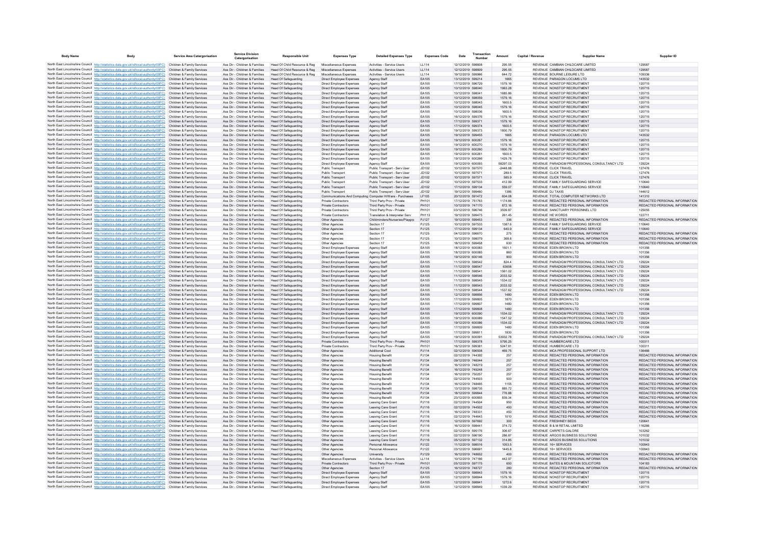| Body Name | Body | Service Area Catergorisation | Service Division Catergorisation | Responsible Unit | Expenses Type | Detailed Expenses Type | Expenses Code | Date | Transaction Number | Amount | Capital / Revenue | Supplier Name | Supplier ID |
|---|---|---|---|---|---|---|---|---|---|---|---|---|---|
| North East Lincolnshire Council | http://statistics.data.gov.uk/id/local-authority/00FC | Children & Family Services | Ass Dir - Children & Families | Head Of Child Resource & Reg | Miscellaneous Expenses | Activities - Service Users | LL114 | 12/12/2019 | 598808 | 295.55 | REVENUE | CAMBIAN CHILDCARE LIMITED | 129587 |
| North East Lincolnshire Council | http://statistics.data.gov.uk/id/local-authority/00FC | Children & Family Services | Ass Dir - Children & Families | Head Of Child Resource & Reg | Miscellaneous Expenses | Activities - Service Users | LL114 | 12/12/2019 | 598809 | 295.55 | REVENUE | CAMBIAN CHILDCARE LIMITED | 129587 |
| North East Lincolnshire Council | http://statistics.data.gov.uk/id/local-authority/00FC | Children & Family Services | Ass Dir - Children & Families | Head Of Child Resource & Reg | Miscellaneous Expenses | Activities - Service Users | LL114 | 19/12/2019 | 599966 | 644.72 | REVENUE | BOURNE LEISURE LTD | 109336 |
| North East Lincolnshire Council | http://statistics.data.gov.uk/id/local-authority/00FC | Children & Family Services | Ass Dir - Children & Families | Head Of Safeguarding | Direct Employee Expenses | Agency Staff | EA105 | 13/12/2019 | 599214 | 1665 | REVENUE | PARAGON LOCUMS LTD | 143532 |
| North East Lincolnshire Council | http://statistics.data.gov.uk/id/local-authority/00FC | Children & Family Services | Ass Dir - Children & Families | Head Of Safeguarding | Direct Employee Expenses | Agency Staff | EA105 | 17/12/2019 | 596729 | 1579.16 | REVENUE | NONSTOP RECRUITMENT | 120715 |
| North East Lincolnshire Council | http://statistics.data.gov.uk/id/local-authority/00FC | Children & Family Services | Ass Dir - Children & Families | Head Of Safeguarding | Direct Employee Expenses | Agency Staff | EA105 | 10/12/2019 | 598040 | 1963.28 | REVENUE | NONSTOP RECRUITMENT | 120715 |
| North East Lincolnshire Council | http://statistics.data.gov.uk/id/local-authority/00FC | Children & Family Services | Ass Dir - Children & Families | Head Of Safeguarding | Direct Employee Expenses | Agency Staff | EA105 | 10/12/2019 | 598041 | 1685.86 | REVENUE | NONSTOP RECRUITMENT | 120715 |
| North East Lincolnshire Council | http://statistics.data.gov.uk/id/local-authority/00FC | Children & Family Services | Ass Dir - Children & Families | Head Of Safeguarding | Direct Employee Expenses | Agency Staff | EA105 | 10/12/2019 | 598059 | 1579.16 | REVENUE | NONSTOP RECRUITMENT | 120715 |
| North East Lincolnshire Council | http://statistics.data.gov.uk/id/local-authority/00FC | Children & Family Services | Ass Dir - Children & Families | Head Of Safeguarding | Direct Employee Expenses | Agency Staff | EA105 | 10/12/2019 | 598043 | 1600.5 | REVENUE | NONSTOP RECRUITMENT | 120715 |
| North East Lincolnshire Council | http://statistics.data.gov.uk/id/local-authority/00FC | Children & Family Services | Ass Dir - Children & Families | Head Of Safeguarding | Direct Employee Expenses | Agency Staff | EA105 | 10/12/2019 | 598045 | 1579.16 | REVENUE | NONSTOP RECRUITMENT | 120715 |
| North East Lincolnshire Council | http://statistics.data.gov.uk/id/local-authority/00FC | Children & Family Services | Ass Dir - Children & Families | Head Of Safeguarding | Direct Employee Expenses | Agency Staff | EA105 | 10/12/2019 | 598036 | 1600.5 | REVENUE | NONSTOP RECRUITMENT | 120715 |
| North East Lincolnshire Council | http://statistics.data.gov.uk/id/local-authority/00FC | Children & Family Services | Ass Dir - Children & Families | Head Of Safeguarding | Direct Employee Expenses | Agency Staff | EA105 | 16/12/2019 | 599376 | 1579.16 | REVENUE | NONSTOP RECRUITMENT | 120715 |
| North East Lincolnshire Council | http://statistics.data.gov.uk/id/local-authority/00FC | Children & Family Services | Ass Dir - Children & Families | Head Of Safeguarding | Direct Employee Expenses | Agency Staff | EA105 | 17/12/2019 | 599371 | 1579.16 | REVENUE | NONSTOP RECRUITMENT | 120715 |
| North East Lincolnshire Council | http://statistics.data.gov.uk/id/local-authority/00FC | Children & Family Services | Ass Dir - Children & Families | Head Of Safeguarding | Direct Employee Expenses | Agency Staff | EA105 | 17/12/2019 | 599374 | 1600.5 | REVENUE | NONSTOP RECRUITMENT | 120715 |
| North East Lincolnshire Council | http://statistics.data.gov.uk/id/local-authority/00FC | Children & Family Services | Ass Dir - Children & Families | Head Of Safeguarding | Direct Employee Expenses | Agency Staff | EA105 | 19/12/2019 | 599373 | 1800.79 | REVENUE | NONSTOP RECRUITMENT | 120715 |
| North East Lincolnshire Council | http://statistics.data.gov.uk/id/local-authority/00FC | Children & Family Services | Ass Dir - Children & Families | Head Of Safeguarding | Direct Employee Expenses | Agency Staff | EA105 | 19/12/2019 | 599455 | 1665 | REVENUE | PARAGON LOCUMS LTD | 143532 |
| North East Lincolnshire Council | http://statistics.data.gov.uk/id/local-authority/00FC | Children & Family Services | Ass Dir - Children & Families | Head Of Safeguarding | Direct Employee Expenses | Agency Staff | EA105 | 19/12/2019 | 600267 | 1579.16 | REVENUE | NONSTOP RECRUITMENT | 120715 |
| North East Lincolnshire Council | http://statistics.data.gov.uk/id/local-authority/00FC | Children & Family Services | Ass Dir - Children & Families | Head Of Safeguarding | Direct Employee Expenses | Agency Staff | EA105 | 19/12/2019 | 600270 | 1579.16 | REVENUE | NONSTOP RECRUITMENT | 120715 |
| North East Lincolnshire Council | http://statistics.data.gov.uk/id/local-authority/00FC | Children & Family Services | Ass Dir - Children & Families | Head Of Safeguarding | Direct Employee Expenses | Agency Staff | EA105 | 19/12/2019 | 600260 | 1800.79 | REVENUE | NONSTOP RECRUITMENT | 120715 |
| North East Lincolnshire Council | http://statistics.data.gov.uk/id/local-authority/00FC | Children & Family Services | Ass Dir - Children & Families | Head Of Safeguarding | Direct Employee Expenses | Agency Staff | EA105 | 19/12/2019 | 600261 | 1600.5 | REVENUE | NONSTOP RECRUITMENT | 120715 |
| North East Lincolnshire Council | http://statistics.data.gov.uk/id/local-authority/00FC | Children & Family Services | Ass Dir - Children & Families | Head Of Safeguarding | Direct Employee Expenses | Agency Staff | EA105 | 19/12/2019 | 600266 | 1429.78 | REVENUE | NONSTOP RECRUITMENT | 120715 |
| North East Lincolnshire Council | http://statistics.data.gov.uk/id/local-authority/00FC | Children & Family Services | Ass Dir - Children & Families | Head Of Safeguarding | Direct Employee Expenses | Agency Staff | EA105 | 19/12/2019 | 600093 | 58297.03 | REVENUE | PARADIGM PROFESSIONAL CONSULTANCY LTD | 129224 |
| North East Lincolnshire Council | http://statistics.data.gov.uk/id/local-authority/00FC | Children & Family Services | Ass Dir - Children & Families | Head Of Safeguarding | Public Transport | Public Transport - Serv User | JD102 | 10/12/2019 | 597570 | -2448.88 | REVENUE | CLICK TRAVEL | 127476 |
| North East Lincolnshire Council | http://statistics.data.gov.uk/id/local-authority/00FC | Children & Family Services | Ass Dir - Children & Families | Head Of Safeguarding | Public Transport | Public Transport - Serv User | JD102 | 10/12/2019 | 597571 | 289.5 | REVENUE | CLICK TRAVEL | 127476 |
| North East Lincolnshire Council | http://statistics.data.gov.uk/id/local-authority/00FC | Children & Family Services | Ass Dir - Children & Families | Head Of Safeguarding | Public Transport | Public Transport - Serv User | JD102 | 10/12/2019 | 597571 | 585.9 | REVENUE | CLICK TRAVEL | 127476 |
| North East Lincolnshire Council | http://statistics.data.gov.uk/id/local-authority/00FC | Children & Family Services | Ass Dir - Children & Families | Head Of Safeguarding | Public Transport | Public Transport - Serv User | JD102 | 10/12/2019 | 597533 | 412.99 | REVENUE | FAMILY SAFEGUARDING SERVICE | 110640 |
| North East Lincolnshire Council | http://statistics.data.gov.uk/id/local-authority/00FC | Children & Family Services | Ass Dir - Children & Families | Head Of Safeguarding | Public Transport | Public Transport - Serv User | JD102 | 17/12/2019 | 599134 | 559.07 | REVENUE | FAMILY SAFEGUARDING SERVICE | 110640 |
| North East Lincolnshire Council | http://statistics.data.gov.uk/id/local-authority/00FC | Children & Family Services | Ass Dir - Children & Families | Head Of Safeguarding | Public Transport | Public Transport - Serv User | JD102 | 19/12/2019 | 599460 | 1386 | REVENUE | DJ TAXIS | 144612 |
| North East Lincolnshire Council | http://statistics.data.gov.uk/id/local-authority/00FC | Children & Family Services | Ass Dir - Children & Families | Head Of Safeguarding | Communications And Computing | Computer H/Ware - Purchases | LF105 | 20/12/2019 | 591472 | 604.08 | REVENUE | TOTAL COMPUTER NETWORKS LTD | 141310 |
| North East Lincolnshire Council | http://statistics.data.gov.uk/id/local-authority/00FC | Children & Family Services | Ass Dir - Children & Families | Head Of Safeguarding | Private Contractors | Third Party Prov - Private | PH101 | 17/12/2019 | 751763 | 1174.66 | REVENUE | REDACTED PERSONAL INFORMATION | REDACTED PERSONAL INFORMATION |
| North East Lincolnshire Council | http://statistics.data.gov.uk/id/local-authority/00FC | Children & Family Services | Ass Dir - Children & Families | Head Of Safeguarding | Private Contractors | Third Party Prov - Private | PH101 | 10/12/2019 | 747170 | 872.16 | REVENUE | REDACTED PERSONAL INFORMATION | REDACTED PERSONAL INFORMATION |
| North East Lincolnshire Council | http://statistics.data.gov.uk/id/local-authority/00FC | Children & Family Services | Ass Dir - Children & Families | Head Of Safeguarding | Private Contractors | Third Party Prov - Private | PH101 | 03/12/2019 | 596746 | 3509.87 | REVENUE | SANCTUARY PERSONNEL LTD | 125055 |
| North East Lincolnshire Council | http://statistics.data.gov.uk/id/local-authority/00FC | Children & Family Services | Ass Dir - Children & Families | Head Of Safeguarding | Private Contractors | Translation & Interpreter Serv | PH113 | 19/12/2019 | 599475 | 261.45 | REVENUE | HE WORDS | 122711 |
| North East Lincolnshire Council | http://statistics.data.gov.uk/id/local-authority/00FC | Children & Family Services | Ass Dir - Children & Families | Head Of Safeguarding | Other Agencies | Childminders/Nurseries/Playgrp | PJ127 | 19/12/2019 | 599453 | 336 | REVENUE | REDACTED PERSONAL INFORMATION | REDACTED PERSONAL INFORMATION |
| North East Lincolnshire Council | http://statistics.data.gov.uk/id/local-authority/00FC | Children & Family Services | Ass Dir - Children & Families | Head Of Safeguarding | Other Agencies | Section 17 | PJ125 | 10/12/2019 | 597533 | 1387.6 | REVENUE | FAMILY SAFEGUARDING SERVICE | 110640 |
| North East Lincolnshire Council | http://statistics.data.gov.uk/id/local-authority/00FC | Children & Family Services | Ass Dir - Children & Families | Head Of Safeguarding | Other Agencies | Section 17 | PJ125 | 17/12/2019 | 599134 | 640.9 | REVENUE | FAMILY SAFEGUARDING SERVICE | 110640 |
| North East Lincolnshire Council | http://statistics.data.gov.uk/id/local-authority/00FC | Children & Family Services | Ass Dir - Children & Families | Head Of Safeguarding | Other Agencies | Section 17 | PJ125 | 04/12/2019 | 596670 | 275 | REVENUE | REDACTED PERSONAL INFORMATION | REDACTED PERSONAL INFORMATION |
| North East Lincolnshire Council | http://statistics.data.gov.uk/id/local-authority/00FC | Children & Family Services | Ass Dir - Children & Families | Head Of Safeguarding | Other Agencies | Section 17 | PJ125 | 10/12/2019 | 598079 | 368.8 | REVENUE | REDACTED PERSONAL INFORMATION | REDACTED PERSONAL INFORMATION |
| North East Lincolnshire Council | http://statistics.data.gov.uk/id/local-authority/00FC | Children & Family Services | Ass Dir - Children & Families | Head Of Safeguarding | Other Agencies | Section 17 | PJ125 | 18/12/2019 | 599458 | 630 | REVENUE | REDACTED PERSONAL INFORMATION | REDACTED PERSONAL INFORMATION |
| North East Lincolnshire Council | http://statistics.data.gov.uk/id/local-authority/00FC | Children & Family Services | Ass Dir - Children & Families | Head Of Safeguarding | Direct Employee Expenses | Agency Staff | EA105 | 18/12/2019 | 600083 | 1501.1 | REVENUE | EDEN BROWN LTD | 101356 |
| North East Lincolnshire Council | http://statistics.data.gov.uk/id/local-authority/00FC | Children & Family Services | Ass Dir - Children & Families | Head Of Safeguarding | Direct Employee Expenses | Agency Staff | EA105 | 18/12/2019 | 600085 | 860 | REVENUE | EDEN BROWN LTD | 101356 |
| North East Lincolnshire Council | http://statistics.data.gov.uk/id/local-authority/00FC | Children & Family Services | Ass Dir - Children & Families | Head Of Safeguarding | Direct Employee Expenses | Agency Staff | EA105 | 19/12/2019 | 600146 | 900 | REVENUE | EDEN BROWN LTD | 101356 |
| North East Lincolnshire Council | http://statistics.data.gov.uk/id/local-authority/00FC | Children & Family Services | Ass Dir - Children & Families | Head Of Safeguarding | Direct Employee Expenses | Agency Staff | EA105 | 11/12/2019 | 598542 | 824.4 | REVENUE | PARADIGM PROFESSIONAL CONSULTANCY LTD | 129224 |
| North East Lincolnshire Council | http://statistics.data.gov.uk/id/local-authority/00FC | Children & Family Services | Ass Dir - Children & Families | Head Of Safeguarding | Direct Employee Expenses | Agency Staff | EA105 | 11/12/2019 | 598547 | 63658 | REVENUE | PARADIGM PROFESSIONAL CONSULTANCY LTD | 129224 |
| North East Lincolnshire Council | http://statistics.data.gov.uk/id/local-authority/00FC | Children & Family Services | Ass Dir - Children & Families | Head Of Safeguarding | Direct Employee Expenses | Agency Staff | EA105 | 11/12/2019 | 598541 | 1581.02 | REVENUE | PARADIGM PROFESSIONAL CONSULTANCY LTD | 129224 |
| North East Lincolnshire Council | http://statistics.data.gov.uk/id/local-authority/00FC | Children & Family Services | Ass Dir - Children & Families | Head Of Safeguarding | Direct Employee Expenses | Agency Staff | EA105 | 11/12/2019 | 598546 | 2033.52 | REVENUE | PARADIGM PROFESSIONAL CONSULTANCY LTD | 129224 |
| North East Lincolnshire Council | http://statistics.data.gov.uk/id/local-authority/00FC | Children & Family Services | Ass Dir - Children & Families | Head Of Safeguarding | Direct Employee Expenses | Agency Staff | EA105 | 11/12/2019 | 598545 | 1534.02 | REVENUE | PARADIGM PROFESSIONAL CONSULTANCY LTD | 129224 |
| North East Lincolnshire Council | http://statistics.data.gov.uk/id/local-authority/00FC | Children & Family Services | Ass Dir - Children & Families | Head Of Safeguarding | Direct Employee Expenses | Agency Staff | EA105 | 11/12/2019 | 598543 | 2033.52 | REVENUE | PARADIGM PROFESSIONAL CONSULTANCY LTD | 129224 |
| North East Lincolnshire Council | http://statistics.data.gov.uk/id/local-authority/00FC | Children & Family Services | Ass Dir - Children & Families | Head Of Safeguarding | Direct Employee Expenses | Agency Staff | EA105 | 11/12/2019 | 598544 | 1537.62 | REVENUE | PARADIGM PROFESSIONAL CONSULTANCY LTD | 129224 |
| North East Lincolnshire Council | http://statistics.data.gov.uk/id/local-authority/00FC | Children & Family Services | Ass Dir - Children & Families | Head Of Safeguarding | Direct Employee Expenses | Agency Staff | EA105 | 12/12/2019 | 598856 | 1480 | REVENUE | EDEN BROWN LTD | 101356 |
| North East Lincolnshire Council | http://statistics.data.gov.uk/id/local-authority/00FC | Children & Family Services | Ass Dir - Children & Families | Head Of Safeguarding | Direct Employee Expenses | Agency Staff | EA105 | 17/12/2019 | 599805 | 1870 | REVENUE | EDEN BROWN LTD | 101356 |
| North East Lincolnshire Council | http://statistics.data.gov.uk/id/local-authority/00FC | Children & Family Services | Ass Dir - Children & Families | Head Of Safeguarding | Direct Employee Expenses | Agency Staff | EA105 | 17/12/2019 | 599807 | 1480 | REVENUE | EDEN BROWN LTD | 101356 |
| North East Lincolnshire Council | http://statistics.data.gov.uk/id/local-authority/00FC | Children & Family Services | Ass Dir - Children & Families | Head Of Safeguarding | Direct Employee Expenses | Agency Staff | EA105 | 17/12/2019 | 599808 | 1480 | REVENUE | EDEN BROWN LTD | 101356 |
| North East Lincolnshire Council | http://statistics.data.gov.uk/id/local-authority/00FC | Children & Family Services | Ass Dir - Children & Families | Head Of Safeguarding | Direct Employee Expenses | Agency Staff | EA105 | 19/12/2019 | 600090 | 1534.02 | REVENUE | PARADIGM PROFESSIONAL CONSULTANCY LTD | 129224 |
| North East Lincolnshire Council | http://statistics.data.gov.uk/id/local-authority/00FC | Children & Family Services | Ass Dir - Children & Families | Head Of Safeguarding | Direct Employee Expenses | Agency Staff | EA105 | 19/12/2019 | 600089 | 1547.52 | REVENUE | PARADIGM PROFESSIONAL CONSULTANCY LTD | 129224 |
| North East Lincolnshire Council | http://statistics.data.gov.uk/id/local-authority/00FC | Children & Family Services | Ass Dir - Children & Families | Head Of Safeguarding | Direct Employee Expenses | Agency Staff | EA105 | 19/12/2019 | 600086 | 1534.02 | REVENUE | PARADIGM PROFESSIONAL CONSULTANCY LTD | 129224 |
| North East Lincolnshire Council | http://statistics.data.gov.uk/id/local-authority/00FC | Children & Family Services | Ass Dir - Children & Families | Head Of Safeguarding | Direct Employee Expenses | Agency Staff | EA105 | 17/12/2019 | 599809 | 1480 | REVENUE | EDEN BROWN LTD | 101356 |
| North East Lincolnshire Council | http://statistics.data.gov.uk/id/local-authority/00FC | Children & Family Services | Ass Dir - Children & Families | Head Of Safeguarding | Direct Employee Expenses | Agency Staff | EA105 | 17/12/2019 | 599811 | 1830 | REVENUE | EDEN BROWN LTD | 101356 |
| North East Lincolnshire Council | http://statistics.data.gov.uk/id/local-authority/00FC | Children & Family Services | Ass Dir - Children & Families | Head Of Safeguarding | Direct Employee Expenses | Agency Staff | EA105 | 19/12/2019 | 600091 | 53932.78 | REVENUE | PARADIGM PROFESSIONAL CONSULTANCY LTD | 129224 |
| North East Lincolnshire Council | http://statistics.data.gov.uk/id/local-authority/00FC | Children & Family Services | Ass Dir - Children & Families | Head Of Safeguarding | Private Contractors | Third Party Prov - Private | PH101 | 17/12/2019 | 599378 | 5795.25 | REVENUE | HUMBERCARE LTD | 100311 |
| North East Lincolnshire Council | http://statistics.data.gov.uk/id/local-authority/00FC | Children & Family Services | Ass Dir - Children & Families | Head Of Safeguarding | Private Contractors | Third Party Prov - Private | PH101 | 16/12/2019 | 599381 | 5247.81 | REVENUE | HUMBERCARE LTD | 100311 |
| North East Lincolnshire Council | http://statistics.data.gov.uk/id/local-authority/00FC | Children & Family Services | Ass Dir - Children & Families | Head Of Safeguarding | Other Agencies | Additional Cost | PJ114 | 02/12/2019 | 596508 | 469.75 | REVENUE | MCA PROFESSIONAL SUPPORT LTD | 136466 |
| North East Lincolnshire Council | http://statistics.data.gov.uk/id/local-authority/00FC | Children & Family Services | Ass Dir - Children & Families | Head Of Safeguarding | Other Agencies | Housing Benefit | PJ134 | 02/12/2019 | 744392 | 257 | REVENUE | REDACTED PERSONAL INFORMATION | REDACTED PERSONAL INFORMATION |
| North East Lincolnshire Council | http://statistics.data.gov.uk/id/local-authority/00FC | Children & Family Services | Ass Dir - Children & Families | Head Of Safeguarding | Other Agencies | Housing Benefit | PJ134 | 09/12/2019 | 746044 | 257 | REVENUE | REDACTED PERSONAL INFORMATION | REDACTED PERSONAL INFORMATION |
| North East Lincolnshire Council | http://statistics.data.gov.uk/id/local-authority/00FC | Children & Family Services | Ass Dir - Children & Families | Head Of Safeguarding | Other Agencies | Housing Benefit | PJ134 | 16/12/2019 | 748219 | 257 | REVENUE | REDACTED PERSONAL INFORMATION | REDACTED PERSONAL INFORMATION |
| North East Lincolnshire Council | http://statistics.data.gov.uk/id/local-authority/00FC | Children & Family Services | Ass Dir - Children & Families | Head Of Safeguarding | Other Agencies | Housing Benefit | PJ134 | 16/12/2019 | 749248 | 257 | REVENUE | REDACTED PERSONAL INFORMATION | REDACTED PERSONAL INFORMATION |
| North East Lincolnshire Council | http://statistics.data.gov.uk/id/local-authority/00FC | Children & Family Services | Ass Dir - Children & Families | Head Of Safeguarding | Other Agencies | Housing Benefit | PJ134 | 16/12/2019 | 750257 | 257 | REVENUE | REDACTED PERSONAL INFORMATION | REDACTED PERSONAL INFORMATION |
| North East Lincolnshire Council | http://statistics.data.gov.uk/id/local-authority/00FC | Children & Family Services | Ass Dir - Children & Families | Head Of Safeguarding | Other Agencies | Housing Benefit | PJ134 | 02/12/2019 | 744503 | 500 | REVENUE | REDACTED PERSONAL INFORMATION | REDACTED PERSONAL INFORMATION |
| North East Lincolnshire Council | http://statistics.data.gov.uk/id/local-authority/00FC | Children & Family Services | Ass Dir - Children & Families | Head Of Safeguarding | Other Agencies | Housing Benefit | PJ134 | 16/12/2019 | 748485 | 1155 | REVENUE | REDACTED PERSONAL INFORMATION | REDACTED PERSONAL INFORMATION |
| North East Lincolnshire Council | http://statistics.data.gov.uk/id/local-authority/00FC | Children & Family Services | Ass Dir - Children & Families | Head Of Safeguarding | Other Agencies | Housing Benefit | PJ134 | 13/12/2019 | 598735 | 885.72 | REVENUE | REDACTED PERSONAL INFORMATION | REDACTED PERSONAL INFORMATION |
| North East Lincolnshire Council | http://statistics.data.gov.uk/id/local-authority/00FC | Children & Family Services | Ass Dir - Children & Families | Head Of Safeguarding | Other Agencies | Housing Benefit | PJ134 | 18/12/2019 | 599844 | 776.88 | REVENUE | REDACTED PERSONAL INFORMATION | REDACTED PERSONAL INFORMATION |
| North East Lincolnshire Council | http://statistics.data.gov.uk/id/local-authority/00FC | Children & Family Services | Ass Dir - Children & Families | Head Of Safeguarding | Other Agencies | Housing Benefit | PJ134 | 23/12/2019 | 600855 | 839.34 | REVENUE | REDACTED PERSONAL INFORMATION | REDACTED PERSONAL INFORMATION |
| North East Lincolnshire Council | http://statistics.data.gov.uk/id/local-authority/00FC | Children & Family Services | Ass Dir - Children & Families | Head Of Safeguarding | Other Agencies | Leaving Care Grant | PJ116 | 02/12/2019 | 744504 | 950 | REVENUE | REDACTED PERSONAL INFORMATION | REDACTED PERSONAL INFORMATION |
| North East Lincolnshire Council | http://statistics.data.gov.uk/id/local-authority/00FC | Children & Family Services | Ass Dir - Children & Families | Head Of Safeguarding | Other Agencies | Leaving Care Grant | PJ116 | 02/12/2019 | 744502 | 450 | REVENUE | REDACTED PERSONAL INFORMATION | REDACTED PERSONAL INFORMATION |
| North East Lincolnshire Council | http://statistics.data.gov.uk/id/local-authority/00FC | Children & Family Services | Ass Dir - Children & Families | Head Of Safeguarding | Other Agencies | Leaving Care Grant | PJ116 | 16/12/2019 | 748331 | 450 | REVENUE | REDACTED PERSONAL INFORMATION | REDACTED PERSONAL INFORMATION |
| North East Lincolnshire Council | http://statistics.data.gov.uk/id/local-authority/00FC | Children & Family Services | Ass Dir - Children & Families | Head Of Safeguarding | Other Agencies | Leaving Care Grant | PJ116 | 02/12/2019 | 744643 | 1010 | REVENUE | REDACTED PERSONAL INFORMATION | REDACTED PERSONAL INFORMATION |
| North East Lincolnshire Council | http://statistics.data.gov.uk/id/local-authority/00FC | Children & Family Services | Ass Dir - Children & Families | Head Of Safeguarding | Other Agencies | Leaving Care Grant | PJ116 | 12/12/2019 | 597692 | 300 | REVENUE | FRESHNEY BEDS | 126641 |
| North East Lincolnshire Council | http://statistics.data.gov.uk/id/local-authority/00FC | Children & Family Services | Ass Dir - Children & Families | Head Of Safeguarding | Other Agencies | Leaving Care Grant | PJ116 | 16/12/2019 | 598441 | 374.72 | REVENUE | B & M RETAIL LIMITED | 116266 |
| North East Lincolnshire Council | http://statistics.data.gov.uk/id/local-authority/00FC | Children & Family Services | Ass Dir - Children & Families | Head Of Safeguarding | Other Agencies | Leaving Care Grant | PJ116 | 02/12/2019 | 595176 | 306.67 | REVENUE | CARPETS GALORE | 103262 |
| North East Lincolnshire Council | http://statistics.data.gov.uk/id/local-authority/00FC | Children & Family Services | Ass Dir - Children & Families | Head Of Safeguarding | Other Agencies | Leaving Care Grant | PJ116 | 02/12/2019 | 596190 | 286.87 | REVENUE | ARGOS BUSINESS SOLUTIONS | 101032 |
| North East Lincolnshire Council | http://statistics.data.gov.uk/id/local-authority/00FC | Children & Family Services | Ass Dir - Children & Families | Head Of Safeguarding | Other Agencies | Leaving Care Grant | PJ116 | 05/12/2019 | 597132 | 314.85 | REVENUE | ARGOS BUSINESS SOLUTIONS | 101032 |
| North East Lincolnshire Council | http://statistics.data.gov.uk/id/local-authority/00FC | Children & Family Services | Ass Dir - Children & Families | Head Of Safeguarding | Other Agencies | Personal Allowance | PJ122 | 11/12/2019 | 598516 | 1053.5 | REVENUE | 16+ SERVICES | 100943 |
| North East Lincolnshire Council | http://statistics.data.gov.uk/id/local-authority/00FC | Children & Family Services | Ass Dir - Children & Families | Head Of Safeguarding | Other Agencies | Personal Allowance | PJ122 | 03/12/2019 | 596691 | 1445.8 | REVENUE | 16+ SERVICES | 100943 |
| North East Lincolnshire Council | http://statistics.data.gov.uk/id/local-authority/00FC | Children & Family Services | Ass Dir - Children & Families | Head Of Safeguarding | Other Agencies | University | PJ129 | 16/12/2019 | 748652 | 400 | REVENUE | REDACTED PERSONAL INFORMATION | REDACTED PERSONAL INFORMATION |
| North East Lincolnshire Council | http://statistics.data.gov.uk/id/local-authority/00FC | Children & Family Services | Ass Dir - Children & Families | Head Of Safeguarding | Miscellaneous Expenses | Activities - Service Users | LL114 | 10/12/2019 | 747166 | 442.97 | REVENUE | REDACTED PERSONAL INFORMATION | REDACTED PERSONAL INFORMATION |
| North East Lincolnshire Council | http://statistics.data.gov.uk/id/local-authority/00FC | Children & Family Services | Ass Dir - Children & Families | Head Of Safeguarding | Private Contractors | Third Party Prov - Private | PH101 | 05/12/2019 | 597175 | 850 | REVENUE | BATES & MOUNTAIN SOLICITORS | 104183 |
| North East Lincolnshire Council | http://statistics.data.gov.uk/id/local-authority/00FC | Children & Family Services | Ass Dir - Children & Families | Head Of Safeguarding | Other Agencies | Section 17 | PJ125 | 16/12/2019 | 748727 | 280 | REVENUE | REDACTED PERSONAL INFORMATION | REDACTED PERSONAL INFORMATION |
| North East Lincolnshire Council | http://statistics.data.gov.uk/id/local-authority/00FC | Children & Family Services | Ass Dir - Children & Families | Head Of Safeguarding | Direct Employee Expenses | Agency Staff | EA105 | 12/12/2019 | 598843 | 1579.16 | REVENUE | NONSTOP RECRUITMENT | 120715 |
| North East Lincolnshire Council | http://statistics.data.gov.uk/id/local-authority/00FC | Children & Family Services | Ass Dir - Children & Families | Head Of Safeguarding | Direct Employee Expenses | Agency Staff | EA105 | 12/12/2019 | 598844 | 1579.16 | REVENUE | NONSTOP RECRUITMENT | 120715 |
| North East Lincolnshire Council | http://statistics.data.gov.uk/id/local-authority/00FC | Children & Family Services | Ass Dir - Children & Families | Head Of Safeguarding | Direct Employee Expenses | Agency Staff | EA105 | 12/12/2019 | 598841 | 1272.6 | REVENUE | NONSTOP RECRUITMENT | 120715 |
| North East Lincolnshire Council | http://statistics.data.gov.uk/id/local-authority/00FC | Children & Family Services | Ass Dir - Children & Families | Head Of Safeguarding | Direct Employee Expenses | Agency Staff | EA105 | 12/12/2019 | 598849 | 1039.29 | REVENUE | NONSTOP RECRUITMENT | 120715 |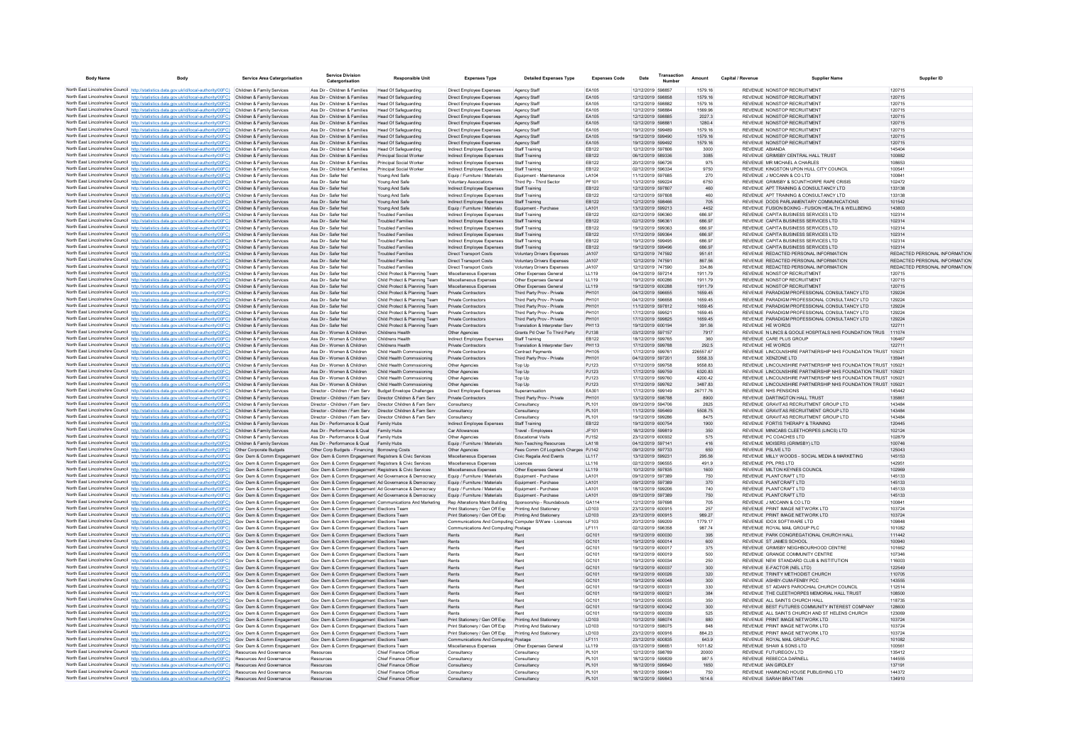| Body Name | Body | Service Area Catergorisation | Service Division Catergorisation | Responsible Unit | Expenses Type | Detailed Expenses Type | Expenses Code | Date | Transaction Number | Amount | Capital / Revenue | Supplier Name | Supplier ID |
|---|---|---|---|---|---|---|---|---|---|---|---|---|---|
| North East Lincolnshire Council | http://statistics.data.gov.uk/id/local-authority/00FC | Children & Family Services | Ass Dir - Children & Families | Head Of Safeguarding | Direct Employee Expenses | Agency Staff | EA105 | 12/12/2019 | 598857 | 1579.16 | REVENUE | NONSTOP RECRUITMENT | 120715 |
| North East Lincolnshire Council | http://statistics.data.gov.uk/id/local-authority/00FC | Children & Family Services | Ass Dir - Children & Families | Head Of Safeguarding | Direct Employee Expenses | Agency Staff | EA105 | 12/12/2019 | 598858 | 1579.16 | REVENUE | NONSTOP RECRUITMENT | 120715 |
| North East Lincolnshire Council | http://statistics.data.gov.uk/id/local-authority/00FC | Children & Family Services | Ass Dir - Children & Families | Head Of Safeguarding | Direct Employee Expenses | Agency Staff | EA105 | 12/12/2019 | 598882 | 1579.16 | REVENUE | NONSTOP RECRUITMENT | 120715 |
| North East Lincolnshire Council | http://statistics.data.gov.uk/id/local-authority/00FC | Children & Family Services | Ass Dir - Children & Families | Head Of Safeguarding | Direct Employee Expenses | Agency Staff | EA105 | 12/12/2019 | 598884 | 1569.96 | REVENUE | NONSTOP RECRUITMENT | 120715 |
| North East Lincolnshire Council | http://statistics.data.gov.uk/id/local-authority/00FC | Children & Family Services | Ass Dir - Children & Families | Head Of Safeguarding | Direct Employee Expenses | Agency Staff | EA105 | 12/12/2019 | 598885 | 2027.3 | REVENUE | NONSTOP RECRUITMENT | 120715 |
| North East Lincolnshire Council | http://statistics.data.gov.uk/id/local-authority/00FC | Children & Family Services | Ass Dir - Children & Families | Head Of Safeguarding | Direct Employee Expenses | Agency Staff | EA105 | 12/12/2019 | 598881 | 1280.4 | REVENUE | NONSTOP RECRUITMENT | 120715 |
| North East Lincolnshire Council | http://statistics.data.gov.uk/id/local-authority/00FC | Children & Family Services | Ass Dir - Children & Families | Head Of Safeguarding | Direct Employee Expenses | Agency Staff | EA105 | 19/12/2019 | 599489 | 1579.16 | REVENUE | NONSTOP RECRUITMENT | 120715 |
| North East Lincolnshire Council | http://statistics.data.gov.uk/id/local-authority/00FC | Children & Family Services | Ass Dir - Children & Families | Head Of Safeguarding | Direct Employee Expenses | Agency Staff | EA105 | 19/12/2019 | 599490 | 1579.16 | REVENUE | NONSTOP RECRUITMENT | 120715 |
| North East Lincolnshire Council | http://statistics.data.gov.uk/id/local-authority/00FC | Children & Family Services | Ass Dir - Children & Families | Head Of Safeguarding | Direct Employee Expenses | Agency Staff | EA105 | 19/12/2019 | 599492 | 1579.16 | REVENUE | NONSTOP RECRUITMENT | 120715 |
| North East Lincolnshire Council | http://statistics.data.gov.uk/id/local-authority/00FC | Children & Family Services | Ass Dir - Children & Families | Head Of Safeguarding | Indirect Employee Expenses | Staff Training | EB122 | 12/12/2019 | 597806 | 3000 | REVENUE | ABIANDA | 145404 |
| North East Lincolnshire Council | http://statistics.data.gov.uk/id/local-authority/00FC | Children & Family Services | Ass Dir - Children & Families | Principal Social Worker | Indirect Employee Expenses | Staff Training | EB122 | 06/12/2019 | 589336 | 3085 | REVENUE | GRIMSBY CENTRAL HALL TRUST | 100882 |
| North East Lincolnshire Council | http://statistics.data.gov.uk/id/local-authority/00FC | Children & Family Services | Ass Dir - Children & Families | Principal Social Worker | Indirect Employee Expenses | Staff Training | EB122 | 20/12/2019 | 596726 | 975 | REVENUE | MR MICHAEL A CHARLES | 108653 |
| North East Lincolnshire Council | http://statistics.data.gov.uk/id/local-authority/00FC | Children & Family Services | Ass Dir - Children & Families | Principal Social Worker | Indirect Employee Expenses | Staff Training | EB122 | 02/12/2019 | 596334 | 9750 | REVENUE | KINGSTON UPON HULL CITY COUNCIL | 100541 |
| North East Lincolnshire Council | http://statistics.data.gov.uk/id/local-authority/00FC | Children & Family Services | Ass Dir - Safer Nel | Young And Safe | Equip / Furniture / Materials | Equipment - Maintenance | LA104 | 11/12/2019 | 597685 | 270 | REVENUE | J MCCANN & CO LTD | 100841 |
| North East Lincolnshire Council | http://statistics.data.gov.uk/id/local-authority/00FC | Children & Family Services | Ass Dir - Safer Nel | Young And Safe | Voluntary Associations | Third Pp - Third Sector | PF101 | 13/12/2019 | 599224 | 6750 | REVENUE | GRIMSBY & SCUNTHORPE RAPE CRISIS | 102472 |
| North East Lincolnshire Council | http://statistics.data.gov.uk/id/local-authority/00FC | Children & Family Services | Ass Dir - Safer Nel | Young And Safe | Indirect Employee Expenses | Staff Training | EB122 | 12/12/2019 | 597807 | 460 | REVENUE | APT TRAINING & CONSULTANCY LTD | 133138 |
| North East Lincolnshire Council | http://statistics.data.gov.uk/id/local-authority/00FC | Children & Family Services | Ass Dir - Safer Nel | Young And Safe | Indirect Employee Expenses | Staff Training | EB122 | 12/12/2019 | 597808 | 460 | REVENUE | APT TRAINING & CONSULTANCY LTD | 133138 |
| North East Lincolnshire Council | http://statistics.data.gov.uk/id/local-authority/00FC | Children & Family Services | Ass Dir - Safer Nel | Young And Safe | Indirect Employee Expenses | Staff Training | EB122 | 12/12/2019 | 598466 | 705 | REVENUE | DODS PARLIAMENTARY COMMUNICATIONS | 101542 |
| North East Lincolnshire Council | http://statistics.data.gov.uk/id/local-authority/00FC | Children & Family Services | Ass Dir - Safer Nel | Young And Safe | Equip / Furniture / Materials | Equipment - Purchase | LA101 | 13/12/2019 | 599213 | 4452 | REVENUE | FUSION BOXING - FUSION HEALTH & WELLBEING | 143803 |
| North East Lincolnshire Council | http://statistics.data.gov.uk/id/local-authority/00FC | Children & Family Services | Ass Dir - Safer Nel | Troubled Families | Indirect Employee Expenses | Staff Training | EB122 | 02/12/2019 | 596360 | 686.97 | REVENUE | CAPITA BUSINESS SERVICES LTD | 102314 |
| North East Lincolnshire Council | http://statistics.data.gov.uk/id/local-authority/00FC | Children & Family Services | Ass Dir - Safer Nel | Troubled Families | Indirect Employee Expenses | Staff Training | EB122 | 02/12/2019 | 596361 | 686.97 | REVENUE | CAPITA BUSINESS SERVICES LTD | 102314 |
| North East Lincolnshire Council | http://statistics.data.gov.uk/id/local-authority/00FC | Children & Family Services | Ass Dir - Safer Nel | Troubled Families | Indirect Employee Expenses | Staff Training | EB122 | 19/12/2019 | 599363 | 686.97 | REVENUE | CAPITA BUSINESS SERVICES LTD | 102314 |
| North East Lincolnshire Council | http://statistics.data.gov.uk/id/local-authority/00FC | Children & Family Services | Ass Dir - Safer Nel | Troubled Families | Indirect Employee Expenses | Staff Training | EB122 | 17/12/2019 | 599384 | 686.97 | REVENUE | CAPITA BUSINESS SERVICES LTD | 102314 |
| North East Lincolnshire Council | http://statistics.data.gov.uk/id/local-authority/00FC | Children & Family Services | Ass Dir - Safer Nel | Troubled Families | Indirect Employee Expenses | Staff Training | EB122 | 19/12/2019 | 599495 | 686.97 | REVENUE | CAPITA BUSINESS SERVICES LTD | 102314 |
| North East Lincolnshire Council | http://statistics.data.gov.uk/id/local-authority/00FC | Children & Family Services | Ass Dir - Safer Nel | Troubled Families | Indirect Employee Expenses | Staff Training | EB122 | 19/12/2019 | 599496 | 686.97 | REVENUE | CAPITA BUSINESS SERVICES LTD | 102314 |
| North East Lincolnshire Council | http://statistics.data.gov.uk/id/local-authority/00FC | Children & Family Services | Ass Dir - Safer Nel | Troubled Families | Direct Transport Costs | Voluntary Drivers Expenses | JA107 | 12/12/2019 | 747592 | 951.61 | REVENUE | REDACTED PERSONAL INFORMATION | REDACTED PERSONAL INFORMATION |
| North East Lincolnshire Council | http://statistics.data.gov.uk/id/local-authority/00FC | Children & Family Services | Ass Dir - Safer Nel | Troubled Families | Direct Transport Costs | Voluntary Drivers Expenses | JA107 | 12/12/2019 | 747591 | 867.56 | REVENUE | REDACTED PERSONAL INFORMATION | REDACTED PERSONAL INFORMATION |
| North East Lincolnshire Council | http://statistics.data.gov.uk/id/local-authority/00FC | Children & Family Services | Ass Dir - Safer Nel | Troubled Families | Direct Transport Costs | Voluntary Drivers Expenses | JA107 | 12/12/2019 | 747590 | 334.86 | REVENUE | REDACTED PERSONAL INFORMATION | REDACTED PERSONAL INFORMATION |
| North East Lincolnshire Council | http://statistics.data.gov.uk/id/local-authority/00FC | Children & Family Services | Ass Dir - Safer Nel | Child Protect & Planning Team | Miscellaneous Expenses | Other Expenses General | LL119 | 04/12/2019 | 597214 | 1911.79 | REVENUE | NONSTOP RECRUITMENT | 120715 |
| North East Lincolnshire Council | http://statistics.data.gov.uk/id/local-authority/00FC | Children & Family Services | Ass Dir - Safer Nel | Child Protect & Planning Team | Miscellaneous Expenses | Other Expenses General | LL119 | 19/12/2019 | 600286 | 1911.79 | REVENUE | NONSTOP RECRUITMENT | 120715 |
| North East Lincolnshire Council | http://statistics.data.gov.uk/id/local-authority/00FC | Children & Family Services | Ass Dir - Safer Nel | Child Protect & Planning Team | Miscellaneous Expenses | Other Expenses General | LL119 | 19/12/2019 | 600288 | 1911.79 | REVENUE | NONSTOP RECRUITMENT | 120715 |
| North East Lincolnshire Council | http://statistics.data.gov.uk/id/local-authority/00FC | Children & Family Services | Ass Dir - Safer Nel | Child Protect & Planning Team | Private Contractors | Third Party Prov - Private | PH101 | 04/12/2019 | 596655 | 1659.45 | REVENUE | PARADIGM PROFESSIONAL CONSULTANCY LTD | 129224 |
| North East Lincolnshire Council | http://statistics.data.gov.uk/id/local-authority/00FC | Children & Family Services | Ass Dir - Safer Nel | Child Protect & Planning Team | Private Contractors | Third Party Prov - Private | PH101 | 04/12/2019 | 596658 | 1659.45 | REVENUE | PARADIGM PROFESSIONAL CONSULTANCY LTD | 129224 |
| North East Lincolnshire Council | http://statistics.data.gov.uk/id/local-authority/00FC | Children & Family Services | Ass Dir - Safer Nel | Child Protect & Planning Team | Private Contractors | Third Party Prov - Private | PH101 | 11/12/2019 | 597812 | 1659.45 | REVENUE | PARADIGM PROFESSIONAL CONSULTANCY LTD | 129224 |
| North East Lincolnshire Council | http://statistics.data.gov.uk/id/local-authority/00FC | Children & Family Services | Ass Dir - Safer Nel | Child Protect & Planning Team | Private Contractors | Third Party Prov - Private | PH101 | 17/12/2019 | 599521 | 1659.45 | REVENUE | PARADIGM PROFESSIONAL CONSULTANCY LTD | 129224 |
| North East Lincolnshire Council | http://statistics.data.gov.uk/id/local-authority/00FC | Children & Family Services | Ass Dir - Safer Nel | Child Protect & Planning Team | Private Contractors | Third Party Prov - Private | PH101 | 17/12/2019 | 599825 | 1659.45 | REVENUE | PARADIGM PROFESSIONAL CONSULTANCY LTD | 129224 |
| North East Lincolnshire Council | http://statistics.data.gov.uk/id/local-authority/00FC | Children & Family Services | Ass Dir - Safer Nel | Child Protect & Planning Team | Private Contractors | Translation & Interpreter Serv | PH113 | 19/12/2019 | 600194 | 391.56 | REVENUE | HE WORDS | 122711 |
| North East Lincolnshire Council | http://statistics.data.gov.uk/id/local-authority/00FC | Children & Family Services | Ass Dir - Women & Children | Childrens Health | Other Agencies | Grants Pd Over To Third Party | PJ138 | 03/12/2019 | 597157 | 7917 | REVENUE | N LINCS & GOOLE HOSPITALS NHS FOUNDATION TRUS | 111074 |
| North East Lincolnshire Council | http://statistics.data.gov.uk/id/local-authority/00FC | Children & Family Services | Ass Dir - Women & Children | Childrens Health | Indirect Employee Expenses | Staff Training | EB122 | 18/12/2019 | 599765 | 360 | REVENUE | CARE PLUS GROUP | 106467 |
| North East Lincolnshire Council | http://statistics.data.gov.uk/id/local-authority/00FC | Children & Family Services | Ass Dir - Women & Children | Childrens Health | Private Contractors | Translation & Interpreter Serv | PH113 | 17/12/2019 | 599788 | 292.5 | REVENUE | HE WORDS | 122711 |
| North East Lincolnshire Council | http://statistics.data.gov.uk/id/local-authority/00FC | Children & Family Services | Ass Dir - Women & Children | Child Health Commissioning | Private Contractors | Contract Payments | PH105 | 17/12/2019 | 599781 | 226557.67 | REVENUE | LINCOLNSHIRE PARTNERSHIP NHS FOUNDATION TRUST | 105021 |
| North East Lincolnshire Council | http://statistics.data.gov.uk/id/local-authority/00FC | Children & Family Services | Ass Dir - Women & Children | Child Health Commissioning | Private Contractors | Third Party Prov - Private | PH101 | 04/12/2019 | 597201 | 5558.33 | REVENUE | XENZONE LTD | 135941 |
| North East Lincolnshire Council | http://statistics.data.gov.uk/id/local-authority/00FC | Children & Family Services | Ass Dir - Women & Children | Child Health Commissioning | Other Agencies | Top Up | PJ123 | 17/12/2019 | 599758 | 9558.83 | REVENUE | LINCOLNSHIRE PARTNERSHIP NHS FOUNDATION TRUST | 105021 |
| North East Lincolnshire Council | http://statistics.data.gov.uk/id/local-authority/00FC | Children & Family Services | Ass Dir - Women & Children | Child Health Commissioning | Other Agencies | Top Up | PJ123 | 17/12/2019 | 599759 | 6320.83 | REVENUE | LINCOLNSHIRE PARTNERSHIP NHS FOUNDATION TRUST | 105021 |
| North East Lincolnshire Council | http://statistics.data.gov.uk/id/local-authority/00FC | Children & Family Services | Ass Dir - Women & Children | Child Health Commissioning | Other Agencies | Top Up | PJ123 | 17/12/2019 | 599760 | 4200.42 | REVENUE | LINCOLNSHIRE PARTNERSHIP NHS FOUNDATION TRUST | 105021 |
| North East Lincolnshire Council | http://statistics.data.gov.uk/id/local-authority/00FC | Children & Family Services | Ass Dir - Women & Children | Child Health Commissioning | Other Agencies | Top Up | PJ123 | 17/12/2019 | 599762 | 3487.83 | REVENUE | LINCOLNSHIRE PARTNERSHIP NHS FOUNDATION TRUST | 105021 |
| North East Lincolnshire Council | http://statistics.data.gov.uk/id/local-authority/00FC | Children & Family Services | Director - Children / Fam Serv | Budget Envelope Challenges | Direct Employee Expenses | Superannuation | EA301 | 17/12/2019 | 599149 | 26717.76 | REVENUE | NHS PENSIONS | 145442 |
| North East Lincolnshire Council | http://statistics.data.gov.uk/id/local-authority/00FC | Children & Family Services | Director - Children / Fam Serv | Director Children & Fam Serv | Private Contractors | Third Party Prov - Private | PH101 | 13/12/2019 | 598788 | 8900 | REVENUE | DARTINGTON HALL TRUST | 135861 |
| North East Lincolnshire Council | http://statistics.data.gov.uk/id/local-authority/00FC | Children & Family Services | Director - Children / Fam Serv | Director Children & Fam Serv | Consultancy | Consultancy | PL101 | 09/12/2019 | 594706 | 2825 | REVENUE | GRAVITAS RECRUITMENT GROUP LTD | 143484 |
| North East Lincolnshire Council | http://statistics.data.gov.uk/id/local-authority/00FC | Children & Family Services | Director - Children / Fam Serv | Director Children & Fam Serv | Consultancy | Consultancy | PL101 | 11/12/2019 | 595469 | 5508.75 | REVENUE | GRAVITAS RECRUITMENT GROUP LTD | 143484 |
| North East Lincolnshire Council | http://statistics.data.gov.uk/id/local-authority/00FC | Children & Family Services | Director - Children / Fam Serv | Director Children & Fam Serv | Consultancy | Consultancy | PL101 | 19/12/2019 | 599286 | 8475 | REVENUE | GRAVITAS RECRUITMENT GROUP LTD | 143484 |
| North East Lincolnshire Council | http://statistics.data.gov.uk/id/local-authority/00FC | Children & Family Services | Ass Dir - Performance & Qual | Family Hubs | Indirect Employee Expenses | Staff Training | EB122 | 19/12/2019 | 600754 | 1900 | REVENUE | FORTIS THERAPY & TRAINING | 120445 |
| North East Lincolnshire Council | http://statistics.data.gov.uk/id/local-authority/00FC | Children & Family Services | Ass Dir - Performance & Qual | Family Hubs | Car Allowances | Travel - Employees | JF101 | 18/12/2019 | 599819 | 350 | REVENUE | MINICABS CLEETHORPES (LINCS) LTD | 102124 |
| North East Lincolnshire Council | http://statistics.data.gov.uk/id/local-authority/00FC | Children & Family Services | Ass Dir - Performance & Qual | Family Hubs | Other Agencies | Educational Visits | PJ152 | 23/12/2019 | 600932 | 575 | REVENUE | PC COACHES LTD | 102879 |
| North East Lincolnshire Council | http://statistics.data.gov.uk/id/local-authority/00FC | Children & Family Services | Ass Dir - Performance & Qual | Family Hubs | Equip / Furniture / Materials | Non-Teaching Resources | LA118 | 04/12/2019 | 597141 | 416 | REVENUE | MOISERS (GRIMSBY) LTD | 100746 |
| North East Lincolnshire Council | http://statistics.data.gov.uk/id/local-authority/00FC | Other Corporate Budgets | Other Corp Budgets - Financing | Borrowing Costs | Other Agencies | Fees Comm Clf Logotech Charges | PJ142 | 09/12/2019 | 597733 | 650 | REVENUE | PSLIVE LTD | 125043 |
| North East Lincolnshire Council | http://statistics.data.gov.uk/id/local-authority/00FC | Gov Dem & Comm Engagement | Gov Dem & Comm Engagement | Registrars & Civic Services | Miscellaneous Expenses | Civic Regalia And Events | LL117 | 13/12/2019 | 599231 | 295.56 | REVENUE | MILLY WOODS - SOCIAL MEDIA & MARKETING | 145153 |
| North East Lincolnshire Council | http://statistics.data.gov.uk/id/local-authority/00FC | Gov Dem & Comm Engagement | Gov Dem & Comm Engagement | Registrars & Civic Services | Miscellaneous Expenses | Licences | LL116 | 02/12/2019 | 596555 | 491.9 | REVENUE | PPL PRS LTD | 142951 |
| North East Lincolnshire Council | http://statistics.data.gov.uk/id/local-authority/00FC | Gov Dem & Comm Engagement | Gov Dem & Comm Engagement | Registrars & Civic Services | Miscellaneous Expenses | Other Expenses General | LL119 | 10/12/2019 | 597835 | 1600 | REVENUE | MILTON KEYNES COUNCIL | 102969 |
| North East Lincolnshire Council | http://statistics.data.gov.uk/id/local-authority/00FC | Gov Dem & Comm Engagement | Gov Dem & Comm Engagement | Ad Governance & Democracy | Equip / Furniture / Materials | Equipment - Purchase | LA101 | 09/12/2019 | 597389 | 750 | REVENUE | PLANTCRAFT LTD | 145133 |
| North East Lincolnshire Council | http://statistics.data.gov.uk/id/local-authority/00FC | Gov Dem & Comm Engagement | Gov Dem & Comm Engagement | Ad Governance & Democracy | Equip / Furniture / Materials | Equipment - Purchase | LA101 | 09/12/2019 | 597389 | 370 | REVENUE | PLANTCRAFT LTD | 145133 |
| North East Lincolnshire Council | http://statistics.data.gov.uk/id/local-authority/00FC | Gov Dem & Comm Engagement | Gov Dem & Comm Engagement | Ad Governance & Democracy | Equip / Furniture / Materials | Equipment - Purchase | LA101 | 18/12/2019 | 599206 | 740 | REVENUE | PLANTCRAFT LTD | 145133 |
| North East Lincolnshire Council | http://statistics.data.gov.uk/id/local-authority/00FC | Gov Dem & Comm Engagement | Gov Dem & Comm Engagement | Ad Governance & Democracy | Equip / Furniture / Materials | Equipment - Purchase | LA101 | 09/12/2019 | 597389 | 750 | REVENUE | PLANTCRAFT LTD | 145133 |
| North East Lincolnshire Council | http://statistics.data.gov.uk/id/local-authority/00FC | Gov Dem & Comm Engagement | Gov Dem & Comm Engagement | Communications And Marketing | Rep Alterations Maint Building | Sponsorship - Roundabouts | GA114 | 12/12/2019 | 597698 | 705 | REVENUE | J MCCANN & CO LTD | 100841 |
| North East Lincolnshire Council | http://statistics.data.gov.uk/id/local-authority/00FC | Gov Dem & Comm Engagement | Gov Dem & Comm Engagement | Elections Team | Print Stationery / Gen Off Exp | Printing And Stationery | LD103 | 23/12/2019 | 600915 | 257 | REVENUE | PRINT IMAGE NETWORK LTD | 103724 |
| North East Lincolnshire Council | http://statistics.data.gov.uk/id/local-authority/00FC | Gov Dem & Comm Engagement | Gov Dem & Comm Engagement | Elections Team | Print Stationery / Gen Off Exp | Printing And Stationery | LD103 | 23/12/2019 | 600915 | 989.27 | REVENUE | PRINT IMAGE NETWORK LTD | 103724 |
| North East Lincolnshire Council | http://statistics.data.gov.uk/id/local-authority/00FC | Gov Dem & Comm Engagement | Gov Dem & Comm Engagement | Elections Team | Communications And Computing | Computer S/Ware - Licences | LF103 | 20/12/2019 | 599209 | 1779.17 | REVENUE | IDOX SOFTWARE LTD | 109848 |
| North East Lincolnshire Council | http://statistics.data.gov.uk/id/local-authority/00FC | Gov Dem & Comm Engagement | Gov Dem & Comm Engagement | Elections Team | Communications And Computing | Postage | LF111 | 02/12/2019 | 596358 | 987.74 | REVENUE | ROYAL MAIL GROUP PLC | 101082 |
| North East Lincolnshire Council | http://statistics.data.gov.uk/id/local-authority/00FC | Gov Dem & Comm Engagement | Gov Dem & Comm Engagement | Elections Team | Rents | Rent | GC101 | 19/12/2019 | 600030 | 395 | REVENUE | PARK CONGREGATIONAL CHURCH HALL | 111442 |
| North East Lincolnshire Council | http://statistics.data.gov.uk/id/local-authority/00FC | Gov Dem & Comm Engagement | Gov Dem & Comm Engagement | Elections Team | Rents | Rent | GC101 | 19/12/2019 | 600014 | 600 | REVENUE | ST JAMES SCHOOL | 100940 |
| North East Lincolnshire Council | http://statistics.data.gov.uk/id/local-authority/00FC | Gov Dem & Comm Engagement | Gov Dem & Comm Engagement | Elections Team | Rents | Rent | GC101 | 19/12/2019 | 600017 | 375 | REVENUE | GRIMSBY NEIGHBOURHOOD CENTRE | 101662 |
| North East Lincolnshire Council | http://statistics.data.gov.uk/id/local-authority/00FC | Gov Dem & Comm Engagement | Gov Dem & Comm Engagement | Elections Team | Rents | Rent | GC101 | 19/12/2019 | 600019 | 500 | REVENUE | GRANGE COMMUNITY CENTRE | 107346 |
| North East Lincolnshire Council | http://statistics.data.gov.uk/id/local-authority/00FC | Gov Dem & Comm Engagement | Gov Dem & Comm Engagement | Elections Team | Rents | Rent | GC101 | 19/12/2019 | 600034 | 250 | REVENUE | NEW STANDARD CLUB & INSTITUTION | 116003 |
| North East Lincolnshire Council | http://statistics.data.gov.uk/id/local-authority/00FC | Gov Dem & Comm Engagement | Gov Dem & Comm Engagement | Elections Team | Rents | Rent | GC101 | 19/12/2019 | 600037 | 300 | REVENUE | E-FACTOR (NEL LTD) | 122549 |
| North East Lincolnshire Council | http://statistics.data.gov.uk/id/local-authority/00FC | Gov Dem & Comm Engagement | Gov Dem & Comm Engagement | Elections Team | Rents | Rent | GC101 | 19/12/2019 | 600026 | 320 | REVENUE | TRINITY METHODIST CHURCH | 110705 |
| North East Lincolnshire Council | http://statistics.data.gov.uk/id/local-authority/00FC | Gov Dem & Comm Engagement | Gov Dem & Comm Engagement | Elections Team | Rents | Rent | GC101 | 19/12/2019 | 600048 | 300 | REVENUE | ASHBY-CUM-FENBY PCC | 143555 |
| North East Lincolnshire Council | http://statistics.data.gov.uk/id/local-authority/00FC | Gov Dem & Comm Engagement | Gov Dem & Comm Engagement | Elections Team | Rents | Rent | GC101 | 19/12/2019 | 600031 | 330 | REVENUE | ST AIDAN'S PAROCHIAL CHURCH COUNCIL | 112514 |
| North East Lincolnshire Council | http://statistics.data.gov.uk/id/local-authority/00FC | Gov Dem & Comm Engagement | Gov Dem & Comm Engagement | Elections Team | Rents | Rent | GC101 | 19/12/2019 | 600021 | 384 | REVENUE | THE CLEETHORPES MEMORIAL HALL TRUST | 108500 |
| North East Lincolnshire Council | http://statistics.data.gov.uk/id/local-authority/00FC | Gov Dem & Comm Engagement | Gov Dem & Comm Engagement | Elections Team | Rents | Rent | GC101 | 19/12/2019 | 600035 | 350 | REVENUE | ALL SAINTS CHURCH HALL | 118735 |
| North East Lincolnshire Council | http://statistics.data.gov.uk/id/local-authority/00FC | Gov Dem & Comm Engagement | Gov Dem & Comm Engagement | Elections Team | Rents | Rent | GC101 | 19/12/2019 | 600042 | 300 | REVENUE | BEST FUTURES COMMUNITY INTEREST COMPANY | 128600 |
| North East Lincolnshire Council | http://statistics.data.gov.uk/id/local-authority/00FC | Gov Dem & Comm Engagement | Gov Dem & Comm Engagement | Elections Team | Rents | Rent | GC101 | 19/12/2019 | 600039 | 525 | REVENUE | ALL SAINTS CHURCH AND ST HELENS CHURCH | 123069 |
| North East Lincolnshire Council | http://statistics.data.gov.uk/id/local-authority/00FC | Gov Dem & Comm Engagement | Gov Dem & Comm Engagement | Elections Team | Print Stationery / Gen Off Exp | Printing And Stationery | LD103 | 10/12/2019 | 598074 | 880 | REVENUE | PRINT IMAGE NETWORK LTD | 103724 |
| North East Lincolnshire Council | http://statistics.data.gov.uk/id/local-authority/00FC | Gov Dem & Comm Engagement | Gov Dem & Comm Engagement | Elections Team | Print Stationery / Gen Off Exp | Printing And Stationery | LD103 | 10/12/2019 | 598075 | 848 | REVENUE | PRINT IMAGE NETWORK LTD | 103724 |
| North East Lincolnshire Council | http://statistics.data.gov.uk/id/local-authority/00FC | Gov Dem & Comm Engagement | Gov Dem & Comm Engagement | Elections Team | Print Stationery / Gen Off Exp | Printing And Stationery | LD103 | 23/12/2019 | 600916 | 884.23 | REVENUE | PRINT IMAGE NETWORK LTD | 103724 |
| North East Lincolnshire Council | http://statistics.data.gov.uk/id/local-authority/00FC | Gov Dem & Comm Engagement | Gov Dem & Comm Engagement | Elections Team | Communications And Computing | Postage | LF111 | 23/12/2019 | 600835 | 643.9 | REVENUE | ROYAL MAIL GROUP PLC | 101082 |
| North East Lincolnshire Council | http://statistics.data.gov.uk/id/local-authority/00FC | Gov Dem & Comm Engagement | Gov Dem & Comm Engagement | Elections Team | Miscellaneous Expenses | Other Expenses General | LL119 | 03/12/2019 | 596651 | 1011.82 | REVENUE | SHAW & SONS LTD | 100561 |
| North East Lincolnshire Council | http://statistics.data.gov.uk/id/local-authority/00FC | Resources And Governance | Resources | Chief Finance Officer | Consultancy | Consultancy | PL101 | 12/12/2019 | 598789 | 20000 | REVENUE | FUTUREGOV LTD | 135412 |
| North East Lincolnshire Council | http://statistics.data.gov.uk/id/local-authority/00FC | Resources And Governance | Resources | Chief Finance Officer | Consultancy | Consultancy | PL101 | 18/12/2019 | 599839 | 987.5 | REVENUE | REBECCA DARNELL | 144555 |
| North East Lincolnshire Council | http://statistics.data.gov.uk/id/local-authority/00FC | Resources And Governance | Resources | Chief Finance Officer | Consultancy | Consultancy | PL101 | 18/12/2019 | 599840 | 1650 | REVENUE | IAN GIRDLEY | 137191 |
| North East Lincolnshire Council | http://statistics.data.gov.uk/id/local-authority/00FC | Resources And Governance | Resources | Chief Finance Officer | Consultancy | Consultancy | PL101 | 18/12/2019 | 599841 | 750 | REVENUE | HAMMOND HOUSE PUBLISHING LTD | 144372 |
| North East Lincolnshire Council | http://statistics.data.gov.uk/id/local-authority/00FC | Resources And Governance | Resources | Chief Finance Officer | Consultancy | Consultancy | PL101 | 18/12/2019 | 599843 | 1614.6 | REVENUE | SARAH BRATTAN | 134910 |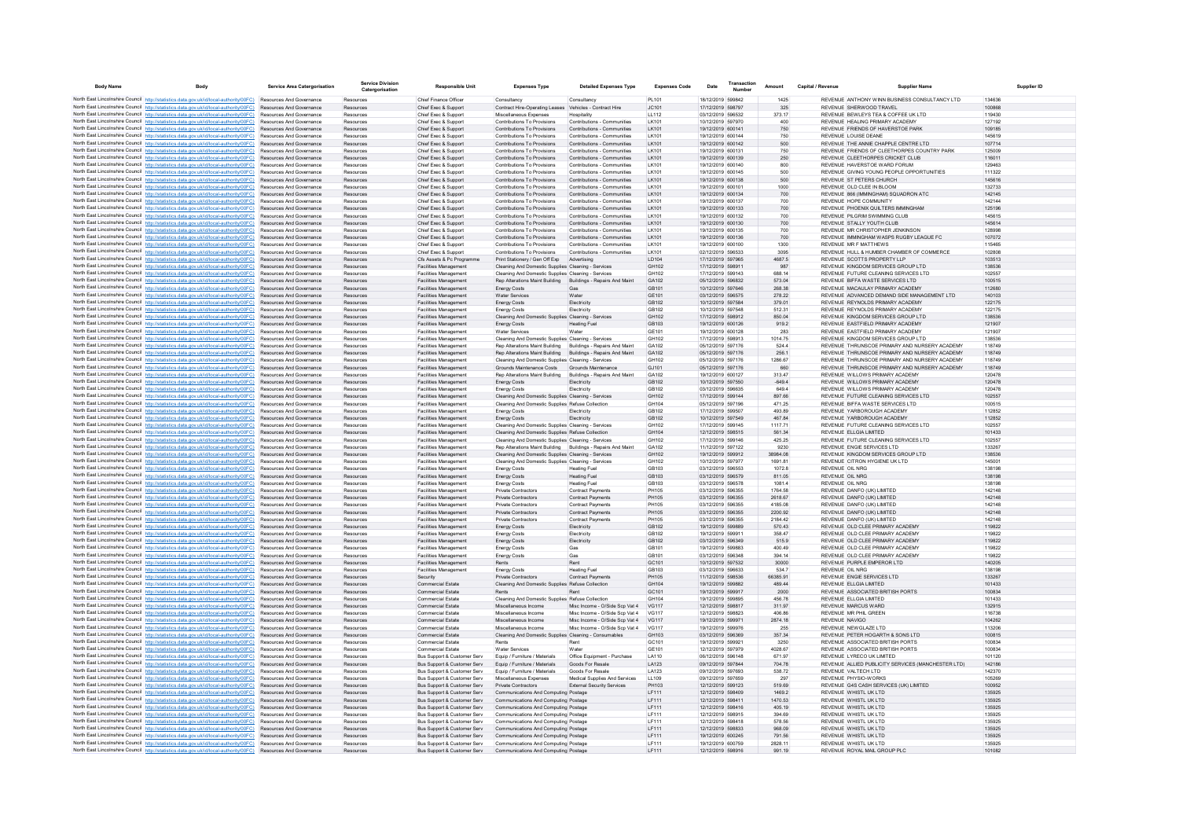| Body Name | Body | Service Area Catergorisation | Service Division Catergorisation | Responsible Unit | Expenses Type | Detailed Expenses Type | Expenses Code | Date | Transaction Number | Amount | Capital / Revenue | Supplier Name | Supplier ID |
|---|---|---|---|---|---|---|---|---|---|---|---|---|---|
| North East Lincolnshire Council | http://statistics.data.gov.uk/id/local-authority/00FC | Resources And Governance | Resources | Chief Finance Officer | Consultancy | Consultancy | PL101 | 18/12/2019 | 599842 | 1425 | REVENUE | ANTHONY WINN BUSINESS CONSULTANCY LTD | 134636 |
| North East Lincolnshire Council | http://statistics.data.gov.uk/id/local-authority/00FC | Resources And Governance | Resources | Chief Exec & Support | Contract Hire-Operating Leases | Vehicles - Contract Hire | JC101 | 17/12/2019 | 598797 | 325 | REVENUE | SHERWOOD TRAVEL | 100868 |
| North East Lincolnshire Council | http://statistics.data.gov.uk/id/local-authority/00FC | Resources And Governance | Resources | Chief Exec & Support | Miscellaneous Expenses | Hospitality | LL112 | 03/12/2019 | 596532 | 373.17 | REVENUE | BEWLEYS TEA & COFFEE UK LTD | 119430 |
| North East Lincolnshire Council | http://statistics.data.gov.uk/id/local-authority/00FC | Resources And Governance | Resources | Chief Exec & Support | Contributions To Provisions | Contributions - Communities | LK101 | 10/12/2019 | 597970 | 400 | REVENUE | HEALING PRIMARY ACADEMY | 127192 |
| North East Lincolnshire Council | http://statistics.data.gov.uk/id/local-authority/00FC | Resources And Governance | Resources | Chief Exec & Support | Contributions To Provisions | Contributions - Communities | LK101 | 19/12/2019 | 600141 | 750 | REVENUE | FRIENDS OF HAVERSTOE PARK | 109185 |
| North East Lincolnshire Council | http://statistics.data.gov.uk/id/local-authority/00FC | Resources And Governance | Resources | Chief Exec & Support | Contributions To Provisions | Contributions - Communities | LK101 | 19/12/2019 | 600144 | 750 | REVENUE | LOUISE DEANE | 145619 |
| North East Lincolnshire Council | http://statistics.data.gov.uk/id/local-authority/00FC | Resources And Governance | Resources | Chief Exec & Support | Contributions To Provisions | Contributions - Communities | LK101 | 19/12/2019 | 600142 | 500 | REVENUE | THE ANNIE CHAPPLE CENTRE LTD | 107714 |
| North East Lincolnshire Council | http://statistics.data.gov.uk/id/local-authority/00FC | Resources And Governance | Resources | Chief Exec & Support | Contributions To Provisions | Contributions - Communities | LK101 | 19/12/2019 | 600131 | 750 | REVENUE | FRIENDS OF CLEETHORPES COUNTRY PARK | 125009 |
| North East Lincolnshire Council | http://statistics.data.gov.uk/id/local-authority/00FC | Resources And Governance | Resources | Chief Exec & Support | Contributions To Provisions | Contributions - Communities | LK101 | 19/12/2019 | 600139 | 250 | REVENUE | CLEETHORPES CRICKET CLUB | 116011 |
| North East Lincolnshire Council | http://statistics.data.gov.uk/id/local-authority/00FC | Resources And Governance | Resources | Chief Exec & Support | Contributions To Provisions | Contributions - Communities | LK101 | 19/12/2019 | 600140 | 800 | REVENUE | HAVERSTOE WARD FORUM | 129463 |
| North East Lincolnshire Council | http://statistics.data.gov.uk/id/local-authority/00FC | Resources And Governance | Resources | Chief Exec & Support | Contributions To Provisions | Contributions - Communities | LK101 | 19/12/2019 | 600145 | 500 | REVENUE | GIVING YOUNG PEOPLE OPPORTUNITIES | 111322 |
| North East Lincolnshire Council | http://statistics.data.gov.uk/id/local-authority/00FC | Resources And Governance | Resources | Chief Exec & Support | Contributions To Provisions | Contributions - Communities | LK101 | 19/12/2019 | 600138 | 500 | REVENUE | ST PETERS CHURCH | 145616 |
| North East Lincolnshire Council | http://statistics.data.gov.uk/id/local-authority/00FC | Resources And Governance | Resources | Chief Exec & Support | Contributions To Provisions | Contributions - Communities | LK101 | 19/12/2019 | 600101 | 1000 | REVENUE | OLD CLEE IN BLOOM | 132733 |
| North East Lincolnshire Council | http://statistics.data.gov.uk/id/local-authority/00FC | Resources And Governance | Resources | Chief Exec & Support | Contributions To Provisions | Contributions - Communities | LK101 | 19/12/2019 | 600134 | 700 | REVENUE | 866 (IMMINGHAM) SQUADRON ATC | 142145 |
| North East Lincolnshire Council | http://statistics.data.gov.uk/id/local-authority/00FC | Resources And Governance | Resources | Chief Exec & Support | Contributions To Provisions | Contributions - Communities | LK101 | 19/12/2019 | 600137 | 700 | REVENUE | HOPE COMMUNITY | 142144 |
| North East Lincolnshire Council | http://statistics.data.gov.uk/id/local-authority/00FC | Resources And Governance | Resources | Chief Exec & Support | Contributions To Provisions | Contributions - Communities | LK101 | 19/12/2019 | 600133 | 700 | REVENUE | PHOENIX QUILTERS IMMINGHAM | 125196 |
| North East Lincolnshire Council | http://statistics.data.gov.uk/id/local-authority/00FC | Resources And Governance | Resources | Chief Exec & Support | Contributions To Provisions | Contributions - Communities | LK101 | 19/12/2019 | 600132 | 700 | REVENUE | PILGRIM SWIMMING CLUB | 145615 |
| North East Lincolnshire Council | http://statistics.data.gov.uk/id/local-authority/00FC | Resources And Governance | Resources | Chief Exec & Support | Contributions To Provisions | Contributions - Communities | LK101 | 19/12/2019 | 600130 | 700 | REVENUE | STALLY YOUTH CLUB | 145614 |
| North East Lincolnshire Council | http://statistics.data.gov.uk/id/local-authority/00FC | Resources And Governance | Resources | Chief Exec & Support | Contributions To Provisions | Contributions - Communities | LK101 | 19/12/2019 | 600135 | 700 | REVENUE | MR CHRISTOPHER JENKINSON | 128998 |
| North East Lincolnshire Council | http://statistics.data.gov.uk/id/local-authority/00FC | Resources And Governance | Resources | Chief Exec & Support | Contributions To Provisions | Contributions - Communities | LK101 | 19/12/2019 | 600136 | 700 | REVENUE | IMMINGHAM WASPS RUGBY LEAGUE FC | 107072 |
| North East Lincolnshire Council | http://statistics.data.gov.uk/id/local-authority/00FC | Resources And Governance | Resources | Chief Exec & Support | Contributions To Provisions | Contributions - Communities | LK101 | 19/12/2019 | 600100 | 1300 | REVENUE | MR F MATTHEWS | 115465 |
| North East Lincolnshire Council | http://statistics.data.gov.uk/id/local-authority/00FC | Resources And Governance | Resources | Chief Exec & Support | Contributions To Provisions | Contributions - Communities | LK101 | 02/12/2019 | 596533 | 3095 | REVENUE | HULL & HUMBER CHAMBER OF COMMERCE | 102808 |
| North East Lincolnshire Council | http://statistics.data.gov.uk/id/local-authority/00FC | Resources And Governance | Resources | Cfs Assets & Pc Programme | Print Stationery / Gen Off Exp | Advertising | LD104 | 17/12/2019 | 597965 | 4687.5 | REVENUE | SCOTTS PROPERTY LLP | 103513 |
| North East Lincolnshire Council | http://statistics.data.gov.uk/id/local-authority/00FC | Resources And Governance | Resources | Facilities Management | Cleaning And Domestic Supplies | Cleaning - Services | GH102 | 17/12/2019 | 598911 | 987 | REVENUE | KINGDOM SERVICES GROUP LTD | 138536 |
| North East Lincolnshire Council | http://statistics.data.gov.uk/id/local-authority/00FC | Resources And Governance | Resources | Facilities Management | Cleaning And Domestic Supplies | Cleaning - Services | GH102 | 17/12/2019 | 599143 | 688.14 | REVENUE | FUTURE CLEANING SERVICES LTD | 102557 |
| North East Lincolnshire Council | http://statistics.data.gov.uk/id/local-authority/00FC | Resources And Governance | Resources | Facilities Management | Rep Alterations Maint Building | Buildings - Repairs And Maint | GA102 | 05/12/2019 | 596832 | 573.04 | REVENUE | BIFFA WASTE SERVICES LTD | 100515 |
| North East Lincolnshire Council | http://statistics.data.gov.uk/id/local-authority/00FC | Resources And Governance | Resources | Facilities Management | Energy Costs | Gas | GB101 | 10/12/2019 | 597646 | 268.38 | REVENUE | MACAULAY PRIMARY ACADEMY | 112680 |
| North East Lincolnshire Council | http://statistics.data.gov.uk/id/local-authority/00FC | Resources And Governance | Resources | Facilities Management | Water Services | Water | GE101 | 03/12/2019 | 596575 | 278.22 | REVENUE | ADVANCED DEMAND SIDE MANAGEMENT LTD | 140103 |
| North East Lincolnshire Council | http://statistics.data.gov.uk/id/local-authority/00FC | Resources And Governance | Resources | Facilities Management | Energy Costs | Electricity | GB102 | 10/12/2019 | 597584 | 379.01 | REVENUE | REYNOLDS PRIMARY ACADEMY | 122175 |
| North East Lincolnshire Council | http://statistics.data.gov.uk/id/local-authority/00FC | Resources And Governance | Resources | Facilities Management | Energy Costs | Electricity | GB102 | 10/12/2019 | 597548 | 512.31 | REVENUE | REYNOLDS PRIMARY ACADEMY | 122175 |
| North East Lincolnshire Council | http://statistics.data.gov.uk/id/local-authority/00FC | Resources And Governance | Resources | Facilities Management | Cleaning And Domestic Supplies | Cleaning - Services | GH102 | 17/12/2019 | 598912 | 850.04 | REVENUE | KINGDOM SERVICES GROUP LTD | 138536 |
| North East Lincolnshire Council | http://statistics.data.gov.uk/id/local-authority/00FC | Resources And Governance | Resources | Facilities Management | Energy Costs | Heating Fuel | GB103 | 19/12/2019 | 600126 | 919.2 | REVENUE | EASTFIELD PRIMARY ACADEMY | 121907 |
| North East Lincolnshire Council | http://statistics.data.gov.uk/id/local-authority/00FC | Resources And Governance | Resources | Facilities Management | Water Services | Water | GE101 | 19/12/2019 | 600128 | 283 | REVENUE | EASTFIELD PRIMARY ACADEMY | 121907 |
| North East Lincolnshire Council | http://statistics.data.gov.uk/id/local-authority/00FC | Resources And Governance | Resources | Facilities Management | Cleaning And Domestic Supplies | Cleaning - Services | GH102 | 17/12/2019 | 598913 | 1014.75 | REVENUE | KINGDOM SERVICES GROUP LTD | 138536 |
| North East Lincolnshire Council | http://statistics.data.gov.uk/id/local-authority/00FC | Resources And Governance | Resources | Facilities Management | Rep Alterations Maint Building | Buildings - Repairs And Maint | GA102 | 05/12/2019 | 597176 | 524.4 | REVENUE | THRUNSCOE PRIMARY AND NURSERY ACADEMY | 118749 |
| North East Lincolnshire Council | http://statistics.data.gov.uk/id/local-authority/00FC | Resources And Governance | Resources | Facilities Management | Rep Alterations Maint Building | Buildings - Repairs And Maint | GA102 | 05/12/2019 | 597176 | 256.1 | REVENUE | THRUNSCOE PRIMARY AND NURSERY ACADEMY | 118749 |
| North East Lincolnshire Council | http://statistics.data.gov.uk/id/local-authority/00FC | Resources And Governance | Resources | Facilities Management | Cleaning And Domestic Supplies | Cleaning - Services | GH102 | 05/12/2019 | 597176 | 1286.67 | REVENUE | THRUNSCOE PRIMARY AND NURSERY ACADEMY | 118749 |
| North East Lincolnshire Council | http://statistics.data.gov.uk/id/local-authority/00FC | Resources And Governance | Resources | Facilities Management | Grounds Maintenance Costs | Grounds Maintenance | GJ101 | 05/12/2019 | 597176 | 660 | REVENUE | THRUNSCOE PRIMARY AND NURSERY ACADEMY | 118749 |
| North East Lincolnshire Council | http://statistics.data.gov.uk/id/local-authority/00FC | Resources And Governance | Resources | Facilities Management | Rep Alterations Maint Building | Buildings - Repairs And Maint | GA102 | 19/12/2019 | 600127 | 313.47 | REVENUE | WILLOWS PRIMARY ACADEMY | 120478 |
| North East Lincolnshire Council | http://statistics.data.gov.uk/id/local-authority/00FC | Resources And Governance | Resources | Facilities Management | Energy Costs | Electricity | GB102 | 10/12/2019 | 597550 | -649.4 | REVENUE | WILLOWS PRIMARY ACADEMY | 120478 |
| North East Lincolnshire Council | http://statistics.data.gov.uk/id/local-authority/00FC | Resources And Governance | Resources | Facilities Management | Energy Costs | Electricity | GB102 | 03/12/2019 | 596635 | 649.4 | REVENUE | WILLOWS PRIMARY ACADEMY | 120478 |
| North East Lincolnshire Council | http://statistics.data.gov.uk/id/local-authority/00FC | Resources And Governance | Resources | Facilities Management | Cleaning And Domestic Supplies | Cleaning - Services | GH102 | 17/12/2019 | 599144 | 897.66 | REVENUE | FUTURE CLEANING SERVICES LTD | 102557 |
| North East Lincolnshire Council | http://statistics.data.gov.uk/id/local-authority/00FC | Resources And Governance | Resources | Facilities Management | Cleaning And Domestic Supplies | Refuse Collection | GH104 | 05/12/2019 | 597196 | 471.25 | REVENUE | BIFFA WASTE SERVICES LTD | 100515 |
| North East Lincolnshire Council | http://statistics.data.gov.uk/id/local-authority/00FC | Resources And Governance | Resources | Facilities Management | Energy Costs | Electricity | GB102 | 17/12/2019 | 599507 | 493.89 | REVENUE | YARBOROUGH ACADEMY | 112852 |
| North East Lincolnshire Council | http://statistics.data.gov.uk/id/local-authority/00FC | Resources And Governance | Resources | Facilities Management | Energy Costs | Electricity | GB102 | 10/12/2019 | 597549 | 467.84 | REVENUE | YARBOROUGH ACADEMY | 112852 |
| North East Lincolnshire Council | http://statistics.data.gov.uk/id/local-authority/00FC | Resources And Governance | Resources | Facilities Management | Cleaning And Domestic Supplies | Cleaning - Services | GH102 | 17/12/2019 | 599145 | 1117.71 | REVENUE | FUTURE CLEANING SERVICES LTD | 102557 |
| North East Lincolnshire Council | http://statistics.data.gov.uk/id/local-authority/00FC | Resources And Governance | Resources | Facilities Management | Cleaning And Domestic Supplies | Refuse Collection | GH104 | 12/12/2019 | 598515 | 561.34 | REVENUE | ELLGIA LIMITED | 101433 |
| North East Lincolnshire Council | http://statistics.data.gov.uk/id/local-authority/00FC | Resources And Governance | Resources | Facilities Management | Cleaning And Domestic Supplies | Cleaning - Services | GH102 | 17/12/2019 | 599146 | 425.25 | REVENUE | FUTURE CLEANING SERVICES LTD | 102557 |
| North East Lincolnshire Council | http://statistics.data.gov.uk/id/local-authority/00FC | Resources And Governance | Resources | Facilities Management | Rep Alterations Maint Building | Buildings - Repairs And Maint | GA102 | 11/12/2019 | 597122 | 9230 | REVENUE | ENGIE SERVICES LTD | 133267 |
| North East Lincolnshire Council | http://statistics.data.gov.uk/id/local-authority/00FC | Resources And Governance | Resources | Facilities Management | Cleaning And Domestic Supplies | Cleaning - Services | GH102 | 19/12/2019 | 599912 | 38964.08 | REVENUE | KINGDOM SERVICES GROUP LTD | 138536 |
| North East Lincolnshire Council | http://statistics.data.gov.uk/id/local-authority/00FC | Resources And Governance | Resources | Facilities Management | Cleaning And Domestic Supplies | Cleaning - Services | GH102 | 10/12/2019 | 597977 | 1691.81 | REVENUE | CITRON HYGIENE UK LTD | 145001 |
| North East Lincolnshire Council | http://statistics.data.gov.uk/id/local-authority/00FC | Resources And Governance | Resources | Facilities Management | Energy Costs | Heating Fuel | GB103 | 03/12/2019 | 596553 | 1072.8 | REVENUE | OIL NRG | 138198 |
| North East Lincolnshire Council | http://statistics.data.gov.uk/id/local-authority/00FC | Resources And Governance | Resources | Facilities Management | Energy Costs | Heating Fuel | GB103 | 03/12/2019 | 596579 | 811.05 | REVENUE | OIL NRG | 138198 |
| North East Lincolnshire Council | http://statistics.data.gov.uk/id/local-authority/00FC | Resources And Governance | Resources | Facilities Management | Energy Costs | Heating Fuel | GB103 | 03/12/2019 | 596578 | 1081.4 | REVENUE | OIL NRG | 138198 |
| North East Lincolnshire Council | http://statistics.data.gov.uk/id/local-authority/00FC | Resources And Governance | Resources | Facilities Management | Private Contractors | Contract Payments | PH105 | 03/12/2019 | 596355 | 1764.58 | REVENUE | DANFO (UK) LIMITED | 142148 |
| North East Lincolnshire Council | http://statistics.data.gov.uk/id/local-authority/00FC | Resources And Governance | Resources | Facilities Management | Private Contractors | Contract Payments | PH105 | 03/12/2019 | 596355 | 2618.67 | REVENUE | DANFO (UK) LIMITED | 142148 |
| North East Lincolnshire Council | http://statistics.data.gov.uk/id/local-authority/00FC | Resources And Governance | Resources | Facilities Management | Private Contractors | Contract Payments | PH105 | 03/12/2019 | 596355 | 4185.08 | REVENUE | DANFO (UK) LIMITED | 142148 |
| North East Lincolnshire Council | http://statistics.data.gov.uk/id/local-authority/00FC | Resources And Governance | Resources | Facilities Management | Private Contractors | Contract Payments | PH105 | 03/12/2019 | 596355 | 2300.92 | REVENUE | DANFO (UK) LIMITED | 142148 |
| North East Lincolnshire Council | http://statistics.data.gov.uk/id/local-authority/00FC | Resources And Governance | Resources | Facilities Management | Private Contractors | Contract Payments | PH105 | 03/12/2019 | 596355 | 2184.42 | REVENUE | DANFO (UK) LIMITED | 142148 |
| North East Lincolnshire Council | http://statistics.data.gov.uk/id/local-authority/00FC | Resources And Governance | Resources | Facilities Management | Energy Costs | Electricity | GB102 | 19/12/2019 | 599889 | 570.43 | REVENUE | OLD CLEE PRIMARY ACADEMY | 119822 |
| North East Lincolnshire Council | http://statistics.data.gov.uk/id/local-authority/00FC | Resources And Governance | Resources | Facilities Management | Energy Costs | Electricity | GB102 | 19/12/2019 | 599911 | 358.47 | REVENUE | OLD CLEE PRIMARY ACADEMY | 119822 |
| North East Lincolnshire Council | http://statistics.data.gov.uk/id/local-authority/00FC | Resources And Governance | Resources | Facilities Management | Energy Costs | Electricity | GB102 | 03/12/2019 | 596349 | 515.9 | REVENUE | OLD CLEE PRIMARY ACADEMY | 119822 |
| North East Lincolnshire Council | http://statistics.data.gov.uk/id/local-authority/00FC | Resources And Governance | Resources | Facilities Management | Energy Costs | Gas | GB101 | 19/12/2019 | 599883 | 400.49 | REVENUE | OLD CLEE PRIMARY ACADEMY | 119822 |
| North East Lincolnshire Council | http://statistics.data.gov.uk/id/local-authority/00FC | Resources And Governance | Resources | Facilities Management | Energy Costs | Gas | GB101 | 03/12/2019 | 596348 | 394.14 | REVENUE | OLD CLEE PRIMARY ACADEMY | 119822 |
| North East Lincolnshire Council | http://statistics.data.gov.uk/id/local-authority/00FC | Resources And Governance | Resources | Facilities Management | Rents | Rent | GC101 | 10/12/2019 | 597532 | 30000 | REVENUE | PURPLE EMPEROR LTD | 140205 |
| North East Lincolnshire Council | http://statistics.data.gov.uk/id/local-authority/00FC | Resources And Governance | Resources | Facilities Management | Energy Costs | Heating Fuel | GB103 | 03/12/2019 | 596633 | 534.7 | REVENUE | OIL NRG | 138198 |
| North East Lincolnshire Council | http://statistics.data.gov.uk/id/local-authority/00FC | Resources And Governance | Resources | Security | Private Contractors | Contract Payments | PH105 | 11/12/2019 | 598536 | 66385.91 | REVENUE | ENGIE SERVICES LTD | 133267 |
| North East Lincolnshire Council | http://statistics.data.gov.uk/id/local-authority/00FC | Resources And Governance | Resources | Commercial Estate | Cleaning And Domestic Supplies | Refuse Collection | GH104 | 19/12/2019 | 599882 | 489.44 | REVENUE | ELLGIA LIMITED | 101433 |
| North East Lincolnshire Council | http://statistics.data.gov.uk/id/local-authority/00FC | Resources And Governance | Resources | Commercial Estate | Rents | Rent | GC101 | 19/12/2019 | 599917 | 2900 | REVENUE | ASSOCIATED BRITISH PORTS | 100834 |
| North East Lincolnshire Council | http://statistics.data.gov.uk/id/local-authority/00FC | Resources And Governance | Resources | Commercial Estate | Cleaning And Domestic Supplies | Refuse Collection | GH104 | 19/12/2019 | 599895 | 456.78 | REVENUE | ELLGIA LIMITED | 101433 |
| North East Lincolnshire Council | http://statistics.data.gov.uk/id/local-authority/00FC | Resources And Governance | Resources | Commercial Estate | Miscellaneous Income | Misc Income - O/Side Scp Vat 4 | VG117 | 12/12/2019 | 598817 | 311.97 | REVENUE | MARCUS WARD | 132915 |
| North East Lincolnshire Council | http://statistics.data.gov.uk/id/local-authority/00FC | Resources And Governance | Resources | Commercial Estate | Miscellaneous Income | Misc Income - O/Side Scp Vat 4 | VG117 | 12/12/2019 | 598823 | 406.86 | REVENUE | MR PHIL GREEN | 116738 |
| North East Lincolnshire Council | http://statistics.data.gov.uk/id/local-authority/00FC | Resources And Governance | Resources | Commercial Estate | Miscellaneous Income | Misc Income - O/Side Scp Vat 4 | VG117 | 19/12/2019 | 599971 | 2874.18 | REVENUE | NAVIGO | 104262 |
| North East Lincolnshire Council | http://statistics.data.gov.uk/id/local-authority/00FC | Resources And Governance | Resources | Commercial Estate | Miscellaneous Income | Misc Income - O/Side Scp Vat 4 | VG117 | 19/12/2019 | 599976 | 255 | REVENUE | NEWGLAZE LTD | 113206 |
| North East Lincolnshire Council | http://statistics.data.gov.uk/id/local-authority/00FC | Resources And Governance | Resources | Commercial Estate | Cleaning And Domestic Supplies | Cleaning - Consumables | GH103 | 03/12/2019 | 596369 | 357.34 | REVENUE | PETER HOGARTH & SONS LTD | 100815 |
| North East Lincolnshire Council | http://statistics.data.gov.uk/id/local-authority/00FC | Resources And Governance | Resources | Commercial Estate | Rents | Rent | GC101 | 19/12/2019 | 599921 | 3250 | REVENUE | ASSOCIATED BRITISH PORTS | 100834 |
| North East Lincolnshire Council | http://statistics.data.gov.uk/id/local-authority/00FC | Resources And Governance | Resources | Commercial Estate | Water Services | Water | GE101 | 12/12/2019 | 597979 | 4028.67 | REVENUE | ASSOCIATED BRITISH PORTS | 100834 |
| North East Lincolnshire Council | http://statistics.data.gov.uk/id/local-authority/00FC | Resources And Governance | Resources | Bus Support & Customer Serv | Equip / Furniture / Materials | Office Equipment - Purchase | LA110 | 06/12/2019 | 596148 | 671.97 | REVENUE | LYRECO UK LIMITED | 101120 |
| North East Lincolnshire Council | http://statistics.data.gov.uk/id/local-authority/00FC | Resources And Governance | Resources | Bus Support & Customer Serv | Equip / Furniture / Materials | Goods For Resale | LA123 | 09/12/2019 | 597844 | 704.78 | REVENUE | ALLIED PUBLICITY SERVICES (MANCHESTER LTD) | 142186 |
| North East Lincolnshire Council | http://statistics.data.gov.uk/id/local-authority/00FC | Resources And Governance | Resources | Bus Support & Customer Serv | Equip / Furniture / Materials | Goods For Resale | LA123 | 09/12/2019 | 597693 | 538.72 | REVENUE | VALTECH LTD | 142370 |
| North East Lincolnshire Council | http://statistics.data.gov.uk/id/local-authority/00FC | Resources And Governance | Resources | Bus Support & Customer Serv | Miscellaneous Expenses | Medical Supplies And Services | LL109 | 09/12/2019 | 597659 | 297 | REVENUE | PHYSIO-WORKS | 105269 |
| North East Lincolnshire Council | http://statistics.data.gov.uk/id/local-authority/00FC | Resources And Governance | Resources | Bus Support & Customer Serv | Private Contractors | External Security Services | PH103 | 12/12/2019 | 599123 | 519.69 | REVENUE | G4S CASH SERVICES (UK) LIMITED | 100952 |
| North East Lincolnshire Council | http://statistics.data.gov.uk/id/local-authority/00FC | Resources And Governance | Resources | Bus Support & Customer Serv | Communications And Computing | Postage | LF111 | 12/12/2019 | 598409 | 1469.2 | REVENUE | WHISTL UK LTD | 135925 |
| North East Lincolnshire Council | http://statistics.data.gov.uk/id/local-authority/00FC | Resources And Governance | Resources | Bus Support & Customer Serv | Communications And Computing | Postage | LF111 | 12/12/2019 | 598411 | 1470.53 | REVENUE | WHISTL UK LTD | 135925 |
| North East Lincolnshire Council | http://statistics.data.gov.uk/id/local-authority/00FC | Resources And Governance | Resources | Bus Support & Customer Serv | Communications And Computing | Postage | LF111 | 12/12/2019 | 598416 | 405.19 | REVENUE | WHISTL UK LTD | 135925 |
| North East Lincolnshire Council | http://statistics.data.gov.uk/id/local-authority/00FC | Resources And Governance | Resources | Bus Support & Customer Serv | Communications And Computing | Postage | LF111 | 12/12/2019 | 598915 | 394.69 | REVENUE | WHISTL UK LTD | 135925 |
| North East Lincolnshire Council | http://statistics.data.gov.uk/id/local-authority/00FC | Resources And Governance | Resources | Bus Support & Customer Serv | Communications And Computing | Postage | LF111 | 12/12/2019 | 598418 | 578.56 | REVENUE | WHISTL UK LTD | 135925 |
| North East Lincolnshire Council | http://statistics.data.gov.uk/id/local-authority/00FC | Resources And Governance | Resources | Bus Support & Customer Serv | Communications And Computing | Postage | LF111 | 12/12/2019 | 598833 | 968.09 | REVENUE | WHISTL UK LTD | 135925 |
| North East Lincolnshire Council | http://statistics.data.gov.uk/id/local-authority/00FC | Resources And Governance | Resources | Bus Support & Customer Serv | Communications And Computing | Postage | LF111 | 19/12/2019 | 600245 | 791.56 | REVENUE | WHISTL UK LTD | 135925 |
| North East Lincolnshire Council | http://statistics.data.gov.uk/id/local-authority/00FC | Resources And Governance | Resources | Bus Support & Customer Serv | Communications And Computing | Postage | LF111 | 19/12/2019 | 600759 | 2828.11 | REVENUE | WHISTL UK LTD | 135925 |
| North East Lincolnshire Council | http://statistics.data.gov.uk/id/local-authority/00FC | Resources And Governance | Resources | Bus Support & Customer Serv | Communications And Computing | Postage | LF111 | 12/12/2019 | 598916 | 991.19 | REVENUE | ROYAL MAIL GROUP PLC | 101082 |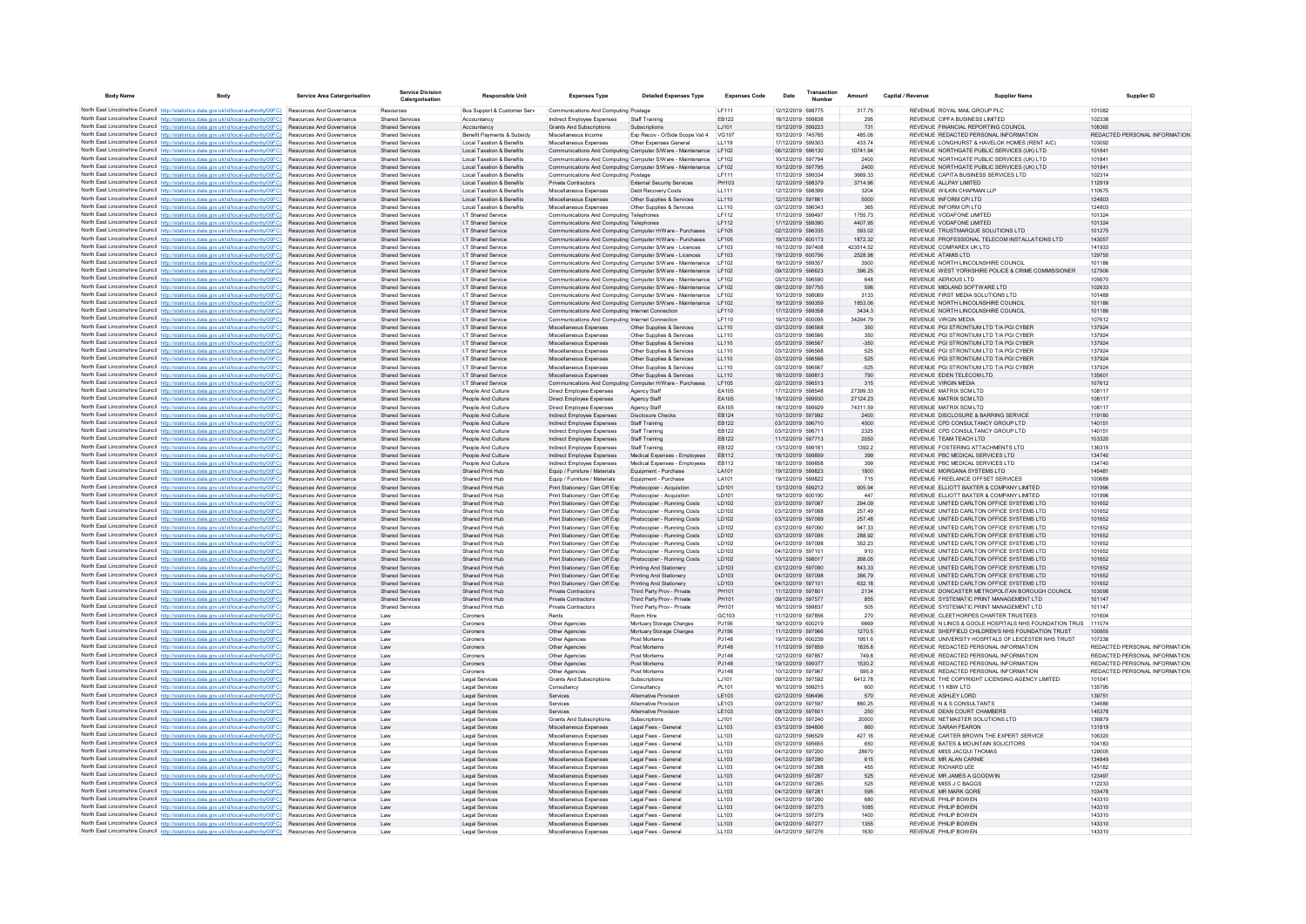| Body Name | Body | Service Area Catergorisation | Service Division Catergorisation | Responsible Unit | Expenses Type | Detailed Expenses Type | Expenses Code | Date | Transaction Number | Amount | Capital / Revenue | Supplier Name | Supplier ID |
|---|---|---|---|---|---|---|---|---|---|---|---|---|---|
| North East Lincolnshire Council | http://statistics.data.gov.uk/id/local-authority/00FC | Resources And Governance | Resources | Bus Support & Customer Serv | Communications And Computing | Postage | LF111 | 12/12/2019 | 598775 | 317.75 | REVENUE | ROYAL MAIL GROUP PLC | 101082 |
| North East Lincolnshire Council | http://statistics.data.gov.uk/id/local-authority/00FC | Resources And Governance | Shared Services | Accountancy | Indirect Employee Expenses | Staff Training | EB122 | 18/12/2019 | 599838 | 295 | REVENUE | CIPFA BUSINESS LIMITED | 102338 |
| North East Lincolnshire Council | http://statistics.data.gov.uk/id/local-authority/00FC | Resources And Governance | Shared Services | Accountancy | Grants And Subscriptions | Subscriptions | LJ101 | 13/12/2019 | 599223 | 731 | REVENUE | FINANCIAL REPORTING COUNCIL | 108360 |
| North East Lincolnshire Council | http://statistics.data.gov.uk/id/local-authority/00FC | Resources And Governance | Shared Services | Benefit Payments & Subsidy | Miscellaneous Income | Exp Recov - O/Side Scope Vat 4 | VG107 | 10/12/2019 | 745785 | 485.06 | REVENUE | REDACTED PERSONAL INFORMATION | REDACTED PERSONAL INFORMATION |
| North East Lincolnshire Council | http://statistics.data.gov.uk/id/local-authority/00FC | Resources And Governance | Shared Services | Local Taxation & Benefits | Miscellaneous Expenses | Other Expenses General | LL119 | 17/12/2019 | 599303 | 433.74 | REVENUE | LONGHURST & HAVELOK HOMES (RENT A/C) | 103092 |
| North East Lincolnshire Council | http://statistics.data.gov.uk/id/local-authority/00FC | Resources And Governance | Shared Services | Local Taxation & Benefits | Communications And Computing | Computer S/Ware - Maintenance | LF102 | 06/12/2019 | 596130 | 10741.94 | REVENUE | NORTHGATE PUBLIC SERVICES (UK) LTD | 101841 |
| North East Lincolnshire Council | http://statistics.data.gov.uk/id/local-authority/00FC | Resources And Governance | Shared Services | Local Taxation & Benefits | Communications And Computing | Computer S/Ware - Maintenance | LF102 | 10/12/2019 | 597794 | 2400 | REVENUE | NORTHGATE PUBLIC SERVICES (UK) LTD | 101841 |
| North East Lincolnshire Council | http://statistics.data.gov.uk/id/local-authority/00FC | Resources And Governance | Shared Services | Local Taxation & Benefits | Communications And Computing | Computer S/Ware - Maintenance | LF102 | 10/12/2019 | 597795 | 2400 | REVENUE | NORTHGATE PUBLIC SERVICES (UK) LTD | 101841 |
| North East Lincolnshire Council | http://statistics.data.gov.uk/id/local-authority/00FC | Resources And Governance | Shared Services | Local Taxation & Benefits | Communications And Computing | Postage | LF111 | 17/12/2019 | 599334 | 3669.33 | REVENUE | CAPITA BUSINESS SERVICES LTD | 102314 |
| North East Lincolnshire Council | http://statistics.data.gov.uk/id/local-authority/00FC | Resources And Governance | Shared Services | Local Taxation & Benefits | Private Contractors | External Security Services | PH103 | 12/12/2019 | 598379 | 3714.96 | REVENUE | ALLPAY LIMITED | 112919 |
| North East Lincolnshire Council | http://statistics.data.gov.uk/id/local-authority/00FC | Resources And Governance | Shared Services | Local Taxation & Benefits | Miscellaneous Expenses | Debt Recovery Costs | LL111 | 12/12/2019 | 598399 | 3204 | REVENUE | WILKIN CHAPMAN LLP | 110675 |
| North East Lincolnshire Council | http://statistics.data.gov.uk/id/local-authority/00FC | Resources And Governance | Shared Services | Local Taxation & Benefits | Miscellaneous Expenses | Other Supplies & Services | LL110 | 12/12/2019 | 597861 | 5000 | REVENUE | INFORM CPI LTD | 124803 |
| North East Lincolnshire Council | http://statistics.data.gov.uk/id/local-authority/00FC | Resources And Governance | Shared Services | Local Taxation & Benefits | Miscellaneous Expenses | Other Supplies & Services | LL110 | 03/12/2019 | 596343 | 365 | REVENUE | INFORM CPI LTD | 124803 |
| North East Lincolnshire Council | http://statistics.data.gov.uk/id/local-authority/00FC | Resources And Governance | Shared Services | I.T Shared Service | Communications And Computing | Telephones | LF112 | 17/12/2019 | 599497 | 1755.73 | REVENUE | VODAFONE LIMITED | 101324 |
| North East Lincolnshire Council | http://statistics.data.gov.uk/id/local-authority/00FC | Resources And Governance | Shared Services | I.T Shared Service | Communications And Computing | Telephones | LF112 | 17/12/2019 | 599390 | 4407.95 | REVENUE | VODAFONE LIMITED | 101324 |
| North East Lincolnshire Council | http://statistics.data.gov.uk/id/local-authority/00FC | Resources And Governance | Shared Services | I.T Shared Service | Communications And Computing | Computer H/Ware - Purchases | LF105 | 02/12/2019 | 596335 | 593.02 | REVENUE | TRUSTMARQUE SOLUTIONS LTD | 101275 |
| North East Lincolnshire Council | http://statistics.data.gov.uk/id/local-authority/00FC | Resources And Governance | Shared Services | I.T Shared Service | Communications And Computing | Computer H/Ware - Purchases | LF105 | 19/12/2019 | 600173 | 1872.32 | REVENUE | PROFESSIONAL TELECOM INSTALLATIONS LTD | 143057 |
| North East Lincolnshire Council | http://statistics.data.gov.uk/id/local-authority/00FC | Resources And Governance | Shared Services | I.T Shared Service | Communications And Computing | Computer S/Ware - Licences | LF103 | 16/12/2019 | 597408 | 423514.52 | REVENUE | COMPAREX UK LTD | 141933 |
| North East Lincolnshire Council | http://statistics.data.gov.uk/id/local-authority/00FC | Resources And Governance | Shared Services | I.T Shared Service | Communications And Computing | Computer S/Ware - Licences | LF103 | 19/12/2019 | 600756 | 2528.96 | REVENUE | ATAMIS LTD | 129750 |
| North East Lincolnshire Council | http://statistics.data.gov.uk/id/local-authority/00FC | Resources And Governance | Shared Services | I.T Shared Service | Communications And Computing | Computer S/Ware - Maintenance | LF102 | 19/12/2019 | 599357 | 3500 | REVENUE | NORTH LINCOLNSHIRE COUNCIL | 101186 |
| North East Lincolnshire Council | http://statistics.data.gov.uk/id/local-authority/00FC | Resources And Governance | Shared Services | I.T Shared Service | Communications And Computing | Computer S/Ware - Maintenance | LF102 | 09/12/2019 | 596623 | 396.25 | REVENUE | WEST YORKSHIRE POLICE & CRIME COMMISSIONER | 127906 |
| North East Lincolnshire Council | http://statistics.data.gov.uk/id/local-authority/00FC | Resources And Governance | Shared Services | I.T Shared Service | Communications And Computing | Computer S/Ware - Maintenance | LF102 | 03/12/2019 | 596590 | 648 | REVENUE | AERIOUS LTD | 105670 |
| North East Lincolnshire Council | http://statistics.data.gov.uk/id/local-authority/00FC | Resources And Governance | Shared Services | I.T Shared Service | Communications And Computing | Computer S/Ware - Maintenance | LF102 | 09/12/2019 | 597755 | 596 | REVENUE | MIDLAND SOFTWARE LTD | 102633 |
| North East Lincolnshire Council | http://statistics.data.gov.uk/id/local-authority/00FC | Resources And Governance | Shared Services | I.T Shared Service | Communications And Computing | Computer S/Ware - Maintenance | LF102 | 10/12/2019 | 598069 | 3133 | REVENUE | FIRST MEDIA SOLUTIONS LTD | 101489 |
| North East Lincolnshire Council | http://statistics.data.gov.uk/id/local-authority/00FC | Resources And Governance | Shared Services | I.T Shared Service | Communications And Computing | Computer S/Ware - Maintenance | LF102 | 19/12/2019 | 599359 | 1853.06 | REVENUE | NORTH LINCOLNSHIRE COUNCIL | 101186 |
| North East Lincolnshire Council | http://statistics.data.gov.uk/id/local-authority/00FC | Resources And Governance | Shared Services | I.T Shared Service | Communications And Computing | Internet Connection | LF110 | 17/12/2019 | 599358 | 3434.3 | REVENUE | NORTH LINCOLNSHIRE COUNCIL | 101186 |
| North East Lincolnshire Council | http://statistics.data.gov.uk/id/local-authority/00FC | Resources And Governance | Shared Services | I.T Shared Service | Communications And Computing | Internet Connection | LF110 | 19/12/2019 | 600095 | 34294.79 | REVENUE | VIRGIN MEDIA | 107612 |
| North East Lincolnshire Council | http://statistics.data.gov.uk/id/local-authority/00FC | Resources And Governance | Shared Services | I.T Shared Service | Miscellaneous Expenses | Other Supplies & Services | LL110 | 03/12/2019 | 596568 | 350 | REVENUE | PGI STRONTIUM LTD T/A PGI CYBER | 137924 |
| North East Lincolnshire Council | http://statistics.data.gov.uk/id/local-authority/00FC | Resources And Governance | Shared Services | I.T Shared Service | Miscellaneous Expenses | Other Supplies & Services | LL110 | 03/12/2019 | 596566 | 350 | REVENUE | PGI STRONTIUM LTD T/A PGI CYBER | 137924 |
| North East Lincolnshire Council | http://statistics.data.gov.uk/id/local-authority/00FC | Resources And Governance | Shared Services | I.T Shared Service | Miscellaneous Expenses | Other Supplies & Services | LL110 | 03/12/2019 | 596567 | -350 | REVENUE | PGI STRONTIUM LTD T/A PGI CYBER | 137924 |
| North East Lincolnshire Council | http://statistics.data.gov.uk/id/local-authority/00FC | Resources And Governance | Shared Services | I.T Shared Service | Miscellaneous Expenses | Other Supplies & Services | LL110 | 03/12/2019 | 596568 | 525 | REVENUE | PGI STRONTIUM LTD T/A PGI CYBER | 137924 |
| North East Lincolnshire Council | http://statistics.data.gov.uk/id/local-authority/00FC | Resources And Governance | Shared Services | I.T Shared Service | Miscellaneous Expenses | Other Supplies & Services | LL110 | 03/12/2019 | 596566 | 525 | REVENUE | PGI STRONTIUM LTD T/A PGI CYBER | 137924 |
| North East Lincolnshire Council | http://statistics.data.gov.uk/id/local-authority/00FC | Resources And Governance | Shared Services | I.T Shared Service | Miscellaneous Expenses | Other Supplies & Services | LL110 | 03/12/2019 | 596567 | -525 | REVENUE | PGI STRONTIUM LTD T/A PGI CYBER | 137924 |
| North East Lincolnshire Council | http://statistics.data.gov.uk/id/local-authority/00FC | Resources And Governance | Shared Services | I.T Shared Service | Miscellaneous Expenses | Other Supplies & Services | LL110 | 18/12/2019 | 599813 | 790 | REVENUE | EDEN TELECOM LTD | 135601 |
| North East Lincolnshire Council | http://statistics.data.gov.uk/id/local-authority/00FC | Resources And Governance | Shared Services | I.T Shared Service | Communications And Computing | Computer H/Ware - Purchases | LF105 | 02/12/2019 | 596513 | 315 | REVENUE | VIRGIN MEDIA | 107612 |
| North East Lincolnshire Council | http://statistics.data.gov.uk/id/local-authority/00FC | Resources And Governance | Shared Services | People And Culture | Direct Employee Expenses | Agency Staff | EA105 | 17/12/2019 | 598548 | 27309.33 | REVENUE | MATRIX SCM LTD | 108117 |
| North East Lincolnshire Council | http://statistics.data.gov.uk/id/local-authority/00FC | Resources And Governance | Shared Services | People And Culture | Direct Employee Expenses | Agency Staff | EA105 | 18/12/2019 | 599930 | 27124.23 | REVENUE | MATRIX SCM LTD | 108117 |
| North East Lincolnshire Council | http://statistics.data.gov.uk/id/local-authority/00FC | Resources And Governance | Shared Services | People And Culture | Direct Employee Expenses | Agency Staff | EA105 | 18/12/2019 | 599929 | 74311.59 | REVENUE | MATRIX SCM LTD | 108117 |
| North East Lincolnshire Council | http://statistics.data.gov.uk/id/local-authority/00FC | Resources And Governance | Shared Services | People And Culture | Indirect Employee Expenses | Disclosure Checks | EB124 | 10/12/2019 | 597992 | 2400 | REVENUE | DISCLOSURE & BARRING SERVICE | 119180 |
| North East Lincolnshire Council | http://statistics.data.gov.uk/id/local-authority/00FC | Resources And Governance | Shared Services | People And Culture | Indirect Employee Expenses | Staff Training | EB122 | 03/12/2019 | 596710 | 4500 | REVENUE | CPD CONSULTANCY GROUP LTD | 140151 |
| North East Lincolnshire Council | http://statistics.data.gov.uk/id/local-authority/00FC | Resources And Governance | Shared Services | People And Culture | Indirect Employee Expenses | Staff Training | EB122 | 03/12/2019 | 596711 | 2325 | REVENUE | CPD CONSULTANCY GROUP LTD | 140151 |
| North East Lincolnshire Council | http://statistics.data.gov.uk/id/local-authority/00FC | Resources And Governance | Shared Services | People And Culture | Indirect Employee Expenses | Staff Training | EB122 | 11/12/2019 | 597713 | 2050 | REVENUE | TEAM TEACH LTD | 103320 |
| North East Lincolnshire Council | http://statistics.data.gov.uk/id/local-authority/00FC | Resources And Governance | Shared Services | People And Culture | Indirect Employee Expenses | Staff Training | EB122 | 13/12/2019 | 599181 | 1392.2 | REVENUE | FOSTERING ATTACHMENTS LTD | 136315 |
| North East Lincolnshire Council | http://statistics.data.gov.uk/id/local-authority/00FC | Resources And Governance | Shared Services | People And Culture | Indirect Employee Expenses | Medical Expenses - Employees | EB112 | 18/12/2019 | 599859 | 399 | REVENUE | PBC MEDICAL SERVICES LTD | 134740 |
| North East Lincolnshire Council | http://statistics.data.gov.uk/id/local-authority/00FC | Resources And Governance | Shared Services | People And Culture | Indirect Employee Expenses | Medical Expenses - Employees | EB112 | 18/12/2019 | 599858 | 399 | REVENUE | PBC MEDICAL SERVICES LTD | 134740 |
| North East Lincolnshire Council | http://statistics.data.gov.uk/id/local-authority/00FC | Resources And Governance | Shared Services | Shared Print Hub | Equip / Furniture / Materials | Equipment - Purchase | LA101 | 19/12/2019 | 599823 | 1800 | REVENUE | MORGANA SYSTEMS LTD | 145481 |
| North East Lincolnshire Council | http://statistics.data.gov.uk/id/local-authority/00FC | Resources And Governance | Shared Services | Shared Print Hub | Equip / Furniture / Materials | Equipment - Purchase | LA101 | 19/12/2019 | 599822 | 715 | REVENUE | FREELANCE OFFSET SERVICES | 100689 |
| North East Lincolnshire Council | http://statistics.data.gov.uk/id/local-authority/00FC | Resources And Governance | Shared Services | Shared Print Hub | Print Stationery / Gen Off Exp | Photocopier - Acquisition | LD101 | 13/12/2019 | 599212 | 905.94 | REVENUE | ELLIOTT BAXTER & COMPANY LIMITED | 101996 |
| North East Lincolnshire Council | http://statistics.data.gov.uk/id/local-authority/00FC | Resources And Governance | Shared Services | Shared Print Hub | Print Stationery / Gen Off Exp | Photocopier - Acquisition | LD101 | 19/12/2019 | 600190 | 447 | REVENUE | ELLIOTT BAXTER & COMPANY LIMITED | 101996 |
| North East Lincolnshire Council | http://statistics.data.gov.uk/id/local-authority/00FC | Resources And Governance | Shared Services | Shared Print Hub | Print Stationery / Gen Off Exp | Photocopier - Running Costs | LD102 | 03/12/2019 | 597087 | 294.09 | REVENUE | UNITED CARLTON OFFICE SYSTEMS LTD | 101652 |
| North East Lincolnshire Council | http://statistics.data.gov.uk/id/local-authority/00FC | Resources And Governance | Shared Services | Shared Print Hub | Print Stationery / Gen Off Exp | Photocopier - Running Costs | LD102 | 03/12/2019 | 597088 | 257.49 | REVENUE | UNITED CARLTON OFFICE SYSTEMS LTD | 101652 |
| North East Lincolnshire Council | http://statistics.data.gov.uk/id/local-authority/00FC | Resources And Governance | Shared Services | Shared Print Hub | Print Stationery / Gen Off Exp | Photocopier - Running Costs | LD102 | 03/12/2019 | 597089 | 257.48 | REVENUE | UNITED CARLTON OFFICE SYSTEMS LTD | 101652 |
| North East Lincolnshire Council | http://statistics.data.gov.uk/id/local-authority/00FC | Resources And Governance | Shared Services | Shared Print Hub | Print Stationery / Gen Off Exp | Photocopier - Running Costs | LD102 | 03/12/2019 | 597090 | 947.33 | REVENUE | UNITED CARLTON OFFICE SYSTEMS LTD | 101652 |
| North East Lincolnshire Council | http://statistics.data.gov.uk/id/local-authority/00FC | Resources And Governance | Shared Services | Shared Print Hub | Print Stationery / Gen Off Exp | Photocopier - Running Costs | LD102 | 03/12/2019 | 597095 | 288.92 | REVENUE | UNITED CARLTON OFFICE SYSTEMS LTD | 101652 |
| North East Lincolnshire Council | http://statistics.data.gov.uk/id/local-authority/00FC | Resources And Governance | Shared Services | Shared Print Hub | Print Stationery / Gen Off Exp | Photocopier - Running Costs | LD102 | 04/12/2019 | 597098 | 352.23 | REVENUE | UNITED CARLTON OFFICE SYSTEMS LTD | 101652 |
| North East Lincolnshire Council | http://statistics.data.gov.uk/id/local-authority/00FC | Resources And Governance | Shared Services | Shared Print Hub | Print Stationery / Gen Off Exp | Photocopier - Running Costs | LD102 | 04/12/2019 | 597101 | 910 | REVENUE | UNITED CARLTON OFFICE SYSTEMS LTD | 101652 |
| North East Lincolnshire Council | http://statistics.data.gov.uk/id/local-authority/00FC | Resources And Governance | Shared Services | Shared Print Hub | Print Stationery / Gen Off Exp | Photocopier - Running Costs | LD102 | 10/12/2019 | 598017 | 268.05 | REVENUE | UNITED CARLTON OFFICE SYSTEMS LTD | 101652 |
| North East Lincolnshire Council | http://statistics.data.gov.uk/id/local-authority/00FC | Resources And Governance | Shared Services | Shared Print Hub | Print Stationery / Gen Off Exp | Printing And Stationery | LD103 | 03/12/2019 | 597090 | 843.33 | REVENUE | UNITED CARLTON OFFICE SYSTEMS LTD | 101652 |
| North East Lincolnshire Council | http://statistics.data.gov.uk/id/local-authority/00FC | Resources And Governance | Shared Services | Shared Print Hub | Print Stationery / Gen Off Exp | Printing And Stationery | LD103 | 04/12/2019 | 597098 | 386.79 | REVENUE | UNITED CARLTON OFFICE SYSTEMS LTD | 101652 |
| North East Lincolnshire Council | http://statistics.data.gov.uk/id/local-authority/00FC | Resources And Governance | Shared Services | Shared Print Hub | Print Stationery / Gen Off Exp | Printing And Stationery | LD103 | 04/12/2019 | 597101 | 632.18 | REVENUE | UNITED CARLTON OFFICE SYSTEMS LTD | 101652 |
| North East Lincolnshire Council | http://statistics.data.gov.uk/id/local-authority/00FC | Resources And Governance | Shared Services | Shared Print Hub | Private Contractors | Third Party Prov - Private | PH101 | 11/12/2019 | 597801 | 2134 | REVENUE | DONCASTER METROPOLITAN BOROUGH COUNCIL | 103098 |
| North East Lincolnshire Council | http://statistics.data.gov.uk/id/local-authority/00FC | Resources And Governance | Shared Services | Shared Print Hub | Private Contractors | Third Party Prov - Private | PH101 | 09/12/2019 | 597577 | 855 | REVENUE | SYSTEMATIC PRINT MANAGEMENT LTD | 101147 |
| North East Lincolnshire Council | http://statistics.data.gov.uk/id/local-authority/00FC | Resources And Governance | Shared Services | Shared Print Hub | Private Contractors | Third Party Prov - Private | PH101 | 18/12/2019 | 599837 | 505 | REVENUE | SYSTEMATIC PRINT MANAGEMENT LTD | 101147 |
| North East Lincolnshire Council | http://statistics.data.gov.uk/id/local-authority/00FC | Resources And Governance | Law | Coroners | Rents | Room Hire | GC103 | 11/12/2019 | 597856 | 270 | REVENUE | CLEETHORPES CHARTER TRUSTEES | 101604 |
| North East Lincolnshire Council | http://statistics.data.gov.uk/id/local-authority/00FC | Resources And Governance | Law | Coroners | Other Agencies | Mortuary Storage Charges | PJ156 | 19/12/2019 | 600219 | 6669 | REVENUE | N LINCS & GOOLE HOSPITALS NHS FOUNDATION TRUS | 111074 |
| North East Lincolnshire Council | http://statistics.data.gov.uk/id/local-authority/00FC | Resources And Governance | Law | Coroners | Other Agencies | Mortuary Storage Charges | PJ156 | 11/12/2019 | 597966 | 1270.5 | REVENUE | SHEFFIELD CHILDREN'S NHS FOUNDATION TRUST | 100955 |
| North East Lincolnshire Council | http://statistics.data.gov.uk/id/local-authority/00FC | Resources And Governance | Law | Coroners | Other Agencies | Post Mortems | PJ148 | 19/12/2019 | 600239 | 1951.6 | REVENUE | UNIVERSITY HOSPITALS OF LEICESTER NHS TRUST | 107238 |
| North East Lincolnshire Council | http://statistics.data.gov.uk/id/local-authority/00FC | Resources And Governance | Law | Coroners | Other Agencies | Post Mortems | PJ148 | 11/12/2019 | 597859 | 1835.8 | REVENUE | REDACTED PERSONAL INFORMATION | REDACTED PERSONAL INFORMATION |
| North East Lincolnshire Council | http://statistics.data.gov.uk/id/local-authority/00FC | Resources And Governance | Law | Coroners | Other Agencies | Post Mortems | PJ148 | 12/12/2019 | 597857 | 749.8 | REVENUE | REDACTED PERSONAL INFORMATION | REDACTED PERSONAL INFORMATION |
| North East Lincolnshire Council | http://statistics.data.gov.uk/id/local-authority/00FC | Resources And Governance | Law | Coroners | Other Agencies | Post Mortems | PJ148 | 19/12/2019 | 599377 | 1530.2 | REVENUE | REDACTED PERSONAL INFORMATION | REDACTED PERSONAL INFORMATION |
| North East Lincolnshire Council | http://statistics.data.gov.uk/id/local-authority/00FC | Resources And Governance | Law | Coroners | Other Agencies | Post Mortems | PJ148 | 10/12/2019 | 597967 | 595.9 | REVENUE | REDACTED PERSONAL INFORMATION | REDACTED PERSONAL INFORMATION |
| North East Lincolnshire Council | http://statistics.data.gov.uk/id/local-authority/00FC | Resources And Governance | Law | Legal Services | Grants And Subscriptions | Subscriptions | LJ101 | 09/12/2019 | 597592 | 6412.78 | REVENUE | THE COPYRIGHT LICENSING AGENCY LIMITED | 101041 |
| North East Lincolnshire Council | http://statistics.data.gov.uk/id/local-authority/00FC | Resources And Governance | Law | Legal Services | Consultancy | Consultancy | PL101 | 16/12/2019 | 599215 | 600 | REVENUE | 11 KBW LTD | 135795 |
| North East Lincolnshire Council | http://statistics.data.gov.uk/id/local-authority/00FC | Resources And Governance | Law | Legal Services | Services | Alternative Provision | LE103 | 02/12/2019 | 596496 | 570 | REVENUE | ASHLEY LORD | 139751 |
| North East Lincolnshire Council | http://statistics.data.gov.uk/id/local-authority/00FC | Resources And Governance | Law | Legal Services | Services | Alternative Provision | LE103 | 09/12/2019 | 597597 | 860.25 | REVENUE | N & S CONSULTANTS | 134686 |
| North East Lincolnshire Council | http://statistics.data.gov.uk/id/local-authority/00FC | Resources And Governance | Law | Legal Services | Services | Alternative Provision | LE103 | 09/12/2019 | 597601 | 250 | REVENUE | DEAN COURT CHAMBERS | 145378 |
| North East Lincolnshire Council | http://statistics.data.gov.uk/id/local-authority/00FC | Resources And Governance | Law | Legal Services | Grants And Subscriptions | Subscriptions | LJ101 | 05/12/2019 | 597240 | 20000 | REVENUE | NETMASTER SOLUTIONS LTD | 136879 |
| North East Lincolnshire Council | http://statistics.data.gov.uk/id/local-authority/00FC | Resources And Governance | Law | Legal Services | Miscellaneous Expenses | Legal Fees - General | LL103 | 03/12/2019 | 594806 | 660 | REVENUE | SARAH FEARON | 131819 |
| North East Lincolnshire Council | http://statistics.data.gov.uk/id/local-authority/00FC | Resources And Governance | Law | Legal Services | Miscellaneous Expenses | Legal Fees - General | LL103 | 02/12/2019 | 596529 | 427.16 | REVENUE | CARTER BROWN THE EXPERT SERVICE | 106320 |
| North East Lincolnshire Council | http://statistics.data.gov.uk/id/local-authority/00FC | Resources And Governance | Law | Legal Services | Miscellaneous Expenses | Legal Fees - General | LL103 | 05/12/2019 | 595655 | 650 | REVENUE | BATES & MOUNTAIN SOLICITORS | 104183 |
| North East Lincolnshire Council | http://statistics.data.gov.uk/id/local-authority/00FC | Resources And Governance | Law | Legal Services | Miscellaneous Expenses | Legal Fees - General | LL103 | 04/12/2019 | 597200 | 28670 | REVENUE | MISS JACQUI THOMAS | 129005 |
| North East Lincolnshire Council | http://statistics.data.gov.uk/id/local-authority/00FC | Resources And Governance | Law | Legal Services | Miscellaneous Expenses | Legal Fees - General | LL103 | 04/12/2019 | 597290 | 615 | REVENUE | MR ALAN CARNIE | 134849 |
| North East Lincolnshire Council | http://statistics.data.gov.uk/id/local-authority/00FC | Resources And Governance | Law | Legal Services | Miscellaneous Expenses | Legal Fees - General | LL103 | 04/12/2019 | 597288 | 455 | REVENUE | RICHARD LEE | 145182 |
| North East Lincolnshire Council | http://statistics.data.gov.uk/id/local-authority/00FC | Resources And Governance | Law | Legal Services | Miscellaneous Expenses | Legal Fees - General | LL103 | 04/12/2019 | 597287 | 525 | REVENUE | MR JAMES A GOODWIN | 123497 |
| North East Lincolnshire Council | http://statistics.data.gov.uk/id/local-authority/00FC | Resources And Governance | Law | Legal Services | Miscellaneous Expenses | Legal Fees - General | LL103 | 04/12/2019 | 597285 | 525 | REVENUE | MISS J C BAGGS | 112233 |
| North East Lincolnshire Council | http://statistics.data.gov.uk/id/local-authority/00FC | Resources And Governance | Law | Legal Services | Miscellaneous Expenses | Legal Fees - General | LL103 | 04/12/2019 | 597281 | 595 | REVENUE | MR MARK GORE | 103478 |
| North East Lincolnshire Council | http://statistics.data.gov.uk/id/local-authority/00FC | Resources And Governance | Law | Legal Services | Miscellaneous Expenses | Legal Fees - General | LL103 | 04/12/2019 | 597280 | 680 | REVENUE | PHILIP BOWEN | 143310 |
| North East Lincolnshire Council | http://statistics.data.gov.uk/id/local-authority/00FC | Resources And Governance | Law | Legal Services | Miscellaneous Expenses | Legal Fees - General | LL103 | 04/12/2019 | 597275 | 1085 | REVENUE | PHILIP BOWEN | 143310 |
| North East Lincolnshire Council | http://statistics.data.gov.uk/id/local-authority/00FC | Resources And Governance | Law | Legal Services | Miscellaneous Expenses | Legal Fees - General | LL103 | 04/12/2019 | 597279 | 1400 | REVENUE | PHILIP BOWEN | 143310 |
| North East Lincolnshire Council | http://statistics.data.gov.uk/id/local-authority/00FC | Resources And Governance | Law | Legal Services | Miscellaneous Expenses | Legal Fees - General | LL103 | 04/12/2019 | 597277 | 1355 | REVENUE | PHILIP BOWEN | 143310 |
| North East Lincolnshire Council | http://statistics.data.gov.uk/id/local-authority/00FC | Resources And Governance | Law | Legal Services | Miscellaneous Expenses | Legal Fees - General | LL103 | 04/12/2019 | 597276 | 1630 | REVENUE | PHILIP BOWEN | 143310 |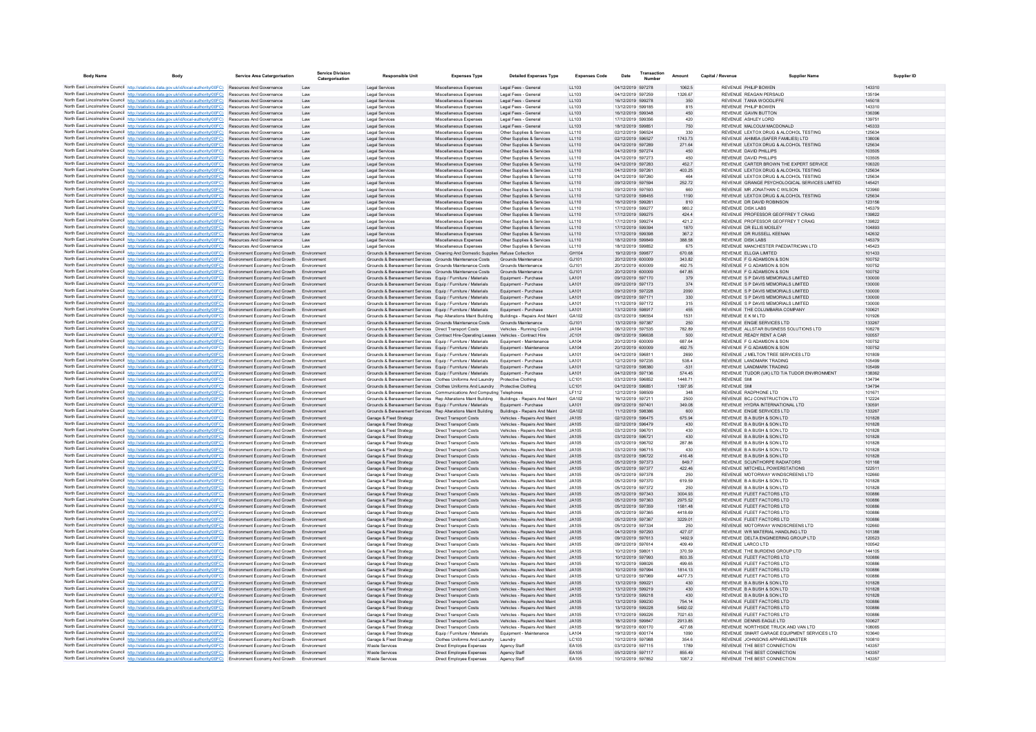| Body Name | Body | Service Area Catergorisation | Service Division Catergorisation | Responsible Unit | Expenses Type | Detailed Expenses Type | Expenses Code | Date | Transaction Number | Amount | Capital / Revenue | Supplier Name | Supplier ID |
|---|---|---|---|---|---|---|---|---|---|---|---|---|---|
| North East Lincolnshire Council | http://statistics.data.gov.uk/id/local-authority/00FC) | Resources And Governance | Law | Legal Services | Miscellaneous Expenses | Legal Fees - General | LL103 | 04/12/2019 | 597278 | 1062.5 | REVENUE | PHILIP BOWEN | 143310 |
| North East Lincolnshire Council | http://statistics.data.gov.uk/id/local-authority/00FC) | Resources And Governance | Law | Legal Services | Miscellaneous Expenses | Legal Fees - General | LL103 | 04/12/2019 | 597259 | 1326.67 | REVENUE | REAGAN PERSAUD | 135194 |
| North East Lincolnshire Council | http://statistics.data.gov.uk/id/local-authority/00FC) | Resources And Governance | Law | Legal Services | Miscellaneous Expenses | Legal Fees - General | LL103 | 16/12/2019 | 599278 | 350 | REVENUE | TANIA WOODLIFFE | 145018 |
| North East Lincolnshire Council | http://statistics.data.gov.uk/id/local-authority/00FC) | Resources And Governance | Law | Legal Services | Miscellaneous Expenses | Legal Fees - General | LL103 | 13/12/2019 | 599185 | 815 | REVENUE | PHILIP BOWEN | 143310 |
| North East Lincolnshire Council | http://statistics.data.gov.uk/id/local-authority/00FC) | Resources And Governance | Law | Legal Services | Miscellaneous Expenses | Legal Fees - General | LL103 | 16/12/2019 | 599348 | 450 | REVENUE | GAVIN BUTTON | 136396 |
| North East Lincolnshire Council | http://statistics.data.gov.uk/id/local-authority/00FC) | Resources And Governance | Law | Legal Services | Miscellaneous Expenses | Legal Fees - General | LL103 | 17/12/2019 | 599356 | 420 | REVENUE | ASHLEY LORD | 139751 |
| North East Lincolnshire Council | http://statistics.data.gov.uk/id/local-authority/00FC) | Resources And Governance | Law | Legal Services | Miscellaneous Expenses | Legal Fees - General | LL103 | 18/12/2019 | 599851 | 750 | REVENUE | MALCOLM MACDONALD | 145333 |
| North East Lincolnshire Council | http://statistics.data.gov.uk/id/local-authority/00FC) | Resources And Governance | Law | Legal Services | Miscellaneous Expenses | Other Supplies & Services | LL110 | 02/12/2019 | 596524 | 330 | REVENUE | LEXTOX DRUG & ALCOHOL TESTING | 125634 |
| North East Lincolnshire Council | http://statistics.data.gov.uk/id/local-authority/00FC) | Resources And Governance | Law | Legal Services | Miscellaneous Expenses | Other Supplies & Services | LL110 | 02/12/2019 | 596527 | 1743.73 | REVENUE | AHIMSA (SAFER FAMILIES) LTD | 138006 |
| North East Lincolnshire Council | http://statistics.data.gov.uk/id/local-authority/00FC) | Resources And Governance | Law | Legal Services | Miscellaneous Expenses | Other Supplies & Services | LL110 | 04/12/2019 | 597289 | 271.64 | REVENUE | LEXTOX DRUG & ALCOHOL TESTING | 125634 |
| North East Lincolnshire Council | http://statistics.data.gov.uk/id/local-authority/00FC) | Resources And Governance | Law | Legal Services | Miscellaneous Expenses | Other Supplies & Services | LL110 | 04/12/2019 | 597274 | 450 | REVENUE | DAVID PHILLIPS | 103505 |
| North East Lincolnshire Council | http://statistics.data.gov.uk/id/local-authority/00FC) | Resources And Governance | Law | Legal Services | Miscellaneous Expenses | Other Supplies & Services | LL110 | 04/12/2019 | 597273 | 450 | REVENUE | DAVID PHILLIPS | 103505 |
| North East Lincolnshire Council | http://statistics.data.gov.uk/id/local-authority/00FC) | Resources And Governance | Law | Legal Services | Miscellaneous Expenses | Other Supplies & Services | LL110 | 04/12/2019 | 597283 | 452.7 | REVENUE | CARTER BROWN THE EXPERT SERVICE | 106320 |
| North East Lincolnshire Council | http://statistics.data.gov.uk/id/local-authority/00FC) | Resources And Governance | Law | Legal Services | Miscellaneous Expenses | Other Supplies & Services | LL110 | 04/12/2019 | 597281 | 403.25 | REVENUE | LEXTOX DRUG & ALCOHOL TESTING | 125634 |
| North East Lincolnshire Council | http://statistics.data.gov.uk/id/local-authority/00FC) | Resources And Governance | Law | Legal Services | Miscellaneous Expenses | Other Supplies & Services | LL110 | 04/12/2019 | 597260 | 464 | REVENUE | LEXTOX DRUG & ALCOHOL TESTING | 125634 |
| North East Lincolnshire Council | http://statistics.data.gov.uk/id/local-authority/00FC) | Resources And Governance | Law | Legal Services | Miscellaneous Expenses | Other Supplies & Services | LL110 | 09/12/2019 | 597594 | 252.72 | REVENUE | GRANGE PSYCHOLOGICAL SERVICES LIMITED | 145421 |
| North East Lincolnshire Council | http://statistics.data.gov.uk/id/local-authority/00FC) | Resources And Governance | Law | Legal Services | Miscellaneous Expenses | Other Supplies & Services | LL110 | 09/12/2019 | 597593 | 660 | REVENUE | MR JONATHAN C WILSON | 123960 |
| North East Lincolnshire Council | http://statistics.data.gov.uk/id/local-authority/00FC) | Resources And Governance | Law | Legal Services | Miscellaneous Expenses | Other Supplies & Services | LL110 | 12/12/2019 | 598455 | 1190 | REVENUE | LEXTOX DRUG & ALCOHOL TESTING | 125634 |
| North East Lincolnshire Council | http://statistics.data.gov.uk/id/local-authority/00FC) | Resources And Governance | Law | Legal Services | Miscellaneous Expenses | Other Supplies & Services | LL110 | 16/12/2019 | 599281 | 810 | REVENUE | DR DAVID ROBINSON | 123156 |
| North East Lincolnshire Council | http://statistics.data.gov.uk/id/local-authority/00FC) | Resources And Governance | Law | Legal Services | Miscellaneous Expenses | Other Supplies & Services | LL110 | 17/12/2019 | 599277 | 980.2 | REVENUE | DISK LABS | 145379 |
| North East Lincolnshire Council | http://statistics.data.gov.uk/id/local-authority/00FC) | Resources And Governance | Law | Legal Services | Miscellaneous Expenses | Other Supplies & Services | LL110 | 17/12/2019 | 599275 | 424.4 | REVENUE | PROFESSOR GEOFFREY T CRAIG | 139822 |
| North East Lincolnshire Council | http://statistics.data.gov.uk/id/local-authority/00FC) | Resources And Governance | Law | Legal Services | Miscellaneous Expenses | Other Supplies & Services | LL110 | 17/12/2019 | 599274 | 421.2 | REVENUE | PROFESSOR GEOFFREY T CRAIG | 139822 |
| North East Lincolnshire Council | http://statistics.data.gov.uk/id/local-authority/00FC) | Resources And Governance | Law | Legal Services | Miscellaneous Expenses | Other Supplies & Services | LL110 | 17/12/2019 | 599394 | 1870 | REVENUE | DR ELLIS MOSLEY | 104893 |
| North East Lincolnshire Council | http://statistics.data.gov.uk/id/local-authority/00FC) | Resources And Governance | Law | Legal Services | Miscellaneous Expenses | Other Supplies & Services | LL110 | 17/12/2019 | 599398 | 367.2 | REVENUE | DR RUSSELL KEENAN | 142632 |
| North East Lincolnshire Council | http://statistics.data.gov.uk/id/local-authority/00FC) | Resources And Governance | Law | Legal Services | Miscellaneous Expenses | Other Supplies & Services | LL110 | 18/12/2019 | 599849 | 388.58 | REVENUE | DISK LABS | 145379 |
| North East Lincolnshire Council | http://statistics.data.gov.uk/id/local-authority/00FC) | Resources And Governance | Law | Legal Services | Miscellaneous Expenses | Other Supplies & Services | LL110 | 18/12/2019 | 599852 | 675 | REVENUE | MANCHESTER PAEDIATRICIAN LTD | 145423 |
| North East Lincolnshire Council | http://statistics.data.gov.uk/id/local-authority/00FC) | Environment Economy And Growth | Environment | Grounds & Bereavement Services | Cleaning And Domestic Supplies | Refuse Collection | GH104 | 19/12/2019 | 599877 | 670.68 | REVENUE | ELLGIA LIMITED | 101433 |
| North East Lincolnshire Council | http://statistics.data.gov.uk/id/local-authority/00FC) | Environment Economy And Growth | Environment | Grounds & Bereavement Services | Grounds Maintenance Costs | Grounds Maintenance | GJ101 | 20/12/2019 | 600009 | 343.82 | REVENUE | F G ADAMSON & SON | 100752 |
| North East Lincolnshire Council | http://statistics.data.gov.uk/id/local-authority/00FC) | Environment Economy And Growth | Environment | Grounds & Bereavement Services | Grounds Maintenance Costs | Grounds Maintenance | GJ101 | 20/12/2019 | 600009 | 492.75 | REVENUE | F G ADAMSON & SON | 100752 |
| North East Lincolnshire Council | http://statistics.data.gov.uk/id/local-authority/00FC) | Environment Economy And Growth | Environment | Grounds & Bereavement Services | Grounds Maintenance Costs | Grounds Maintenance | GJ101 | 20/12/2019 | 600009 | 647.85 | REVENUE | F G ADAMSON & SON | 100752 |
| North East Lincolnshire Council | http://statistics.data.gov.uk/id/local-authority/00FC) | Environment Economy And Growth | Environment | Grounds & Bereavement Services | Equip / Furniture / Materials | Equipment - Purchase | LA101 | 09/12/2019 | 597170 | 379 | REVENUE | S P DAVIS MEMORIALS LIMITED | 130000 |
| North East Lincolnshire Council | http://statistics.data.gov.uk/id/local-authority/00FC) | Environment Economy And Growth | Environment | Grounds & Bereavement Services | Equip / Furniture / Materials | Equipment - Purchase | LA101 | 09/12/2019 | 597173 | 374 | REVENUE | S P DAVIS MEMORIALS LIMITED | 130000 |
| North East Lincolnshire Council | http://statistics.data.gov.uk/id/local-authority/00FC) | Environment Economy And Growth | Environment | Grounds & Bereavement Services | Equip / Furniture / Materials | Equipment - Purchase | LA101 | 09/12/2019 | 597228 | 2090 | REVENUE | S P DAVIS MEMORIALS LIMITED | 130000 |
| North East Lincolnshire Council | http://statistics.data.gov.uk/id/local-authority/00FC) | Environment Economy And Growth | Environment | Grounds & Bereavement Services | Equip / Furniture / Materials | Equipment - Purchase | LA101 | 09/12/2019 | 597171 | 330 | REVENUE | S P DAVIS MEMORIALS LIMITED | 130000 |
| North East Lincolnshire Council | http://statistics.data.gov.uk/id/local-authority/00FC) | Environment Economy And Growth | Environment | Grounds & Bereavement Services | Equip / Furniture / Materials | Equipment - Purchase | LA101 | 11/12/2019 | 597172 | 315 | REVENUE | S P DAVIS MEMORIALS LIMITED | 130000 |
| North East Lincolnshire Council | http://statistics.data.gov.uk/id/local-authority/00FC) | Environment Economy And Growth | Environment | Grounds & Bereavement Services | Equip / Furniture / Materials | Equipment - Purchase | LA101 | 13/12/2019 | 598917 | 455 | REVENUE | THE COLUMBARIA COMPANY | 100621 |
| North East Lincolnshire Council | http://statistics.data.gov.uk/id/local-authority/00FC) | Environment Economy And Growth | Environment | Grounds & Bereavement Services | Rep Alterations Maint Building | Buildings - Repairs And Maint | GA102 | 03/12/2019 | 596554 | 1531 | REVENUE | E K M LTD | 101926 |
| North East Lincolnshire Council | http://statistics.data.gov.uk/id/local-authority/00FC) | Environment Economy And Growth | Environment | Grounds & Bereavement Services | Grounds Maintenance Costs | Grounds Maintenance | GJ101 | 13/12/2019 | 597387 | 250 | REVENUE | ENGIE SERVICES LTD | 133267 |
| North East Lincolnshire Council | http://statistics.data.gov.uk/id/local-authority/00FC) | Environment Economy And Growth | Environment | Grounds & Bereavement Services | Direct Transport Costs | Vehicles - Running Costs | JA104 | 06/12/2019 | 597535 | 782.89 | REVENUE | ALLSTAR BUSINESS SOLUTIONS LTD | 108278 |
| North East Lincolnshire Council | http://statistics.data.gov.uk/id/local-authority/00FC) | Environment Economy And Growth | Environment | Grounds & Bereavement Services | Contract Hire-Operating Leases | Vehicles - Contract Hire | JC101 | 09/12/2019 | 596638 | 500 | REVENUE | READY RENT A CAR | 100557 |
| North East Lincolnshire Council | http://statistics.data.gov.uk/id/local-authority/00FC) | Environment Economy And Growth | Environment | Grounds & Bereavement Services | Equip / Furniture / Materials | Equipment - Maintenance | LA104 | 20/12/2019 | 600009 | 687.64 | REVENUE | F G ADAMSON & SON | 100752 |
| North East Lincolnshire Council | http://statistics.data.gov.uk/id/local-authority/00FC) | Environment Economy And Growth | Environment | Grounds & Bereavement Services | Equip / Furniture / Materials | Equipment - Maintenance | LA104 | 20/12/2019 | 600009 | 492.75 | REVENUE | F G ADAMSON & SON | 100752 |
| North East Lincolnshire Council | http://statistics.data.gov.uk/id/local-authority/00FC) | Environment Economy And Growth | Environment | Grounds & Bereavement Services | Equip / Furniture / Materials | Equipment - Purchase | LA101 | 04/12/2019 | 596811 | 2690 | REVENUE | J MELTON TREE SERVICES LTD | 101809 |
| North East Lincolnshire Council | http://statistics.data.gov.uk/id/local-authority/00FC) | Environment Economy And Growth | Environment | Grounds & Bereavement Services | Equip / Furniture / Materials | Equipment - Purchase | LA101 | 12/12/2019 | 597235 | 538.4 | REVENUE | LANDMARK TRADING | 105499 |
| North East Lincolnshire Council | http://statistics.data.gov.uk/id/local-authority/00FC) | Environment Economy And Growth | Environment | Grounds & Bereavement Services | Equip / Furniture / Materials | Equipment - Purchase | LA101 | 12/12/2019 | 598380 | -531 | REVENUE | LANDMARK TRADING | 105499 |
| North East Lincolnshire Council | http://statistics.data.gov.uk/id/local-authority/00FC) | Environment Economy And Growth | Environment | Grounds & Bereavement Services | Equip / Furniture / Materials | Equipment - Purchase | LA101 | 04/12/2019 | 597136 | 574.45 | REVENUE | TUDOR (UK) LTD T/A TUDOR ENVIRONMENT | 138362 |
| North East Lincolnshire Council | http://statistics.data.gov.uk/id/local-authority/00FC) | Environment Economy And Growth | Environment | Grounds & Bereavement Services | Clothes Uniforms And Laundry | Protective Clothing | LC101 | 03/12/2019 | 596852 | 1448.71 | REVENUE | SMI | 134794 |
| North East Lincolnshire Council | http://statistics.data.gov.uk/id/local-authority/00FC) | Environment Economy And Growth | Environment | Grounds & Bereavement Services | Clothes Uniforms And Laundry | Protective Clothing | LC101 | 04/12/2019 | 596851 | 1397.95 | REVENUE | SMI | 134794 |
| North East Lincolnshire Council | http://statistics.data.gov.uk/id/local-authority/00FC) | Environment Economy And Growth | Environment | Grounds & Bereavement Services | Communications And Computing | Telephones | LF112 | 12/12/2019 | 598509 | 348 | REVENUE | RADPHONE LTD | 101671 |
| North East Lincolnshire Council | http://statistics.data.gov.uk/id/local-authority/00FC) | Environment Economy And Growth | Environment | Grounds & Bereavement Services | Rep Alterations Maint Building | Buildings - Repairs And Maint | GA102 | 16/12/2019 | 597211 | 2500 | REVENUE | BCJ CONSTRUCTION LTD | 112224 |
| North East Lincolnshire Council | http://statistics.data.gov.uk/id/local-authority/00FC) | Environment Economy And Growth | Environment | Grounds & Bereavement Services | Equip / Furniture / Materials | Equipment - Purchase | LA101 | 09/12/2019 | 597401 | 349.08 | REVENUE | HYDRA INTERNATIONAL LTD | 130591 |
| North East Lincolnshire Council | http://statistics.data.gov.uk/id/local-authority/00FC) | Environment Economy And Growth | Environment | Grounds & Bereavement Services | Rep Alterations Maint Building | Buildings - Repairs And Maint | GA102 | 11/12/2019 | 598386 | 600 | REVENUE | ENGIE SERVICES LTD | 133267 |
| North East Lincolnshire Council | http://statistics.data.gov.uk/id/local-authority/00FC) | Environment Economy And Growth | Environment | Garage & Fleet Strategy | Direct Transport Costs | Vehicles - Repairs And Maint | JA105 | 02/12/2019 | 596475 | 675.94 | REVENUE | B A BUSH & SON LTD | 101828 |
| North East Lincolnshire Council | http://statistics.data.gov.uk/id/local-authority/00FC) | Environment Economy And Growth | Environment | Garage & Fleet Strategy | Direct Transport Costs | Vehicles - Repairs And Maint | JA105 | 02/12/2019 | 596479 | 430 | REVENUE | B A BUSH & SON LTD | 101828 |
| North East Lincolnshire Council | http://statistics.data.gov.uk/id/local-authority/00FC) | Environment Economy And Growth | Environment | Garage & Fleet Strategy | Direct Transport Costs | Vehicles - Repairs And Maint | JA105 | 03/12/2019 | 596701 | 430 | REVENUE | B A BUSH & SON LTD | 101828 |
| North East Lincolnshire Council | http://statistics.data.gov.uk/id/local-authority/00FC) | Environment Economy And Growth | Environment | Garage & Fleet Strategy | Direct Transport Costs | Vehicles - Repairs And Maint | JA105 | 03/12/2019 | 596721 | 430 | REVENUE | B A BUSH & SON LTD | 101828 |
| North East Lincolnshire Council | http://statistics.data.gov.uk/id/local-authority/00FC) | Environment Economy And Growth | Environment | Garage & Fleet Strategy | Direct Transport Costs | Vehicles - Repairs And Maint | JA105 | 03/12/2019 | 596702 | 287.86 | REVENUE | B A BUSH & SON LTD | 101828 |
| North East Lincolnshire Council | http://statistics.data.gov.uk/id/local-authority/00FC) | Environment Economy And Growth | Environment | Garage & Fleet Strategy | Direct Transport Costs | Vehicles - Repairs And Maint | JA105 | 03/12/2019 | 596715 | 430 | REVENUE | B A BUSH & SON LTD | 101828 |
| North East Lincolnshire Council | http://statistics.data.gov.uk/id/local-authority/00FC) | Environment Economy And Growth | Environment | Garage & Fleet Strategy | Direct Transport Costs | Vehicles - Repairs And Maint | JA105 | 03/12/2019 | 596722 | 416.48 | REVENUE | B A BUSH & SON LTD | 101828 |
| North East Lincolnshire Council | http://statistics.data.gov.uk/id/local-authority/00FC) | Environment Economy And Growth | Environment | Garage & Fleet Strategy | Direct Transport Costs | Vehicles - Repairs And Maint | JA105 | 05/12/2019 | 597373 | 849.7 | REVENUE | SCUNTHORPE RADIATORS | 101168 |
| North East Lincolnshire Council | http://statistics.data.gov.uk/id/local-authority/00FC) | Environment Economy And Growth | Environment | Garage & Fleet Strategy | Direct Transport Costs | Vehicles - Repairs And Maint | JA105 | 05/12/2019 | 597377 | 422.46 | REVENUE | MITCHELL POWERSTATIONS | 122511 |
| North East Lincolnshire Council | http://statistics.data.gov.uk/id/local-authority/00FC) | Environment Economy And Growth | Environment | Garage & Fleet Strategy | Direct Transport Costs | Vehicles - Repairs And Maint | JA105 | 05/12/2019 | 597378 | 250 | REVENUE | MOTORWAY WINDSCREENS LTD | 102660 |
| North East Lincolnshire Council | http://statistics.data.gov.uk/id/local-authority/00FC) | Environment Economy And Growth | Environment | Garage & Fleet Strategy | Direct Transport Costs | Vehicles - Repairs And Maint | JA105 | 05/12/2019 | 597370 | 619.59 | REVENUE | B A BUSH & SON LTD | 101828 |
| North East Lincolnshire Council | http://statistics.data.gov.uk/id/local-authority/00FC) | Environment Economy And Growth | Environment | Garage & Fleet Strategy | Direct Transport Costs | Vehicles - Repairs And Maint | JA105 | 05/12/2019 | 597372 | 250 | REVENUE | B A BUSH & SON LTD | 101828 |
| North East Lincolnshire Council | http://statistics.data.gov.uk/id/local-authority/00FC) | Environment Economy And Growth | Environment | Garage & Fleet Strategy | Direct Transport Costs | Vehicles - Repairs And Maint | JA105 | 05/12/2019 | 597343 | 3004.93 | REVENUE | FLEET FACTORS LTD | 100886 |
| North East Lincolnshire Council | http://statistics.data.gov.uk/id/local-authority/00FC) | Environment Economy And Growth | Environment | Garage & Fleet Strategy | Direct Transport Costs | Vehicles - Repairs And Maint | JA105 | 05/12/2019 | 597363 | 2975.52 | REVENUE | FLEET FACTORS LTD | 100886 |
| North East Lincolnshire Council | http://statistics.data.gov.uk/id/local-authority/00FC) | Environment Economy And Growth | Environment | Garage & Fleet Strategy | Direct Transport Costs | Vehicles - Repairs And Maint | JA105 | 05/12/2019 | 597359 | 1581.48 | REVENUE | FLEET FACTORS LTD | 100886 |
| North East Lincolnshire Council | http://statistics.data.gov.uk/id/local-authority/00FC) | Environment Economy And Growth | Environment | Garage & Fleet Strategy | Direct Transport Costs | Vehicles - Repairs And Maint | JA105 | 05/12/2019 | 597365 | 4418.69 | REVENUE | FLEET FACTORS LTD | 100886 |
| North East Lincolnshire Council | http://statistics.data.gov.uk/id/local-authority/00FC) | Environment Economy And Growth | Environment | Garage & Fleet Strategy | Direct Transport Costs | Vehicles - Repairs And Maint | JA105 | 05/12/2019 | 597367 | 3229.01 | REVENUE | FLEET FACTORS LTD | 100886 |
| North East Lincolnshire Council | http://statistics.data.gov.uk/id/local-authority/00FC) | Environment Economy And Growth | Environment | Garage & Fleet Strategy | Direct Transport Costs | Vehicles - Repairs And Maint | JA105 | 05/12/2019 | 597334 | 250 | REVENUE | MOTORWAY WINDSCREENS LTD | 102660 |
| North East Lincolnshire Council | http://statistics.data.gov.uk/id/local-authority/00FC) | Environment Economy And Growth | Environment | Garage & Fleet Strategy | Direct Transport Costs | Vehicles - Repairs And Maint | JA105 | 04/12/2019 | 597293 | 427.07 | REVENUE | WR MATERIAL HANDLING LTD | 101388 |
| North East Lincolnshire Council | http://statistics.data.gov.uk/id/local-authority/00FC) | Environment Economy And Growth | Environment | Garage & Fleet Strategy | Direct Transport Costs | Vehicles - Repairs And Maint | JA105 | 09/12/2019 | 597613 | 1492.9 | REVENUE | DELTA ENGINEERING GROUP LTD | 120523 |
| North East Lincolnshire Council | http://statistics.data.gov.uk/id/local-authority/00FC) | Environment Economy And Growth | Environment | Garage & Fleet Strategy | Direct Transport Costs | Vehicles - Repairs And Maint | JA105 | 09/12/2019 | 597614 | 409.49 | REVENUE | LARCO LTD | 100542 |
| North East Lincolnshire Council | http://statistics.data.gov.uk/id/local-authority/00FC) | Environment Economy And Growth | Environment | Garage & Fleet Strategy | Direct Transport Costs | Vehicles - Repairs And Maint | JA105 | 10/12/2019 | 598011 | 370.59 | REVENUE | THE BURDENS GROUP LTD | 144105 |
| North East Lincolnshire Council | http://statistics.data.gov.uk/id/local-authority/00FC) | Environment Economy And Growth | Environment | Garage & Fleet Strategy | Direct Transport Costs | Vehicles - Repairs And Maint | JA105 | 10/12/2019 | 597993 | 803.35 | REVENUE | FLEET FACTORS LTD | 100886 |
| North East Lincolnshire Council | http://statistics.data.gov.uk/id/local-authority/00FC) | Environment Economy And Growth | Environment | Garage & Fleet Strategy | Direct Transport Costs | Vehicles - Repairs And Maint | JA105 | 10/12/2019 | 598026 | 499.65 | REVENUE | FLEET FACTORS LTD | 100886 |
| North East Lincolnshire Council | http://statistics.data.gov.uk/id/local-authority/00FC) | Environment Economy And Growth | Environment | Garage & Fleet Strategy | Direct Transport Costs | Vehicles - Repairs And Maint | JA105 | 10/12/2019 | 597994 | 1814.13 | REVENUE | FLEET FACTORS LTD | 100886 |
| North East Lincolnshire Council | http://statistics.data.gov.uk/id/local-authority/00FC) | Environment Economy And Growth | Environment | Garage & Fleet Strategy | Direct Transport Costs | Vehicles - Repairs And Maint | JA105 | 12/12/2019 | 597969 | 4477.73 | REVENUE | FLEET FACTORS LTD | 100886 |
| North East Lincolnshire Council | http://statistics.data.gov.uk/id/local-authority/00FC) | Environment Economy And Growth | Environment | Garage & Fleet Strategy | Direct Transport Costs | Vehicles - Repairs And Maint | JA105 | 13/12/2019 | 599221 | 430 | REVENUE | B A BUSH & SON LTD | 101828 |
| North East Lincolnshire Council | http://statistics.data.gov.uk/id/local-authority/00FC) | Environment Economy And Growth | Environment | Garage & Fleet Strategy | Direct Transport Costs | Vehicles - Repairs And Maint | JA105 | 13/12/2019 | 599219 | 430 | REVENUE | B A BUSH & SON LTD | 101828 |
| North East Lincolnshire Council | http://statistics.data.gov.uk/id/local-authority/00FC) | Environment Economy And Growth | Environment | Garage & Fleet Strategy | Direct Transport Costs | Vehicles - Repairs And Maint | JA105 | 13/12/2019 | 599218 | 430 | REVENUE | B A BUSH & SON LTD | 101828 |
| North East Lincolnshire Council | http://statistics.data.gov.uk/id/local-authority/00FC) | Environment Economy And Growth | Environment | Garage & Fleet Strategy | Direct Transport Costs | Vehicles - Repairs And Maint | JA105 | 13/12/2019 | 599230 | 754.14 | REVENUE | FLEET FACTORS LTD | 100886 |
| North East Lincolnshire Council | http://statistics.data.gov.uk/id/local-authority/00FC) | Environment Economy And Growth | Environment | Garage & Fleet Strategy | Direct Transport Costs | Vehicles - Repairs And Maint | JA105 | 13/12/2019 | 599228 | 5492.02 | REVENUE | FLEET FACTORS LTD | 100886 |
| North East Lincolnshire Council | http://statistics.data.gov.uk/id/local-authority/00FC) | Environment Economy And Growth | Environment | Garage & Fleet Strategy | Direct Transport Costs | Vehicles - Repairs And Maint | JA105 | 17/12/2019 | 599226 | 7021.63 | REVENUE | FLEET FACTORS LTD | 100886 |
| North East Lincolnshire Council | http://statistics.data.gov.uk/id/local-authority/00FC) | Environment Economy And Growth | Environment | Garage & Fleet Strategy | Direct Transport Costs | Vehicles - Repairs And Maint | JA105 | 18/12/2019 | 599847 | 2913.85 | REVENUE | DENNIS EAGLE LTD | 100627 |
| North East Lincolnshire Council | http://statistics.data.gov.uk/id/local-authority/00FC) | Environment Economy And Growth | Environment | Garage & Fleet Strategy | Direct Transport Costs | Vehicles - Repairs And Maint | JA105 | 19/12/2019 | 600170 | 427.68 | REVENUE | NORTHSIDE TRUCK AND VAN LTD | 108065 |
| North East Lincolnshire Council | http://statistics.data.gov.uk/id/local-authority/00FC) | Environment Economy And Growth | Environment | Garage & Fleet Strategy | Equip / Furniture / Materials | Equipment - Maintenance | LA104 | 19/12/2019 | 600174 | 1090 | REVENUE | SMART GARAGE EQUIPMENT SERVICES LTD | 103640 |
| North East Lincolnshire Council | http://statistics.data.gov.uk/id/local-authority/00FC) | Environment Economy And Growth | Environment | Garage & Fleet Strategy | Clothes Uniforms And Laundry | Laundry | LC103 | 10/12/2019 | 597988 | 354.6 | REVENUE | JOHNSONS APPARELMASTER | 100810 |
| North East Lincolnshire Council | http://statistics.data.gov.uk/id/local-authority/00FC) | Environment Economy And Growth | Environment | Waste Services | Direct Employee Expenses | Agency Staff | EA105 | 03/12/2019 | 597115 | 1789 | REVENUE | THE BEST CONNECTION | 143357 |
| North East Lincolnshire Council | http://statistics.data.gov.uk/id/local-authority/00FC) | Environment Economy And Growth | Environment | Waste Services | Direct Employee Expenses | Agency Staff | EA105 | 05/12/2019 | 597117 | 855.49 | REVENUE | THE BEST CONNECTION | 143357 |
| North East Lincolnshire Council | http://statistics.data.gov.uk/id/local-authority/00FC) | Environment Economy And Growth | Environment | Waste Services | Direct Employee Expenses | Agency Staff | EA105 | 10/12/2019 | 597852 | 1087.2 | REVENUE | THE BEST CONNECTION | 143357 |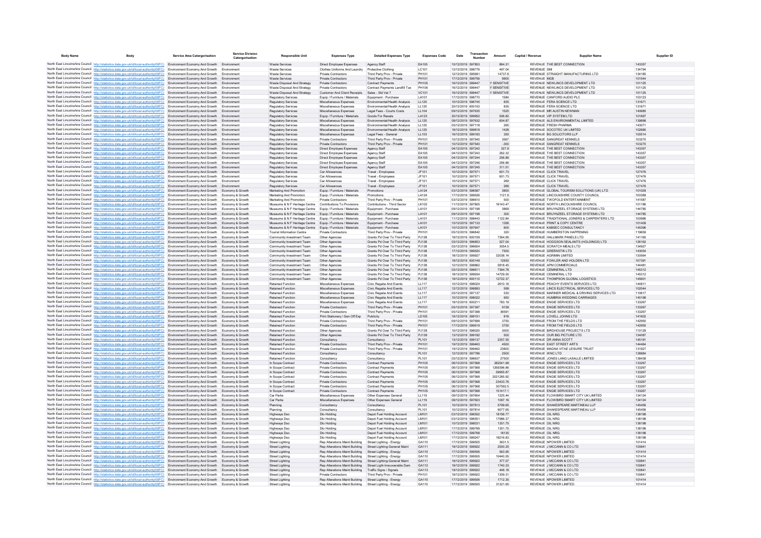| Body Name | Body | Service Area Catergorisation | Service Division Catergorisation | Responsible Unit | Expenses Type | Detailed Expenses Type | Expenses Code | Date | Transaction Number | Amount | Capital / Revenue | Supplier Name | Supplier ID |
|---|---|---|---|---|---|---|---|---|---|---|---|---|---|
| North East Lincolnshire Council | http://statistics.data.gov.uk/id/local-authority/00FC | Environment Economy And Growth | Environment | Waste Services | Direct Employee Expenses | Agency Staff | EA105 | 10/12/2019 | 597853 | 864.31 | REVENUE | THE BEST CONNECTION | 143357 |
| North East Lincolnshire Council | http://statistics.data.gov.uk/id/local-authority/00FC | Environment Economy And Growth | Environment | Waste Services | Clothes Uniforms And Laundry | Protective Clothing | LC101 | 12/12/2019 | 598776 | 497.04 | REVENUE | SMI | 134794 |
| North East Lincolnshire Council | http://statistics.data.gov.uk/id/local-authority/00FC | Environment Economy And Growth | Environment | Waste Services | Private Contractors | Third Party Prov - Private | PH101 | 12/12/2019 | 595691 | 14737.8 | REVENUE | STRAIGHT MANUFACTURING LTD | 134185 |
| North East Lincolnshire Council | http://statistics.data.gov.uk/id/local-authority/00FC | Environment Economy And Growth | Environment | Waste Services | Private Contractors | Third Party Prov - Private | PH101 | 17/12/2019 | 599756 | 9900 | REVENUE | MGB | 101544 |
| North East Lincolnshire Council | http://statistics.data.gov.uk/id/local-authority/00FC | Environment Economy And Growth | Environment | Waste Disposal And Strategy | Private Contractors | Contract Payments | PH105 | 16/12/2019 | 599447 | Y SENSITIVE | REVENUE | NEWLINCS DEVELOPMENT LTD | 101125 |
| North East Lincolnshire Council | http://statistics.data.gov.uk/id/local-authority/00FC | Environment Economy And Growth | Environment | Waste Disposal And Strategy | Private Contractors | Contract Payments Landfill Tax | PH106 | 16/12/2019 | 599447 | Y SENSITIVE | REVENUE | NEWLINCS DEVELOPMENT LTD | 101125 |
| North East Lincolnshire Council | http://statistics.data.gov.uk/id/local-authority/00FC | Environment Economy And Growth | Environment | Waste Disposal And Strategy | Customer And Client Receipts | Sales - Std Vat 7 | VC101 | 16/12/2019 | 599447 | Y SENSITIVE | REVENUE | NEWLINCS DEVELOPMENT LTD | 101125 |
| North East Lincolnshire Council | http://statistics.data.gov.uk/id/local-authority/00FC | Environment Economy And Growth | Environment | Regulatory Services | Equip / Furniture / Materials | Equipment - Purchase | LA101 | 17/12/2019 | 598770 | 1584 | REVENUE | CANFORD AUDIO PLC | 103123 |
| North East Lincolnshire Council | http://statistics.data.gov.uk/id/local-authority/00FC | Environment Economy And Growth | Environment | Regulatory Services | Miscellaneous Expenses | Environmental/Health Analysis | LL120 | 10/12/2019 | 596745 | 835 | REVENUE | FERA SCIENCE LTD | 131671 |
| North East Lincolnshire Council | http://statistics.data.gov.uk/id/local-authority/00FC | Environment Economy And Growth | Environment | Regulatory Services | Miscellaneous Expenses | Environmental/Health Analysis | LL120 | 20/12/2019 | 600102 | 835 | REVENUE | FERA SCIENCE LTD | 131671 |
| North East Lincolnshire Council | http://statistics.data.gov.uk/id/local-authority/00FC | Environment Economy And Growth | Environment | Regulatory Services | Miscellaneous Expenses | Legal Fees - Courts Costs | LL104 | 09/12/2019 | 597635 | 1525 | REVENUE | MR AUSTIN NEWMAN | 140685 |
| North East Lincolnshire Council | http://statistics.data.gov.uk/id/local-authority/00FC | Environment Economy And Growth | Environment | Regulatory Services | Equip / Furniture / Materials | Goods For Resale | LA123 | 20/12/2019 | 599952 | 506.82 | REVENUE | VIP SYSTEM LTD | 101697 |
| North East Lincolnshire Council | http://statistics.data.gov.uk/id/local-authority/00FC | Environment Economy And Growth | Environment | Regulatory Services | Miscellaneous Expenses | Environmental/Health Analysis | LL120 | 09/12/2019 | 597632 | 604.87 | REVENUE | ALS ENVIRONMENTAL LIMITED | 139898 |
| North East Lincolnshire Council | http://statistics.data.gov.uk/id/local-authority/00FC | Environment Economy And Growth | Environment | Regulatory Services | Miscellaneous Expenses | Environmental/Health Analysis | LL120 | 03/12/2019 | 597118 | 265 | REVENUE | FRESH PHARMA | 143071 |
| North East Lincolnshire Council | http://statistics.data.gov.uk/id/local-authority/00FC | Environment Economy And Growth | Environment | Regulatory Services | Miscellaneous Expenses | Environmental/Health Analysis | LL120 | 19/12/2019 | 599818 | 1428 | REVENUE | SOCOTEC UK LIMITED | 102685 |
| North East Lincolnshire Council | http://statistics.data.gov.uk/id/local-authority/00FC | Environment Economy And Growth | Environment | Regulatory Services | Miscellaneous Expenses | Legal Fees - General | LL103 | 16/12/2019 | 599183 | 350 | REVENUE | BG SOLICITORS LLP | 100514 |
| North East Lincolnshire Council | http://statistics.data.gov.uk/id/local-authority/00FC | Environment Economy And Growth | Environment | Regulatory Services | Private Contractors | Third Party Prov - Private | PH101 | 10/12/2019 | 597540 | 3567 | REVENUE | SANGREAT KENNELS | 103270 |
| North East Lincolnshire Council | http://statistics.data.gov.uk/id/local-authority/00FC | Environment Economy And Growth | Environment | Regulatory Services | Private Contractors | Third Party Prov - Private | PH101 | 10/12/2019 | 597540 | -300 | REVENUE | SANGREAT KENNELS | 103270 |
| North East Lincolnshire Council | http://statistics.data.gov.uk/id/local-authority/00FC | Environment Economy And Growth | Environment | Regulatory Services | Direct Employee Expenses | Agency Staff | EA105 | 04/12/2019 | 597242 | 327.9 | REVENUE | THE BEST CONNECTION | 143357 |
| North East Lincolnshire Council | http://statistics.data.gov.uk/id/local-authority/00FC | Environment Economy And Growth | Environment | Regulatory Services | Direct Employee Expenses | Agency Staff | EA105 | 04/12/2019 | 597243 | 262.32 | REVENUE | THE BEST CONNECTION | 143357 |
| North East Lincolnshire Council | http://statistics.data.gov.uk/id/local-authority/00FC | Environment Economy And Growth | Environment | Regulatory Services | Direct Employee Expenses | Agency Staff | EA105 | 04/12/2019 | 597244 | 256.86 | REVENUE | THE BEST CONNECTION | 143357 |
| North East Lincolnshire Council | http://statistics.data.gov.uk/id/local-authority/00FC | Environment Economy And Growth | Environment | Regulatory Services | Direct Employee Expenses | Agency Staff | EA105 | 04/12/2019 | 597246 | 256.86 | REVENUE | THE BEST CONNECTION | 143357 |
| North East Lincolnshire Council | http://statistics.data.gov.uk/id/local-authority/00FC | Environment Economy And Growth | Environment | Regulatory Services | Direct Employee Expenses | Agency Staff | EA105 | 04/12/2019 | 597245 | 311.51 | REVENUE | THE BEST CONNECTION | 143357 |
| North East Lincolnshire Council | http://statistics.data.gov.uk/id/local-authority/00FC | Environment Economy And Growth | Environment | Regulatory Services | Car Allowances | Travel - Employees | JF101 | 10/12/2019 | 597571 | 601.73 | REVENUE | CLICK TRAVEL | 127476 |
| North East Lincolnshire Council | http://statistics.data.gov.uk/id/local-authority/00FC | Environment Economy And Growth | Environment | Regulatory Services | Car Allowances | Travel - Employees | JF101 | 10/12/2019 | 597571 | 601.73 | REVENUE | CLICK TRAVEL | 127476 |
| North East Lincolnshire Council | http://statistics.data.gov.uk/id/local-authority/00FC | Environment Economy And Growth | Environment | Regulatory Services | Car Allowances | Travel - Employees | JF101 | 10/12/2019 | 597571 | 269 | REVENUE | CLICK TRAVEL | 127476 |
| North East Lincolnshire Council | http://statistics.data.gov.uk/id/local-authority/00FC | Environment Economy And Growth | Environment | Regulatory Services | Car Allowances | Travel - Employees | JF101 | 10/12/2019 | 597571 | 269 | REVENUE | CLICK TRAVEL | 127476 |
| North East Lincolnshire Council | http://statistics.data.gov.uk/id/local-authority/00FC | Environment Economy And Growth | Economy & Growth | Marketing And Promotion | Equip / Furniture / Materials | Promotions | LA124 | 03/12/2019 | 596587 | 3800 | REVENUE | GLOBAL TOURISM SOLUTIONS (UK) LTD | 101028 |
| North East Lincolnshire Council | http://statistics.data.gov.uk/id/local-authority/00FC | Environment Economy And Growth | Economy & Growth | Marketing And Promotion | Equip / Furniture / Materials | Promotions | LA124 | 17/12/2019 | 599526 | 1121.9 | REVENUE | LINCOLNSHIRE COUNTY COUNCIL | 100389 |
| North East Lincolnshire Council | http://statistics.data.gov.uk/id/local-authority/00FC | Environment Economy And Growth | Economy & Growth | Marketing And Promotion | Private Contractors | Third Party Prov - Private | PH101 | 03/12/2019 | 596610 | 500 | REVENUE | TWOFOLD ENTERTAINMENT | 141587 |
| North East Lincolnshire Council | http://statistics.data.gov.uk/id/local-authority/00FC | Environment Economy And Growth | Economy & Growth | Museums & N F Heritage Centre | Contributions To Provisions | Contributions - Third Sector | LK102 | 11/12/2019 | 597805 | 16143.47 | REVENUE | NORTH LINCOLNSHIRE COUNCIL | 101186 |
| North East Lincolnshire Council | http://statistics.data.gov.uk/id/local-authority/00FC | Environment Economy And Growth | Economy & Growth | Museums & N F Heritage Centre | Equip / Furniture / Materials | Equipment - Purchase | LA101 | 09/12/2019 | 597198 | 3869 | REVENUE | BRUYNZEEL STORAGE SYSTEMS LTD | 144785 |
| North East Lincolnshire Council | http://statistics.data.gov.uk/id/local-authority/00FC | Environment Economy And Growth | Economy & Growth | Museums & N F Heritage Centre | Equip / Furniture / Materials | Equipment - Purchase | LA101 | 09/12/2019 | 597198 | 300 | REVENUE | BRUYNZEEL STORAGE SYSTEMS LTD | 144785 |
| North East Lincolnshire Council | http://statistics.data.gov.uk/id/local-authority/00FC | Environment Economy And Growth | Economy & Growth | Museums & N F Heritage Centre | Equip / Furniture / Materials | Equipment - Purchase | LA101 | 11/12/2019 | 598443 | 1122.84 | REVENUE | TRADITIONAL JOINERS & CARPENTERS LTD | 100986 |
| North East Lincolnshire Council | http://statistics.data.gov.uk/id/local-authority/00FC | Environment Economy And Growth | Economy & Growth | Museums & N F Heritage Centre | Equip / Furniture / Materials | Equipment - Purchase | LA101 | 10/12/2019 | 597133 | 1356 | REVENUE | PRINT & COPY CENTRE | 101409 |
| North East Lincolnshire Council | http://statistics.data.gov.uk/id/local-authority/00FC | Environment Economy And Growth | Economy & Growth | Museums & N F Heritage Centre | Equip / Furniture / Materials | Equipment - Purchase | LA101 | 10/12/2019 | 597647 | 600 | REVENUE | KABSEC CONSULTANCY | 145396 |
| North East Lincolnshire Council | http://statistics.data.gov.uk/id/local-authority/00FC | Environment Economy And Growth | Economy & Growth | Tourist Information Centre | Private Contractors | Third Party Prov - Private | PH101 | 05/12/2019 | 596842 | 320 | REVENUE | HUMBERSTON HAPPENING | 119659 |
| North East Lincolnshire Council | http://statistics.data.gov.uk/id/local-authority/00FC | Environment Economy And Growth | Economy & Growth | Community Investment Team | Other Agencies | Grants Pd Over To Third Party | PJ138 | 19/12/2019 | 600109 | 7364.95 | REVENUE | HALLMARK PANELS LTD | 141160 |
| North East Lincolnshire Council | http://statistics.data.gov.uk/id/local-authority/00FC | Environment Economy And Growth | Economy & Growth | Community Investment Team | Other Agencies | Grants Pd Over To Third Party | PJ138 | 03/12/2019 | 596853 | 527.04 | REVENUE | HODGSON SEALANTS (HOLDINGS) LTD | 126162 |
| North East Lincolnshire Council | http://statistics.data.gov.uk/id/local-authority/00FC | Environment Economy And Growth | Economy & Growth | Community Investment Team | Other Agencies | Grants Pd Over To Third Party | PJ138 | 03/12/2019 | 596604 | 3054.5 | REVENUE | SCRATCH MEALS LTD | 134927 |
| North East Lincolnshire Council | http://statistics.data.gov.uk/id/local-authority/00FC | Environment Economy And Growth | Economy & Growth | Community Investment Team | Other Agencies | Grants Pd Over To Third Party | PJ138 | 17/12/2019 | 599520 | 7500 | REVENUE | GREENSTIK LTD | 143054 |
| North East Lincolnshire Council | http://statistics.data.gov.uk/id/local-authority/00FC | Environment Economy And Growth | Economy & Growth | Community Investment Team | Other Agencies | Grants Pd Over To Third Party | PJ138 | 18/12/2019 | 599927 | 32038.14 | REVENUE | AGRIMIN LIMITED | 130584 |
| North East Lincolnshire Council | http://statistics.data.gov.uk/id/local-authority/00FC | Environment Economy And Growth | Economy & Growth | Community Investment Team | Other Agencies | Grants Pd Over To Third Party | PJ138 | 19/12/2019 | 600149 | 12930 | REVENUE | FOWLER AND HOLDEN LTD | 107391 |
| North East Lincolnshire Council | http://statistics.data.gov.uk/id/local-authority/00FC | Environment Economy And Growth | Economy & Growth | Community Investment Team | Other Agencies | Grants Pd Over To Third Party | PJ138 | 12/12/2019 | 598882 | 5818.45 | REVENUE | APM COMMERCIALS | 144481 |
| North East Lincolnshire Council | http://statistics.data.gov.uk/id/local-authority/00FC | Environment Economy And Growth | Economy & Growth | Community Investment Team | Other Agencies | Grants Pd Over To Third Party | PJ138 | 03/12/2019 | 596611 | 7364.78 | REVENUE | CEMINERAL LTD | 145312 |
| North East Lincolnshire Council | http://statistics.data.gov.uk/id/local-authority/00FC | Environment Economy And Growth | Economy & Growth | Community Investment Team | Other Agencies | Grants Pd Over To Third Party | PJ138 | 18/12/2019 | 599934 | 14729.55 | REVENUE | CEMINERAL LTD | 145312 |
| North East Lincolnshire Council | http://statistics.data.gov.uk/id/local-authority/00FC | Environment Economy And Growth | Economy & Growth | Community Investment Team | Other Agencies | Grants Pd Over To Third Party | PJ138 | 19/12/2019 | 600110 | 12722.37 | REVENUE | THOMPSON GLOBAL LOGISTICS | 145601 |
| North East Lincolnshire Council | http://statistics.data.gov.uk/id/local-authority/00FC | Environment Economy And Growth | Economy & Growth | Retained Function | Miscellaneous Expenses | Civic Regalia And Events | LL117 | 10/12/2019 | 598024 | 2610.16 | REVENUE | PEACHY EVENTS SERVICES LTD | 144811 |
| North East Lincolnshire Council | http://statistics.data.gov.uk/id/local-authority/00FC | Environment Economy And Growth | Economy & Growth | Retained Function | Miscellaneous Expenses | Civic Regalia And Events | LL117 | 12/12/2019 | 598893 | 599 | REVENUE | LINCS ELECTRICAL SERVICES LTD | 102044 |
| North East Lincolnshire Council | http://statistics.data.gov.uk/id/local-authority/00FC | Environment Economy And Growth | Economy & Growth | Retained Function | Miscellaneous Expenses | Civic Regalia And Events | LL117 | 03/12/2019 | 597137 | 530 | REVENUE | MARINER MEDICAL & DRIVING SERVICES LTD | 110617 |
| North East Lincolnshire Council | http://statistics.data.gov.uk/id/local-authority/00FC | Environment Economy And Growth | Economy & Growth | Retained Function | Miscellaneous Expenses | Civic Regalia And Events | LL117 | 10/12/2019 | 598022 | 950 | REVENUE | HUMBRIA WEDDING CARRIAGES | 145198 |
| North East Lincolnshire Council | http://statistics.data.gov.uk/id/local-authority/00FC | Environment Economy And Growth | Economy & Growth | Retained Function | Miscellaneous Expenses | Civic Regalia And Events | LL117 | 19/12/2019 | 600211 | 783.19 | REVENUE | ENGIE SERVICES LTD | 133267 |
| North East Lincolnshire Council | http://statistics.data.gov.uk/id/local-authority/00FC | Environment Economy And Growth | Economy & Growth | Retained Function | Private Contractors | Third Party Prov - Private | PH101 | 05/12/2019 | 597397 | 9159 | REVENUE | ENGIE SERVICES LTD | 133267 |
| North East Lincolnshire Council | http://statistics.data.gov.uk/id/local-authority/00FC | Environment Economy And Growth | Economy & Growth | Retained Function | Private Contractors | Third Party Prov - Private | PH101 | 05/12/2019 | 597398 | 36591 | REVENUE | ENGIE SERVICES LTD | 133267 |
| North East Lincolnshire Council | http://statistics.data.gov.uk/id/local-authority/00FC | Environment Economy And Growth | Economy & Growth | Retained Function | Print Stationery / Gen Off Exp | Publicity | LD105 | 16/12/2019 | 599151 | 816 | REVENUE | LOVELL JOHNS LTD | 141602 |
| North East Lincolnshire Council | http://statistics.data.gov.uk/id/local-authority/00FC | Environment Economy And Growth | Economy & Growth | Retained Function | Private Contractors | Third Party Prov - Private | PH101 | 09/12/2019 | 597699 | 3750 | REVENUE | FROM THE FIELDS LTD | 142950 |
| North East Lincolnshire Council | http://statistics.data.gov.uk/id/local-authority/00FC | Environment Economy And Growth | Economy & Growth | Retained Function | Private Contractors | Third Party Prov - Private | PH101 | 17/12/2019 | 599519 | 3750 | REVENUE | FROM THE FIELDS LTD | 142950 |
| North East Lincolnshire Council | http://statistics.data.gov.uk/id/local-authority/00FC | Environment Economy And Growth | Economy & Growth | Retained Function | Other Agencies | Grants Pd Over To Third Party | PJ138 | 10/12/2019 | 598020 | 3000 | REVENUE | BIRDHOUSE PROJECTS LTD | 110129 |
| North East Lincolnshire Council | http://statistics.data.gov.uk/id/local-authority/00FC | Environment Economy And Growth | Economy & Growth | Retained Function | Other Agencies | Grants Pd Over To Third Party | PJ138 | 13/12/2019 | 599182 | 500 | REVENUE | OUR BIG PICTURE LTD | 134087 |
| North East Lincolnshire Council | http://statistics.data.gov.uk/id/local-authority/00FC | Environment Economy And Growth | Economy & Growth | Retained Function | Consultancy | Consultancy | PL101 | 13/12/2019 | 599137 | 2357.55 | REVENUE | DR ANNA SCOTT | 145191 |
| North East Lincolnshire Council | http://statistics.data.gov.uk/id/local-authority/00FC | Environment Economy And Growth | Economy & Growth | Retained Function | Private Contractors | Third Party Prov - Private | PH101 | 19/12/2019 | 599463 | 4500 | REVENUE | EAST STREET ARTS | 144464 |
| North East Lincolnshire Council | http://statistics.data.gov.uk/id/local-authority/00FC | Environment Economy And Growth | Economy & Growth | Retained Function | Private Contractors | Third Party Prov - Private | PH101 | 19/12/2019 | 599462 | 23800 | REVENUE | MAGNA VITAE LEISURE TRUST | 131927 |
| North East Lincolnshire Council | http://statistics.data.gov.uk/id/local-authority/00FC | Environment Economy And Growth | Economy & Growth | Retained Function | Consultancy | Consultancy | PL101 | 12/12/2019 | 597786 | 2500 | REVENUE | WNC LTD | 138884 |
| North East Lincolnshire Council | http://statistics.data.gov.uk/id/local-authority/00FC | Environment Economy And Growth | Economy & Growth | Retained Function | Consultancy | Consultancy | PL101 | 03/12/2019 | 596637 | 27500 | REVENUE | JONES LANG LASALLE LIMITED | 138438 |
| North East Lincolnshire Council | http://statistics.data.gov.uk/id/local-authority/00FC | Environment Economy And Growth | Economy & Growth | In Scope Contract | Private Contractors | Contract Payments | PH105 | 06/12/2019 | 597568 | 382541.99 | REVENUE | ENGIE SERVICES LTD | 133267 |
| North East Lincolnshire Council | http://statistics.data.gov.uk/id/local-authority/00FC | Environment Economy And Growth | Economy & Growth | In Scope Contract | Private Contractors | Contract Payments | PH105 | 06/12/2019 | 597568 | 1269396.86 | REVENUE | ENGIE SERVICES LTD | 133267 |
| North East Lincolnshire Council | http://statistics.data.gov.uk/id/local-authority/00FC | Environment Economy And Growth | Economy & Growth | In Scope Contract | Private Contractors | Contract Payments | PH105 | 06/12/2019 | 597568 | 59955.87 | REVENUE | ENGIE SERVICES LTD | 133267 |
| North East Lincolnshire Council | http://statistics.data.gov.uk/id/local-authority/00FC | Environment Economy And Growth | Economy & Growth | In Scope Contract | Private Contractors | Contract Payments | PH105 | 06/12/2019 | 597568 | 2021285.92 | REVENUE | ENGIE SERVICES LTD | 133267 |
| North East Lincolnshire Council | http://statistics.data.gov.uk/id/local-authority/00FC | Environment Economy And Growth | Economy & Growth | In Scope Contract | Private Contractors | Contract Payments | PH105 | 06/12/2019 | 597568 | 23433.76 | REVENUE | ENGIE SERVICES LTD | 133267 |
| North East Lincolnshire Council | http://statistics.data.gov.uk/id/local-authority/00FC | Environment Economy And Growth | Economy & Growth | In Scope Contract | Private Contractors | Contract Payments | PH105 | 06/12/2019 | 597568 | 307592.5 | REVENUE | ENGIE SERVICES LTD | 133267 |
| North East Lincolnshire Council | http://statistics.data.gov.uk/id/local-authority/00FC | Environment Economy And Growth | Economy & Growth | In Scope Contract | Private Contractors | Contract Payments | PH105 | 06/12/2019 | 597568 | 151417.1 | REVENUE | ENGIE SERVICES LTD | 133267 |
| North East Lincolnshire Council | http://statistics.data.gov.uk/id/local-authority/00FC | Environment Economy And Growth | Economy & Growth | Car Parks | Miscellaneous Expenses | Other Expenses General | LL119 | 09/12/2019 | 597604 | 1225.44 | REVENUE | FLOWBIRD SMART CITY UK LIMITED | 134124 |
| North East Lincolnshire Council | http://statistics.data.gov.uk/id/local-authority/00FC | Environment Economy And Growth | Economy & Growth | Car Parks | Miscellaneous Expenses | Other Expenses General | LL119 | 09/12/2019 | 597603 | 1097.16 | REVENUE | FLOWBIRD SMART CITY UK LIMITED | 134124 |
| North East Lincolnshire Council | http://statistics.data.gov.uk/id/local-authority/00FC | Environment Economy And Growth | Economy & Growth | Planning | Consultancy | Consultancy | PL101 | 10/12/2019 | 597813 | 5799.65 | REVENUE | SHAKESPEARE MARTINEAU LLP | 145456 |
| North East Lincolnshire Council | http://statistics.data.gov.uk/id/local-authority/00FC | Environment Economy And Growth | Economy & Growth | Planning | Consultancy | Consultancy | PL101 | 10/12/2019 | 597814 | 9077.65 | REVENUE | SHAKESPEARE MARTINEAU LLP | 145456 |
| North East Lincolnshire Council | http://statistics.data.gov.uk/id/local-authority/00FC | Environment Economy And Growth | Economy & Growth | Highways Dso | Dlo Holding | Depot Fuel Holding Account | LM101 | 03/12/2019 | 596552 | 18156.77 | REVENUE | OIL NRG | 138198 |
| North East Lincolnshire Council | http://statistics.data.gov.uk/id/local-authority/00FC | Environment Economy And Growth | Economy & Growth | Highways Dso | Dlo Holding | Depot Fuel Holding Account | LM101 | 03/12/2019 | 596551 | 17986.37 | REVENUE | OIL NRG | 138198 |
| North East Lincolnshire Council | http://statistics.data.gov.uk/id/local-authority/00FC | Environment Economy And Growth | Economy & Growth | Highways Dso | Dlo Holding | Depot Fuel Holding Account | LM101 | 10/12/2019 | 598031 | 1351.75 | REVENUE | OIL NRG | 138198 |
| North East Lincolnshire Council | http://statistics.data.gov.uk/id/local-authority/00FC | Environment Economy And Growth | Economy & Growth | Highways Dso | Dlo Holding | Depot Fuel Holding Account | LM101 | 17/12/2019 | 599769 | 1351.75 | REVENUE | OIL NRG | 138198 |
| North East Lincolnshire Council | http://statistics.data.gov.uk/id/local-authority/00FC | Environment Economy And Growth | Economy & Growth | Highways Dso | Dlo Holding | Depot Fuel Holding Account | LM101 | 17/12/2019 | 599768 | 18135 | REVENUE | OIL NRG | 138198 |
| North East Lincolnshire Council | http://statistics.data.gov.uk/id/local-authority/00FC | Environment Economy And Growth | Economy & Growth | Highways Dso | Dlo Holding | Depot Fuel Holding Account | LM101 | 17/12/2019 | 599247 | 18216.83 | REVENUE | OIL NRG | 138198 |
| North East Lincolnshire Council | http://statistics.data.gov.uk/id/local-authority/00FC | Environment Economy And Growth | Economy & Growth | Street Lighting | Rep Alterations Maint Building | Street Lighting - Energy | GA110 | 17/12/2019 | 599505 | 3631.5 | REVENUE | NPOWER LIMITED | 101414 |
| North East Lincolnshire Council | http://statistics.data.gov.uk/id/local-authority/00FC | Environment Economy And Growth | Economy & Growth | Street Lighting | Rep Alterations Maint Building | Street Lighting-General Maint | GA111 | 19/12/2019 | 599922 | 2500.25 | REVENUE | J MCCANN & CO LTD | 100841 |
| North East Lincolnshire Council | http://statistics.data.gov.uk/id/local-authority/00FC | Environment Economy And Growth | Economy & Growth | Street Lighting | Rep Alterations Maint Building | Street Lighting - Energy | GA110 | 17/12/2019 | 599506 | 583.95 | REVENUE | NPOWER LIMITED | 101414 |
| North East Lincolnshire Council | http://statistics.data.gov.uk/id/local-authority/00FC | Environment Economy And Growth | Economy & Growth | Street Lighting | Rep Alterations Maint Building | Street Lighting - Energy | GA110 | 17/12/2019 | 599505 | 10440.55 | REVENUE | NPOWER LIMITED | 101414 |
| North East Lincolnshire Council | http://statistics.data.gov.uk/id/local-authority/00FC | Environment Economy And Growth | Economy & Growth | Street Lighting | Rep Alterations Maint Building | Street Lighting-General Maint | GA111 | 19/12/2019 | 599922 | 377.07 | REVENUE | J MCCANN & CO LTD | 100841 |
| North East Lincolnshire Council | http://statistics.data.gov.uk/id/local-authority/00FC | Environment Economy And Growth | Economy & Growth | Street Lighting | Rep Alterations Maint Building | Street Light-Irrecoverable Dam | GA112 | 19/12/2019 | 599922 | 1740.33 | REVENUE | J MCCANN & CO LTD | 100841 |
| North East Lincolnshire Council | http://statistics.data.gov.uk/id/local-authority/00FC | Environment Economy And Growth | Economy & Growth | Street Lighting | Rep Alterations Maint Building | Traffic Signs / Signals | GA113 | 19/12/2019 | 599922 | 446.18 | REVENUE | J MCCANN & CO LTD | 100841 |
| North East Lincolnshire Council | http://statistics.data.gov.uk/id/local-authority/00FC | Environment Economy And Growth | Economy & Growth | Street Lighting | Private Contractors | Third Party Prov - Private | PH101 | 19/12/2019 | 599922 | 1309.31 | REVENUE | J MCCANN & CO LTD | 100841 |
| North East Lincolnshire Council | http://statistics.data.gov.uk/id/local-authority/00FC | Environment Economy And Growth | Economy & Growth | Street Lighting | Rep Alterations Maint Building | Street Lighting - Energy | GA110 | 17/12/2019 | 599506 | 1712.35 | REVENUE | NPOWER LIMITED | 101414 |
| North East Lincolnshire Council | http://statistics.data.gov.uk/id/local-authority/00FC | Environment Economy And Growth | Economy & Growth | Street Lighting | Rep Alterations Maint Building | Street Lighting - Energy | GA110 | 17/12/2019 | 599505 | 31321.65 | REVENUE | NPOWER LIMITED | 101414 |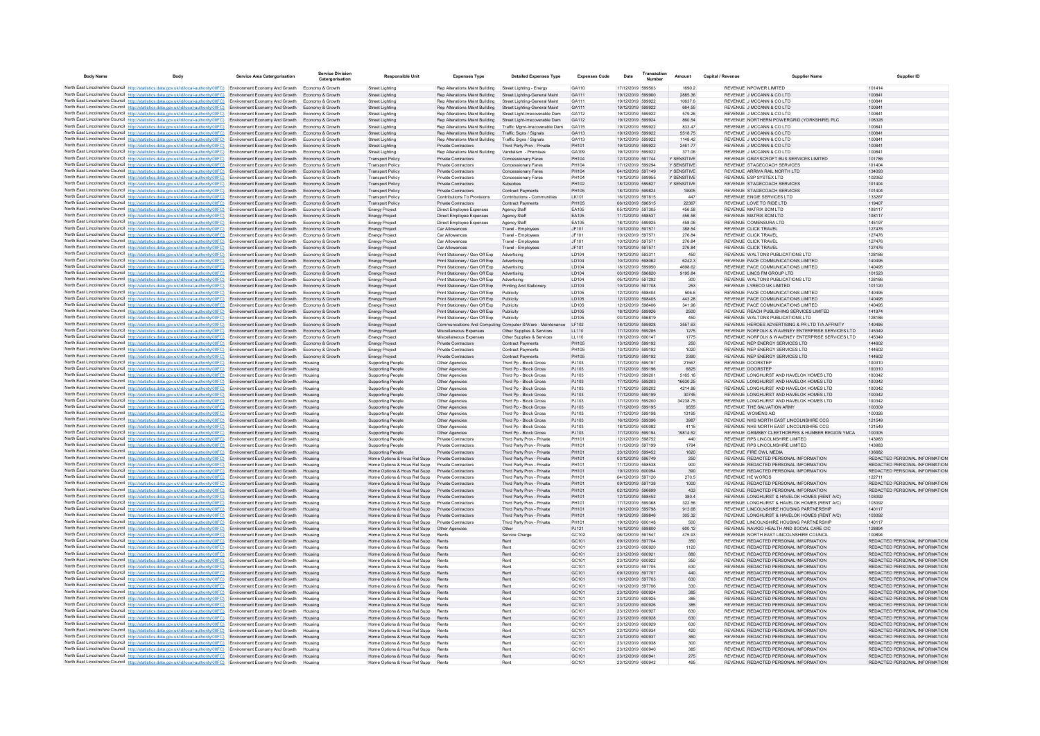| Body Name | Body | Service Area Catergorisation | Service Division Catergorisation | Responsible Unit | Expenses Type | Detailed Expenses Type | Expenses Code | Date | Transaction Number | Amount | Capital / Revenue | Supplier Name | Supplier ID |
|---|---|---|---|---|---|---|---|---|---|---|---|---|---|
| North East Lincolnshire Council | http://statistics.data.gov.uk/id/local-authority/00FC) | Environment Economy And Growth | Economy & Growth | Street Lighting | Rep Alterations Maint Building | Street Lighting - Energy | GA110 | 17/12/2019 | 599503 | 1690.2 | REVENUE | NPOWER LIMITED | 101414 |
| North East Lincolnshire Council | http://statistics.data.gov.uk/id/local-authority/00FC) | Environment Economy And Growth | Economy & Growth | Street Lighting | Rep Alterations Maint Building | Street Lighting-General Maint | GA111 | 19/12/2019 | 599900 | 2885.36 | REVENUE | J MCCANN & CO LTD | 100841 |
| North East Lincolnshire Council | http://statistics.data.gov.uk/id/local-authority/00FC) | Environment Economy And Growth | Economy & Growth | Street Lighting | Rep Alterations Maint Building | Street Lighting-General Maint | GA111 | 19/12/2019 | 599922 | 10637.6 | REVENUE | J MCCANN & CO LTD | 100841 |
| North East Lincolnshire Council | http://statistics.data.gov.uk/id/local-authority/00FC) | Environment Economy And Growth | Economy & Growth | Street Lighting | Rep Alterations Maint Building | Street Lighting-General Maint | GA111 | 19/12/2019 | 599922 | 664.55 | REVENUE | J MCCANN & CO LTD | 100841 |
| North East Lincolnshire Council | http://statistics.data.gov.uk/id/local-authority/00FC) | Environment Economy And Growth | Economy & Growth | Street Lighting | Rep Alterations Maint Building | Street Light-Irrecoverable Dam | GA112 | 19/12/2019 | 599922 | 579.26 | REVENUE | J MCCANN & CO LTD | 100841 |
| North East Lincolnshire Council | http://statistics.data.gov.uk/id/local-authority/00FC) | Environment Economy And Growth | Economy & Growth | Street Lighting | Rep Alterations Maint Building | Street Light-Irrecoverable Dam | GA112 | 19/12/2019 | 599924 | 860.54 | REVENUE | NORTHERN POWERGRID (YORKSHIRE) PLC | 108328 |
| North East Lincolnshire Council | http://statistics.data.gov.uk/id/local-authority/00FC) | Environment Economy And Growth | Economy & Growth | Street Lighting | Rep Alterations Maint Building | Traffic Mgmt-Irrecoverable Dam | GA115 | 19/12/2019 | 599922 | 833.47 | REVENUE | J MCCANN & CO LTD | 100841 |
| North East Lincolnshire Council | http://statistics.data.gov.uk/id/local-authority/00FC) | Environment Economy And Growth | Economy & Growth | Street Lighting | Rep Alterations Maint Building | Traffic Signs / Signals | GA113 | 19/12/2019 | 599922 | 5518.75 | REVENUE | J MCCANN & CO LTD | 100841 |
| North East Lincolnshire Council | http://statistics.data.gov.uk/id/local-authority/00FC) | Environment Economy And Growth | Economy & Growth | Street Lighting | Rep Alterations Maint Building | Traffic Signs / Signals | GA113 | 19/12/2019 | 599922 | 1148.42 | REVENUE | J MCCANN & CO LTD | 100841 |
| North East Lincolnshire Council | http://statistics.data.gov.uk/id/local-authority/00FC) | Environment Economy And Growth | Economy & Growth | Street Lighting | Private Contractors | Third Party Prov - Private | PH101 | 19/12/2019 | 599922 | 2461.77 | REVENUE | J MCCANN & CO LTD | 100841 |
| North East Lincolnshire Council | http://statistics.data.gov.uk/id/local-authority/00FC) | Environment Economy And Growth | Economy & Growth | Street Lighting | Rep Alterations Maint Building | Vandalism - Premises | GA109 | 19/12/2019 | 599922 | 377.06 | REVENUE | J MCCANN & CO LTD | 100841 |
| North East Lincolnshire Council | http://statistics.data.gov.uk/id/local-authority/00FC) | Environment Economy And Growth | Economy & Growth | Transport Policy | Private Contractors | Concessionary Fares | PH104 | 12/12/2019 | 597744 | Y SENSITIVE | REVENUE | GRAYSCROFT BUS SERVICES LIMITED | 101786 |
| North East Lincolnshire Council | http://statistics.data.gov.uk/id/local-authority/00FC) | Environment Economy And Growth | Economy & Growth | Transport Policy | Private Contractors | Concessionary Fares | PH104 | 17/12/2019 | 599294 | Y SENSITIVE | REVENUE | STAGECOACH SERVICES | 101404 |
| North East Lincolnshire Council | http://statistics.data.gov.uk/id/local-authority/00FC) | Environment Economy And Growth | Economy & Growth | Transport Policy | Private Contractors | Concessionary Fares | PH104 | 04/12/2019 | 597149 | Y SENSITIVE | REVENUE | ARRIVA RAIL NORTH LTD | 134093 |
| North East Lincolnshire Council | http://statistics.data.gov.uk/id/local-authority/00FC) | Environment Economy And Growth | Economy & Growth | Transport Policy | Private Contractors | Concessionary Fares | PH104 | 19/12/2019 | 599955 | Y SENSITIVE | REVENUE | ESP SYSTEX LTD | 102062 |
| North East Lincolnshire Council | http://statistics.data.gov.uk/id/local-authority/00FC) | Environment Economy And Growth | Economy & Growth | Transport Policy | Private Contractors | Subsidies | PH102 | 18/12/2019 | 599827 | Y SENSITIVE | REVENUE | STAGECOACH SERVICES | 101404 |
| North East Lincolnshire Council | http://statistics.data.gov.uk/id/local-authority/00FC) | Environment Economy And Growth | Economy & Growth | Transport Policy | Private Contractors | Contract Payments | PH105 | 18/12/2019 | 599824 | 19905 | REVENUE | STAGECOACH SERVICES | 101404 |
| North East Lincolnshire Council | http://statistics.data.gov.uk/id/local-authority/00FC) | Environment Economy And Growth | Economy & Growth | Transport Policy | Contributions To Provisions | Contributions - Communities | LK101 | 16/12/2019 | 597815 | 447 | REVENUE | ENGIE SERVICES LTD | 133267 |
| North East Lincolnshire Council | http://statistics.data.gov.uk/id/local-authority/00FC) | Environment Economy And Growth | Economy & Growth | Transport Policy | Private Contractors | Contract Payments | PH105 | 06/12/2019 | 596515 | 22367 | REVENUE | LOVE TO RIDE LTD | 119407 |
| North East Lincolnshire Council | http://statistics.data.gov.uk/id/local-authority/00FC) | Environment Economy And Growth | Economy & Growth | Energy Project | Direct Employee Expenses | Agency Staff | EA105 | 05/12/2019 | 597305 | 456.58 | REVENUE | MATRIX SCM LTD | 108117 |
| North East Lincolnshire Council | http://statistics.data.gov.uk/id/local-authority/00FC) | Environment Economy And Growth | Economy & Growth | Energy Project | Direct Employee Expenses | Agency Staff | EA105 | 11/12/2019 | 598537 | 456.58 | REVENUE | MATRIX SCM LTD | 108117 |
| North East Lincolnshire Council | http://statistics.data.gov.uk/id/local-authority/00FC) | Environment Economy And Growth | Economy & Growth | Energy Project | Direct Employee Expenses | Agency Staff | EA105 | 18/12/2019 | 599925 | 458.06 | REVENUE | COMENSURA LTD | 145197 |
| North East Lincolnshire Council | http://statistics.data.gov.uk/id/local-authority/00FC) | Environment Economy And Growth | Economy & Growth | Energy Project | Car Allowances | Travel - Employees | JF101 | 10/12/2019 | 597571 | 388.54 | REVENUE | CLICK TRAVEL | 127476 |
| North East Lincolnshire Council | http://statistics.data.gov.uk/id/local-authority/00FC) | Environment Economy And Growth | Economy & Growth | Energy Project | Car Allowances | Travel - Employees | JF101 | 10/12/2019 | 597571 | 276.84 | REVENUE | CLICK TRAVEL | 127476 |
| North East Lincolnshire Council | http://statistics.data.gov.uk/id/local-authority/00FC) | Environment Economy And Growth | Economy & Growth | Energy Project | Car Allowances | Travel - Employees | JF101 | 10/12/2019 | 597571 | 276.84 | REVENUE | CLICK TRAVEL | 127476 |
| North East Lincolnshire Council | http://statistics.data.gov.uk/id/local-authority/00FC) | Environment Economy And Growth | Economy & Growth | Energy Project | Car Allowances | Travel - Employees | JF101 | 10/12/2019 | 597571 | 276.84 | REVENUE | CLICK TRAVEL | 127476 |
| North East Lincolnshire Council | http://statistics.data.gov.uk/id/local-authority/00FC) | Environment Economy And Growth | Economy & Growth | Energy Project | Print Stationery / Gen Off Exp | Advertising | LD104 | 19/12/2019 | 593311 | 450 | REVENUE | WALTONS PUBLICATIONS LTD | 128186 |
| North East Lincolnshire Council | http://statistics.data.gov.uk/id/local-authority/00FC) | Environment Economy And Growth | Economy & Growth | Energy Project | Print Stationery / Gen Off Exp | Advertising | LD104 | 10/12/2019 | 598062 | 6242.3 | REVENUE | PACE COMMUNICATIONS LIMITED | 140495 |
| North East Lincolnshire Council | http://statistics.data.gov.uk/id/local-authority/00FC) | Environment Economy And Growth | Economy & Growth | Energy Project | Print Stationery / Gen Off Exp | Advertising | LD104 | 18/12/2019 | 599950 | 4698.62 | REVENUE | PACE COMMUNICATIONS LIMITED | 140495 |
| North East Lincolnshire Council | http://statistics.data.gov.uk/id/local-authority/00FC) | Environment Economy And Growth | Economy & Growth | Energy Project | Print Stationery / Gen Off Exp | Advertising | LD104 | 03/12/2019 | 596820 | 9195.84 | REVENUE | LINCS FM GROUP LTD | 101523 |
| North East Lincolnshire Council | http://statistics.data.gov.uk/id/local-authority/00FC) | Environment Economy And Growth | Economy & Growth | Energy Project | Print Stationery / Gen Off Exp | Advertising | LD104 | 05/12/2019 | 597292 | 300 | REVENUE | WALTONS PUBLICATIONS LTD | 128186 |
| North East Lincolnshire Council | http://statistics.data.gov.uk/id/local-authority/00FC) | Environment Economy And Growth | Economy & Growth | Energy Project | Print Stationery / Gen Off Exp | Printing And Stationery | LD103 | 10/12/2019 | 597708 | 253 | REVENUE | LYRECO UK LIMITED | 101120 |
| North East Lincolnshire Council | http://statistics.data.gov.uk/id/local-authority/00FC) | Environment Economy And Growth | Economy & Growth | Energy Project | Print Stationery / Gen Off Exp | Publicity | LD105 | 12/12/2019 | 598404 | 506.6 | REVENUE | PACE COMMUNICATIONS LIMITED | 140495 |
| North East Lincolnshire Council | http://statistics.data.gov.uk/id/local-authority/00FC) | Environment Economy And Growth | Economy & Growth | Energy Project | Print Stationery / Gen Off Exp | Publicity | LD105 | 12/12/2019 | 598405 | 443.28 | REVENUE | PACE COMMUNICATIONS LIMITED | 140495 |
| North East Lincolnshire Council | http://statistics.data.gov.uk/id/local-authority/00FC) | Environment Economy And Growth | Economy & Growth | Energy Project | Print Stationery / Gen Off Exp | Publicity | LD105 | 12/12/2019 | 598406 | 341.96 | REVENUE | PACE COMMUNICATIONS LIMITED | 140495 |
| North East Lincolnshire Council | http://statistics.data.gov.uk/id/local-authority/00FC) | Environment Economy And Growth | Economy & Growth | Energy Project | Print Stationery / Gen Off Exp | Publicity | LD105 | 18/12/2019 | 599926 | 2500 | REVENUE | REACH PUBLISHING SERVICES LIMITED | 141974 |
| North East Lincolnshire Council | http://statistics.data.gov.uk/id/local-authority/00FC) | Environment Economy And Growth | Economy & Growth | Energy Project | Print Stationery / Gen Off Exp | Publicity | LD105 | 03/12/2019 | 596819 | 450 | REVENUE | WALTONS PUBLICATIONS LTD | 128186 |
| North East Lincolnshire Council | http://statistics.data.gov.uk/id/local-authority/00FC) | Environment Economy And Growth | Economy & Growth | Energy Project | Communications And Computing | Computer S/Ware - Maintenance | LF102 | 18/12/2019 | 599928 | 3557.63 | REVENUE | HEROES ADVERTISING & PR LTD T/A AFFINITY | 140496 |
| North East Lincolnshire Council | http://statistics.data.gov.uk/id/local-authority/00FC) | Environment Economy And Growth | Economy & Growth | Energy Project | Miscellaneous Expenses | Other Supplies & Services | LL110 | 17/12/2019 | 599285 | 1275 | REVENUE | NORFOLK & WAVENEY ENTERPRISE SERVICES LTD | 145349 |
| North East Lincolnshire Council | http://statistics.data.gov.uk/id/local-authority/00FC) | Environment Economy And Growth | Economy & Growth | Energy Project | Miscellaneous Expenses | Other Supplies & Services | LL110 | 19/12/2019 | 600147 | 1775 | REVENUE | NORFOLK & WAVENEY ENTERPRISE SERVICES LTD | 145349 |
| North East Lincolnshire Council | http://statistics.data.gov.uk/id/local-authority/00FC) | Environment Economy And Growth | Economy & Growth | Energy Project | Private Contractors | Contract Payments | PH105 | 13/12/2019 | 599192 | 250 | REVENUE | NEP ENERGY SERVICES LTD | 144602 |
| North East Lincolnshire Council | http://statistics.data.gov.uk/id/local-authority/00FC) | Environment Economy And Growth | Economy & Growth | Energy Project | Private Contractors | Contract Payments | PH105 | 13/12/2019 | 599192 | 1020 | REVENUE | NEP ENERGY SERVICES LTD | 144602 |
| North East Lincolnshire Council | http://statistics.data.gov.uk/id/local-authority/00FC) | Environment Economy And Growth | Economy & Growth | Energy Project | Private Contractors | Contract Payments | PH105 | 13/12/2019 | 599192 | 2390 | REVENUE | NEP ENERGY SERVICES LTD | 144602 |
| North East Lincolnshire Council | http://statistics.data.gov.uk/id/local-authority/00FC) | Environment Economy And Growth | Housing | Supporting People | Other Agencies | Third Pp - Block Gross | PJ103 | 17/12/2019 | 599197 | 21567 | REVENUE | DOORSTEP | 100310 |
| North East Lincolnshire Council | http://statistics.data.gov.uk/id/local-authority/00FC) | Environment Economy And Growth | Housing | Supporting People | Other Agencies | Third Pp - Block Gross | PJ103 | 17/12/2019 | 599196 | 6825 | REVENUE | DOORSTEP | 100310 |
| North East Lincolnshire Council | http://statistics.data.gov.uk/id/local-authority/00FC) | Environment Economy And Growth | Housing | Supporting People | Other Agencies | Third Pp - Block Gross | PJ103 | 17/12/2019 | 599201 | 5165.16 | REVENUE | LONGHURST AND HAVELOK HOMES LTD | 100342 |
| North East Lincolnshire Council | http://statistics.data.gov.uk/id/local-authority/00FC) | Environment Economy And Growth | Housing | Supporting People | Other Agencies | Third Pp - Block Gross | PJ103 | 17/12/2019 | 599203 | 16630.25 | REVENUE | LONGHURST AND HAVELOK HOMES LTD | 100342 |
| North East Lincolnshire Council | http://statistics.data.gov.uk/id/local-authority/00FC) | Environment Economy And Growth | Housing | Supporting People | Other Agencies | Third Pp - Block Gross | PJ103 | 17/12/2019 | 599202 | 4214.86 | REVENUE | LONGHURST AND HAVELOK HOMES LTD | 100342 |
| North East Lincolnshire Council | http://statistics.data.gov.uk/id/local-authority/00FC) | Environment Economy And Growth | Housing | Supporting People | Other Agencies | Third Pp - Block Gross | PJ103 | 17/12/2019 | 599199 | 30745 | REVENUE | LONGHURST AND HAVELOK HOMES LTD | 100342 |
| North East Lincolnshire Council | http://statistics.data.gov.uk/id/local-authority/00FC) | Environment Economy And Growth | Housing | Supporting People | Other Agencies | Third Pp - Block Gross | PJ103 | 17/12/2019 | 599200 | 34238.75 | REVENUE | LONGHURST AND HAVELOK HOMES LTD | 100342 |
| North East Lincolnshire Council | http://statistics.data.gov.uk/id/local-authority/00FC) | Environment Economy And Growth | Housing | Supporting People | Other Agencies | Third Pp - Block Gross | PJ103 | 17/12/2019 | 599195 | 9555 | REVENUE | THE SALVATION ARMY | 100309 |
| North East Lincolnshire Council | http://statistics.data.gov.uk/id/local-authority/00FC) | Environment Economy And Growth | Housing | Supporting People | Other Agencies | Third Pp - Block Gross | PJ103 | 17/12/2019 | 599198 | 13195 | REVENUE | WOMENS AID | 100326 |
| North East Lincolnshire Council | http://statistics.data.gov.uk/id/local-authority/00FC) | Environment Economy And Growth | Housing | Supporting People | Other Agencies | Third Pp - Block Gross | PJ103 | 16/12/2019 | 599396 | 3987 | REVENUE | NHS NORTH EAST LINCOLNSHIRE CCG | 121549 |
| North East Lincolnshire Council | http://statistics.data.gov.uk/id/local-authority/00FC) | Environment Economy And Growth | Housing | Supporting People | Other Agencies | Third Pp - Block Gross | PJ103 | 18/12/2019 | 600082 | 4115 | REVENUE | NHS NORTH EAST LINCOLNSHIRE CCG | 121549 |
| North East Lincolnshire Council | http://statistics.data.gov.uk/id/local-authority/00FC) | Environment Economy And Growth | Housing | Supporting People | Other Agencies | Third Pp - Block Gross | PJ103 | 17/12/2019 | 599194 | 19814.52 | REVENUE | GRIMSBY CLEETHORPES & HUMBER REGION YMCA | 100305 |
| North East Lincolnshire Council | http://statistics.data.gov.uk/id/local-authority/00FC) | Environment Economy And Growth | Housing | Supporting People | Private Contractors | Third Party Prov - Private | PH101 | 12/12/2019 | 598752 | 440 | REVENUE | RPS LINCOLNSHIRE LIMITED | 143983 |
| North East Lincolnshire Council | http://statistics.data.gov.uk/id/local-authority/00FC) | Environment Economy And Growth | Housing | Supporting People | Private Contractors | Third Party Prov - Private | PH101 | 11/12/2019 | 597199 | 1794 | REVENUE | RPS LINCOLNSHIRE LIMITED | 143983 |
| North East Lincolnshire Council | http://statistics.data.gov.uk/id/local-authority/00FC) | Environment Economy And Growth | Housing | Supporting People | Private Contractors | Third Party Prov - Private | PH101 | 23/12/2019 | 599452 | 1620 | REVENUE | FIRE OWL MEDIA | 136682 |
| North East Lincolnshire Council | http://statistics.data.gov.uk/id/local-authority/00FC) | Environment Economy And Growth | Housing | Home Options & Hous Rel Supp | Private Contractors | Third Party Prov - Private | PH101 | 03/12/2019 | 596749 | 250 | REVENUE | REDACTED PERSONAL INFORMATION | REDACTED PERSONAL INFORMATION |
| North East Lincolnshire Council | http://statistics.data.gov.uk/id/local-authority/00FC) | Environment Economy And Growth | Housing | Home Options & Hous Rel Supp | Private Contractors | Third Party Prov - Private | PH101 | 11/12/2019 | 598538 | 900 | REVENUE | REDACTED PERSONAL INFORMATION | REDACTED PERSONAL INFORMATION |
| North East Lincolnshire Council | http://statistics.data.gov.uk/id/local-authority/00FC) | Environment Economy And Growth | Housing | Home Options & Hous Rel Supp | Private Contractors | Third Party Prov - Private | PH101 | 19/12/2019 | 600094 | 390 | REVENUE | REDACTED PERSONAL INFORMATION | REDACTED PERSONAL INFORMATION |
| North East Lincolnshire Council | http://statistics.data.gov.uk/id/local-authority/00FC) | Environment Economy And Growth | Housing | Home Options & Hous Rel Supp | Private Contractors | Third Party Prov - Private | PH101 | 04/12/2019 | 597120 | 270.5 | REVENUE | HE WORDS | 122711 |
| North East Lincolnshire Council | http://statistics.data.gov.uk/id/local-authority/00FC) | Environment Economy And Growth | Housing | Home Options & Hous Rel Supp | Private Contractors | Third Party Prov - Private | PH101 | 09/12/2019 | 597138 | 1000 | REVENUE | REDACTED PERSONAL INFORMATION | REDACTED PERSONAL INFORMATION |
| North East Lincolnshire Council | http://statistics.data.gov.uk/id/local-authority/00FC) | Environment Economy And Growth | Housing | Home Options & Hous Rel Supp | Private Contractors | Third Party Prov - Private | PH101 | 02/12/2019 | 596699 | 433 | REVENUE | REDACTED PERSONAL INFORMATION | REDACTED PERSONAL INFORMATION |
| North East Lincolnshire Council | http://statistics.data.gov.uk/id/local-authority/00FC) | Environment Economy And Growth | Housing | Home Options & Hous Rel Supp | Private Contractors | Third Party Prov - Private | PH101 | 12/12/2019 | 598452 | 380.4 | REVENUE | LONGHURST & HAVELOK HOMES (RENT A/C) | 103092 |
| North East Lincolnshire Council | http://statistics.data.gov.uk/id/local-authority/00FC) | Environment Economy And Growth | Housing | Home Options & Hous Rel Supp | Private Contractors | Third Party Prov - Private | PH101 | 17/12/2019 | 599368 | 322.56 | REVENUE | LONGHURST & HAVELOK HOMES (RENT A/C) | 103092 |
| North East Lincolnshire Council | http://statistics.data.gov.uk/id/local-authority/00FC) | Environment Economy And Growth | Housing | Home Options & Hous Rel Supp | Private Contractors | Third Party Prov - Private | PH101 | 19/12/2019 | 599798 | 913.68 | REVENUE | LINCOLNSHIRE HOUSING PARTNERSHIP | 140117 |
| North East Lincolnshire Council | http://statistics.data.gov.uk/id/local-authority/00FC) | Environment Economy And Growth | Housing | Home Options & Hous Rel Supp | Private Contractors | Third Party Prov - Private | PH101 | 19/12/2019 | 599846 | 305.32 | REVENUE | LONGHURST & HAVELOK HOMES (RENT A/C) | 103092 |
| North East Lincolnshire Council | http://statistics.data.gov.uk/id/local-authority/00FC) | Environment Economy And Growth | Housing | Home Options & Hous Rel Supp | Private Contractors | Third Party Prov - Private | PH101 | 19/12/2019 | 600148 | 500 | REVENUE | LINCOLNSHIRE HOUSING PARTNERSHIP | 140117 |
| North East Lincolnshire Council | http://statistics.data.gov.uk/id/local-authority/00FC) | Environment Economy And Growth | Housing | Home Options & Hous Rel Supp | Other Agencies | Other | PJ121 | 16/12/2019 | 598800 | 600.12 | REVENUE | NAVIGO HEALTH AND SOCIAL CARE CIC | 128894 |
| North East Lincolnshire Council | http://statistics.data.gov.uk/id/local-authority/00FC) | Environment Economy And Growth | Housing | Home Options & Hous Rel Supp | Rents | Service Charge | GC102 | 06/12/2019 | 597547 | 475.93 | REVENUE | NORTH EAST LINCOLNSHIRE COUNCIL | 100894 |
| North East Lincolnshire Council | http://statistics.data.gov.uk/id/local-authority/00FC) | Environment Economy And Growth | Housing | Home Options & Hous Rel Supp | Rents | Rent | GC101 | 09/12/2019 | 597704 | 350 | REVENUE | REDACTED PERSONAL INFORMATION | REDACTED PERSONAL INFORMATION |
| North East Lincolnshire Council | http://statistics.data.gov.uk/id/local-authority/00FC) | Environment Economy And Growth | Housing | Home Options & Hous Rel Supp | Rents | Rent | GC101 | 23/12/2019 | 600920 | 1120 | REVENUE | REDACTED PERSONAL INFORMATION | REDACTED PERSONAL INFORMATION |
| North East Lincolnshire Council | http://statistics.data.gov.uk/id/local-authority/00FC) | Environment Economy And Growth | Housing | Home Options & Hous Rel Supp | Rents | Rent | GC101 | 23/12/2019 | 600921 | 880 | REVENUE | REDACTED PERSONAL INFORMATION | REDACTED PERSONAL INFORMATION |
| North East Lincolnshire Council | http://statistics.data.gov.uk/id/local-authority/00FC) | Environment Economy And Growth | Housing | Home Options & Hous Rel Supp | Rents | Rent | GC101 | 23/12/2019 | 600922 | 350 | REVENUE | REDACTED PERSONAL INFORMATION | REDACTED PERSONAL INFORMATION |
| North East Lincolnshire Council | http://statistics.data.gov.uk/id/local-authority/00FC) | Environment Economy And Growth | Housing | Home Options & Hous Rel Supp | Rents | Rent | GC101 | 09/12/2019 | 597705 | 630 | REVENUE | REDACTED PERSONAL INFORMATION | REDACTED PERSONAL INFORMATION |
| North East Lincolnshire Council | http://statistics.data.gov.uk/id/local-authority/00FC) | Environment Economy And Growth | Housing | Home Options & Hous Rel Supp | Rents | Rent | GC101 | 09/12/2019 | 597707 | 440 | REVENUE | REDACTED PERSONAL INFORMATION | REDACTED PERSONAL INFORMATION |
| North East Lincolnshire Council | http://statistics.data.gov.uk/id/local-authority/00FC) | Environment Economy And Growth | Housing | Home Options & Hous Rel Supp | Rents | Rent | GC101 | 10/12/2019 | 597703 | 630 | REVENUE | REDACTED PERSONAL INFORMATION | REDACTED PERSONAL INFORMATION |
| North East Lincolnshire Council | http://statistics.data.gov.uk/id/local-authority/00FC) | Environment Economy And Growth | Housing | Home Options & Hous Rel Supp | Rents | Rent | GC101 | 10/12/2019 | 597706 | 330 | REVENUE | REDACTED PERSONAL INFORMATION | REDACTED PERSONAL INFORMATION |
| North East Lincolnshire Council | http://statistics.data.gov.uk/id/local-authority/00FC) | Environment Economy And Growth | Housing | Home Options & Hous Rel Supp | Rents | Rent | GC101 | 23/12/2019 | 600924 | 385 | REVENUE | REDACTED PERSONAL INFORMATION | REDACTED PERSONAL INFORMATION |
| North East Lincolnshire Council | http://statistics.data.gov.uk/id/local-authority/00FC) | Environment Economy And Growth | Housing | Home Options & Hous Rel Supp | Rents | Rent | GC101 | 23/12/2019 | 600925 | 385 | REVENUE | REDACTED PERSONAL INFORMATION | REDACTED PERSONAL INFORMATION |
| North East Lincolnshire Council | http://statistics.data.gov.uk/id/local-authority/00FC) | Environment Economy And Growth | Housing | Home Options & Hous Rel Supp | Rents | Rent | GC101 | 23/12/2019 | 600926 | 385 | REVENUE | REDACTED PERSONAL INFORMATION | REDACTED PERSONAL INFORMATION |
| North East Lincolnshire Council | http://statistics.data.gov.uk/id/local-authority/00FC) | Environment Economy And Growth | Housing | Home Options & Hous Rel Supp | Rents | Rent | GC101 | 23/12/2019 | 600927 | 630 | REVENUE | REDACTED PERSONAL INFORMATION | REDACTED PERSONAL INFORMATION |
| North East Lincolnshire Council | http://statistics.data.gov.uk/id/local-authority/00FC) | Environment Economy And Growth | Housing | Home Options & Hous Rel Supp | Rents | Rent | GC101 | 23/12/2019 | 600928 | 630 | REVENUE | REDACTED PERSONAL INFORMATION | REDACTED PERSONAL INFORMATION |
| North East Lincolnshire Council | http://statistics.data.gov.uk/id/local-authority/00FC) | Environment Economy And Growth | Housing | Home Options & Hous Rel Supp | Rents | Rent | GC101 | 23/12/2019 | 600929 | 630 | REVENUE | REDACTED PERSONAL INFORMATION | REDACTED PERSONAL INFORMATION |
| North East Lincolnshire Council | http://statistics.data.gov.uk/id/local-authority/00FC) | Environment Economy And Growth | Housing | Home Options & Hous Rel Supp | Rents | Rent | GC101 | 23/12/2019 | 600934 | 420 | REVENUE | REDACTED PERSONAL INFORMATION | REDACTED PERSONAL INFORMATION |
| North East Lincolnshire Council | http://statistics.data.gov.uk/id/local-authority/00FC) | Environment Economy And Growth | Housing | Home Options & Hous Rel Supp | Rents | Rent | GC101 | 23/12/2019 | 600937 | 360 | REVENUE | REDACTED PERSONAL INFORMATION | REDACTED PERSONAL INFORMATION |
| North East Lincolnshire Council | http://statistics.data.gov.uk/id/local-authority/00FC) | Environment Economy And Growth | Housing | Home Options & Hous Rel Supp | Rents | Rent | GC101 | 23/12/2019 | 600938 | 300 | REVENUE | REDACTED PERSONAL INFORMATION | REDACTED PERSONAL INFORMATION |
| North East Lincolnshire Council | http://statistics.data.gov.uk/id/local-authority/00FC) | Environment Economy And Growth | Housing | Home Options & Hous Rel Supp | Rents | Rent | GC101 | 23/12/2019 | 600940 | 385 | REVENUE | REDACTED PERSONAL INFORMATION | REDACTED PERSONAL INFORMATION |
| North East Lincolnshire Council | http://statistics.data.gov.uk/id/local-authority/00FC) | Environment Economy And Growth | Housing | Home Options & Hous Rel Supp | Rents | Rent | GC101 | 23/12/2019 | 600941 | 275 | REVENUE | REDACTED PERSONAL INFORMATION | REDACTED PERSONAL INFORMATION |
| North East Lincolnshire Council | http://statistics.data.gov.uk/id/local-authority/00FC) | Environment Economy And Growth | Housing | Home Options & Hous Rel Supp | Rents | Rent | GC101 | 23/12/2019 | 600942 | 495 | REVENUE | REDACTED PERSONAL INFORMATION | REDACTED PERSONAL INFORMATION |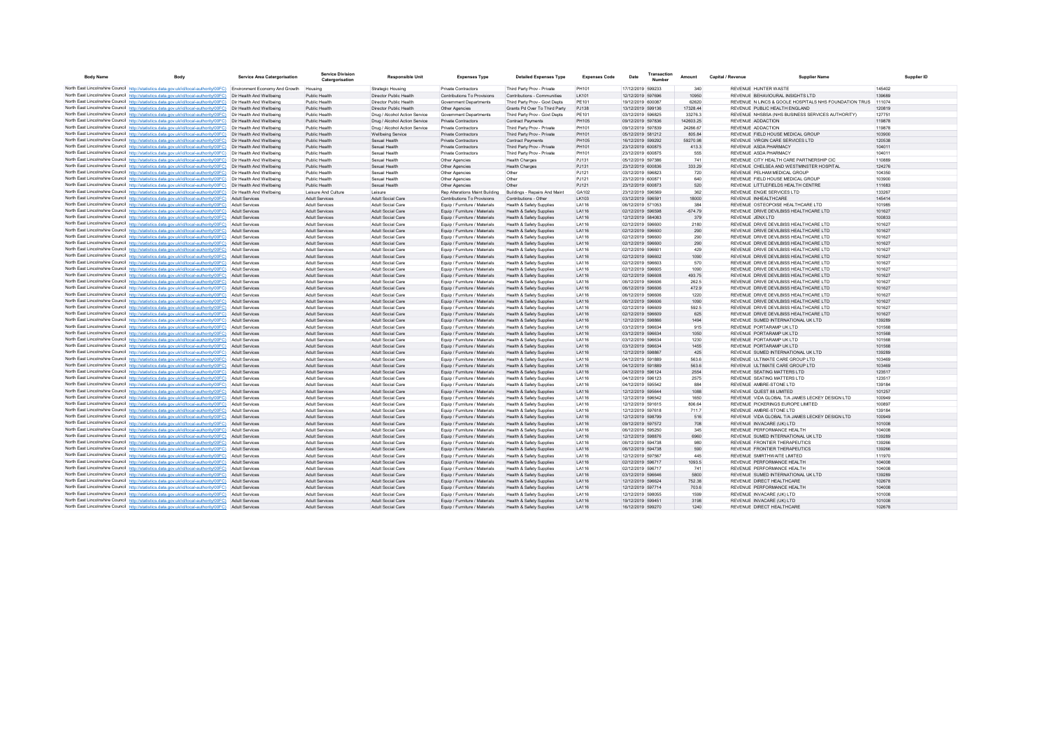| Body Name | Body | Service Area Catergorisation | Service Division Catergorisation | Responsible Unit | Expenses Type | Detailed Expenses Type | Expenses Code | Date | Transaction Number | Amount | Capital / Revenue | Supplier Name | Supplier ID |
|---|---|---|---|---|---|---|---|---|---|---|---|---|---|
| North East Lincolnshire Council | http://statistics.data.gov.uk/id/local-authority/00FC | Environment Economy And Growth | Housing | Strategic Housing | Private Contractors | Third Party Prov - Private | PH101 | 17/12/2019 | 599233 | 340 | REVENUE | HUNTER WASTE | 145402 |
| North East Lincolnshire Council | http://statistics.data.gov.uk/id/local-authority/00FC | Dir Health And Wellbeing | Public Health | Director Public Health | Contributions To Provisions | Contributions - Communities | LK101 | 12/12/2019 | 597696 | 10950 | REVENUE | BEHAVIOURAL INSIGHTS LTD | 139689 |
| North East Lincolnshire Council | http://statistics.data.gov.uk/id/local-authority/00FC | Dir Health And Wellbeing | Public Health | Director Public Health | Government Departments | Third Party Prov - Govt Depts | PE101 | 19/12/2019 | 600087 | 62620 | REVENUE | N LINCS & GOOLE HOSPITALS NHS FOUNDATION TRUS | 111074 |
| North East Lincolnshire Council | http://statistics.data.gov.uk/id/local-authority/00FC | Dir Health And Wellbeing | Public Health | Director Public Health | Other Agencies | Grants Pd Over To Third Party | PJ138 | 13/12/2019 | 599136 | 17328.44 | REVENUE | PUBLIC HEALTH ENGLAND | 120819 |
| North East Lincolnshire Council | http://statistics.data.gov.uk/id/local-authority/00FC | Dir Health And Wellbeing | Public Health | Drug / Alcohol Action Service | Government Departments | Third Party Prov - Govt Depts | PE101 | 03/12/2019 | 596825 | 33276.3 | REVENUE | NHSBSA (NHS BUSINESS SERVICES AUTHORITY) | 127751 |
| North East Lincolnshire Council | http://statistics.data.gov.uk/id/local-authority/00FC | Dir Health And Wellbeing | Public Health | Drug / Alcohol Action Service | Private Contractors | Contract Payments | PH105 | 09/12/2019 | 597836 | 142603.25 | REVENUE | ADDACTION | 119878 |
| North East Lincolnshire Council | http://statistics.data.gov.uk/id/local-authority/00FC | Dir Health And Wellbeing | Public Health | Drug / Alcohol Action Service | Private Contractors | Third Party Prov - Private | PH101 | 09/12/2019 | 597839 | 24266.67 | REVENUE | ADDACTION | 119878 |
| North East Lincolnshire Council | http://statistics.data.gov.uk/id/local-authority/00FC | Dir Health And Wellbeing | Public Health | Wellbeing Service | Private Contractors | Third Party Prov - Private | PH101 | 05/12/2019 | 581212 | 805.84 | REVENUE | FIELD HOUSE MEDICAL GROUP | 103900 |
| North East Lincolnshire Council | http://statistics.data.gov.uk/id/local-authority/00FC | Dir Health And Wellbeing | Public Health | Sexual Health | Private Contractors | Contract Payments | PH105 | 16/12/2019 | 599292 | 59270.98 | REVENUE | VIRGIN CARE SERVICES LTD | 120538 |
| North East Lincolnshire Council | http://statistics.data.gov.uk/id/local-authority/00FC | Dir Health And Wellbeing | Public Health | Sexual Health | Private Contractors | Third Party Prov - Private | PH101 | 23/12/2019 | 600875 | 413.3 | REVENUE | ASDA PHARMACY | 104011 |
| North East Lincolnshire Council | http://statistics.data.gov.uk/id/local-authority/00FC | Dir Health And Wellbeing | Public Health | Sexual Health | Private Contractors | Third Party Prov - Private | PH101 | 23/12/2019 | 600875 | 555 | REVENUE | ASDA PHARMACY | 104011 |
| North East Lincolnshire Council | http://statistics.data.gov.uk/id/local-authority/00FC | Dir Health And Wellbeing | Public Health | Sexual Health | Other Agencies | Health Charges | PJ131 | 05/12/2019 | 597386 | 741 | REVENUE | CITY HEALTH CARE PARTNERSHIP CIC | 110889 |
| North East Lincolnshire Council | http://statistics.data.gov.uk/id/local-authority/00FC | Dir Health And Wellbeing | Public Health | Sexual Health | Other Agencies | Health Charges | PJ131 | 23/12/2019 | 600836 | 333.29 | REVENUE | CHELSEA AND WESTMINSTER HOSPITAL | 124276 |
| North East Lincolnshire Council | http://statistics.data.gov.uk/id/local-authority/00FC | Dir Health And Wellbeing | Public Health | Sexual Health | Other Agencies | Other | PJ121 | 03/12/2019 | 596823 | 720 | REVENUE | PELHAM MEDICAL GROUP | 104350 |
| North East Lincolnshire Council | http://statistics.data.gov.uk/id/local-authority/00FC | Dir Health And Wellbeing | Public Health | Sexual Health | Other Agencies | Other | PJ121 | 23/12/2019 | 600871 | 640 | REVENUE | FIELD HOUSE MEDICAL GROUP | 103900 |
| North East Lincolnshire Council | http://statistics.data.gov.uk/id/local-authority/00FC | Dir Health And Wellbeing | Public Health | Sexual Health | Other Agencies | Other | PJ121 | 23/12/2019 | 600873 | 520 | REVENUE | LITTLEFIELDS HEALTH CENTRE | 111683 |
| North East Lincolnshire Council | http://statistics.data.gov.uk/id/local-authority/00FC | Dir Health And Wellbeing | Leisure And Culture | Leisure | Rep Alterations Maint Building | Buildings - Repairs And Maint | GA102 | 23/12/2019 | 596569 | 362 | REVENUE | ENGIE SERVICES LTD | 133267 |
| North East Lincolnshire Council | http://statistics.data.gov.uk/id/local-authority/00FC | Adult Services | Adult Services | Adult Social Care | Contributions To Provisions | Contributions - Other | LK103 | 03/12/2019 | 596591 | 18000 | REVENUE | INHEALTHCARE | 145414 |
| North East Lincolnshire Council | http://statistics.data.gov.uk/id/local-authority/00FC | Adult Services | Adult Services | Adult Social Care | Equip / Furniture / Materials | Health & Safety Supplies | LA116 | 06/12/2019 | 571053 | 384 | REVENUE | OSTEOPOISE HEALTHCARE LTD | 101985 |
| North East Lincolnshire Council | http://statistics.data.gov.uk/id/local-authority/00FC | Adult Services | Adult Services | Adult Social Care | Equip / Furniture / Materials | Health & Safety Supplies | LA116 | 02/12/2019 | 596598 | -674.79 | REVENUE | DRIVE DEVILBISS HEALTHCARE LTD | 101627 |
| North East Lincolnshire Council | http://statistics.data.gov.uk/id/local-authority/00FC | Adult Services | Adult Services | Adult Social Care | Equip / Furniture / Materials | Health & Safety Supplies | LA116 | 12/12/2019 | 584083 | 379 | REVENUE | JENX LTD | 100833 |
| North East Lincolnshire Council | http://statistics.data.gov.uk/id/local-authority/00FC | Adult Services | Adult Services | Adult Social Care | Equip / Furniture / Materials | Health & Safety Supplies | LA116 | 02/12/2019 | 596600 | 2180 | REVENUE | DRIVE DEVILBISS HEALTHCARE LTD | 101627 |
| North East Lincolnshire Council | http://statistics.data.gov.uk/id/local-authority/00FC | Adult Services | Adult Services | Adult Social Care | Equip / Furniture / Materials | Health & Safety Supplies | LA116 | 02/12/2019 | 596600 | 290 | REVENUE | DRIVE DEVILBISS HEALTHCARE LTD | 101627 |
| North East Lincolnshire Council | http://statistics.data.gov.uk/id/local-authority/00FC | Adult Services | Adult Services | Adult Social Care | Equip / Furniture / Materials | Health & Safety Supplies | LA116 | 02/12/2019 | 596600 | 290 | REVENUE | DRIVE DEVILBISS HEALTHCARE LTD | 101627 |
| North East Lincolnshire Council | http://statistics.data.gov.uk/id/local-authority/00FC | Adult Services | Adult Services | Adult Social Care | Equip / Furniture / Materials | Health & Safety Supplies | LA116 | 02/12/2019 | 596600 | 290 | REVENUE | DRIVE DEVILBISS HEALTHCARE LTD | 101627 |
| North East Lincolnshire Council | http://statistics.data.gov.uk/id/local-authority/00FC | Adult Services | Adult Services | Adult Social Care | Equip / Furniture / Materials | Health & Safety Supplies | LA116 | 02/12/2019 | 596601 | 429 | REVENUE | DRIVE DEVILBISS HEALTHCARE LTD | 101627 |
| North East Lincolnshire Council | http://statistics.data.gov.uk/id/local-authority/00FC | Adult Services | Adult Services | Adult Social Care | Equip / Furniture / Materials | Health & Safety Supplies | LA116 | 02/12/2019 | 596602 | 1090 | REVENUE | DRIVE DEVILBISS HEALTHCARE LTD | 101627 |
| North East Lincolnshire Council | http://statistics.data.gov.uk/id/local-authority/00FC | Adult Services | Adult Services | Adult Social Care | Equip / Furniture / Materials | Health & Safety Supplies | LA116 | 02/12/2019 | 596603 | 570 | REVENUE | DRIVE DEVILBISS HEALTHCARE LTD | 101627 |
| North East Lincolnshire Council | http://statistics.data.gov.uk/id/local-authority/00FC | Adult Services | Adult Services | Adult Social Care | Equip / Furniture / Materials | Health & Safety Supplies | LA116 | 02/12/2019 | 596605 | 1090 | REVENUE | DRIVE DEVILBISS HEALTHCARE LTD | 101627 |
| North East Lincolnshire Council | http://statistics.data.gov.uk/id/local-authority/00FC | Adult Services | Adult Services | Adult Social Care | Equip / Furniture / Materials | Health & Safety Supplies | LA116 | 02/12/2019 | 596608 | 493.75 | REVENUE | DRIVE DEVILBISS HEALTHCARE LTD | 101627 |
| North East Lincolnshire Council | http://statistics.data.gov.uk/id/local-authority/00FC | Adult Services | Adult Services | Adult Social Care | Equip / Furniture / Materials | Health & Safety Supplies | LA116 | 06/12/2019 | 596606 | 262.5 | REVENUE | DRIVE DEVILBISS HEALTHCARE LTD | 101627 |
| North East Lincolnshire Council | http://statistics.data.gov.uk/id/local-authority/00FC | Adult Services | Adult Services | Adult Social Care | Equip / Furniture / Materials | Health & Safety Supplies | LA116 | 06/12/2019 | 596606 | 472.9 | REVENUE | DRIVE DEVILBISS HEALTHCARE LTD | 101627 |
| North East Lincolnshire Council | http://statistics.data.gov.uk/id/local-authority/00FC | Adult Services | Adult Services | Adult Social Care | Equip / Furniture / Materials | Health & Safety Supplies | LA116 | 06/12/2019 | 596606 | 1220 | REVENUE | DRIVE DEVILBISS HEALTHCARE LTD | 101627 |
| North East Lincolnshire Council | http://statistics.data.gov.uk/id/local-authority/00FC | Adult Services | Adult Services | Adult Social Care | Equip / Furniture / Materials | Health & Safety Supplies | LA116 | 06/12/2019 | 596606 | 1090 | REVENUE | DRIVE DEVILBISS HEALTHCARE LTD | 101627 |
| North East Lincolnshire Council | http://statistics.data.gov.uk/id/local-authority/00FC | Adult Services | Adult Services | Adult Social Care | Equip / Furniture / Materials | Health & Safety Supplies | LA116 | 02/12/2019 | 596609 | 592.5 | REVENUE | DRIVE DEVILBISS HEALTHCARE LTD | 101627 |
| North East Lincolnshire Council | http://statistics.data.gov.uk/id/local-authority/00FC | Adult Services | Adult Services | Adult Social Care | Equip / Furniture / Materials | Health & Safety Supplies | LA116 | 02/12/2019 | 596609 | 625 | REVENUE | DRIVE DEVILBISS HEALTHCARE LTD | 101627 |
| North East Lincolnshire Council | http://statistics.data.gov.uk/id/local-authority/00FC | Adult Services | Adult Services | Adult Social Care | Equip / Furniture / Materials | Health & Safety Supplies | LA116 | 12/12/2019 | 598866 | 1494 | REVENUE | SUMED INTERNATIONAL UK LTD | 139289 |
| North East Lincolnshire Council | http://statistics.data.gov.uk/id/local-authority/00FC | Adult Services | Adult Services | Adult Social Care | Equip / Furniture / Materials | Health & Safety Supplies | LA116 | 03/12/2019 | 596634 | 915 | REVENUE | PORTARAMP UK LTD | 101568 |
| North East Lincolnshire Council | http://statistics.data.gov.uk/id/local-authority/00FC | Adult Services | Adult Services | Adult Social Care | Equip / Furniture / Materials | Health & Safety Supplies | LA116 | 03/12/2019 | 596634 | 1050 | REVENUE | PORTARAMP UK LTD | 101568 |
| North East Lincolnshire Council | http://statistics.data.gov.uk/id/local-authority/00FC | Adult Services | Adult Services | Adult Social Care | Equip / Furniture / Materials | Health & Safety Supplies | LA116 | 03/12/2019 | 596634 | 1230 | REVENUE | PORTARAMP UK LTD | 101568 |
| North East Lincolnshire Council | http://statistics.data.gov.uk/id/local-authority/00FC | Adult Services | Adult Services | Adult Social Care | Equip / Furniture / Materials | Health & Safety Supplies | LA116 | 03/12/2019 | 596634 | 1455 | REVENUE | PORTARAMP UK LTD | 101568 |
| North East Lincolnshire Council | http://statistics.data.gov.uk/id/local-authority/00FC | Adult Services | Adult Services | Adult Social Care | Equip / Furniture / Materials | Health & Safety Supplies | LA116 | 12/12/2019 | 598867 | 425 | REVENUE | SUMED INTERNATIONAL UK LTD | 139289 |
| North East Lincolnshire Council | http://statistics.data.gov.uk/id/local-authority/00FC | Adult Services | Adult Services | Adult Social Care | Equip / Furniture / Materials | Health & Safety Supplies | LA116 | 04/12/2019 | 591889 | 563.6 | REVENUE | ULTIMATE CARE GROUP LTD | 103469 |
| North East Lincolnshire Council | http://statistics.data.gov.uk/id/local-authority/00FC | Adult Services | Adult Services | Adult Social Care | Equip / Furniture / Materials | Health & Safety Supplies | LA116 | 04/12/2019 | 591889 | 563.6 | REVENUE | ULTIMATE CARE GROUP LTD | 103469 |
| North East Lincolnshire Council | http://statistics.data.gov.uk/id/local-authority/00FC | Adult Services | Adult Services | Adult Social Care | Equip / Furniture / Materials | Health & Safety Supplies | LA116 | 04/12/2019 | 596124 | 2554 | REVENUE | SEATING MATTERS LTD | 123517 |
| North East Lincolnshire Council | http://statistics.data.gov.uk/id/local-authority/00FC | Adult Services | Adult Services | Adult Social Care | Equip / Furniture / Materials | Health & Safety Supplies | LA116 | 04/12/2019 | 596123 | 2575 | REVENUE | SEATING MATTERS LTD | 123517 |
| North East Lincolnshire Council | http://statistics.data.gov.uk/id/local-authority/00FC | Adult Services | Adult Services | Adult Social Care | Equip / Furniture / Materials | Health & Safety Supplies | LA116 | 04/12/2019 | 595542 | 884 | REVENUE | AMBRE-STONE LTD | 139184 |
| North East Lincolnshire Council | http://statistics.data.gov.uk/id/local-authority/00FC | Adult Services | Adult Services | Adult Social Care | Equip / Furniture / Materials | Health & Safety Supplies | LA116 | 12/12/2019 | 595644 | 1088 | REVENUE | QUEST 88 LIMITED | 101257 |
| North East Lincolnshire Council | http://statistics.data.gov.uk/id/local-authority/00FC | Adult Services | Adult Services | Adult Social Care | Equip / Furniture / Materials | Health & Safety Supplies | LA116 | 12/12/2019 | 596542 | 1650 | REVENUE | VIDA GLOBAL T/A JAMES LECKEY DESIGN LTD | 100949 |
| North East Lincolnshire Council | http://statistics.data.gov.uk/id/local-authority/00FC | Adult Services | Adult Services | Adult Social Care | Equip / Furniture / Materials | Health & Safety Supplies | LA116 | 12/12/2019 | 591615 | 806.64 | REVENUE | PICKERINGS EUROPE LIMITED | 100897 |
| North East Lincolnshire Council | http://statistics.data.gov.uk/id/local-authority/00FC | Adult Services | Adult Services | Adult Social Care | Equip / Furniture / Materials | Health & Safety Supplies | LA116 | 12/12/2019 | 597618 | 711.7 | REVENUE | AMBRE-STONE LTD | 139184 |
| North East Lincolnshire Council | http://statistics.data.gov.uk/id/local-authority/00FC | Adult Services | Adult Services | Adult Social Care | Equip / Furniture / Materials | Health & Safety Supplies | LA116 | 12/12/2019 | 598799 | 516 | REVENUE | VIDA GLOBAL T/A JAMES LECKEY DESIGN LTD | 100949 |
| North East Lincolnshire Council | http://statistics.data.gov.uk/id/local-authority/00FC | Adult Services | Adult Services | Adult Social Care | Equip / Furniture / Materials | Health & Safety Supplies | LA116 | 09/12/2019 | 597572 | 708 | REVENUE | INVACARE (UK) LTD | 101008 |
| North East Lincolnshire Council | http://statistics.data.gov.uk/id/local-authority/00FC | Adult Services | Adult Services | Adult Social Care | Equip / Furniture / Materials | Health & Safety Supplies | LA116 | 06/12/2019 | 595250 | 345 | REVENUE | PERFORMANCE HEALTH | 104008 |
| North East Lincolnshire Council | http://statistics.data.gov.uk/id/local-authority/00FC | Adult Services | Adult Services | Adult Social Care | Equip / Furniture / Materials | Health & Safety Supplies | LA116 | 12/12/2019 | 598876 | 6960 | REVENUE | SUMED INTERNATIONAL UK LTD | 139289 |
| North East Lincolnshire Council | http://statistics.data.gov.uk/id/local-authority/00FC | Adult Services | Adult Services | Adult Social Care | Equip / Furniture / Materials | Health & Safety Supplies | LA116 | 06/12/2019 | 594738 | 980 | REVENUE | FRONTIER THERAPEUTICS | 139266 |
| North East Lincolnshire Council | http://statistics.data.gov.uk/id/local-authority/00FC | Adult Services | Adult Services | Adult Social Care | Equip / Furniture / Materials | Health & Safety Supplies | LA116 | 06/12/2019 | 594738 | 590 | REVENUE | FRONTIER THERAPEUTICS | 139266 |
| North East Lincolnshire Council | http://statistics.data.gov.uk/id/local-authority/00FC | Adult Services | Adult Services | Adult Social Care | Equip / Furniture / Materials | Health & Safety Supplies | LA116 | 12/12/2019 | 597567 | 445 | REVENUE | SMIRTHWAITE LIMITED | 111970 |
| North East Lincolnshire Council | http://statistics.data.gov.uk/id/local-authority/00FC | Adult Services | Adult Services | Adult Social Care | Equip / Furniture / Materials | Health & Safety Supplies | LA116 | 02/12/2019 | 596717 | 1093.5 | REVENUE | PERFORMANCE HEALTH | 104008 |
| North East Lincolnshire Council | http://statistics.data.gov.uk/id/local-authority/00FC | Adult Services | Adult Services | Adult Social Care | Equip / Furniture / Materials | Health & Safety Supplies | LA116 | 02/12/2019 | 596717 | 741 | REVENUE | PERFORMANCE HEALTH | 104008 |
| North East Lincolnshire Council | http://statistics.data.gov.uk/id/local-authority/00FC | Adult Services | Adult Services | Adult Social Care | Equip / Furniture / Materials | Health & Safety Supplies | LA116 | 03/12/2019 | 596646 | 5800 | REVENUE | SUMED INTERNATIONAL UK LTD | 139289 |
| North East Lincolnshire Council | http://statistics.data.gov.uk/id/local-authority/00FC | Adult Services | Adult Services | Adult Social Care | Equip / Furniture / Materials | Health & Safety Supplies | LA116 | 12/12/2019 | 596624 | 752.38 | REVENUE | DIRECT HEALTHCARE | 102678 |
| North East Lincolnshire Council | http://statistics.data.gov.uk/id/local-authority/00FC | Adult Services | Adult Services | Adult Social Care | Equip / Furniture / Materials | Health & Safety Supplies | LA116 | 12/12/2019 | 597714 | 703.6 | REVENUE | PERFORMANCE HEALTH | 104008 |
| North East Lincolnshire Council | http://statistics.data.gov.uk/id/local-authority/00FC | Adult Services | Adult Services | Adult Social Care | Equip / Furniture / Materials | Health & Safety Supplies | LA116 | 12/12/2019 | 598055 | 1599 | REVENUE | INVACARE (UK) LTD | 101008 |
| North East Lincolnshire Council | http://statistics.data.gov.uk/id/local-authority/00FC | Adult Services | Adult Services | Adult Social Care | Equip / Furniture / Materials | Health & Safety Supplies | LA116 | 19/12/2019 | 599451 | 3198 | REVENUE | INVACARE (UK) LTD | 101008 |
| North East Lincolnshire Council | http://statistics.data.gov.uk/id/local-authority/00FC | Adult Services | Adult Services | Adult Social Care | Equip / Furniture / Materials | Health & Safety Supplies | LA116 | 16/12/2019 | 599270 | 1240 | REVENUE | DIRECT HEALTHCARE | 102678 |